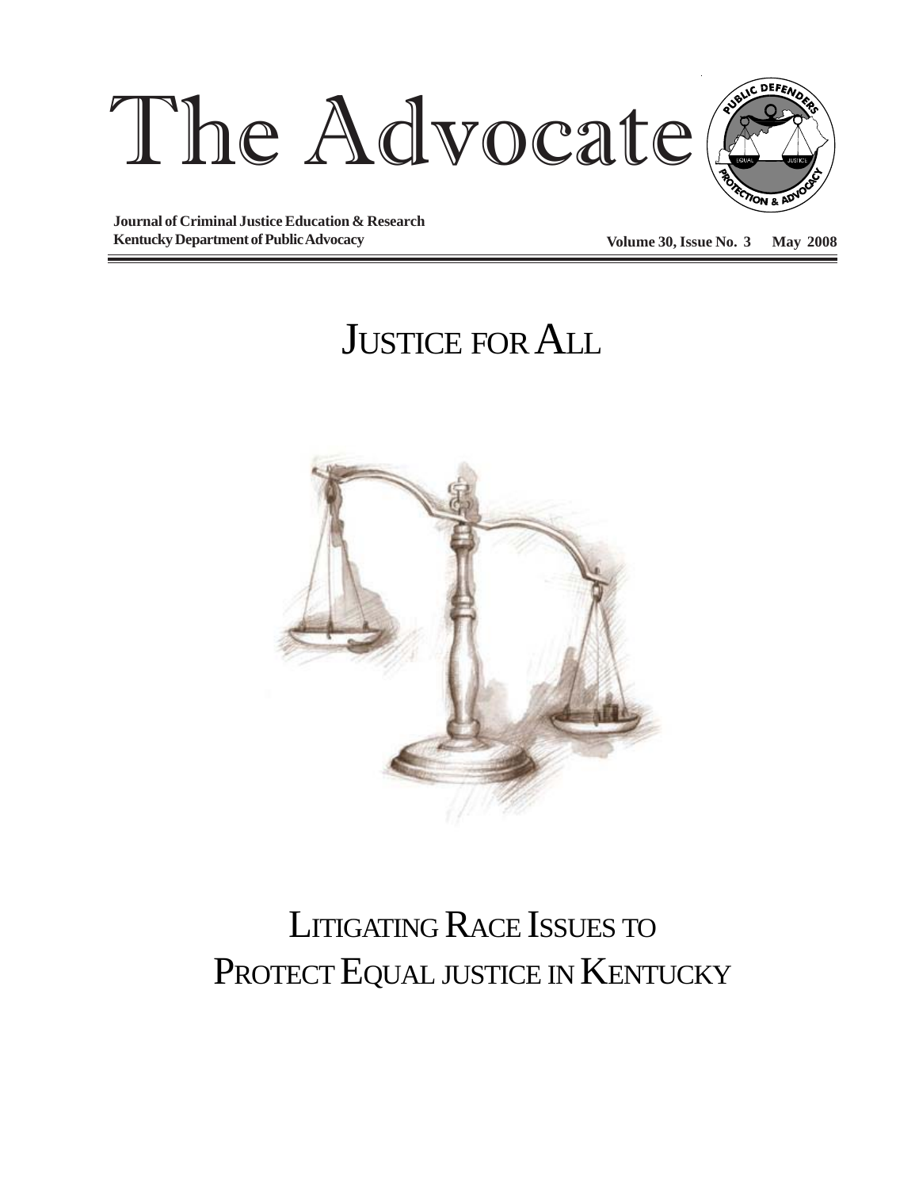# The Advocate

**Journal of Criminal Justice Education & Research**
**Kentucky Department of Public Advocacy**

**Volume 30, Issue No. 3 May 2008**

# JUSTICE FOR ALL

# LITIGATING RACE ISSUES TO PROTECT EQUAL JUSTICE IN KENTUCKY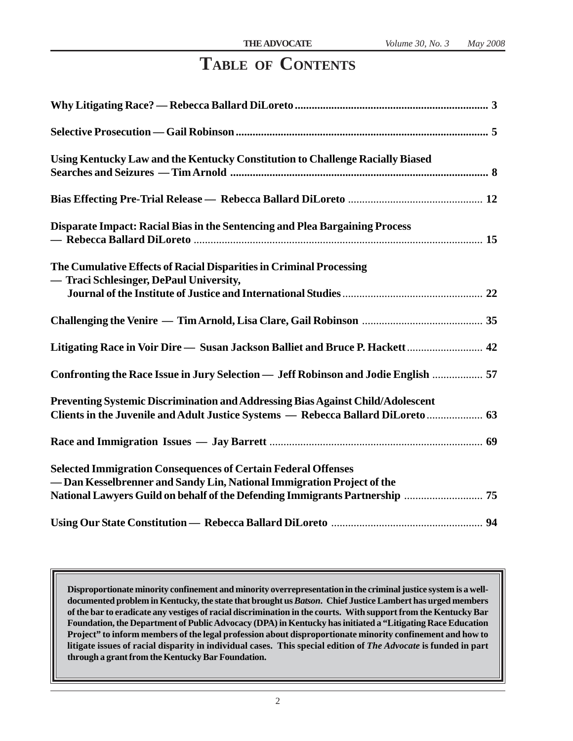# Table of Contents

**Why Litigating Race? — Rebecca Ballard DiLoreto** .......... **3**

**Selective Prosecution — Gail Robinson** .......... **5**

**Using Kentucky Law and the Kentucky Constitution to Challenge Racially Biased Searches and Seizures — Tim Arnold** .......... **8**

**Bias Effecting Pre-Trial Release — Rebecca Ballard DiLoreto** .......... **12**

**Disparate Impact: Racial Bias in the Sentencing and Plea Bargaining Process — Rebecca Ballard DiLoreto** .......... **15**

**The Cumulative Effects of Racial Disparities in Criminal Processing — Traci Schlesinger, DePaul University, Journal of the Institute of Justice and International Studies** .......... **22**

**Challenging the Venire — Tim Arnold, Lisa Clare, Gail Robinson** .......... **35**

**Litigating Race in Voir Dire — Susan Jackson Balliet and Bruce P. Hackett** .......... **42**

**Confronting the Race Issue in Jury Selection — Jeff Robinson and Jodie English** .......... **57**

**Preventing Systemic Discrimination and Addressing Bias Against Child/Adolescent Clients in the Juvenile and Adult Justice Systems — Rebecca Ballard DiLoreto** .......... **63**

**Race and Immigration Issues — Jay Barrett** .......... **69**

**Selected Immigration Consequences of Certain Federal Offenses — Dan Kesselbrenner and Sandy Lin, National Immigration Project of the National Lawyers Guild on behalf of the Defending Immigrants Partnership** .......... **75**

**Using Our State Constitution — Rebecca Ballard DiLoreto** .......... **94**

**Disproportionate minority confinement and minority overrepresentation in the criminal justice system is a well-documented problem in Kentucky, the state that brought us *Batson*. Chief Justice Lambert has urged members of the bar to eradicate any vestiges of racial discrimination in the courts. With support from the Kentucky Bar Foundation, the Department of Public Advocacy (DPA) in Kentucky has initiated a "Litigating Race Education Project" to inform members of the legal profession about disproportionate minority confinement and how to litigate issues of racial disparity in individual cases. This special edition of *The Advocate* is funded in part through a grant from the Kentucky Bar Foundation.**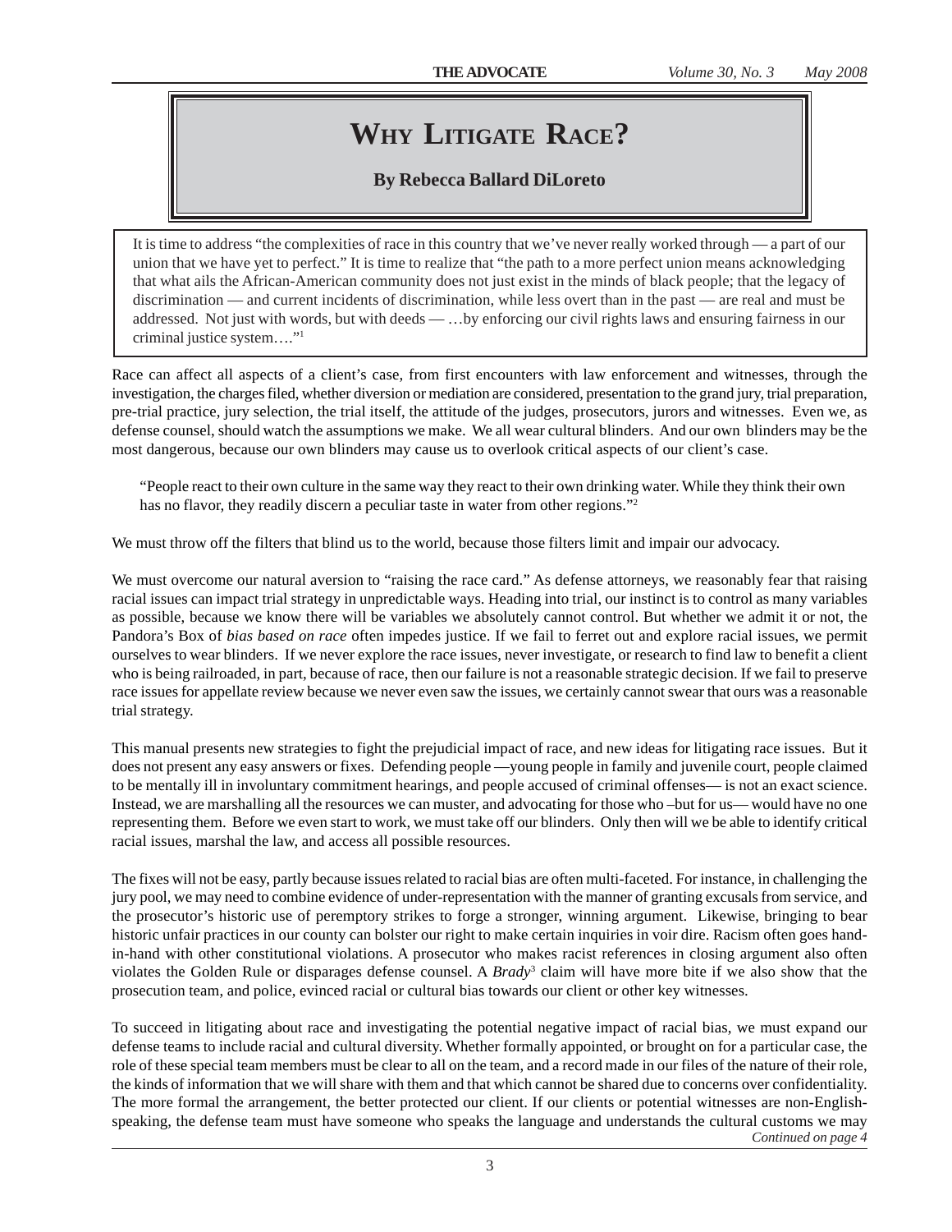# WHY LITIGATE RACE?

**By Rebecca Ballard DiLoreto**

> It is time to address "the complexities of race in this country that we've never really worked through — a part of our union that we have yet to perfect." It is time to realize that "the path to a more perfect union means acknowledging that what ails the African-American community does not just exist in the minds of black people; that the legacy of discrimination — and current incidents of discrimination, while less overt than in the past — are real and must be addressed. Not just with words, but with deeds — …by enforcing our civil rights laws and ensuring fairness in our criminal justice system…."[1]

Race can affect all aspects of a client's case, from first encounters with law enforcement and witnesses, through the investigation, the charges filed, whether diversion or mediation are considered, presentation to the grand jury, trial preparation, pre-trial practice, jury selection, the trial itself, the attitude of the judges, prosecutors, jurors and witnesses. Even we, as defense counsel, should watch the assumptions we make. We all wear cultural blinders. And our own blinders may be the most dangerous, because our own blinders may cause us to overlook critical aspects of our client's case.

> "People react to their own culture in the same way they react to their own drinking water. While they think their own has no flavor, they readily discern a peculiar taste in water from other regions."[2]

We must throw off the filters that blind us to the world, because those filters limit and impair our advocacy.

We must overcome our natural aversion to "raising the race card." As defense attorneys, we reasonably fear that raising racial issues can impact trial strategy in unpredictable ways. Heading into trial, our instinct is to control as many variables as possible, because we know there will be variables we absolutely cannot control. But whether we admit it or not, the Pandora's Box of *bias based on race* often impedes justice. If we fail to ferret out and explore racial issues, we permit ourselves to wear blinders. If we never explore the race issues, never investigate, or research to find law to benefit a client who is being railroaded, in part, because of race, then our failure is not a reasonable strategic decision. If we fail to preserve race issues for appellate review because we never even saw the issues, we certainly cannot swear that ours was a reasonable trial strategy.

This manual presents new strategies to fight the prejudicial impact of race, and new ideas for litigating race issues. But it does not present any easy answers or fixes. Defending people —young people in family and juvenile court, people claimed to be mentally ill in involuntary commitment hearings, and people accused of criminal offenses— is not an exact science. Instead, we are marshalling all the resources we can muster, and advocating for those who –but for us— would have no one representing them. Before we even start to work, we must take off our blinders. Only then will we be able to identify critical racial issues, marshal the law, and access all possible resources.

The fixes will not be easy, partly because issues related to racial bias are often multi-faceted. For instance, in challenging the jury pool, we may need to combine evidence of under-representation with the manner of granting excusals from service, and the prosecutor's historic use of peremptory strikes to forge a stronger, winning argument. Likewise, bringing to bear historic unfair practices in our county can bolster our right to make certain inquiries in voir dire. Racism often goes hand-in-hand with other constitutional violations. A prosecutor who makes racist references in closing argument also often violates the Golden Rule or disparages defense counsel. A *Brady*[3] claim will have more bite if we also show that the prosecution team, and police, evinced racial or cultural bias towards our client or other key witnesses.

To succeed in litigating about race and investigating the potential negative impact of racial bias, we must expand our defense teams to include racial and cultural diversity. Whether formally appointed, or brought on for a particular case, the role of these special team members must be clear to all on the team, and a record made in our files of the nature of their role, the kinds of information that we will share with them and that which cannot be shared due to concerns over confidentiality. The more formal the arrangement, the better protected our client. If our clients or potential witnesses are non-English-speaking, the defense team must have someone who speaks the language and understands the cultural customs we may

*Continued on page 4*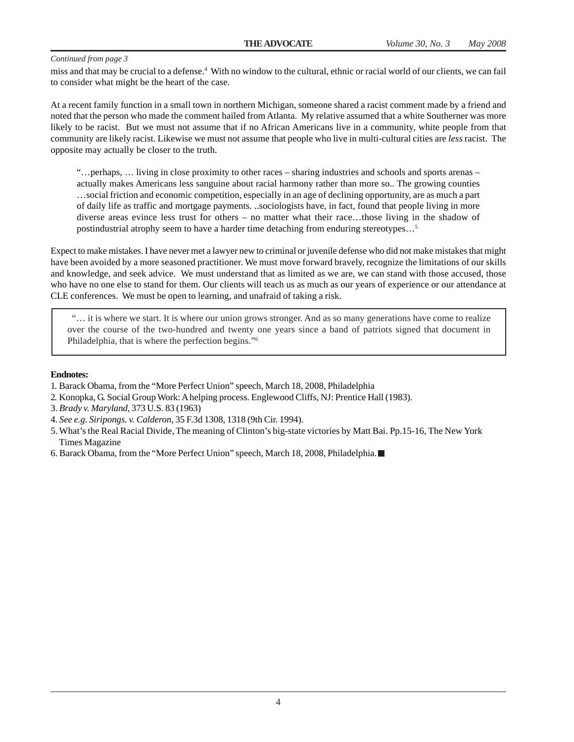*Continued from page 3*

miss and that may be crucial to a defense.[4] With no window to the cultural, ethnic or racial world of our clients, we can fail to consider what might be the heart of the case.

At a recent family function in a small town in northern Michigan, someone shared a racist comment made by a friend and noted that the person who made the comment hailed from Atlanta. My relative assumed that a white Southerner was more likely to be racist. But we must not assume that if no African Americans live in a community, white people from that community are likely racist. Likewise we must not assume that people who live in multi-cultural cities are *less* racist. The opposite may actually be closer to the truth.

> "…perhaps, … living in close proximity to other races – sharing industries and schools and sports arenas – actually makes Americans less sanguine about racial harmony rather than more so.. The growing counties …social friction and economic competition, especially in an age of declining opportunity, are as much a part of daily life as traffic and mortgage payments. ..sociologists have, in fact, found that people living in more diverse areas evince less trust for others – no matter what their race…those living in the shadow of postindustrial atrophy seem to have a harder time detaching from enduring stereotypes…[5]

Expect to make mistakes. I have never met a lawyer new to criminal or juvenile defense who did not make mistakes that might have been avoided by a more seasoned practitioner. We must move forward bravely, recognize the limitations of our skills and knowledge, and seek advice. We must understand that as limited as we are, we can stand with those accused, those who have no one else to stand for them. Our clients will teach us as much as our years of experience or our attendance at CLE conferences. We must be open to learning, and unafraid of taking a risk.

> "… it is where we start. It is where our union grows stronger. And as so many generations have come to realize over the course of the two-hundred and twenty one years since a band of patriots signed that document in Philadelphia, that is where the perfection begins."[6]

**Endnotes:**

1. Barack Obama, from the "More Perfect Union" speech, March 18, 2008, Philadelphia
2. Konopka, G. Social Group Work: A helping process. Englewood Cliffs, NJ: Prentice Hall (1983).
3. *Brady v. Maryland*, 373 U.S. 83 (1963)
4. *See e.g. Siripongs. v. Calderon*, 35 F.3d 1308, 1318 (9th Cir. 1994).
5. What's the Real Racial Divide, The meaning of Clinton's big-state victories by Matt Bai. Pp.15-16, The New York Times Magazine
6. Barack Obama, from the "More Perfect Union" speech, March 18, 2008, Philadelphia. ■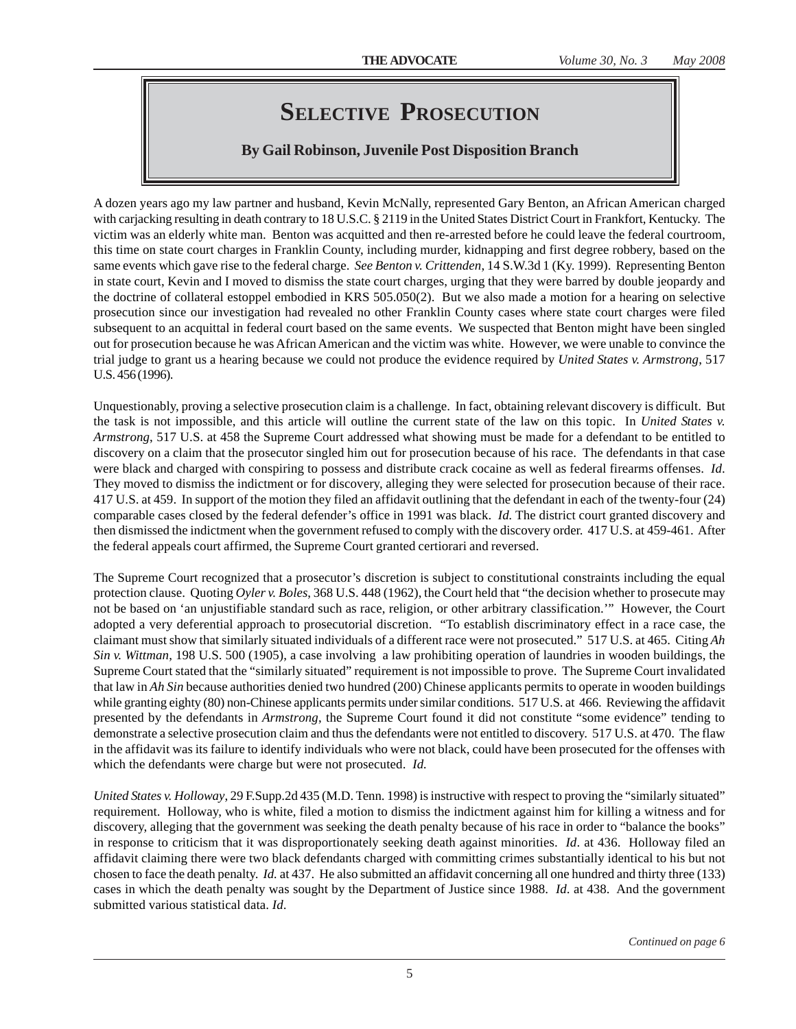# Selective Prosecution

**By Gail Robinson, Juvenile Post Disposition Branch**

A dozen years ago my law partner and husband, Kevin McNally, represented Gary Benton, an African American charged with carjacking resulting in death contrary to 18 U.S.C. § 2119 in the United States District Court in Frankfort, Kentucky. The victim was an elderly white man. Benton was acquitted and then re-arrested before he could leave the federal courtroom, this time on state court charges in Franklin County, including murder, kidnapping and first degree robbery, based on the same events which gave rise to the federal charge. *See Benton v. Crittenden*, 14 S.W.3d 1 (Ky. 1999). Representing Benton in state court, Kevin and I moved to dismiss the state court charges, urging that they were barred by double jeopardy and the doctrine of collateral estoppel embodied in KRS 505.050(2). But we also made a motion for a hearing on selective prosecution since our investigation had revealed no other Franklin County cases where state court charges were filed subsequent to an acquittal in federal court based on the same events. We suspected that Benton might have been singled out for prosecution because he was African American and the victim was white. However, we were unable to convince the trial judge to grant us a hearing because we could not produce the evidence required by *United States v. Armstrong*, 517 U.S. 456 (1996).

Unquestionably, proving a selective prosecution claim is a challenge. In fact, obtaining relevant discovery is difficult. But the task is not impossible, and this article will outline the current state of the law on this topic. In *United States v. Armstrong*, 517 U.S. at 458 the Supreme Court addressed what showing must be made for a defendant to be entitled to discovery on a claim that the prosecutor singled him out for prosecution because of his race. The defendants in that case were black and charged with conspiring to possess and distribute crack cocaine as well as federal firearms offenses. *Id*. They moved to dismiss the indictment or for discovery, alleging they were selected for prosecution because of their race. 417 U.S. at 459. In support of the motion they filed an affidavit outlining that the defendant in each of the twenty-four (24) comparable cases closed by the federal defender's office in 1991 was black. *Id.* The district court granted discovery and then dismissed the indictment when the government refused to comply with the discovery order. 417 U.S. at 459-461. After the federal appeals court affirmed, the Supreme Court granted certiorari and reversed.

The Supreme Court recognized that a prosecutor's discretion is subject to constitutional constraints including the equal protection clause. Quoting *Oyler v. Boles*, 368 U.S. 448 (1962), the Court held that "the decision whether to prosecute may not be based on 'an unjustifiable standard such as race, religion, or other arbitrary classification.'" However, the Court adopted a very deferential approach to prosecutorial discretion. "To establish discriminatory effect in a race case, the claimant must show that similarly situated individuals of a different race were not prosecuted." 517 U.S. at 465. Citing *Ah Sin v. Wittman*, 198 U.S. 500 (1905), a case involving a law prohibiting operation of laundries in wooden buildings, the Supreme Court stated that the "similarly situated" requirement is not impossible to prove. The Supreme Court invalidated that law in *Ah Sin* because authorities denied two hundred (200) Chinese applicants permits to operate in wooden buildings while granting eighty (80) non-Chinese applicants permits under similar conditions. 517 U.S. at 466. Reviewing the affidavit presented by the defendants in *Armstrong*, the Supreme Court found it did not constitute "some evidence" tending to demonstrate a selective prosecution claim and thus the defendants were not entitled to discovery. 517 U.S. at 470. The flaw in the affidavit was its failure to identify individuals who were not black, could have been prosecuted for the offenses with which the defendants were charge but were not prosecuted. *Id.*

*United States v. Holloway*, 29 F.Supp.2d 435 (M.D. Tenn. 1998) is instructive with respect to proving the "similarly situated" requirement. Holloway, who is white, filed a motion to dismiss the indictment against him for killing a witness and for discovery, alleging that the government was seeking the death penalty because of his race in order to "balance the books" in response to criticism that it was disproportionately seeking death against minorities. *Id*. at 436. Holloway filed an affidavit claiming there were two black defendants charged with committing crimes substantially identical to his but not chosen to face the death penalty. *Id.* at 437. He also submitted an affidavit concerning all one hundred and thirty three (133) cases in which the death penalty was sought by the Department of Justice since 1988. *Id*. at 438. And the government submitted various statistical data. *Id*.

*Continued on page 6*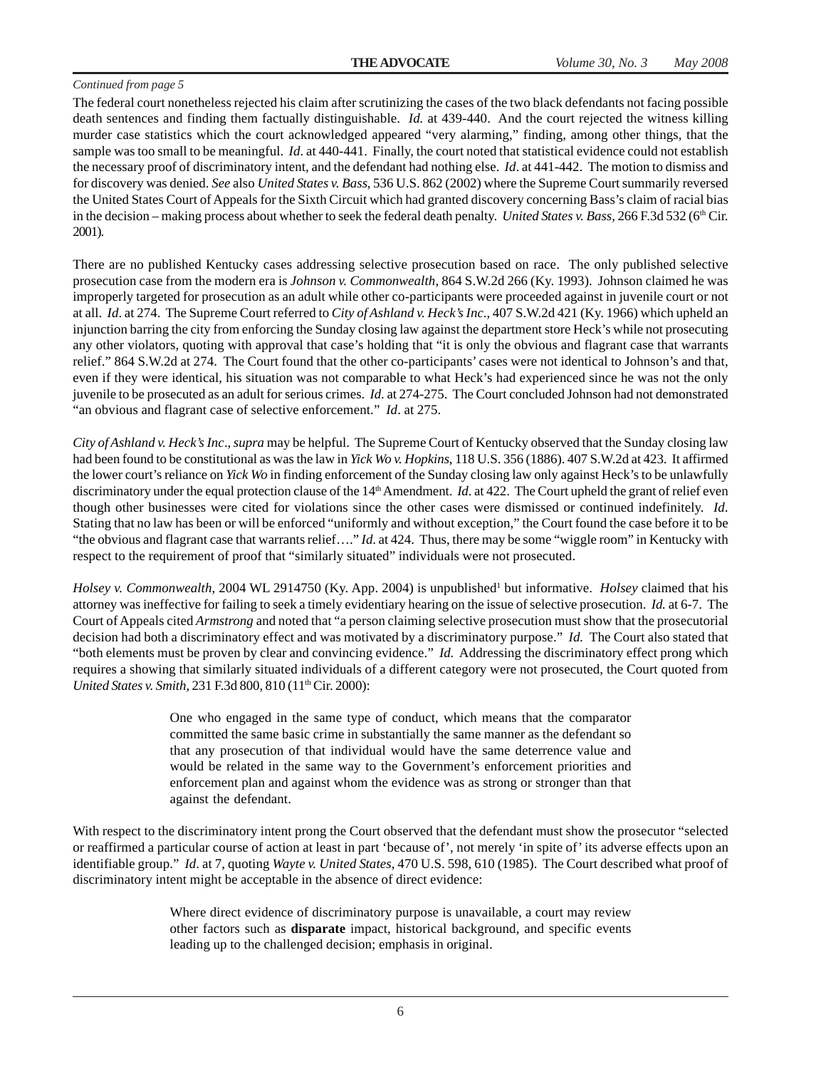*Continued from page 5*

The federal court nonetheless rejected his claim after scrutinizing the cases of the two black defendants not facing possible death sentences and finding them factually distinguishable. *Id.* at 439-440. And the court rejected the witness killing murder case statistics which the court acknowledged appeared "very alarming," finding, among other things, that the sample was too small to be meaningful. *Id*. at 440-441. Finally, the court noted that statistical evidence could not establish the necessary proof of discriminatory intent, and the defendant had nothing else. *Id*. at 441-442. The motion to dismiss and for discovery was denied. *See* also *United States v. Bass*, 536 U.S. 862 (2002) where the Supreme Court summarily reversed the United States Court of Appeals for the Sixth Circuit which had granted discovery concerning Bass's claim of racial bias in the decision – making process about whether to seek the federal death penalty. *United States v. Bass*, 266 F.3d 532 (6th Cir. 2001).

There are no published Kentucky cases addressing selective prosecution based on race. The only published selective prosecution case from the modern era is *Johnson v. Commonwealth*, 864 S.W.2d 266 (Ky. 1993). Johnson claimed he was improperly targeted for prosecution as an adult while other co-participants were proceeded against in juvenile court or not at all. *Id*. at 274. The Supreme Court referred to *City of Ashland v. Heck's Inc*., 407 S.W.2d 421 (Ky. 1966) which upheld an injunction barring the city from enforcing the Sunday closing law against the department store Heck's while not prosecuting any other violators, quoting with approval that case's holding that "it is only the obvious and flagrant case that warrants relief." 864 S.W.2d at 274. The Court found that the other co-participants' cases were not identical to Johnson's and that, even if they were identical, his situation was not comparable to what Heck's had experienced since he was not the only juvenile to be prosecuted as an adult for serious crimes. *Id.* at 274-275. The Court concluded Johnson had not demonstrated "an obvious and flagrant case of selective enforcement." *Id*. at 275.

*City of Ashland v. Heck's Inc*., *supra* may be helpful. The Supreme Court of Kentucky observed that the Sunday closing law had been found to be constitutional as was the law in *Yick Wo v. Hopkins*, 118 U.S. 356 (1886). 407 S.W.2d at 423. It affirmed the lower court's reliance on *Yick Wo* in finding enforcement of the Sunday closing law only against Heck's to be unlawfully discriminatory under the equal protection clause of the 14th Amendment. *Id*. at 422. The Court upheld the grant of relief even though other businesses were cited for violations since the other cases were dismissed or continued indefinitely. *Id*. Stating that no law has been or will be enforced "uniformly and without exception," the Court found the case before it to be "the obvious and flagrant case that warrants relief…." *Id*. at 424. Thus, there may be some "wiggle room" in Kentucky with respect to the requirement of proof that "similarly situated" individuals were not prosecuted.

*Holsey v. Commonwealth*, 2004 WL 2914750 (Ky. App. 2004) is unpublished[1] but informative. *Holsey* claimed that his attorney was ineffective for failing to seek a timely evidentiary hearing on the issue of selective prosecution. *Id.* at 6-7. The Court of Appeals cited *Armstrong* and noted that "a person claiming selective prosecution must show that the prosecutorial decision had both a discriminatory effect and was motivated by a discriminatory purpose." *Id.* The Court also stated that "both elements must be proven by clear and convincing evidence." *Id.* Addressing the discriminatory effect prong which requires a showing that similarly situated individuals of a different category were not prosecuted, the Court quoted from *United States v. Smith*, 231 F.3d 800, 810 (11th Cir. 2000):

> One who engaged in the same type of conduct, which means that the comparator committed the same basic crime in substantially the same manner as the defendant so that any prosecution of that individual would have the same deterrence value and would be related in the same way to the Government's enforcement priorities and enforcement plan and against whom the evidence was as strong or stronger than that against the defendant.

With respect to the discriminatory intent prong the Court observed that the defendant must show the prosecutor "selected or reaffirmed a particular course of action at least in part 'because of', not merely 'in spite of' its adverse effects upon an identifiable group." *Id*. at 7, quoting *Wayte v. United States*, 470 U.S. 598, 610 (1985). The Court described what proof of discriminatory intent might be acceptable in the absence of direct evidence:

> Where direct evidence of discriminatory purpose is unavailable, a court may review other factors such as **disparate** impact, historical background, and specific events leading up to the challenged decision; emphasis in original.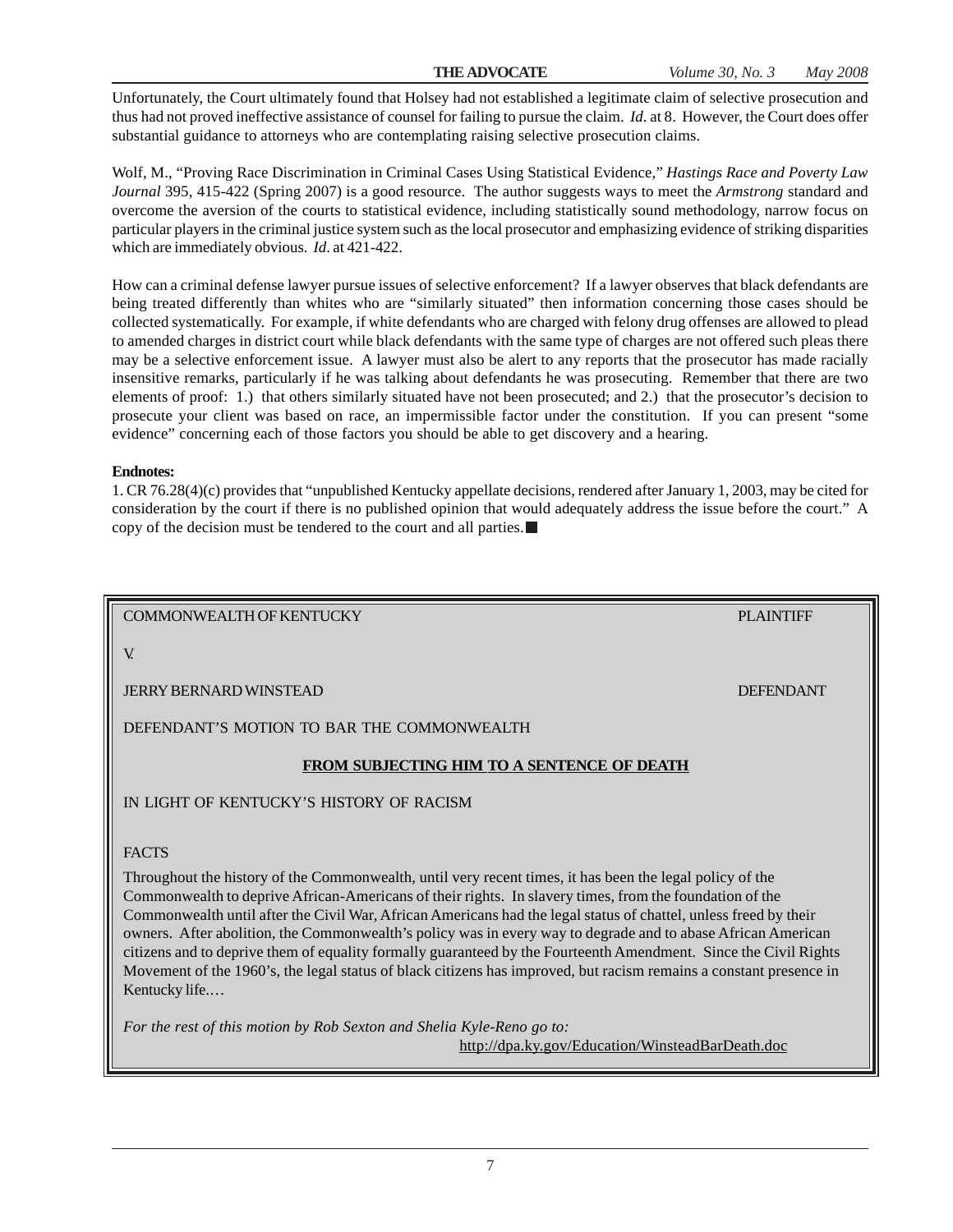Unfortunately, the Court ultimately found that Holsey had not established a legitimate claim of selective prosecution and thus had not proved ineffective assistance of counsel for failing to pursue the claim. *Id*. at 8. However, the Court does offer substantial guidance to attorneys who are contemplating raising selective prosecution claims.

Wolf, M., "Proving Race Discrimination in Criminal Cases Using Statistical Evidence," *Hastings Race and Poverty Law Journal* 395, 415-422 (Spring 2007) is a good resource. The author suggests ways to meet the *Armstrong* standard and overcome the aversion of the courts to statistical evidence, including statistically sound methodology, narrow focus on particular players in the criminal justice system such as the local prosecutor and emphasizing evidence of striking disparities which are immediately obvious. *Id*. at 421-422.

How can a criminal defense lawyer pursue issues of selective enforcement? If a lawyer observes that black defendants are being treated differently than whites who are "similarly situated" then information concerning those cases should be collected systematically. For example, if white defendants who are charged with felony drug offenses are allowed to plead to amended charges in district court while black defendants with the same type of charges are not offered such pleas there may be a selective enforcement issue. A lawyer must also be alert to any reports that the prosecutor has made racially insensitive remarks, particularly if he was talking about defendants he was prosecuting. Remember that there are two elements of proof: 1.) that others similarly situated have not been prosecuted; and 2.) that the prosecutor's decision to prosecute your client was based on race, an impermissible factor under the constitution. If you can present "some evidence" concerning each of those factors you should be able to get discovery and a hearing.

**Endnotes:**

1. CR 76.28(4)(c) provides that "unpublished Kentucky appellate decisions, rendered after January 1, 2003, may be cited for consideration by the court if there is no published opinion that would adequately address the issue before the court." A copy of the decision must be tendered to the court and all parties. ■

---

COMMONWEALTH OF KENTUCKY PLAINTIFF

V.

JERRY BERNARD WINSTEAD DEFENDANT

DEFENDANT'S MOTION TO BAR THE COMMONWEALTH

**FROM SUBJECTING HIM TO A SENTENCE OF DEATH**

IN LIGHT OF KENTUCKY'S HISTORY OF RACISM

FACTS

Throughout the history of the Commonwealth, until very recent times, it has been the legal policy of the Commonwealth to deprive African-Americans of their rights. In slavery times, from the foundation of the Commonwealth until after the Civil War, African Americans had the legal status of chattel, unless freed by their owners. After abolition, the Commonwealth's policy was in every way to degrade and to abase African American citizens and to deprive them of equality formally guaranteed by the Fourteenth Amendment. Since the Civil Rights Movement of the 1960's, the legal status of black citizens has improved, but racism remains a constant presence in Kentucky life.…

*For the rest of this motion by Rob Sexton and Shelia Kyle-Reno go to:*
http://dpa.ky.gov/Education/WinsteadBarDeath.doc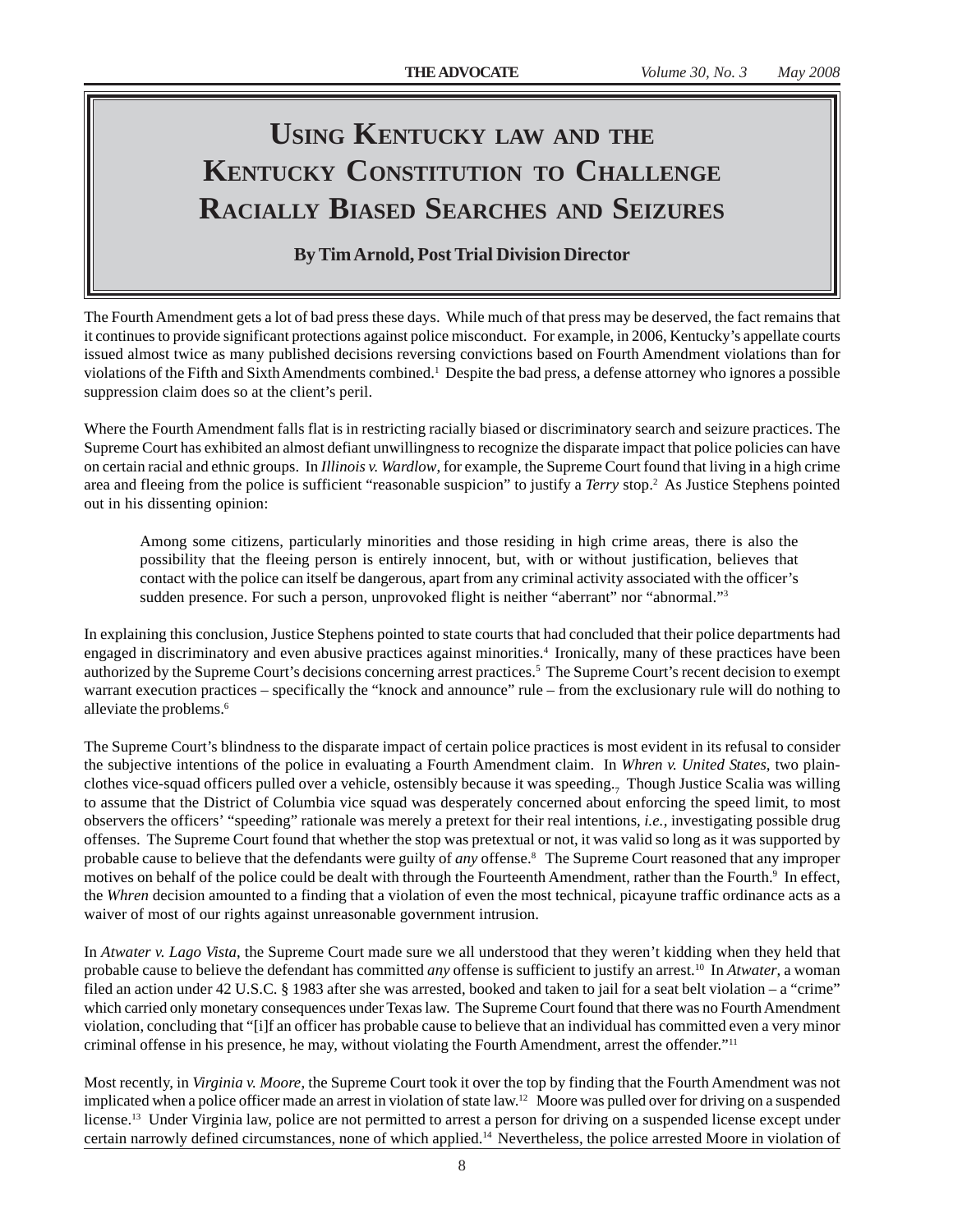# Using Kentucky law and the Kentucky Constitution to Challenge Racially Biased Searches and Seizures

**By Tim Arnold, Post Trial Division Director**

The Fourth Amendment gets a lot of bad press these days. While much of that press may be deserved, the fact remains that it continues to provide significant protections against police misconduct. For example, in 2006, Kentucky's appellate courts issued almost twice as many published decisions reversing convictions based on Fourth Amendment violations than for violations of the Fifth and Sixth Amendments combined.[1] Despite the bad press, a defense attorney who ignores a possible suppression claim does so at the client's peril.

Where the Fourth Amendment falls flat is in restricting racially biased or discriminatory search and seizure practices. The Supreme Court has exhibited an almost defiant unwillingness to recognize the disparate impact that police policies can have on certain racial and ethnic groups. In *Illinois v. Wardlow*, for example, the Supreme Court found that living in a high crime area and fleeing from the police is sufficient "reasonable suspicion" to justify a *Terry* stop.[2] As Justice Stephens pointed out in his dissenting opinion:

> Among some citizens, particularly minorities and those residing in high crime areas, there is also the possibility that the fleeing person is entirely innocent, but, with or without justification, believes that contact with the police can itself be dangerous, apart from any criminal activity associated with the officer's sudden presence. For such a person, unprovoked flight is neither "aberrant" nor "abnormal."[3]

In explaining this conclusion, Justice Stephens pointed to state courts that had concluded that their police departments had engaged in discriminatory and even abusive practices against minorities.[4] Ironically, many of these practices have been authorized by the Supreme Court's decisions concerning arrest practices.[5] The Supreme Court's recent decision to exempt warrant execution practices – specifically the "knock and announce" rule – from the exclusionary rule will do nothing to alleviate the problems.[6]

The Supreme Court's blindness to the disparate impact of certain police practices is most evident in its refusal to consider the subjective intentions of the police in evaluating a Fourth Amendment claim. In *Whren v. United States*, two plain-clothes vice-squad officers pulled over a vehicle, ostensibly because it was speeding.[7] Though Justice Scalia was willing to assume that the District of Columbia vice squad was desperately concerned about enforcing the speed limit, to most observers the officers' "speeding" rationale was merely a pretext for their real intentions, *i.e.*, investigating possible drug offenses. The Supreme Court found that whether the stop was pretextual or not, it was valid so long as it was supported by probable cause to believe that the defendants were guilty of *any* offense.[8] The Supreme Court reasoned that any improper motives on behalf of the police could be dealt with through the Fourteenth Amendment, rather than the Fourth.[9] In effect, the *Whren* decision amounted to a finding that a violation of even the most technical, picayune traffic ordinance acts as a waiver of most of our rights against unreasonable government intrusion.

In *Atwater v. Lago Vista*, the Supreme Court made sure we all understood that they weren't kidding when they held that probable cause to believe the defendant has committed *any* offense is sufficient to justify an arrest.[10] In *Atwater*, a woman filed an action under 42 U.S.C. § 1983 after she was arrested, booked and taken to jail for a seat belt violation – a "crime" which carried only monetary consequences under Texas law. The Supreme Court found that there was no Fourth Amendment violation, concluding that "[i]f an officer has probable cause to believe that an individual has committed even a very minor criminal offense in his presence, he may, without violating the Fourth Amendment, arrest the offender."[11]

Most recently, in *Virginia v. Moore*, the Supreme Court took it over the top by finding that the Fourth Amendment was not implicated when a police officer made an arrest in violation of state law.[12] Moore was pulled over for driving on a suspended license.[13] Under Virginia law, police are not permitted to arrest a person for driving on a suspended license except under certain narrowly defined circumstances, none of which applied.[14] Nevertheless, the police arrested Moore in violation of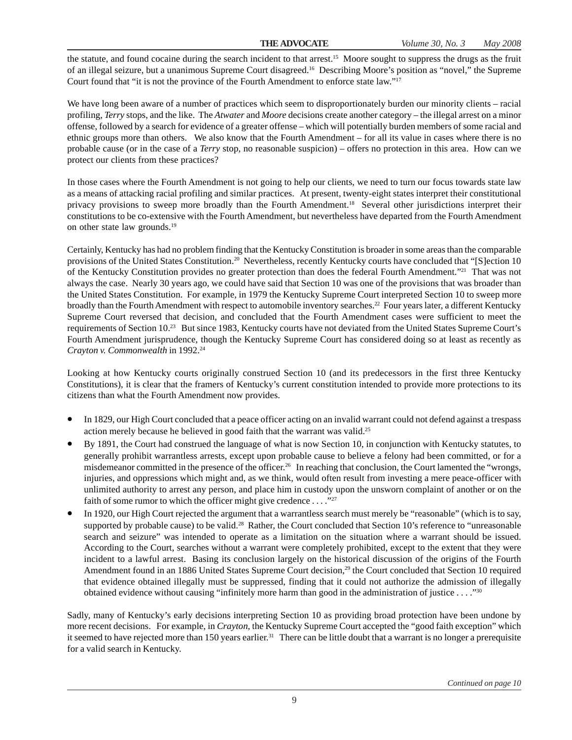the statute, and found cocaine during the search incident to that arrest.[15] Moore sought to suppress the drugs as the fruit of an illegal seizure, but a unanimous Supreme Court disagreed.[16] Describing Moore's position as "novel," the Supreme Court found that "it is not the province of the Fourth Amendment to enforce state law."[17]

We have long been aware of a number of practices which seem to disproportionately burden our minority clients – racial profiling, *Terry* stops, and the like. The *Atwater* and *Moore* decisions create another category – the illegal arrest on a minor offense, followed by a search for evidence of a greater offense – which will potentially burden members of some racial and ethnic groups more than others. We also know that the Fourth Amendment – for all its value in cases where there is no probable cause (or in the case of a *Terry* stop, no reasonable suspicion) – offers no protection in this area. How can we protect our clients from these practices?

In those cases where the Fourth Amendment is not going to help our clients, we need to turn our focus towards state law as a means of attacking racial profiling and similar practices. At present, twenty-eight states interpret their constitutional privacy provisions to sweep more broadly than the Fourth Amendment.[18] Several other jurisdictions interpret their constitutions to be co-extensive with the Fourth Amendment, but nevertheless have departed from the Fourth Amendment on other state law grounds.[19]

Certainly, Kentucky has had no problem finding that the Kentucky Constitution is broader in some areas than the comparable provisions of the United States Constitution.[20] Nevertheless, recently Kentucky courts have concluded that "[S]ection 10 of the Kentucky Constitution provides no greater protection than does the federal Fourth Amendment."[21] That was not always the case. Nearly 30 years ago, we could have said that Section 10 was one of the provisions that was broader than the United States Constitution. For example, in 1979 the Kentucky Supreme Court interpreted Section 10 to sweep more broadly than the Fourth Amendment with respect to automobile inventory searches.[22] Four years later, a different Kentucky Supreme Court reversed that decision, and concluded that the Fourth Amendment cases were sufficient to meet the requirements of Section 10.[23] But since 1983, Kentucky courts have not deviated from the United States Supreme Court's Fourth Amendment jurisprudence, though the Kentucky Supreme Court has considered doing so at least as recently as *Crayton v. Commonwealth* in 1992.[24]

Looking at how Kentucky courts originally construed Section 10 (and its predecessors in the first three Kentucky Constitutions), it is clear that the framers of Kentucky's current constitution intended to provide more protections to its citizens than what the Fourth Amendment now provides.

- In 1829, our High Court concluded that a peace officer acting on an invalid warrant could not defend against a trespass action merely because he believed in good faith that the warrant was valid.[25]
- By 1891, the Court had construed the language of what is now Section 10, in conjunction with Kentucky statutes, to generally prohibit warrantless arrests, except upon probable cause to believe a felony had been committed, or for a misdemeanor committed in the presence of the officer.[26] In reaching that conclusion, the Court lamented the "wrongs, injuries, and oppressions which might and, as we think, would often result from investing a mere peace-officer with unlimited authority to arrest any person, and place him in custody upon the unsworn complaint of another or on the faith of some rumor to which the officer might give credence . . . ."[27]
- In 1920, our High Court rejected the argument that a warrantless search must merely be "reasonable" (which is to say, supported by probable cause) to be valid.[28] Rather, the Court concluded that Section 10's reference to "unreasonable search and seizure" was intended to operate as a limitation on the situation where a warrant should be issued. According to the Court, searches without a warrant were completely prohibited, except to the extent that they were incident to a lawful arrest. Basing its conclusion largely on the historical discussion of the origins of the Fourth Amendment found in an 1886 United States Supreme Court decision,[29] the Court concluded that Section 10 required that evidence obtained illegally must be suppressed, finding that it could not authorize the admission of illegally obtained evidence without causing "infinitely more harm than good in the administration of justice . . . ."[30]

Sadly, many of Kentucky's early decisions interpreting Section 10 as providing broad protection have been undone by more recent decisions. For example, in *Crayton*, the Kentucky Supreme Court accepted the "good faith exception" which it seemed to have rejected more than 150 years earlier.[31] There can be little doubt that a warrant is no longer a prerequisite for a valid search in Kentucky.

*Continued on page 10*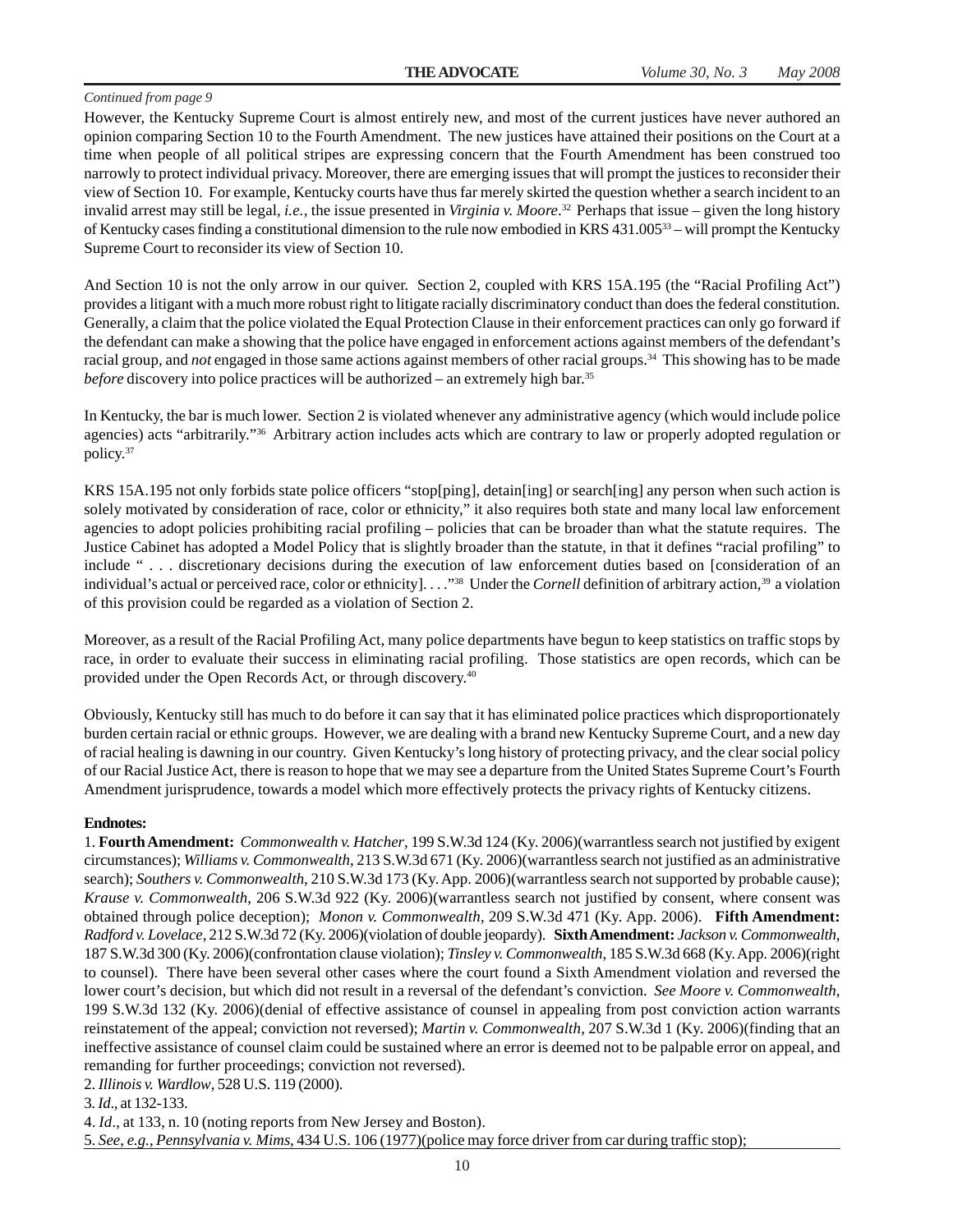*Continued from page 9*

However, the Kentucky Supreme Court is almost entirely new, and most of the current justices have never authored an opinion comparing Section 10 to the Fourth Amendment. The new justices have attained their positions on the Court at a time when people of all political stripes are expressing concern that the Fourth Amendment has been construed too narrowly to protect individual privacy. Moreover, there are emerging issues that will prompt the justices to reconsider their view of Section 10. For example, Kentucky courts have thus far merely skirted the question whether a search incident to an invalid arrest may still be legal, *i.e.*, the issue presented in *Virginia v. Moore*.[32] Perhaps that issue – given the long history of Kentucky cases finding a constitutional dimension to the rule now embodied in KRS 431.005[33] – will prompt the Kentucky Supreme Court to reconsider its view of Section 10.

And Section 10 is not the only arrow in our quiver. Section 2, coupled with KRS 15A.195 (the "Racial Profiling Act") provides a litigant with a much more robust right to litigate racially discriminatory conduct than does the federal constitution. Generally, a claim that the police violated the Equal Protection Clause in their enforcement practices can only go forward if the defendant can make a showing that the police have engaged in enforcement actions against members of the defendant's racial group, and *not* engaged in those same actions against members of other racial groups.[34] This showing has to be made *before* discovery into police practices will be authorized – an extremely high bar.[35]

In Kentucky, the bar is much lower. Section 2 is violated whenever any administrative agency (which would include police agencies) acts "arbitrarily."[36] Arbitrary action includes acts which are contrary to law or properly adopted regulation or policy.[37]

KRS 15A.195 not only forbids state police officers "stop[ping], detain[ing] or search[ing] any person when such action is solely motivated by consideration of race, color or ethnicity," it also requires both state and many local law enforcement agencies to adopt policies prohibiting racial profiling – policies that can be broader than what the statute requires. The Justice Cabinet has adopted a Model Policy that is slightly broader than the statute, in that it defines "racial profiling" to include " . . . discretionary decisions during the execution of law enforcement duties based on [consideration of an individual's actual or perceived race, color or ethnicity]. . . ."[38] Under the *Cornell* definition of arbitrary action,[39] a violation of this provision could be regarded as a violation of Section 2.

Moreover, as a result of the Racial Profiling Act, many police departments have begun to keep statistics on traffic stops by race, in order to evaluate their success in eliminating racial profiling. Those statistics are open records, which can be provided under the Open Records Act, or through discovery.[40]

Obviously, Kentucky still has much to do before it can say that it has eliminated police practices which disproportionately burden certain racial or ethnic groups. However, we are dealing with a brand new Kentucky Supreme Court, and a new day of racial healing is dawning in our country. Given Kentucky's long history of protecting privacy, and the clear social policy of our Racial Justice Act, there is reason to hope that we may see a departure from the United States Supreme Court's Fourth Amendment jurisprudence, towards a model which more effectively protects the privacy rights of Kentucky citizens.

**Endnotes:**

1. **Fourth Amendment:** *Commonwealth v. Hatcher*, 199 S.W.3d 124 (Ky. 2006)(warrantless search not justified by exigent circumstances); *Williams v. Commonwealth*, 213 S.W.3d 671 (Ky. 2006)(warrantless search not justified as an administrative search); *Southers v. Commonwealth*, 210 S.W.3d 173 (Ky. App. 2006)(warrantless search not supported by probable cause); *Krause v. Commonwealth*, 206 S.W.3d 922 (Ky. 2006)(warrantless search not justified by consent, where consent was obtained through police deception); *Monon v. Commonwealth*, 209 S.W.3d 471 (Ky. App. 2006). **Fifth Amendment:** *Radford v. Lovelace*, 212 S.W.3d 72 (Ky. 2006)(violation of double jeopardy). **Sixth Amendment:** *Jackson v. Commonwealth*, 187 S.W.3d 300 (Ky. 2006)(confrontation clause violation); *Tinsley v. Commonwealth*, 185 S.W.3d 668 (Ky. App. 2006)(right to counsel). There have been several other cases where the court found a Sixth Amendment violation and reversed the lower court's decision, but which did not result in a reversal of the defendant's conviction. *See Moore v. Commonwealth*, 199 S.W.3d 132 (Ky. 2006)(denial of effective assistance of counsel in appealing from post conviction action warrants reinstatement of the appeal; conviction not reversed); *Martin v. Commonwealth*, 207 S.W.3d 1 (Ky. 2006)(finding that an ineffective assistance of counsel claim could be sustained where an error is deemed not to be palpable error on appeal, and remanding for further proceedings; conviction not reversed).
2. *Illinois v. Wardlow*, 528 U.S. 119 (2000).
3. *Id*., at 132-133.
4. *Id*., at 133, n. 10 (noting reports from New Jersey and Boston).
5. *See, e.g., Pennsylvania v. Mims*, 434 U.S. 106 (1977)(police may force driver from car during traffic stop);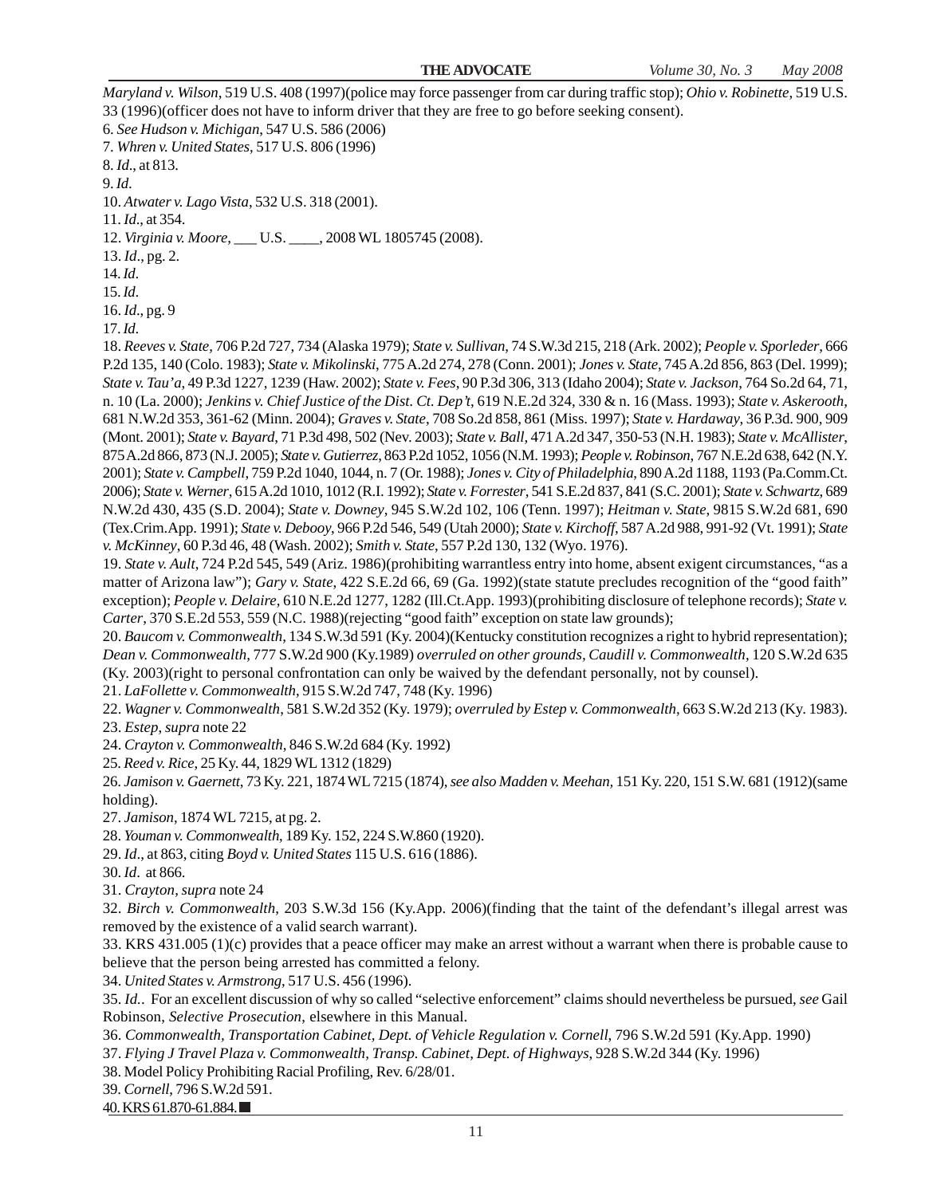*Maryland v. Wilson*, 519 U.S. 408 (1997)(police may force passenger from car during traffic stop); *Ohio v. Robinette*, 519 U.S. 33 (1996)(officer does not have to inform driver that they are free to go before seeking consent).

6. *See Hudson v. Michigan*, 547 U.S. 586 (2006)

7. *Whren v. United States*, 517 U.S. 806 (1996)

8. *Id*., at 813.

9. *Id*.

10. *Atwater v. Lago Vista*, 532 U.S. 318 (2001).

11. *Id*., at 354.

12. *Virginia v. Moore*, ___ U.S. ____, 2008 WL 1805745 (2008).

13. *Id*., pg. 2.

14. *Id.*

15. *Id.*

16. *Id*., pg. 9

17. *Id.*

18. *Reeves v. State*, 706 P.2d 727, 734 (Alaska 1979); *State v. Sullivan*, 74 S.W.3d 215, 218 (Ark. 2002); *People v. Sporleder*, 666 P.2d 135, 140 (Colo. 1983); *State v. Mikolinski*, 775 A.2d 274, 278 (Conn. 2001); *Jones v. State*, 745 A.2d 856, 863 (Del. 1999); *State v. Tau'a*, 49 P.3d 1227, 1239 (Haw. 2002); *State v. Fees*, 90 P.3d 306, 313 (Idaho 2004); *State v. Jackson*, 764 So.2d 64, 71, n. 10 (La. 2000); *Jenkins v. Chief Justice of the Dist. Ct. Dep't*, 619 N.E.2d 324, 330 & n. 16 (Mass. 1993); *State v. Askerooth*, 681 N.W.2d 353, 361-62 (Minn. 2004); *Graves v. State*, 708 So.2d 858, 861 (Miss. 1997); *State v. Hardaway*, 36 P.3d. 900, 909 (Mont. 2001); *State v. Bayard*, 71 P.3d 498, 502 (Nev. 2003); *State v. Ball*, 471 A.2d 347, 350-53 (N.H. 1983); *State v. McAllister*, 875 A.2d 866, 873 (N.J. 2005); *State v. Gutierrez*, 863 P.2d 1052, 1056 (N.M. 1993); *People v. Robinson*, 767 N.E.2d 638, 642 (N.Y. 2001); *State v. Campbell*, 759 P.2d 1040, 1044, n. 7 (Or. 1988); *Jones v. City of Philadelphia*, 890 A.2d 1188, 1193 (Pa.Comm.Ct. 2006); *State v. Werner*, 615 A.2d 1010, 1012 (R.I. 1992); *State v. Forrester*, 541 S.E.2d 837, 841 (S.C. 2001); *State v. Schwartz*, 689 N.W.2d 430, 435 (S.D. 2004); *State v. Downey*, 945 S.W.2d 102, 106 (Tenn. 1997); *Heitman v. State*, 9815 S.W.2d 681, 690 (Tex.Crim.App. 1991); *State v. Debooy*, 966 P.2d 546, 549 (Utah 2000); *State v. Kirchoff*, 587 A.2d 988, 991-92 (Vt. 1991); *State v. McKinney*, 60 P.3d 46, 48 (Wash. 2002); *Smith v. State*, 557 P.2d 130, 132 (Wyo. 1976).

19. *State v. Ault*, 724 P.2d 545, 549 (Ariz. 1986)(prohibiting warrantless entry into home, absent exigent circumstances, "as a matter of Arizona law"); *Gary v. State*, 422 S.E.2d 66, 69 (Ga. 1992)(state statute precludes recognition of the "good faith" exception); *People v. Delaire*, 610 N.E.2d 1277, 1282 (Ill.Ct.App. 1993)(prohibiting disclosure of telephone records); *State v. Carter*, 370 S.E.2d 553, 559 (N.C. 1988)(rejecting "good faith" exception on state law grounds);

20. *Baucom v. Commonwealth*, 134 S.W.3d 591 (Ky. 2004)(Kentucky constitution recognizes a right to hybrid representation); *Dean v. Commonwealth*, 777 S.W.2d 900 (Ky.1989) *overruled on other grounds*, *Caudill v. Commonwealth*, 120 S.W.2d 635 (Ky. 2003)(right to personal confrontation can only be waived by the defendant personally, not by counsel).

21. *LaFollette v. Commonwealth*, 915 S.W.2d 747, 748 (Ky. 1996)

22. *Wagner v. Commonwealth*, 581 S.W.2d 352 (Ky. 1979); *overruled by Estep v. Commonwealth*, 663 S.W.2d 213 (Ky. 1983).

23. *Estep*, *supra* note 22

24. *Crayton v. Commonwealth*, 846 S.W.2d 684 (Ky. 1992)

25. *Reed v. Rice*, 25 Ky. 44, 1829 WL 1312 (1829)

26. *Jamison v. Gaernett*, 73 Ky. 221, 1874 WL 7215 (1874), *see also Madden v. Meehan*, 151 Ky. 220, 151 S.W. 681 (1912)(same holding).

27. *Jamison*, 1874 WL 7215, at pg. 2.

28. *Youman v. Commonwealth*, 189 Ky. 152, 224 S.W.860 (1920).

29. *Id*., at 863, citing *Boyd v. United States* 115 U.S. 616 (1886).

30. *Id*. at 866.

31. *Crayton*, *supra* note 24

32. *Birch v. Commonwealth*, 203 S.W.3d 156 (Ky.App. 2006)(finding that the taint of the defendant's illegal arrest was removed by the existence of a valid search warrant).

33. KRS 431.005 (1)(c) provides that a peace officer may make an arrest without a warrant when there is probable cause to believe that the person being arrested has committed a felony.

34. *United States v. Armstrong*, 517 U.S. 456 (1996).

35. *Id.*. For an excellent discussion of why so called "selective enforcement" claims should nevertheless be pursued, *see* Gail Robinson, *Selective Prosecution*, elsewhere in this Manual.

36. *Commonwealth, Transportation Cabinet, Dept. of Vehicle Regulation v. Cornell*, 796 S.W.2d 591 (Ky.App. 1990)

37. *Flying J Travel Plaza v. Commonwealth, Transp. Cabinet, Dept. of Highways*, 928 S.W.2d 344 (Ky. 1996)

38. Model Policy Prohibiting Racial Profiling, Rev. 6/28/01.

39. *Cornell*, 796 S.W.2d 591.

40. KRS 61.870-61.884. ■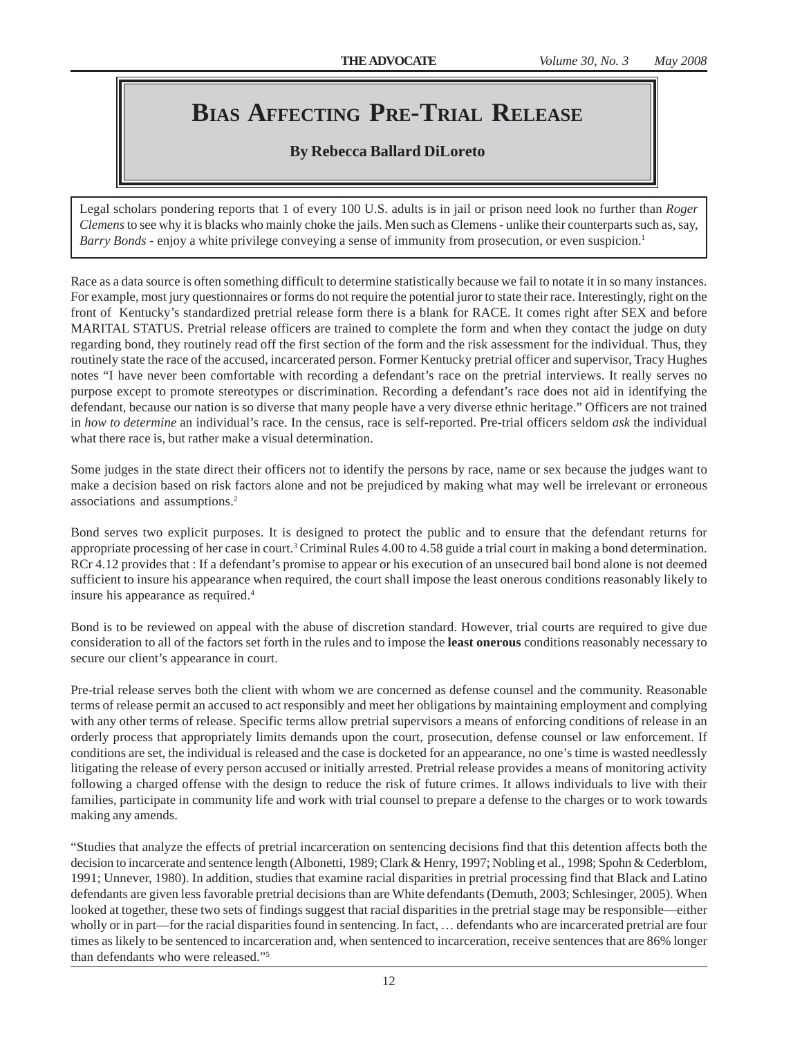# BIAS AFFECTING PRE-TRIAL RELEASE

**By Rebecca Ballard DiLoreto**

> Legal scholars pondering reports that 1 of every 100 U.S. adults is in jail or prison need look no further than *Roger Clemens* to see why it is blacks who mainly choke the jails. Men such as Clemens - unlike their counterparts such as, say, *Barry Bonds* - enjoy a white privilege conveying a sense of immunity from prosecution, or even suspicion.[1]

Race as a data source is often something difficult to determine statistically because we fail to notate it in so many instances. For example, most jury questionnaires or forms do not require the potential juror to state their race. Interestingly, right on the front of Kentucky's standardized pretrial release form there is a blank for RACE. It comes right after SEX and before MARITAL STATUS. Pretrial release officers are trained to complete the form and when they contact the judge on duty regarding bond, they routinely read off the first section of the form and the risk assessment for the individual. Thus, they routinely state the race of the accused, incarcerated person. Former Kentucky pretrial officer and supervisor, Tracy Hughes notes "I have never been comfortable with recording a defendant's race on the pretrial interviews. It really serves no purpose except to promote stereotypes or discrimination. Recording a defendant's race does not aid in identifying the defendant, because our nation is so diverse that many people have a very diverse ethnic heritage." Officers are not trained in *how to determine* an individual's race. In the census, race is self-reported. Pre-trial officers seldom *ask* the individual what there race is, but rather make a visual determination.

Some judges in the state direct their officers not to identify the persons by race, name or sex because the judges want to make a decision based on risk factors alone and not be prejudiced by making what may well be irrelevant or erroneous associations and assumptions.[2]

Bond serves two explicit purposes. It is designed to protect the public and to ensure that the defendant returns for appropriate processing of her case in court.[3] Criminal Rules 4.00 to 4.58 guide a trial court in making a bond determination. RCr 4.12 provides that : If a defendant's promise to appear or his execution of an unsecured bail bond alone is not deemed sufficient to insure his appearance when required, the court shall impose the least onerous conditions reasonably likely to insure his appearance as required.[4]

Bond is to be reviewed on appeal with the abuse of discretion standard. However, trial courts are required to give due consideration to all of the factors set forth in the rules and to impose the **least onerous** conditions reasonably necessary to secure our client's appearance in court.

Pre-trial release serves both the client with whom we are concerned as defense counsel and the community. Reasonable terms of release permit an accused to act responsibly and meet her obligations by maintaining employment and complying with any other terms of release. Specific terms allow pretrial supervisors a means of enforcing conditions of release in an orderly process that appropriately limits demands upon the court, prosecution, defense counsel or law enforcement. If conditions are set, the individual is released and the case is docketed for an appearance, no one's time is wasted needlessly litigating the release of every person accused or initially arrested. Pretrial release provides a means of monitoring activity following a charged offense with the design to reduce the risk of future crimes. It allows individuals to live with their families, participate in community life and work with trial counsel to prepare a defense to the charges or to work towards making any amends.

"Studies that analyze the effects of pretrial incarceration on sentencing decisions find that this detention affects both the decision to incarcerate and sentence length (Albonetti, 1989; Clark & Henry, 1997; Nobling et al., 1998; Spohn & Cederblom, 1991; Unnever, 1980). In addition, studies that examine racial disparities in pretrial processing find that Black and Latino defendants are given less favorable pretrial decisions than are White defendants (Demuth, 2003; Schlesinger, 2005). When looked at together, these two sets of findings suggest that racial disparities in the pretrial stage may be responsible—either wholly or in part—for the racial disparities found in sentencing. In fact, … defendants who are incarcerated pretrial are four times as likely to be sentenced to incarceration and, when sentenced to incarceration, receive sentences that are 86% longer than defendants who were released."[5]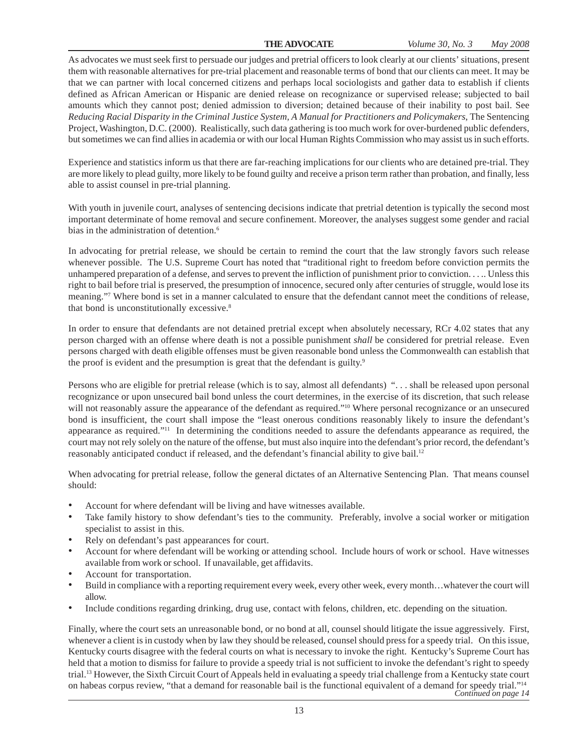As advocates we must seek first to persuade our judges and pretrial officers to look clearly at our clients' situations, present them with reasonable alternatives for pre-trial placement and reasonable terms of bond that our clients can meet. It may be that we can partner with local concerned citizens and perhaps local sociologists and gather data to establish if clients defined as African American or Hispanic are denied release on recognizance or supervised release; subjected to bail amounts which they cannot post; denied admission to diversion; detained because of their inability to post bail. See *Reducing Racial Disparity in the Criminal Justice System, A Manual for Practitioners and Policymakers*, The Sentencing Project, Washington, D.C. (2000). Realistically, such data gathering is too much work for over-burdened public defenders, but sometimes we can find allies in academia or with our local Human Rights Commission who may assist us in such efforts.

Experience and statistics inform us that there are far-reaching implications for our clients who are detained pre-trial. They are more likely to plead guilty, more likely to be found guilty and receive a prison term rather than probation, and finally, less able to assist counsel in pre-trial planning.

With youth in juvenile court, analyses of sentencing decisions indicate that pretrial detention is typically the second most important determinate of home removal and secure confinement. Moreover, the analyses suggest some gender and racial bias in the administration of detention.[6]

In advocating for pretrial release, we should be certain to remind the court that the law strongly favors such release whenever possible. The U.S. Supreme Court has noted that "traditional right to freedom before conviction permits the unhampered preparation of a defense, and serves to prevent the infliction of punishment prior to conviction. . . .. Unless this right to bail before trial is preserved, the presumption of innocence, secured only after centuries of struggle, would lose its meaning."[7] Where bond is set in a manner calculated to ensure that the defendant cannot meet the conditions of release, that bond is unconstitutionally excessive.[8]

In order to ensure that defendants are not detained pretrial except when absolutely necessary, RCr 4.02 states that any person charged with an offense where death is not a possible punishment *shall* be considered for pretrial release. Even persons charged with death eligible offenses must be given reasonable bond unless the Commonwealth can establish that the proof is evident and the presumption is great that the defendant is guilty.[9]

Persons who are eligible for pretrial release (which is to say, almost all defendants) ". . . shall be released upon personal recognizance or upon unsecured bail bond unless the court determines, in the exercise of its discretion, that such release will not reasonably assure the appearance of the defendant as required."[10] Where personal recognizance or an unsecured bond is insufficient, the court shall impose the "least onerous conditions reasonably likely to insure the defendant's appearance as required."[11] In determining the conditions needed to assure the defendants appearance as required, the court may not rely solely on the nature of the offense, but must also inquire into the defendant's prior record, the defendant's reasonably anticipated conduct if released, and the defendant's financial ability to give bail.[12]

When advocating for pretrial release, follow the general dictates of an Alternative Sentencing Plan. That means counsel should:

- Account for where defendant will be living and have witnesses available.
- Take family history to show defendant's ties to the community. Preferably, involve a social worker or mitigation specialist to assist in this.
- Rely on defendant's past appearances for court.
- Account for where defendant will be working or attending school. Include hours of work or school. Have witnesses available from work or school. If unavailable, get affidavits.
- Account for transportation.
- Build in compliance with a reporting requirement every week, every other week, every month…whatever the court will allow.
- Include conditions regarding drinking, drug use, contact with felons, children, etc. depending on the situation.

Finally, where the court sets an unreasonable bond, or no bond at all, counsel should litigate the issue aggressively. First, whenever a client is in custody when by law they should be released, counsel should press for a speedy trial. On this issue, Kentucky courts disagree with the federal courts on what is necessary to invoke the right. Kentucky's Supreme Court has held that a motion to dismiss for failure to provide a speedy trial is not sufficient to invoke the defendant's right to speedy trial.[13] However, the Sixth Circuit Court of Appeals held in evaluating a speedy trial challenge from a Kentucky state court on habeas corpus review, "that a demand for reasonable bail is the functional equivalent of a demand for speedy trial."[14]

*Continued on page 14*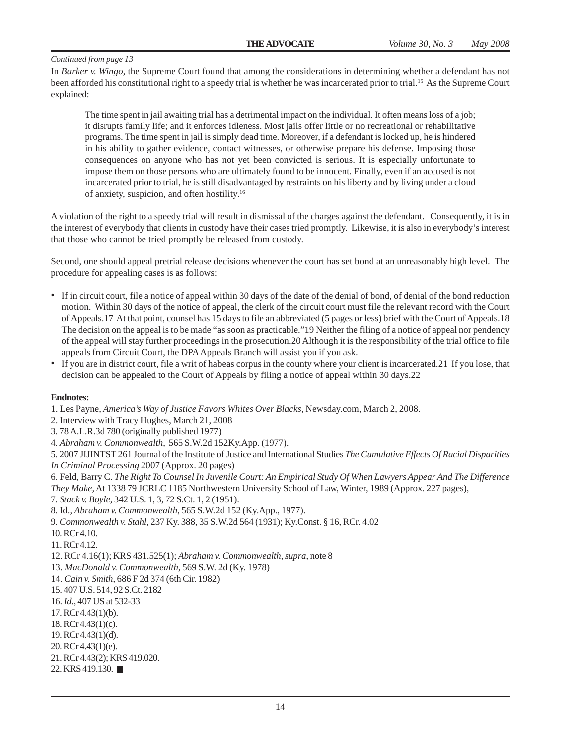*Continued from page 13*

In *Barker v. Wingo*, the Supreme Court found that among the considerations in determining whether a defendant has not been afforded his constitutional right to a speedy trial is whether he was incarcerated prior to trial.[15] As the Supreme Court explained:

> The time spent in jail awaiting trial has a detrimental impact on the individual. It often means loss of a job; it disrupts family life; and it enforces idleness. Most jails offer little or no recreational or rehabilitative programs. The time spent in jail is simply dead time. Moreover, if a defendant is locked up, he is hindered in his ability to gather evidence, contact witnesses, or otherwise prepare his defense. Imposing those consequences on anyone who has not yet been convicted is serious. It is especially unfortunate to impose them on those persons who are ultimately found to be innocent. Finally, even if an accused is not incarcerated prior to trial, he is still disadvantaged by restraints on his liberty and by living under a cloud of anxiety, suspicion, and often hostility.[16]

A violation of the right to a speedy trial will result in dismissal of the charges against the defendant. Consequently, it is in the interest of everybody that clients in custody have their cases tried promptly. Likewise, it is also in everybody's interest that those who cannot be tried promptly be released from custody.

Second, one should appeal pretrial release decisions whenever the court has set bond at an unreasonably high level. The procedure for appealing cases is as follows:

- If in circuit court, file a notice of appeal within 30 days of the date of the denial of bond, of denial of the bond reduction motion. Within 30 days of the notice of appeal, the clerk of the circuit court must file the relevant record with the Court of Appeals.17 At that point, counsel has 15 days to file an abbreviated (5 pages or less) brief with the Court of Appeals.18 The decision on the appeal is to be made "as soon as practicable."19 Neither the filing of a notice of appeal nor pendency of the appeal will stay further proceedings in the prosecution.20 Although it is the responsibility of the trial office to file appeals from Circuit Court, the DPA Appeals Branch will assist you if you ask.
- If you are in district court, file a writ of habeas corpus in the county where your client is incarcerated.21 If you lose, that decision can be appealed to the Court of Appeals by filing a notice of appeal within 30 days.22

**Endnotes:**

1. Les Payne, *America's Way of Justice Favors Whites Over Blacks*, Newsday.com, March 2, 2008.
2. Interview with Tracy Hughes, March 21, 2008
3. 78 A.L.R.3d 780 (originally published 1977)
4. *Abraham v. Commonwealth*, 565 S.W.2d 152Ky.App. (1977).
5. 2007 JIJINTST 261 Journal of the Institute of Justice and International Studies *The Cumulative Effects Of Racial Disparities In Criminal Processing* 2007 (Approx. 20 pages)
6. Feld, Barry C. *The Right To Counsel In Juvenile Court: An Empirical Study Of When Lawyers Appear And The Difference They Make*, At 1338 79 JCRLC 1185 Northwestern University School of Law, Winter, 1989 (Approx. 227 pages),
7. *Stack v. Boyle*, 342 U.S. 1, 3, 72 S.Ct. 1, 2 (1951).
8. Id., *Abraham v. Commonwealth*, 565 S.W.2d 152 (Ky.App., 1977).
9. *Commonwealth v. Stahl*, 237 Ky. 388, 35 S.W.2d 564 (1931); Ky.Const. § 16, RCr. 4.02
10. RCr 4.10.
11. RCr 4.12.
12. RCr 4.16(1); KRS 431.525(1); *Abraham v. Commonwealth*, *supra*, note 8
13. *MacDonald v. Commonwealth*, 569 S.W. 2d (Ky. 1978)
14. *Cain v. Smith*, 686 F 2d 374 (6th Cir. 1982)
15. 407 U.S. 514, 92 S.Ct. 2182
16. *Id.*, 407 US at 532-33
17. RCr 4.43(1)(b).
18. RCr 4.43(1)(c).
19. RCr 4.43(1)(d).
20. RCr 4.43(1)(e).
21. RCr 4.43(2); KRS 419.020.
22. KRS 419.130. ■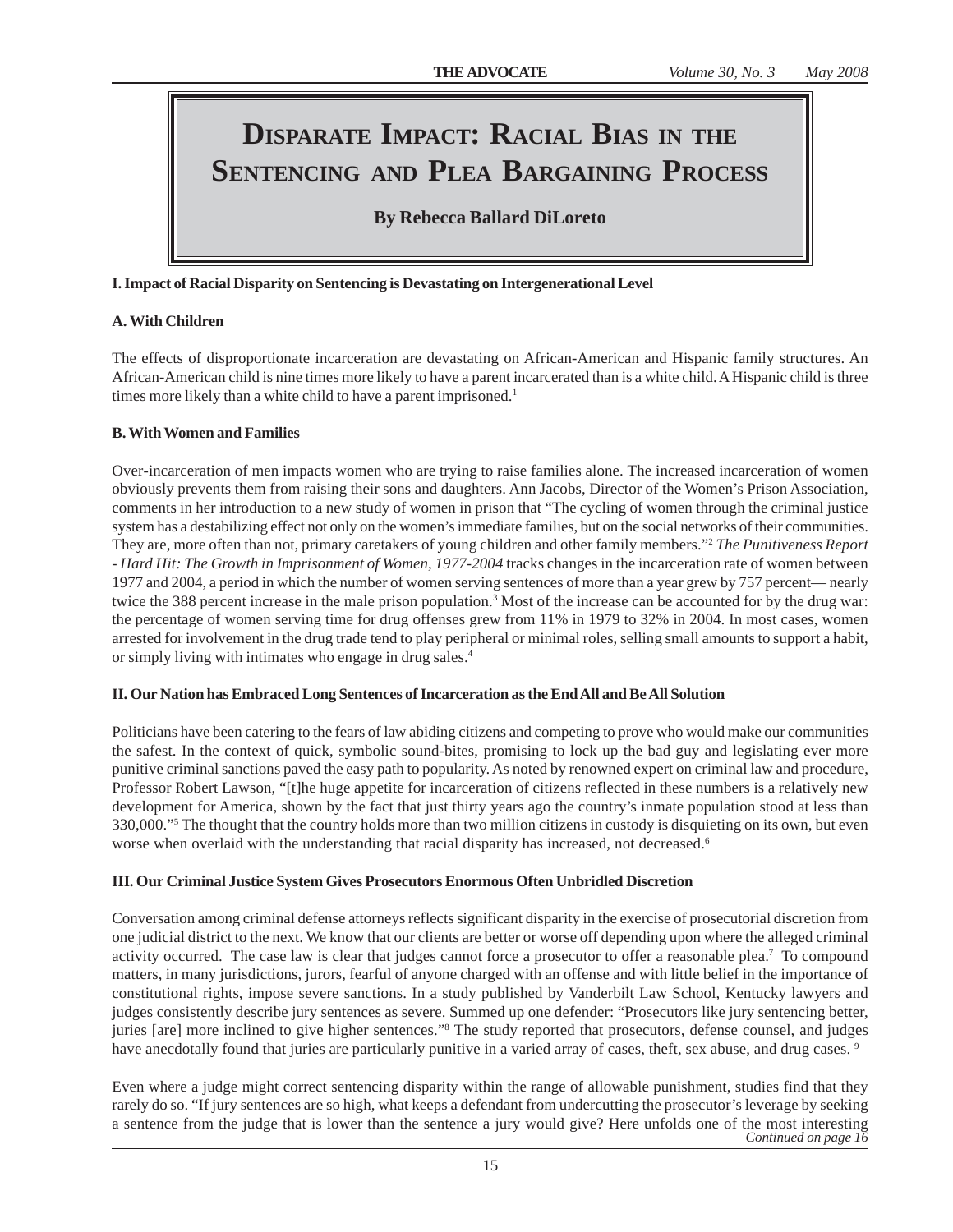# Disparate Impact: Racial Bias in the Sentencing and Plea Bargaining Process

**By Rebecca Ballard DiLoreto**

### I. Impact of Racial Disparity on Sentencing is Devastating on Intergenerational Level

#### A. With Children

The effects of disproportionate incarceration are devastating on African-American and Hispanic family structures. An African-American child is nine times more likely to have a parent incarcerated than is a white child. A Hispanic child is three times more likely than a white child to have a parent imprisoned.[1]

#### B. With Women and Families

Over-incarceration of men impacts women who are trying to raise families alone. The increased incarceration of women obviously prevents them from raising their sons and daughters. Ann Jacobs, Director of the Women's Prison Association, comments in her introduction to a new study of women in prison that "The cycling of women through the criminal justice system has a destabilizing effect not only on the women's immediate families, but on the social networks of their communities. They are, more often than not, primary caretakers of young children and other family members."[2] *The Punitiveness Report - Hard Hit: The Growth in Imprisonment of Women, 1977-2004* tracks changes in the incarceration rate of women between 1977 and 2004, a period in which the number of women serving sentences of more than a year grew by 757 percent— nearly twice the 388 percent increase in the male prison population.[3] Most of the increase can be accounted for by the drug war: the percentage of women serving time for drug offenses grew from 11% in 1979 to 32% in 2004. In most cases, women arrested for involvement in the drug trade tend to play peripheral or minimal roles, selling small amounts to support a habit, or simply living with intimates who engage in drug sales.[4]

### II. Our Nation has Embraced Long Sentences of Incarceration as the End All and Be All Solution

Politicians have been catering to the fears of law abiding citizens and competing to prove who would make our communities the safest. In the context of quick, symbolic sound-bites, promising to lock up the bad guy and legislating ever more punitive criminal sanctions paved the easy path to popularity. As noted by renowned expert on criminal law and procedure, Professor Robert Lawson, "[t]he huge appetite for incarceration of citizens reflected in these numbers is a relatively new development for America, shown by the fact that just thirty years ago the country's inmate population stood at less than 330,000."[5] The thought that the country holds more than two million citizens in custody is disquieting on its own, but even worse when overlaid with the understanding that racial disparity has increased, not decreased.[6]

### III. Our Criminal Justice System Gives Prosecutors Enormous Often Unbridled Discretion

Conversation among criminal defense attorneys reflects significant disparity in the exercise of prosecutorial discretion from one judicial district to the next. We know that our clients are better or worse off depending upon where the alleged criminal activity occurred. The case law is clear that judges cannot force a prosecutor to offer a reasonable plea.[7] To compound matters, in many jurisdictions, jurors, fearful of anyone charged with an offense and with little belief in the importance of constitutional rights, impose severe sanctions. In a study published by Vanderbilt Law School, Kentucky lawyers and judges consistently describe jury sentences as severe. Summed up one defender: "Prosecutors like jury sentencing better, juries [are] more inclined to give higher sentences."[8] The study reported that prosecutors, defense counsel, and judges have anecdotally found that juries are particularly punitive in a varied array of cases, theft, sex abuse, and drug cases.[9]

Even where a judge might correct sentencing disparity within the range of allowable punishment, studies find that they rarely do so. "If jury sentences are so high, what keeps a defendant from undercutting the prosecutor's leverage by seeking a sentence from the judge that is lower than the sentence a jury would give? Here unfolds one of the most interesting

*Continued on page 16*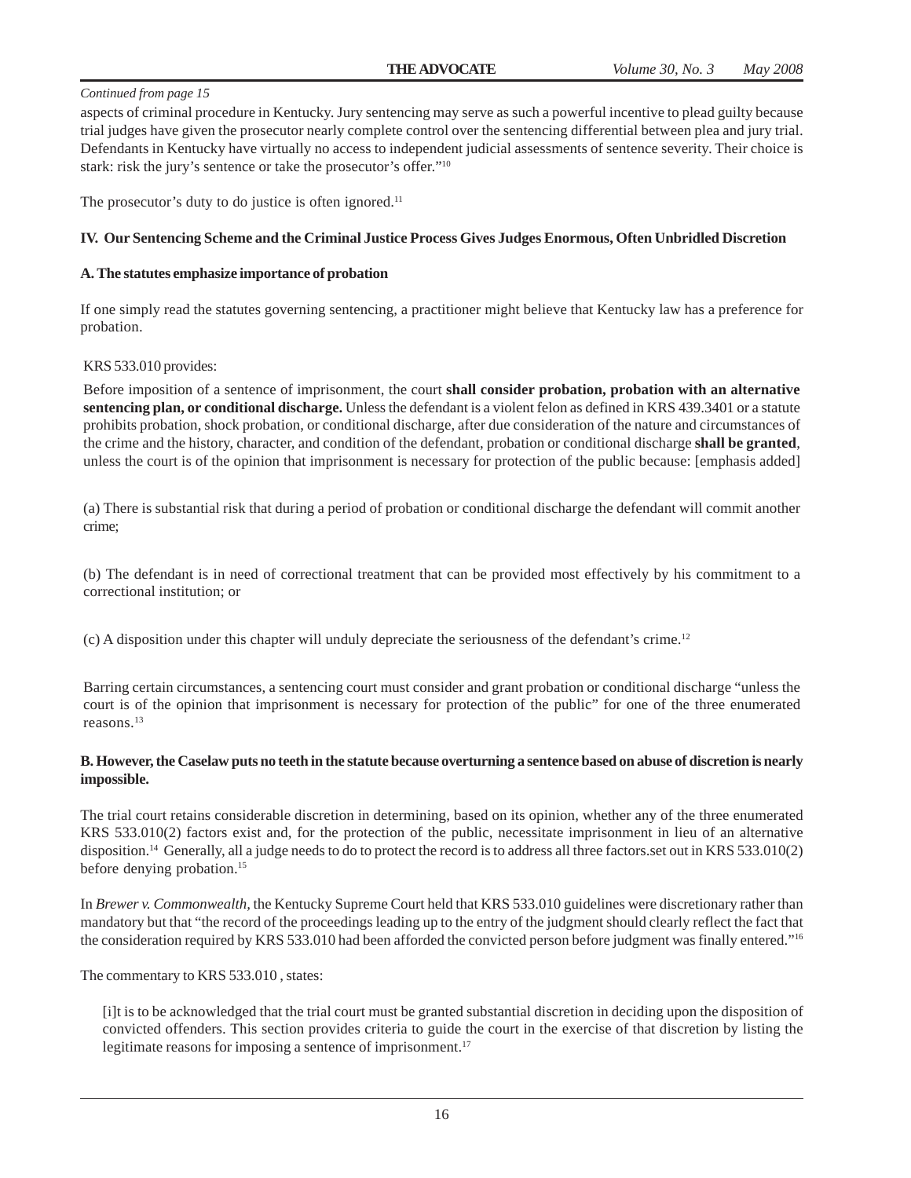*Continued from page 15*

aspects of criminal procedure in Kentucky. Jury sentencing may serve as such a powerful incentive to plead guilty because trial judges have given the prosecutor nearly complete control over the sentencing differential between plea and jury trial. Defendants in Kentucky have virtually no access to independent judicial assessments of sentence severity. Their choice is stark: risk the jury's sentence or take the prosecutor's offer."[10]

The prosecutor's duty to do justice is often ignored.[11]

**IV. Our Sentencing Scheme and the Criminal Justice Process Gives Judges Enormous, Often Unbridled Discretion**

**A. The statutes emphasize importance of probation**

If one simply read the statutes governing sentencing, a practitioner might believe that Kentucky law has a preference for probation.

KRS 533.010 provides:

> Before imposition of a sentence of imprisonment, the court **shall consider probation, probation with an alternative sentencing plan, or conditional discharge.** Unless the defendant is a violent felon as defined in KRS 439.3401 or a statute prohibits probation, shock probation, or conditional discharge, after due consideration of the nature and circumstances of the crime and the history, character, and condition of the defendant, probation or conditional discharge **shall be granted**, unless the court is of the opinion that imprisonment is necessary for protection of the public because: [emphasis added]
>
> (a) There is substantial risk that during a period of probation or conditional discharge the defendant will commit another crime;
>
> (b) The defendant is in need of correctional treatment that can be provided most effectively by his commitment to a correctional institution; or
>
> (c) A disposition under this chapter will unduly depreciate the seriousness of the defendant's crime.[12]

Barring certain circumstances, a sentencing court must consider and grant probation or conditional discharge "unless the court is of the opinion that imprisonment is necessary for protection of the public" for one of the three enumerated reasons.[13]

**B. However, the Caselaw puts no teeth in the statute because overturning a sentence based on abuse of discretion is nearly impossible.**

The trial court retains considerable discretion in determining, based on its opinion, whether any of the three enumerated KRS 533.010(2) factors exist and, for the protection of the public, necessitate imprisonment in lieu of an alternative disposition.[14] Generally, all a judge needs to do to protect the record is to address all three factors.set out in KRS 533.010(2) before denying probation.[15]

In *Brewer v. Commonwealth*, the Kentucky Supreme Court held that KRS 533.010 guidelines were discretionary rather than mandatory but that "the record of the proceedings leading up to the entry of the judgment should clearly reflect the fact that the consideration required by KRS 533.010 had been afforded the convicted person before judgment was finally entered."[16]

The commentary to KRS 533.010 , states:

> [i]t is to be acknowledged that the trial court must be granted substantial discretion in deciding upon the disposition of convicted offenders. This section provides criteria to guide the court in the exercise of that discretion by listing the legitimate reasons for imposing a sentence of imprisonment.[17]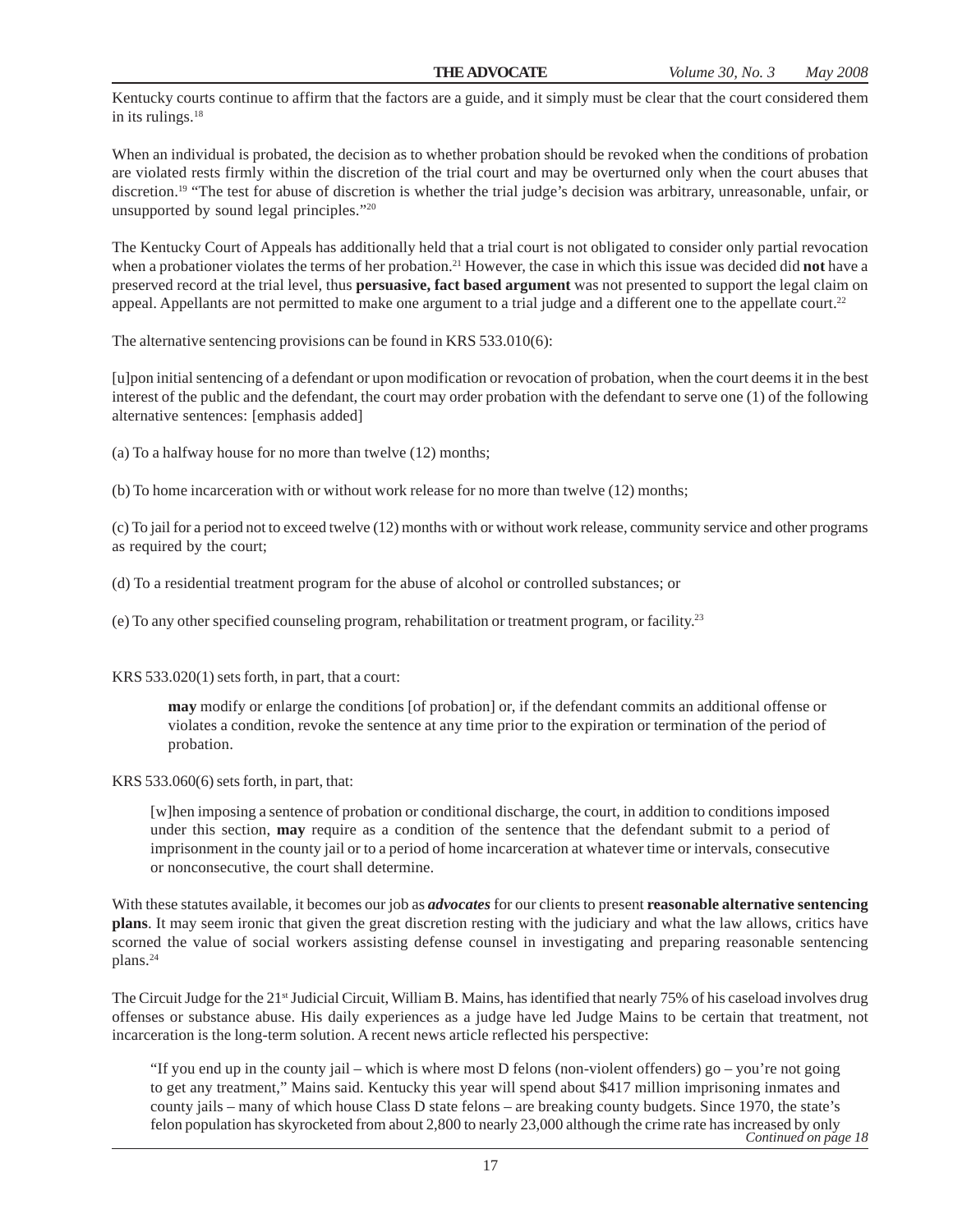Kentucky courts continue to affirm that the factors are a guide, and it simply must be clear that the court considered them in its rulings.[18]

When an individual is probated, the decision as to whether probation should be revoked when the conditions of probation are violated rests firmly within the discretion of the trial court and may be overturned only when the court abuses that discretion.[19] "The test for abuse of discretion is whether the trial judge's decision was arbitrary, unreasonable, unfair, or unsupported by sound legal principles."[20]

The Kentucky Court of Appeals has additionally held that a trial court is not obligated to consider only partial revocation when a probationer violates the terms of her probation.[21] However, the case in which this issue was decided did **not** have a preserved record at the trial level, thus **persuasive, fact based argument** was not presented to support the legal claim on appeal. Appellants are not permitted to make one argument to a trial judge and a different one to the appellate court.[22]

The alternative sentencing provisions can be found in KRS 533.010(6):

[u]pon initial sentencing of a defendant or upon modification or revocation of probation, when the court deems it in the best interest of the public and the defendant, the court may order probation with the defendant to serve one (1) of the following alternative sentences: [emphasis added]

(a) To a halfway house for no more than twelve (12) months;

(b) To home incarceration with or without work release for no more than twelve (12) months;

(c) To jail for a period not to exceed twelve (12) months with or without work release, community service and other programs as required by the court;

(d) To a residential treatment program for the abuse of alcohol or controlled substances; or

(e) To any other specified counseling program, rehabilitation or treatment program, or facility.[23]

KRS 533.020(1) sets forth, in part, that a court:

> **may** modify or enlarge the conditions [of probation] or, if the defendant commits an additional offense or violates a condition, revoke the sentence at any time prior to the expiration or termination of the period of probation.

KRS 533.060(6) sets forth, in part, that:

> [w]hen imposing a sentence of probation or conditional discharge, the court, in addition to conditions imposed under this section, **may** require as a condition of the sentence that the defendant submit to a period of imprisonment in the county jail or to a period of home incarceration at whatever time or intervals, consecutive or nonconsecutive, the court shall determine.

With these statutes available, it becomes our job as ***advocates*** for our clients to present **reasonable alternative sentencing plans**. It may seem ironic that given the great discretion resting with the judiciary and what the law allows, critics have scorned the value of social workers assisting defense counsel in investigating and preparing reasonable sentencing plans.[24]

The Circuit Judge for the 21st Judicial Circuit, William B. Mains, has identified that nearly 75% of his caseload involves drug offenses or substance abuse. His daily experiences as a judge have led Judge Mains to be certain that treatment, not incarceration is the long-term solution. A recent news article reflected his perspective:

> "If you end up in the county jail – which is where most D felons (non-violent offenders) go – you're not going to get any treatment," Mains said. Kentucky this year will spend about $417 million imprisoning inmates and county jails – many of which house Class D state felons – are breaking county budgets. Since 1970, the state's felon population has skyrocketed from about 2,800 to nearly 23,000 although the crime rate has increased by only

*Continued on page 18*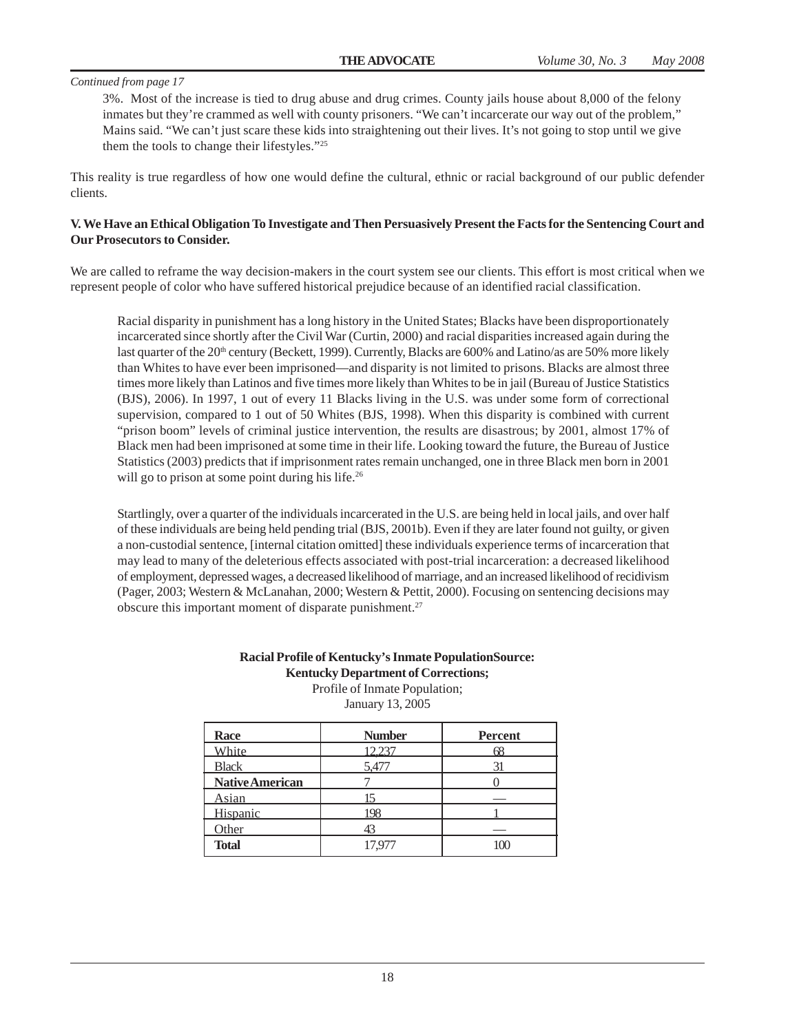*Continued from page 17*

> 3%. Most of the increase is tied to drug abuse and drug crimes. County jails house about 8,000 of the felony inmates but they're crammed as well with county prisoners. "We can't incarcerate our way out of the problem," Mains said. "We can't just scare these kids into straightening out their lives. It's not going to stop until we give them the tools to change their lifestyles."[25]

This reality is true regardless of how one would define the cultural, ethnic or racial background of our public defender clients.

**V. We Have an Ethical Obligation To Investigate and Then Persuasively Present the Facts for the Sentencing Court and Our Prosecutors to Consider.**

We are called to reframe the way decision-makers in the court system see our clients. This effort is most critical when we represent people of color who have suffered historical prejudice because of an identified racial classification.

> Racial disparity in punishment has a long history in the United States; Blacks have been disproportionately incarcerated since shortly after the Civil War (Curtin, 2000) and racial disparities increased again during the last quarter of the 20th century (Beckett, 1999). Currently, Blacks are 600% and Latino/as are 50% more likely than Whites to have ever been imprisoned—and disparity is not limited to prisons. Blacks are almost three times more likely than Latinos and five times more likely than Whites to be in jail (Bureau of Justice Statistics (BJS), 2006). In 1997, 1 out of every 11 Blacks living in the U.S. was under some form of correctional supervision, compared to 1 out of 50 Whites (BJS, 1998). When this disparity is combined with current "prison boom" levels of criminal justice intervention, the results are disastrous; by 2001, almost 17% of Black men had been imprisoned at some time in their life. Looking toward the future, the Bureau of Justice Statistics (2003) predicts that if imprisonment rates remain unchanged, one in three Black men born in 2001 will go to prison at some point during his life.[26]

> Startlingly, over a quarter of the individuals incarcerated in the U.S. are being held in local jails, and over half of these individuals are being held pending trial (BJS, 2001b). Even if they are later found not guilty, or given a non-custodial sentence, [internal citation omitted] these individuals experience terms of incarceration that may lead to many of the deleterious effects associated with post-trial incarceration: a decreased likelihood of employment, depressed wages, a decreased likelihood of marriage, and an increased likelihood of recidivism (Pager, 2003; Western & McLanahan, 2000; Western & Pettit, 2000). Focusing on sentencing decisions may obscure this important moment of disparate punishment.[27]

**Racial Profile of Kentucky's Inmate PopulationSource: Kentucky Department of Corrections;**
Profile of Inmate Population;
January 13, 2005

| Race | Number | Percent |
|---|---|---|
| White | 12,237 | 68 |
| Black | 5,477 | 31 |
| **Native American** | 7 | 0 |
| Asian | 15 | — |
| Hispanic | 198 | 1 |
| Other | 43 | — |
| **Total** | 17,977 | 100 |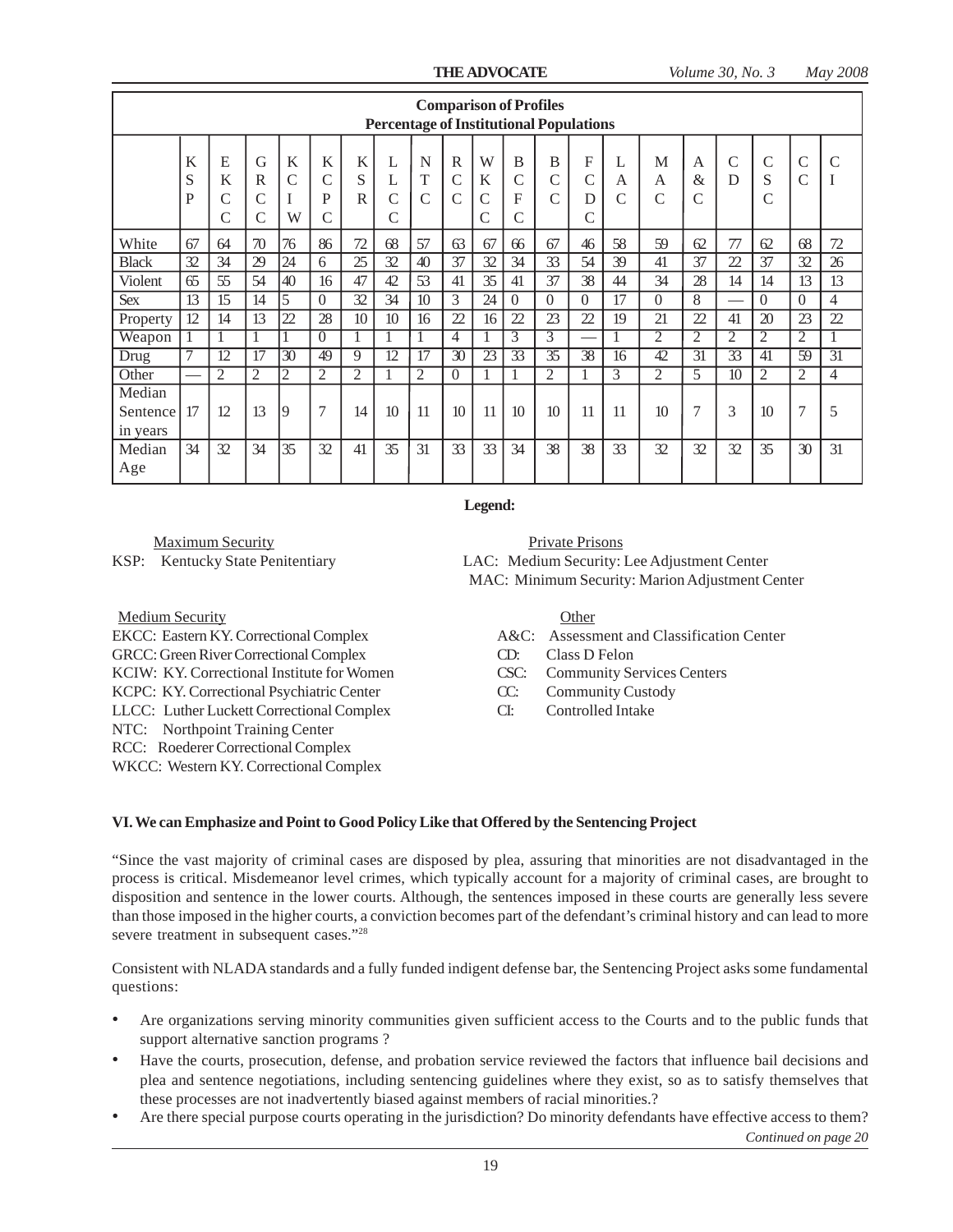**Comparison of Profiles**
**Percentage of Institutional Populations**

| | KSP | EKCC | GRCC | KCIW | KCPC | KSR | LLCC | NTC | RCC | WKCC | BCFC | BCC | FCDC | LAC | MAC | A&C | CD | CSC | CC | CI |
|---|---|---|---|---|---|---|---|---|---|---|---|---|---|---|---|---|---|---|---|---|
| White | 67 | 64 | 70 | 76 | 86 | 72 | 68 | 57 | 63 | 67 | 66 | 67 | 46 | 58 | 59 | 62 | 77 | 62 | 68 | 72 |
| Black | 32 | 34 | 29 | 24 | 6 | 25 | 32 | 40 | 37 | 32 | 34 | 33 | 54 | 39 | 41 | 37 | 22 | 37 | 32 | 26 |
| Violent | 65 | 55 | 54 | 40 | 16 | 47 | 42 | 53 | 41 | 35 | 41 | 37 | 38 | 44 | 34 | 28 | 14 | 14 | 13 | 13 |
| Sex | 13 | 15 | 14 | 5 | 0 | 32 | 34 | 10 | 3 | 24 | 0 | 0 | 0 | 17 | 0 | 8 | — | 0 | 0 | 4 |
| Property | 12 | 14 | 13 | 22 | 28 | 10 | 10 | 16 | 22 | 16 | 22 | 23 | 22 | 19 | 21 | 22 | 41 | 20 | 23 | 22 |
| Weapon | 1 | 1 | 1 | 1 | 0 | 1 | 1 | 1 | 4 | 1 | 3 | 3 | — | 1 | 2 | 2 | 2 | 2 | 2 | 1 |
| Drug | 7 | 12 | 17 | 30 | 49 | 9 | 12 | 17 | 30 | 23 | 33 | 35 | 38 | 16 | 42 | 31 | 33 | 41 | 59 | 31 |
| Other | — | 2 | 2 | 2 | 2 | 2 | 1 | 2 | 0 | 1 | 1 | 2 | 1 | 3 | 2 | 5 | 10 | 2 | 2 | 4 |
| Median Sentence in years | 17 | 12 | 13 | 9 | 7 | 14 | 10 | 11 | 10 | 11 | 10 | 10 | 11 | 11 | 10 | 7 | 3 | 10 | 7 | 5 |
| Median Age | 34 | 32 | 34 | 35 | 32 | 41 | 35 | 31 | 33 | 33 | 34 | 38 | 38 | 33 | 32 | 32 | 32 | 35 | 30 | 31 |

**Legend:**

Maximum Security
KSP: Kentucky State Penitentiary

Medium Security
EKCC: Eastern KY. Correctional Complex
GRCC: Green River Correctional Complex
KCIW: KY. Correctional Institute for Women
KCPC: KY. Correctional Psychiatric Center
LLCC: Luther Luckett Correctional Complex
NTC: Northpoint Training Center
RCC: Roederer Correctional Complex
WKCC: Western KY. Correctional Complex

Private Prisons
LAC: Medium Security: Lee Adjustment Center
MAC: Minimum Security: Marion Adjustment Center

Other
A&C: Assessment and Classification Center
CD: Class D Felon
CSC: Community Services Centers
CC: Community Custody
CI: Controlled Intake

**VI. We can Emphasize and Point to Good Policy Like that Offered by the Sentencing Project**

"Since the vast majority of criminal cases are disposed by plea, assuring that minorities are not disadvantaged in the process is critical. Misdemeanor level crimes, which typically account for a majority of criminal cases, are brought to disposition and sentence in the lower courts. Although, the sentences imposed in these courts are generally less severe than those imposed in the higher courts, a conviction becomes part of the defendant's criminal history and can lead to more severe treatment in subsequent cases."[28]

Consistent with NLADA standards and a fully funded indigent defense bar, the Sentencing Project asks some fundamental questions:

- Are organizations serving minority communities given sufficient access to the Courts and to the public funds that support alternative sanction programs ?
- Have the courts, prosecution, defense, and probation service reviewed the factors that influence bail decisions and plea and sentence negotiations, including sentencing guidelines where they exist, so as to satisfy themselves that these processes are not inadvertently biased against members of racial minorities.?
- Are there special purpose courts operating in the jurisdiction? Do minority defendants have effective access to them?

*Continued on page 20*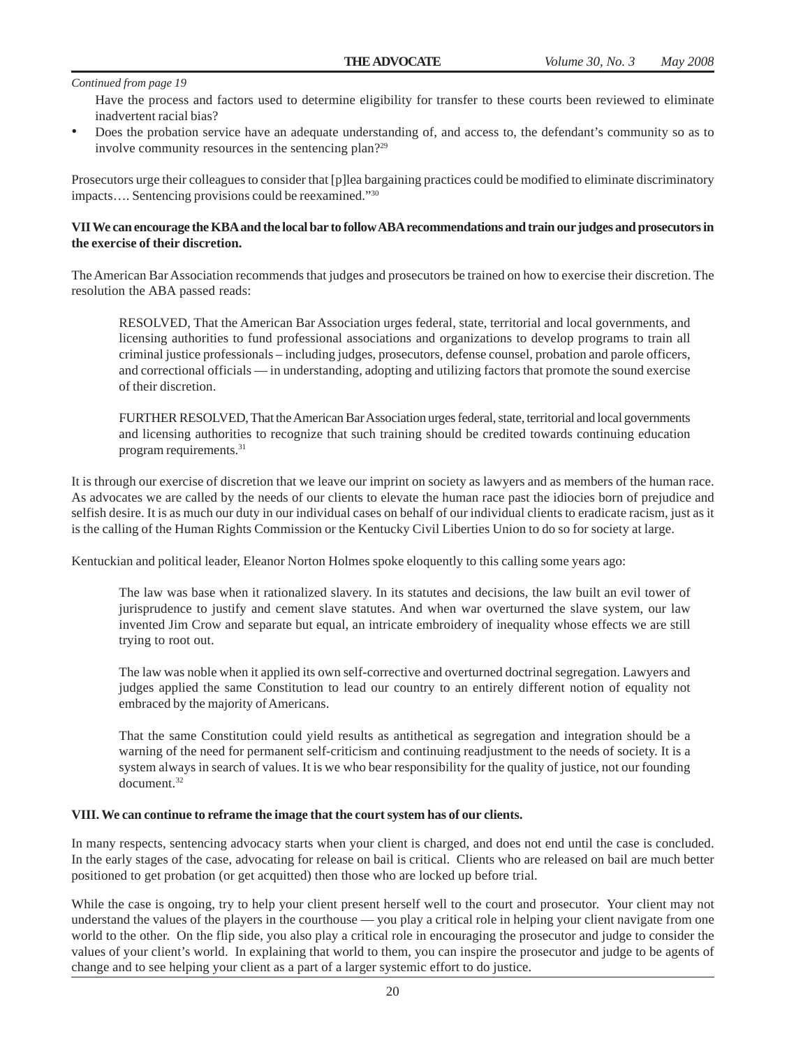*Continued from page 19*

Have the process and factors used to determine eligibility for transfer to these courts been reviewed to eliminate inadvertent racial bias?

- Does the probation service have an adequate understanding of, and access to, the defendant's community so as to involve community resources in the sentencing plan?[29]

Prosecutors urge their colleagues to consider that [p]lea bargaining practices could be modified to eliminate discriminatory impacts…. Sentencing provisions could be reexamined."[30]

**VII We can encourage the KBA and the local bar to follow ABA recommendations and train our judges and prosecutors in the exercise of their discretion.**

The American Bar Association recommends that judges and prosecutors be trained on how to exercise their discretion. The resolution the ABA passed reads:

> RESOLVED, That the American Bar Association urges federal, state, territorial and local governments, and licensing authorities to fund professional associations and organizations to develop programs to train all criminal justice professionals – including judges, prosecutors, defense counsel, probation and parole officers, and correctional officials — in understanding, adopting and utilizing factors that promote the sound exercise of their discretion.
>
> FURTHER RESOLVED, That the American Bar Association urges federal, state, territorial and local governments and licensing authorities to recognize that such training should be credited towards continuing education program requirements.[31]

It is through our exercise of discretion that we leave our imprint on society as lawyers and as members of the human race. As advocates we are called by the needs of our clients to elevate the human race past the idiocies born of prejudice and selfish desire. It is as much our duty in our individual cases on behalf of our individual clients to eradicate racism, just as it is the calling of the Human Rights Commission or the Kentucky Civil Liberties Union to do so for society at large.

Kentuckian and political leader, Eleanor Norton Holmes spoke eloquently to this calling some years ago:

> The law was base when it rationalized slavery. In its statutes and decisions, the law built an evil tower of jurisprudence to justify and cement slave statutes. And when war overturned the slave system, our law invented Jim Crow and separate but equal, an intricate embroidery of inequality whose effects we are still trying to root out.
>
> The law was noble when it applied its own self-corrective and overturned doctrinal segregation. Lawyers and judges applied the same Constitution to lead our country to an entirely different notion of equality not embraced by the majority of Americans.
>
> That the same Constitution could yield results as antithetical as segregation and integration should be a warning of the need for permanent self-criticism and continuing readjustment to the needs of society. It is a system always in search of values. It is we who bear responsibility for the quality of justice, not our founding document.[32]

**VIII. We can continue to reframe the image that the court system has of our clients.**

In many respects, sentencing advocacy starts when your client is charged, and does not end until the case is concluded. In the early stages of the case, advocating for release on bail is critical. Clients who are released on bail are much better positioned to get probation (or get acquitted) then those who are locked up before trial.

While the case is ongoing, try to help your client present herself well to the court and prosecutor. Your client may not understand the values of the players in the courthouse — you play a critical role in helping your client navigate from one world to the other. On the flip side, you also play a critical role in encouraging the prosecutor and judge to consider the values of your client's world. In explaining that world to them, you can inspire the prosecutor and judge to be agents of change and to see helping your client as a part of a larger systemic effort to do justice.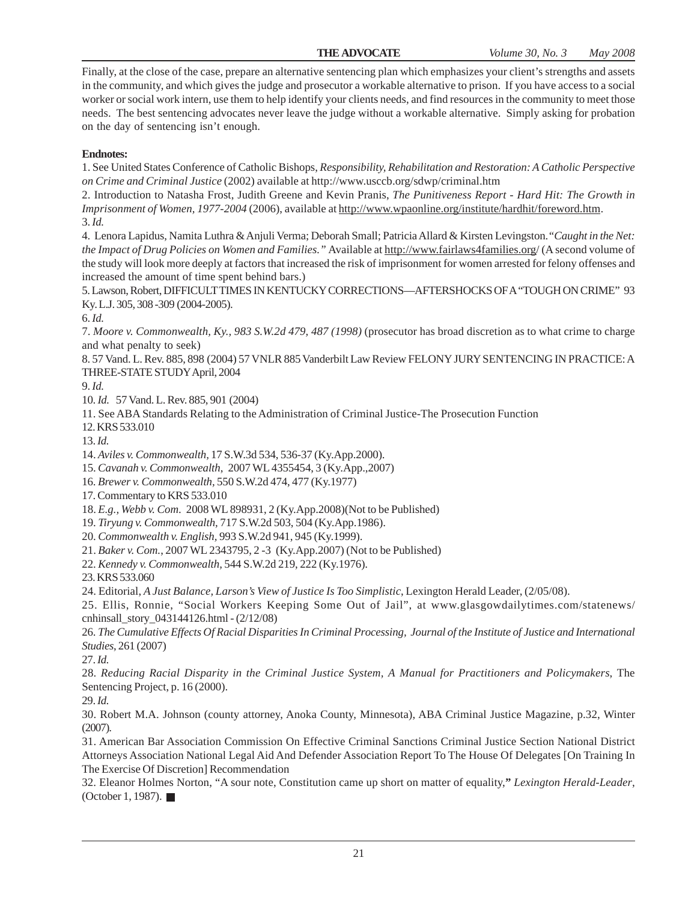Finally, at the close of the case, prepare an alternative sentencing plan which emphasizes your client's strengths and assets in the community, and which gives the judge and prosecutor a workable alternative to prison. If you have access to a social worker or social work intern, use them to help identify your clients needs, and find resources in the community to meet those needs. The best sentencing advocates never leave the judge without a workable alternative. Simply asking for probation on the day of sentencing isn't enough.

**Endnotes:**

1. See United States Conference of Catholic Bishops, *Responsibility, Rehabilitation and Restoration: A Catholic Perspective on Crime and Criminal Justice* (2002) available at http://www.usccb.org/sdwp/criminal.htm
2. Introduction to Natasha Frost, Judith Greene and Kevin Pranis, *The Punitiveness Report - Hard Hit: The Growth in Imprisonment of Women, 1977-2004* (2006), available at http://www.wpaonline.org/institute/hardhit/foreword.htm.
3. *Id.*
4. Lenora Lapidus, Namita Luthra & Anjuli Verma; Deborah Small; Patricia Allard & Kirsten Levingston. "*Caught in the Net: the Impact of Drug Policies on Women and Families.*" Available at http://www.fairlaws4families.org/ (A second volume of the study will look more deeply at factors that increased the risk of imprisonment for women arrested for felony offenses and increased the amount of time spent behind bars.)
5. Lawson, Robert, DIFFICULT TIMES IN KENTUCKY CORRECTIONS—AFTERSHOCKS OF A "TOUGH ON CRIME" 93 Ky. L.J. 305, 308 -309 (2004-2005).
6. *Id.*
7. *Moore v. Commonwealth, Ky., 983 S.W.2d 479, 487 (1998)* (prosecutor has broad discretion as to what crime to charge and what penalty to seek)
8. 57 Vand. L. Rev. 885, 898 (2004) 57 VNLR 885 Vanderbilt Law Review FELONY JURY SENTENCING IN PRACTICE: A THREE-STATE STUDY April, 2004
9. *Id.*
10. *Id.* 57 Vand. L. Rev. 885, 901 (2004)
11. See ABA Standards Relating to the Administration of Criminal Justice-The Prosecution Function
12. KRS 533.010
13. *Id.*
14. *Aviles v. Commonwealth,* 17 S.W.3d 534, 536-37 (Ky.App.2000).
15. *Cavanah v. Commonwealth,* 2007 WL 4355454, 3 (Ky.App.,2007)
16. *Brewer v. Commonwealth,* 550 S.W.2d 474, 477 (Ky.1977)
17. Commentary to KRS 533.010
18. *E.g., Webb v. Com.* 2008 WL 898931, 2 (Ky.App.2008)(Not to be Published)
19. *Tiryung v. Commonwealth,* 717 S.W.2d 503, 504 (Ky.App.1986).
20. *Commonwealth v. English,* 993 S.W.2d 941, 945 (Ky.1999).
21. *Baker v. Com.,* 2007 WL 2343795, 2 -3 (Ky.App.2007) (Not to be Published)
22. *Kennedy v. Commonwealth,* 544 S.W.2d 219, 222 (Ky.1976).
23. KRS 533.060
24. Editorial, *A Just Balance, Larson's View of Justice Is Too Simplistic*, Lexington Herald Leader, (2/05/08).
25. Ellis, Ronnie, "Social Workers Keeping Some Out of Jail", at www.glasgowdailytimes.com/statenews/cnhinsall_story_043144126.html - (2/12/08)
26. *The Cumulative Effects Of Racial Disparities In Criminal Processing, Journal of the Institute of Justice and International Studies*, 261 (2007)
27. *Id.*
28. *Reducing Racial Disparity in the Criminal Justice System, A Manual for Practitioners and Policymakers,* The Sentencing Project, p. 16 (2000).
29. *Id.*
30. Robert M.A. Johnson (county attorney, Anoka County, Minnesota), ABA Criminal Justice Magazine, p.32, Winter (2007).
31. American Bar Association Commission On Effective Criminal Sanctions Criminal Justice Section National District Attorneys Association National Legal Aid And Defender Association Report To The House Of Delegates [On Training In The Exercise Of Discretion] Recommendation
32. Eleanor Holmes Norton, "A sour note, Constitution came up short on matter of equality," *Lexington Herald-Leader*, (October 1, 1987). ■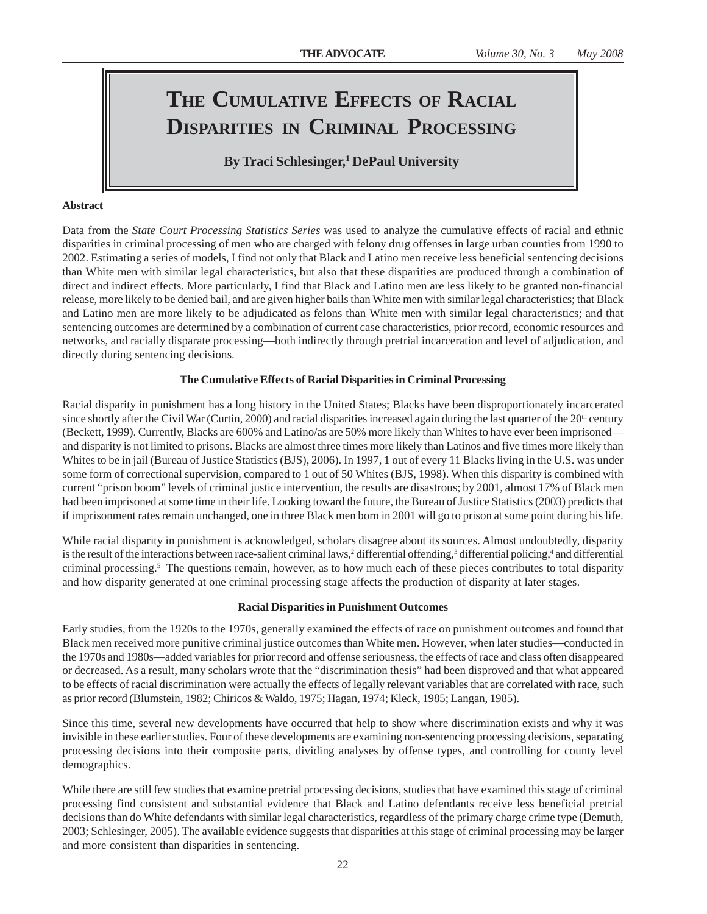# The Cumulative Effects of Racial Disparities in Criminal Processing

**By Traci Schlesinger,[1] DePaul University**

**Abstract**

Data from the *State Court Processing Statistics Series* was used to analyze the cumulative effects of racial and ethnic disparities in criminal processing of men who are charged with felony drug offenses in large urban counties from 1990 to 2002. Estimating a series of models, I find not only that Black and Latino men receive less beneficial sentencing decisions than White men with similar legal characteristics, but also that these disparities are produced through a combination of direct and indirect effects. More particularly, I find that Black and Latino men are less likely to be granted non-financial release, more likely to be denied bail, and are given higher bails than White men with similar legal characteristics; that Black and Latino men are more likely to be adjudicated as felons than White men with similar legal characteristics; and that sentencing outcomes are determined by a combination of current case characteristics, prior record, economic resources and networks, and racially disparate processing—both indirectly through pretrial incarceration and level of adjudication, and directly during sentencing decisions.

### The Cumulative Effects of Racial Disparities in Criminal Processing

Racial disparity in punishment has a long history in the United States; Blacks have been disproportionately incarcerated since shortly after the Civil War (Curtin, 2000) and racial disparities increased again during the last quarter of the 20th century (Beckett, 1999). Currently, Blacks are 600% and Latino/as are 50% more likely than Whites to have ever been imprisoned—and disparity is not limited to prisons. Blacks are almost three times more likely than Latinos and five times more likely than Whites to be in jail (Bureau of Justice Statistics (BJS), 2006). In 1997, 1 out of every 11 Blacks living in the U.S. was under some form of correctional supervision, compared to 1 out of 50 Whites (BJS, 1998). When this disparity is combined with current "prison boom" levels of criminal justice intervention, the results are disastrous; by 2001, almost 17% of Black men had been imprisoned at some time in their life. Looking toward the future, the Bureau of Justice Statistics (2003) predicts that if imprisonment rates remain unchanged, one in three Black men born in 2001 will go to prison at some point during his life.

While racial disparity in punishment is acknowledged, scholars disagree about its sources. Almost undoubtedly, disparity is the result of the interactions between race-salient criminal laws,[2] differential offending,[3] differential policing,[4] and differential criminal processing.[5] The questions remain, however, as to how much each of these pieces contributes to total disparity and how disparity generated at one criminal processing stage affects the production of disparity at later stages.

### Racial Disparities in Punishment Outcomes

Early studies, from the 1920s to the 1970s, generally examined the effects of race on punishment outcomes and found that Black men received more punitive criminal justice outcomes than White men. However, when later studies—conducted in the 1970s and 1980s—added variables for prior record and offense seriousness, the effects of race and class often disappeared or decreased. As a result, many scholars wrote that the "discrimination thesis" had been disproved and that what appeared to be effects of racial discrimination were actually the effects of legally relevant variables that are correlated with race, such as prior record (Blumstein, 1982; Chiricos & Waldo, 1975; Hagan, 1974; Kleck, 1985; Langan, 1985).

Since this time, several new developments have occurred that help to show where discrimination exists and why it was invisible in these earlier studies. Four of these developments are examining non-sentencing processing decisions, separating processing decisions into their composite parts, dividing analyses by offense types, and controlling for county level demographics.

While there are still few studies that examine pretrial processing decisions, studies that have examined this stage of criminal processing find consistent and substantial evidence that Black and Latino defendants receive less beneficial pretrial decisions than do White defendants with similar legal characteristics, regardless of the primary charge crime type (Demuth, 2003; Schlesinger, 2005). The available evidence suggests that disparities at this stage of criminal processing may be larger and more consistent than disparities in sentencing.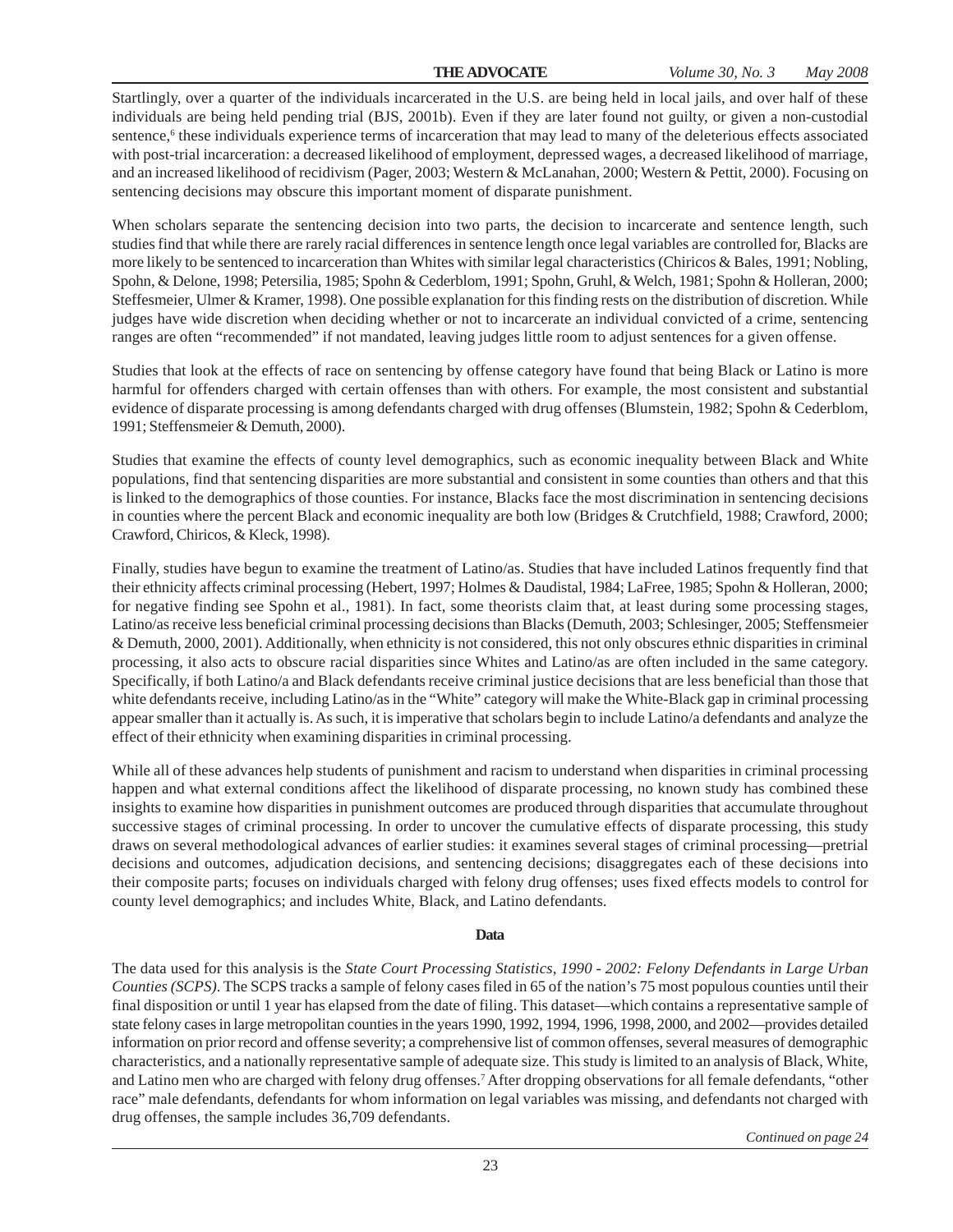Startlingly, over a quarter of the individuals incarcerated in the U.S. are being held in local jails, and over half of these individuals are being held pending trial (BJS, 2001b). Even if they are later found not guilty, or given a non-custodial sentence,[6] these individuals experience terms of incarceration that may lead to many of the deleterious effects associated with post-trial incarceration: a decreased likelihood of employment, depressed wages, a decreased likelihood of marriage, and an increased likelihood of recidivism (Pager, 2003; Western & McLanahan, 2000; Western & Pettit, 2000). Focusing on sentencing decisions may obscure this important moment of disparate punishment.

When scholars separate the sentencing decision into two parts, the decision to incarcerate and sentence length, such studies find that while there are rarely racial differences in sentence length once legal variables are controlled for, Blacks are more likely to be sentenced to incarceration than Whites with similar legal characteristics (Chiricos & Bales, 1991; Nobling, Spohn, & Delone, 1998; Petersilia, 1985; Spohn & Cederblom, 1991; Spohn, Gruhl, & Welch, 1981; Spohn & Holleran, 2000; Steffesmeier, Ulmer & Kramer, 1998). One possible explanation for this finding rests on the distribution of discretion. While judges have wide discretion when deciding whether or not to incarcerate an individual convicted of a crime, sentencing ranges are often "recommended" if not mandated, leaving judges little room to adjust sentences for a given offense.

Studies that look at the effects of race on sentencing by offense category have found that being Black or Latino is more harmful for offenders charged with certain offenses than with others. For example, the most consistent and substantial evidence of disparate processing is among defendants charged with drug offenses (Blumstein, 1982; Spohn & Cederblom, 1991; Steffensmeier & Demuth, 2000).

Studies that examine the effects of county level demographics, such as economic inequality between Black and White populations, find that sentencing disparities are more substantial and consistent in some counties than others and that this is linked to the demographics of those counties. For instance, Blacks face the most discrimination in sentencing decisions in counties where the percent Black and economic inequality are both low (Bridges & Crutchfield, 1988; Crawford, 2000; Crawford, Chiricos, & Kleck, 1998).

Finally, studies have begun to examine the treatment of Latino/as. Studies that have included Latinos frequently find that their ethnicity affects criminal processing (Hebert, 1997; Holmes & Daudistal, 1984; LaFree, 1985; Spohn & Holleran, 2000; for negative finding see Spohn et al., 1981). In fact, some theorists claim that, at least during some processing stages, Latino/as receive less beneficial criminal processing decisions than Blacks (Demuth, 2003; Schlesinger, 2005; Steffensmeier & Demuth, 2000, 2001). Additionally, when ethnicity is not considered, this not only obscures ethnic disparities in criminal processing, it also acts to obscure racial disparities since Whites and Latino/as are often included in the same category. Specifically, if both Latino/a and Black defendants receive criminal justice decisions that are less beneficial than those that white defendants receive, including Latino/as in the "White" category will make the White-Black gap in criminal processing appear smaller than it actually is. As such, it is imperative that scholars begin to include Latino/a defendants and analyze the effect of their ethnicity when examining disparities in criminal processing.

While all of these advances help students of punishment and racism to understand when disparities in criminal processing happen and what external conditions affect the likelihood of disparate processing, no known study has combined these insights to examine how disparities in punishment outcomes are produced through disparities that accumulate throughout successive stages of criminal processing. In order to uncover the cumulative effects of disparate processing, this study draws on several methodological advances of earlier studies: it examines several stages of criminal processing—pretrial decisions and outcomes, adjudication decisions, and sentencing decisions; disaggregates each of these decisions into their composite parts; focuses on individuals charged with felony drug offenses; uses fixed effects models to control for county level demographics; and includes White, Black, and Latino defendants.

## Data

The data used for this analysis is the *State Court Processing Statistics, 1990 - 2002: Felony Defendants in Large Urban Counties (SCPS)*. The SCPS tracks a sample of felony cases filed in 65 of the nation's 75 most populous counties until their final disposition or until 1 year has elapsed from the date of filing. This dataset—which contains a representative sample of state felony cases in large metropolitan counties in the years 1990, 1992, 1994, 1996, 1998, 2000, and 2002—provides detailed information on prior record and offense severity; a comprehensive list of common offenses, several measures of demographic characteristics, and a nationally representative sample of adequate size. This study is limited to an analysis of Black, White, and Latino men who are charged with felony drug offenses.[7] After dropping observations for all female defendants, "other race" male defendants, defendants for whom information on legal variables was missing, and defendants not charged with drug offenses, the sample includes 36,709 defendants.

*Continued on page 24*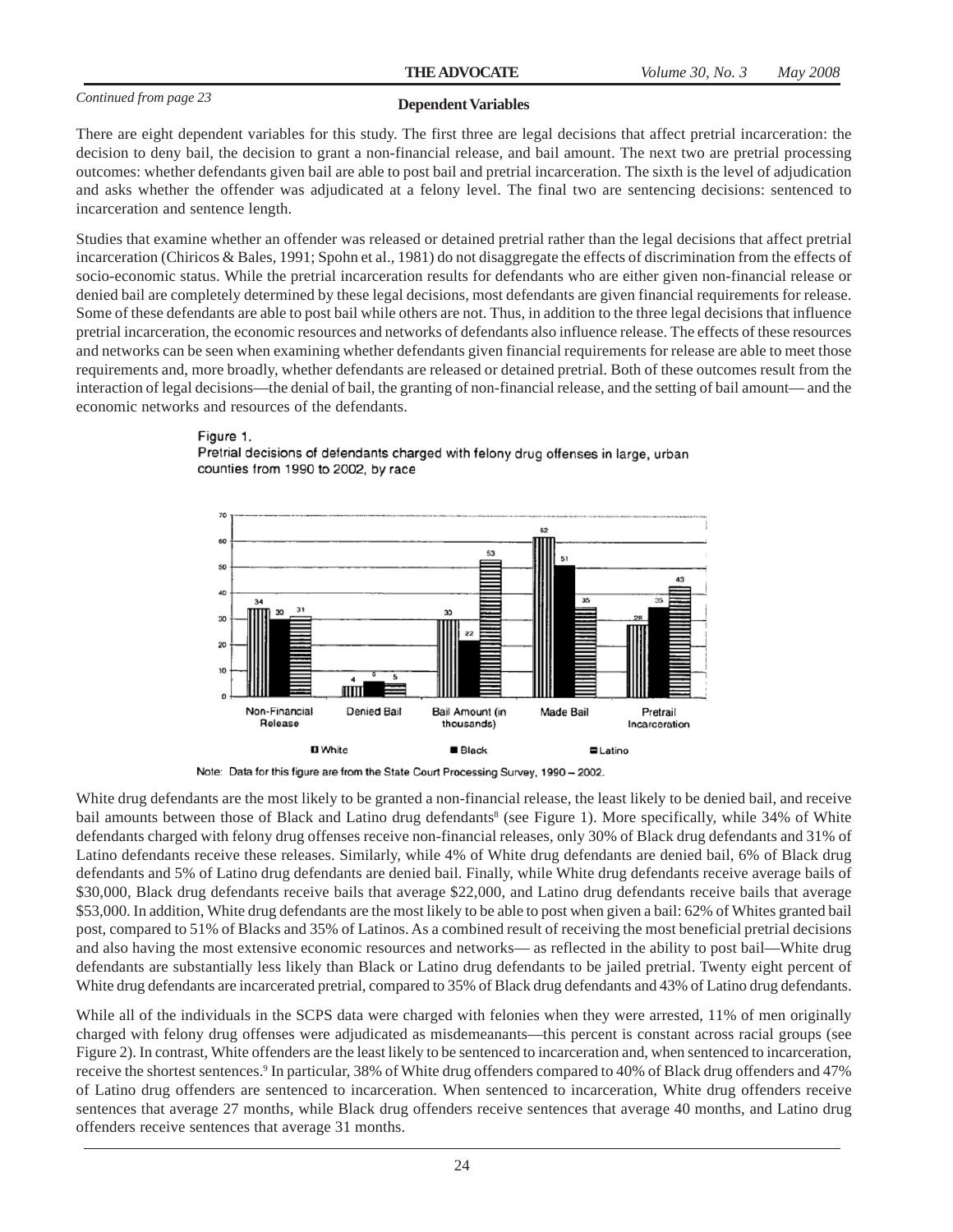*Continued from page 23*

### Dependent Variables

There are eight dependent variables for this study. The first three are legal decisions that affect pretrial incarceration: the decision to deny bail, the decision to grant a non-financial release, and bail amount. The next two are pretrial processing outcomes: whether defendants given bail are able to post bail and pretrial incarceration. The sixth is the level of adjudication and asks whether the offender was adjudicated at a felony level. The final two are sentencing decisions: sentenced to incarceration and sentence length.

Studies that examine whether an offender was released or detained pretrial rather than the legal decisions that affect pretrial incarceration (Chiricos & Bales, 1991; Spohn et al., 1981) do not disaggregate the effects of discrimination from the effects of socio-economic status. While the pretrial incarceration results for defendants who are either given non-financial release or denied bail are completely determined by these legal decisions, most defendants are given financial requirements for release. Some of these defendants are able to post bail while others are not. Thus, in addition to the three legal decisions that influence pretrial incarceration, the economic resources and networks of defendants also influence release. The effects of these resources and networks can be seen when examining whether defendants given financial requirements for release are able to meet those requirements and, more broadly, whether defendants are released or detained pretrial. Both of these outcomes result from the interaction of legal decisions—the denial of bail, the granting of non-financial release, and the setting of bail amount— and the economic networks and resources of the defendants.

Figure 1.
Pretrial decisions of defendants charged with felony drug offenses in large, urban counties from 1990 to 2002, by race

| | White | Black | Latino |
|---|---|---|---|
| Non-Financial Release | 34 | 30 | 31 |
| Denied Bail | 4 | 6 | 5 |
| Bail Amount (in thousands) | 30 | 22 | 53 |
| Made Bail | 62 | 51 | 35 |
| Pretrail Incarceration | 28 | 35 | 43 |

Note: Data for this figure are from the State Court Processing Survey, 1990 – 2002.

White drug defendants are the most likely to be granted a non-financial release, the least likely to be denied bail, and receive bail amounts between those of Black and Latino drug defendants[8] (see Figure 1). More specifically, while 34% of White defendants charged with felony drug offenses receive non-financial releases, only 30% of Black drug defendants and 31% of Latino defendants receive these releases. Similarly, while 4% of White drug defendants are denied bail, 6% of Black drug defendants and 5% of Latino drug defendants are denied bail. Finally, while White drug defendants receive average bails of $30,000, Black drug defendants receive bails that average $22,000, and Latino drug defendants receive bails that average $53,000. In addition, White drug defendants are the most likely to be able to post when given a bail: 62% of Whites granted bail post, compared to 51% of Blacks and 35% of Latinos. As a combined result of receiving the most beneficial pretrial decisions and also having the most extensive economic resources and networks— as reflected in the ability to post bail—White drug defendants are substantially less likely than Black or Latino drug defendants to be jailed pretrial. Twenty eight percent of White drug defendants are incarcerated pretrial, compared to 35% of Black drug defendants and 43% of Latino drug defendants.

While all of the individuals in the SCPS data were charged with felonies when they were arrested, 11% of men originally charged with felony drug offenses were adjudicated as misdemeanants—this percent is constant across racial groups (see Figure 2). In contrast, White offenders are the least likely to be sentenced to incarceration and, when sentenced to incarceration, receive the shortest sentences.[9] In particular, 38% of White drug offenders compared to 40% of Black drug offenders and 47% of Latino drug offenders are sentenced to incarceration. When sentenced to incarceration, White drug offenders receive sentences that average 27 months, while Black drug offenders receive sentences that average 40 months, and Latino drug offenders receive sentences that average 31 months.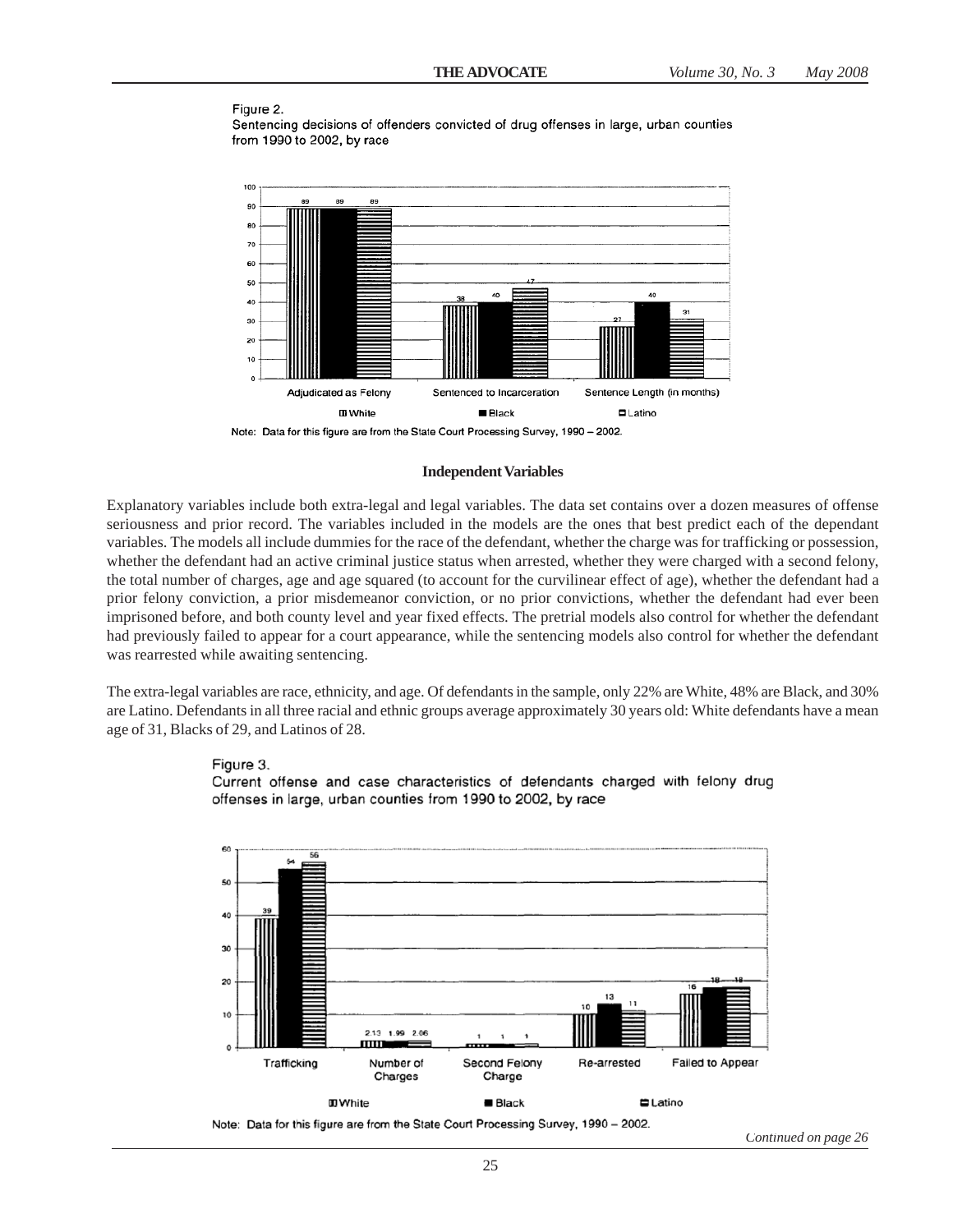Figure 2.
Sentencing decisions of offenders convicted of drug offenses in large, urban counties from 1990 to 2002, by race

| | White | Black | Latino |
|---|---|---|---|
| Adjudicated as Felony | 89 | 89 | 89 |
| Sentenced to Incarceration | 38 | 40 | 47 |
| Sentence Length (in months) | 27 | 40 | 31 |

Note: Data for this figure are from the State Court Processing Survey, 1990 – 2002.

### Independent Variables

Explanatory variables include both extra-legal and legal variables. The data set contains over a dozen measures of offense seriousness and prior record. The variables included in the models are the ones that best predict each of the dependant variables. The models all include dummies for the race of the defendant, whether the charge was for trafficking or possession, whether the defendant had an active criminal justice status when arrested, whether they were charged with a second felony, the total number of charges, age and age squared (to account for the curvilinear effect of age), whether the defendant had a prior felony conviction, a prior misdemeanor conviction, or no prior convictions, whether the defendant had ever been imprisoned before, and both county level and year fixed effects. The pretrial models also control for whether the defendant had previously failed to appear for a court appearance, while the sentencing models also control for whether the defendant was rearrested while awaiting sentencing.

The extra-legal variables are race, ethnicity, and age. Of defendants in the sample, only 22% are White, 48% are Black, and 30% are Latino. Defendants in all three racial and ethnic groups average approximately 30 years old: White defendants have a mean age of 31, Blacks of 29, and Latinos of 28.

Figure 3.
Current offense and case characteristics of defendants charged with felony drug offenses in large, urban counties from 1990 to 2002, by race

| | White | Black | Latino |
|---|---|---|---|
| Trafficking | 39 | 54 | 56 |
| Number of Charges | 2.13 | 1.99 | 2.06 |
| Second Felony Charge | 1 | 1 | 1 |
| Re-arrested | 10 | 13 | 11 |
| Failed to Appear | 16 | 18 | 18 |

Note: Data for this figure are from the State Court Processing Survey, 1990 – 2002.

*Continued on page 26*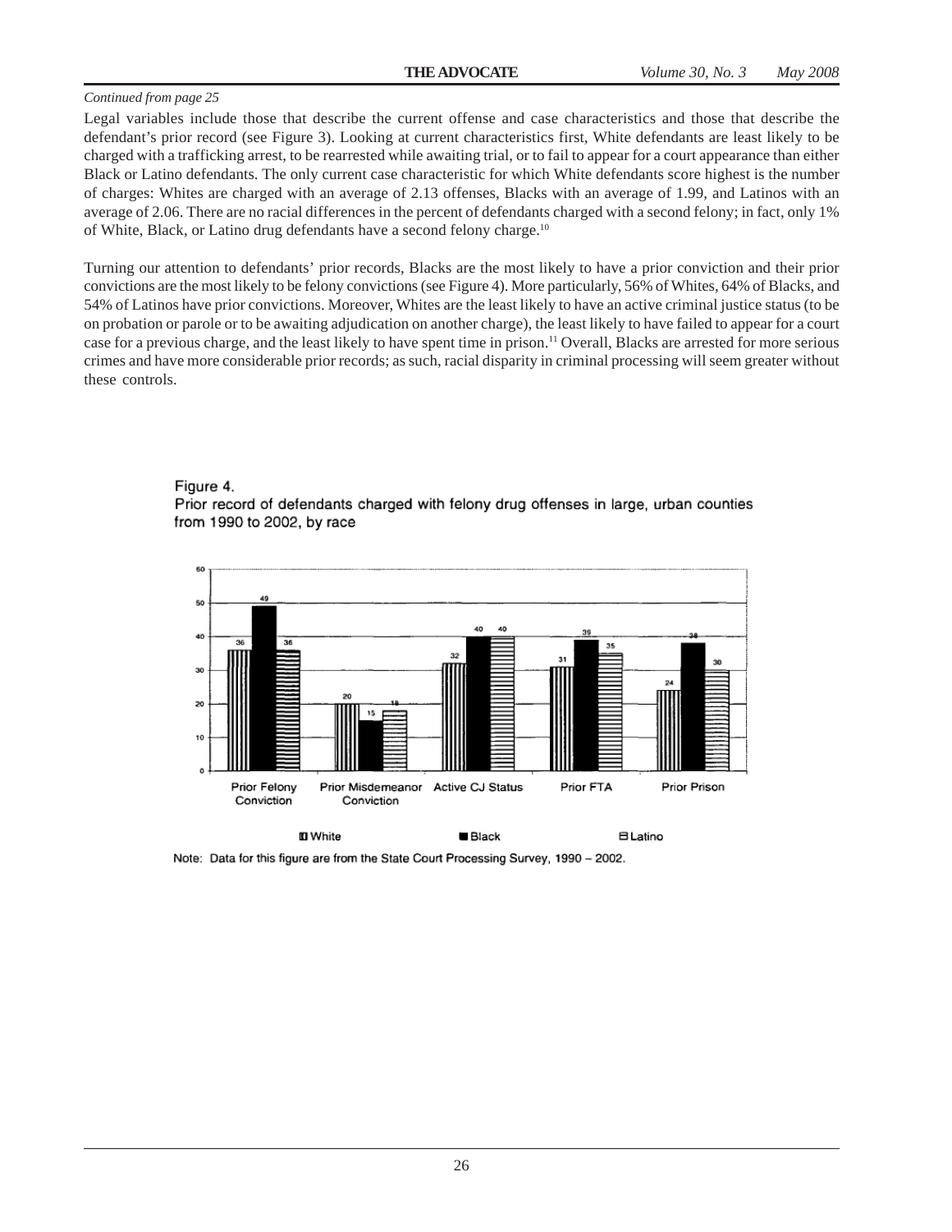*Continued from page 25*

Legal variables include those that describe the current offense and case characteristics and those that describe the defendant's prior record (see Figure 3). Looking at current characteristics first, White defendants are least likely to be charged with a trafficking arrest, to be rearrested while awaiting trial, or to fail to appear for a court appearance than either Black or Latino defendants. The only current case characteristic for which White defendants score highest is the number of charges: Whites are charged with an average of 2.13 offenses, Blacks with an average of 1.99, and Latinos with an average of 2.06. There are no racial differences in the percent of defendants charged with a second felony; in fact, only 1% of White, Black, or Latino drug defendants have a second felony charge.[10]

Turning our attention to defendants' prior records, Blacks are the most likely to have a prior conviction and their prior convictions are the most likely to be felony convictions (see Figure 4). More particularly, 56% of Whites, 64% of Blacks, and 54% of Latinos have prior convictions. Moreover, Whites are the least likely to have an active criminal justice status (to be on probation or parole or to be awaiting adjudication on another charge), the least likely to have failed to appear for a court case for a previous charge, and the least likely to have spent time in prison.[11] Overall, Blacks are arrested for more serious crimes and have more considerable prior records; as such, racial disparity in criminal processing will seem greater without these controls.

Figure 4.
Prior record of defendants charged with felony drug offenses in large, urban counties from 1990 to 2002, by race

| | White | Black | Latino |
|---|---|---|---|
| Prior Felony Conviction | 36 | 49 | 36 |
| Prior Misdemeanor Conviction | 20 | 15 | 18 |
| Active CJ Status | 32 | 40 | 40 |
| Prior FTA | 31 | 39 | 35 |
| Prior Prison | 24 | 38 | 30 |

Note: Data for this figure are from the State Court Processing Survey, 1990 – 2002.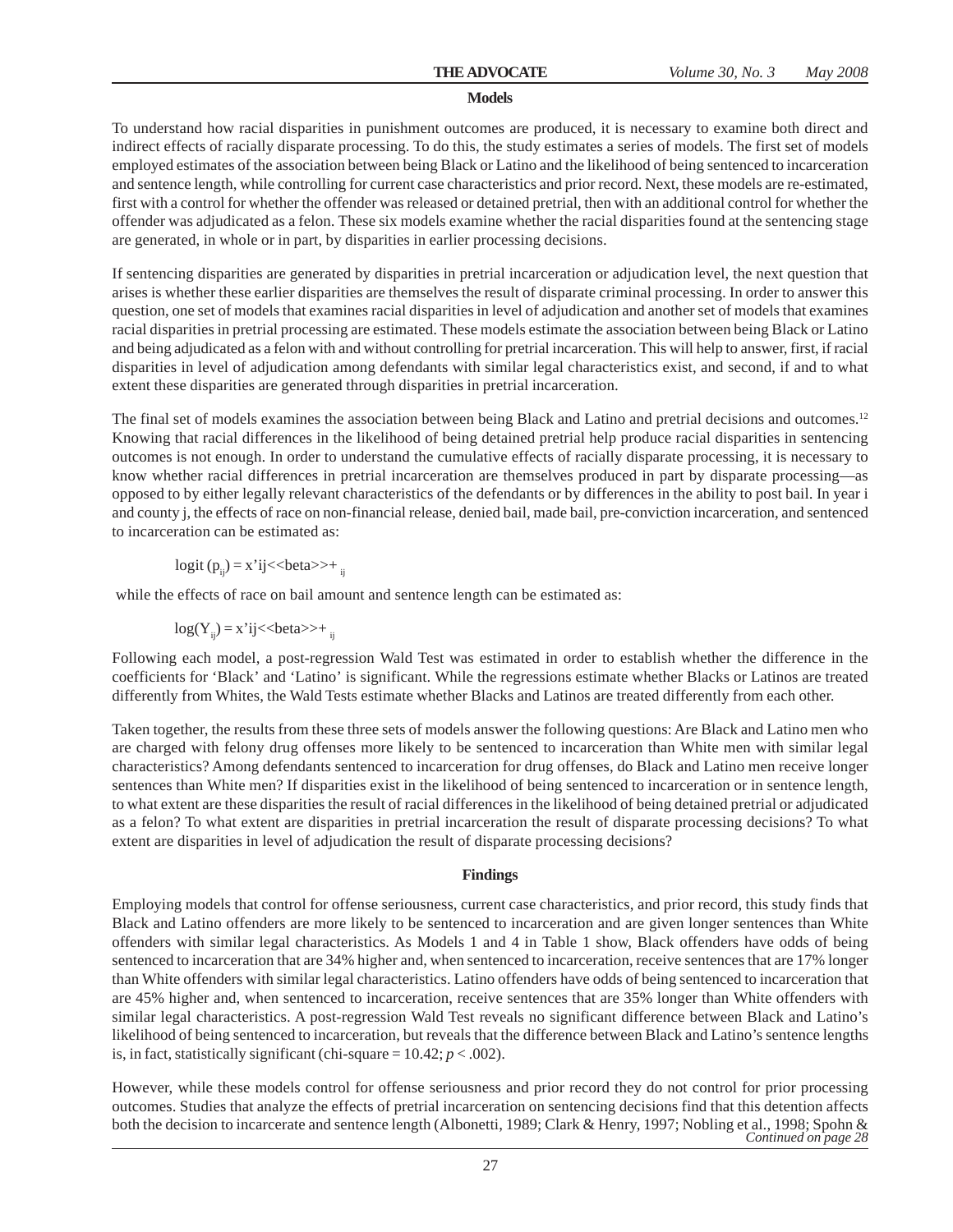## Models

To understand how racial disparities in punishment outcomes are produced, it is necessary to examine both direct and indirect effects of racially disparate processing. To do this, the study estimates a series of models. The first set of models employed estimates of the association between being Black or Latino and the likelihood of being sentenced to incarceration and sentence length, while controlling for current case characteristics and prior record. Next, these models are re-estimated, first with a control for whether the offender was released or detained pretrial, then with an additional control for whether the offender was adjudicated as a felon. These six models examine whether the racial disparities found at the sentencing stage are generated, in whole or in part, by disparities in earlier processing decisions.

If sentencing disparities are generated by disparities in pretrial incarceration or adjudication level, the next question that arises is whether these earlier disparities are themselves the result of disparate criminal processing. In order to answer this question, one set of models that examines racial disparities in level of adjudication and another set of models that examines racial disparities in pretrial processing are estimated. These models estimate the association between being Black or Latino and being adjudicated as a felon with and without controlling for pretrial incarceration. This will help to answer, first, if racial disparities in level of adjudication among defendants with similar legal characteristics exist, and second, if and to what extent these disparities are generated through disparities in pretrial incarceration.

The final set of models examines the association between being Black and Latino and pretrial decisions and outcomes.[12] Knowing that racial differences in the likelihood of being detained pretrial help produce racial disparities in sentencing outcomes is not enough. In order to understand the cumulative effects of racially disparate processing, it is necessary to know whether racial differences in pretrial incarceration are themselves produced in part by disparate processing—as opposed to by either legally relevant characteristics of the defendants or by differences in the ability to post bail. In year i and county j, the effects of race on non-financial release, denied bail, made bail, pre-conviction incarceration, and sentenced to incarceration can be estimated as:

$$\text{logit}(p_{ij}) = x'ij\text{<<beta>>}+_{ij}$$

while the effects of race on bail amount and sentence length can be estimated as:

$$\log(Y_{ij}) = x'ij\text{<<beta>>}+_{ij}$$

Following each model, a post-regression Wald Test was estimated in order to establish whether the difference in the coefficients for 'Black' and 'Latino' is significant. While the regressions estimate whether Blacks or Latinos are treated differently from Whites, the Wald Tests estimate whether Blacks and Latinos are treated differently from each other.

Taken together, the results from these three sets of models answer the following questions: Are Black and Latino men who are charged with felony drug offenses more likely to be sentenced to incarceration than White men with similar legal characteristics? Among defendants sentenced to incarceration for drug offenses, do Black and Latino men receive longer sentences than White men? If disparities exist in the likelihood of being sentenced to incarceration or in sentence length, to what extent are these disparities the result of racial differences in the likelihood of being detained pretrial or adjudicated as a felon? To what extent are disparities in pretrial incarceration the result of disparate processing decisions? To what extent are disparities in level of adjudication the result of disparate processing decisions?

## Findings

Employing models that control for offense seriousness, current case characteristics, and prior record, this study finds that Black and Latino offenders are more likely to be sentenced to incarceration and are given longer sentences than White offenders with similar legal characteristics. As Models 1 and 4 in Table 1 show, Black offenders have odds of being sentenced to incarceration that are 34% higher and, when sentenced to incarceration, receive sentences that are 17% longer than White offenders with similar legal characteristics. Latino offenders have odds of being sentenced to incarceration that are 45% higher and, when sentenced to incarceration, receive sentences that are 35% longer than White offenders with similar legal characteristics. A post-regression Wald Test reveals no significant difference between Black and Latino's likelihood of being sentenced to incarceration, but reveals that the difference between Black and Latino's sentence lengths is, in fact, statistically significant (chi-square = 10.42; $p < .002$).

However, while these models control for offense seriousness and prior record they do not control for prior processing outcomes. Studies that analyze the effects of pretrial incarceration on sentencing decisions find that this detention affects both the decision to incarcerate and sentence length (Albonetti, 1989; Clark & Henry, 1997; Nobling et al., 1998; Spohn &

*Continued on page 28*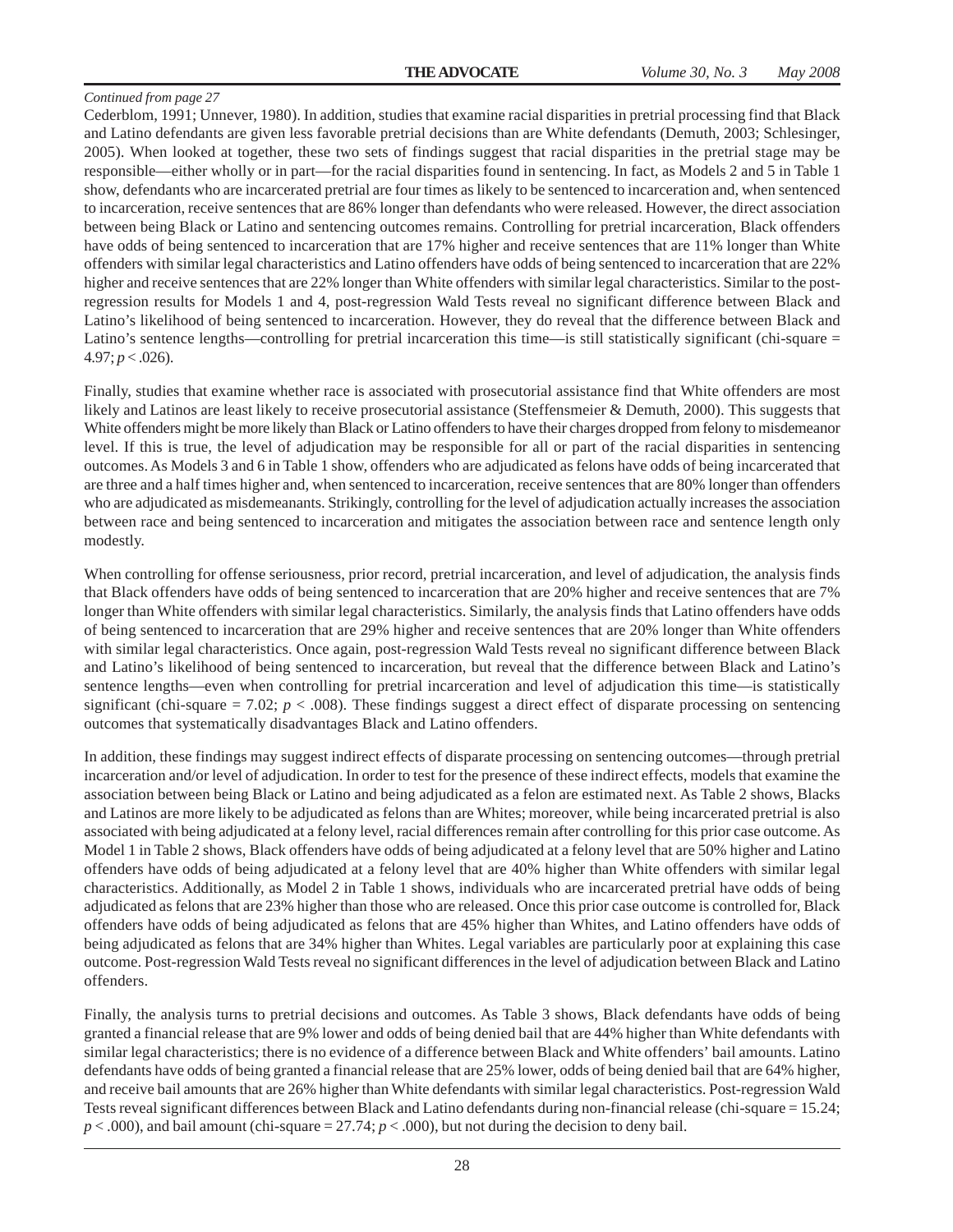*Continued from page 27*

Cederblom, 1991; Unnever, 1980). In addition, studies that examine racial disparities in pretrial processing find that Black and Latino defendants are given less favorable pretrial decisions than are White defendants (Demuth, 2003; Schlesinger, 2005). When looked at together, these two sets of findings suggest that racial disparities in the pretrial stage may be responsible—either wholly or in part—for the racial disparities found in sentencing. In fact, as Models 2 and 5 in Table 1 show, defendants who are incarcerated pretrial are four times as likely to be sentenced to incarceration and, when sentenced to incarceration, receive sentences that are 86% longer than defendants who were released. However, the direct association between being Black or Latino and sentencing outcomes remains. Controlling for pretrial incarceration, Black offenders have odds of being sentenced to incarceration that are 17% higher and receive sentences that are 11% longer than White offenders with similar legal characteristics and Latino offenders have odds of being sentenced to incarceration that are 22% higher and receive sentences that are 22% longer than White offenders with similar legal characteristics. Similar to the post-regression results for Models 1 and 4, post-regression Wald Tests reveal no significant difference between Black and Latino's likelihood of being sentenced to incarceration. However, they do reveal that the difference between Black and Latino's sentence lengths—controlling for pretrial incarceration this time—is still statistically significant (chi-square = 4.97; $p < .026$).

Finally, studies that examine whether race is associated with prosecutorial assistance find that White offenders are most likely and Latinos are least likely to receive prosecutorial assistance (Steffensmeier & Demuth, 2000). This suggests that White offenders might be more likely than Black or Latino offenders to have their charges dropped from felony to misdemeanor level. If this is true, the level of adjudication may be responsible for all or part of the racial disparities in sentencing outcomes. As Models 3 and 6 in Table 1 show, offenders who are adjudicated as felons have odds of being incarcerated that are three and a half times higher and, when sentenced to incarceration, receive sentences that are 80% longer than offenders who are adjudicated as misdemeanants. Strikingly, controlling for the level of adjudication actually increases the association between race and being sentenced to incarceration and mitigates the association between race and sentence length only modestly.

When controlling for offense seriousness, prior record, pretrial incarceration, and level of adjudication, the analysis finds that Black offenders have odds of being sentenced to incarceration that are 20% higher and receive sentences that are 7% longer than White offenders with similar legal characteristics. Similarly, the analysis finds that Latino offenders have odds of being sentenced to incarceration that are 29% higher and receive sentences that are 20% longer than White offenders with similar legal characteristics. Once again, post-regression Wald Tests reveal no significant difference between Black and Latino's likelihood of being sentenced to incarceration, but reveal that the difference between Black and Latino's sentence lengths—even when controlling for pretrial incarceration and level of adjudication this time—is statistically significant (chi-square = 7.02; $p < .008$). These findings suggest a direct effect of disparate processing on sentencing outcomes that systematically disadvantages Black and Latino offenders.

In addition, these findings may suggest indirect effects of disparate processing on sentencing outcomes—through pretrial incarceration and/or level of adjudication. In order to test for the presence of these indirect effects, models that examine the association between being Black or Latino and being adjudicated as a felon are estimated next. As Table 2 shows, Blacks and Latinos are more likely to be adjudicated as felons than are Whites; moreover, while being incarcerated pretrial is also associated with being adjudicated at a felony level, racial differences remain after controlling for this prior case outcome. As Model 1 in Table 2 shows, Black offenders have odds of being adjudicated at a felony level that are 50% higher and Latino offenders have odds of being adjudicated at a felony level that are 40% higher than White offenders with similar legal characteristics. Additionally, as Model 2 in Table 1 shows, individuals who are incarcerated pretrial have odds of being adjudicated as felons that are 23% higher than those who are released. Once this prior case outcome is controlled for, Black offenders have odds of being adjudicated as felons that are 45% higher than Whites, and Latino offenders have odds of being adjudicated as felons that are 34% higher than Whites. Legal variables are particularly poor at explaining this case outcome. Post-regression Wald Tests reveal no significant differences in the level of adjudication between Black and Latino offenders.

Finally, the analysis turns to pretrial decisions and outcomes. As Table 3 shows, Black defendants have odds of being granted a financial release that are 9% lower and odds of being denied bail that are 44% higher than White defendants with similar legal characteristics; there is no evidence of a difference between Black and White offenders' bail amounts. Latino defendants have odds of being granted a financial release that are 25% lower, odds of being denied bail that are 64% higher, and receive bail amounts that are 26% higher than White defendants with similar legal characteristics. Post-regression Wald Tests reveal significant differences between Black and Latino defendants during non-financial release (chi-square = 15.24; $p < .000$), and bail amount (chi-square = 27.74; $p < .000$), but not during the decision to deny bail.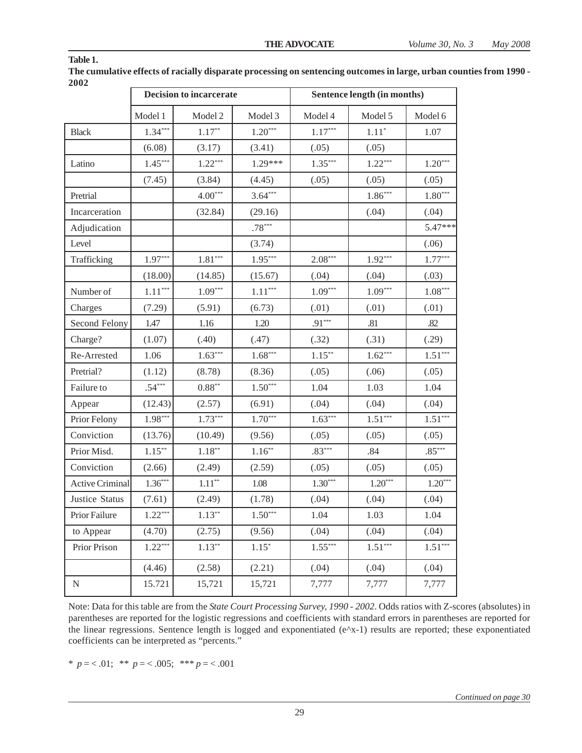**Table 1.**

**The cumulative effects of racially disparate processing on sentencing outcomes in large, urban counties from 1990 - 2002**

| | Decision to incarcerate | | | Sentence length (in months) | | |
|---|---|---|---|---|---|---|
| | Model 1 | Model 2 | Model 3 | Model 4 | Model 5 | Model 6 |
| Black | 1.34*** | 1.17** | 1.20*** | 1.17*** | 1.11* | 1.07 |
| | (6.08) | (3.17) | (3.41) | (.05) | (.05) | |
| Latino | 1.45*** | 1.22*** | 1.29*** | 1.35*** | 1.22*** | 1.20*** |
| | (7.45) | (3.84) | (4.45) | (.05) | (.05) | (.05) |
| Pretrial | | 4.00*** | 3.64*** | | 1.86*** | 1.80*** |
| Incarceration | | (32.84) | (29.16) | | (.04) | (.04) |
| Adjudication | | | .78*** | | | 5.47*** |
| Level | | | (3.74) | | | (.06) |
| Trafficking | 1.97*** | 1.81*** | 1.95*** | 2.08*** | 1.92*** | 1.77*** |
| | (18.00) | (14.85) | (15.67) | (.04) | (.04) | (.03) |
| Number of | 1.11*** | 1.09*** | 1.11*** | 1.09*** | 1.09*** | 1.08*** |
| Charges | (7.29) | (5.91) | (6.73) | (.01) | (.01) | (.01) |
| Second Felony | 1.47 | 1.16 | 1.20 | .91*** | .81 | .82 |
| Charge? | (1.07) | (.40) | (.47) | (.32) | (.31) | (.29) |
| Re-Arrested | 1.06 | 1.63*** | 1.68*** | 1.15** | 1.62*** | 1.51*** |
| Pretrial? | (1.12) | (8.78) | (8.36) | (.05) | (.06) | (.05) |
| Failure to | .54*** | 0.88** | 1.50*** | 1.04 | 1.03 | 1.04 |
| Appear | (12.43) | (2.57) | (6.91) | (.04) | (.04) | (.04) |
| Prior Felony | 1.98*** | 1.73*** | 1.70*** | 1.63*** | 1.51*** | 1.51*** |
| Conviction | (13.76) | (10.49) | (9.56) | (.05) | (.05) | (.05) |
| Prior Misd. | 1.15** | 1.18** | 1.16** | .83*** | .84 | .85*** |
| Conviction | (2.66) | (2.49) | (2.59) | (.05) | (.05) | (.05) |
| Active Criminal | 1.36*** | 1.11** | 1.08 | 1.30*** | 1.20*** | 1.20*** |
| Justice Status | (7.61) | (2.49) | (1.78) | (.04) | (.04) | (.04) |
| Prior Failure | 1.22*** | 1.13** | 1.50*** | 1.04 | 1.03 | 1.04 |
| to Appear | (4.70) | (2.75) | (9.56) | (.04) | (.04) | (.04) |
| Prior Prison | 1.22*** | 1.13** | 1.15* | 1.55*** | 1.51*** | 1.51*** |
| | (4.46) | (2.58) | (2.21) | (.04) | (.04) | (.04) |
| N | 15.721 | 15,721 | 15,721 | 7,777 | 7,777 | 7,777 |

Note: Data for this table are from the *State Court Processing Survey, 1990 - 2002*. Odds ratios with Z-scores (absolutes) in parentheses are reported for the logistic regressions and coefficients with standard errors in parentheses are reported for the linear regressions. Sentence length is logged and exponentiated (e^x-1) results are reported; these exponentiated coefficients can be interpreted as "percents."

* $p = < .01$; ** $p = < .005$; *** $p = < .001$

*Continued on page 30*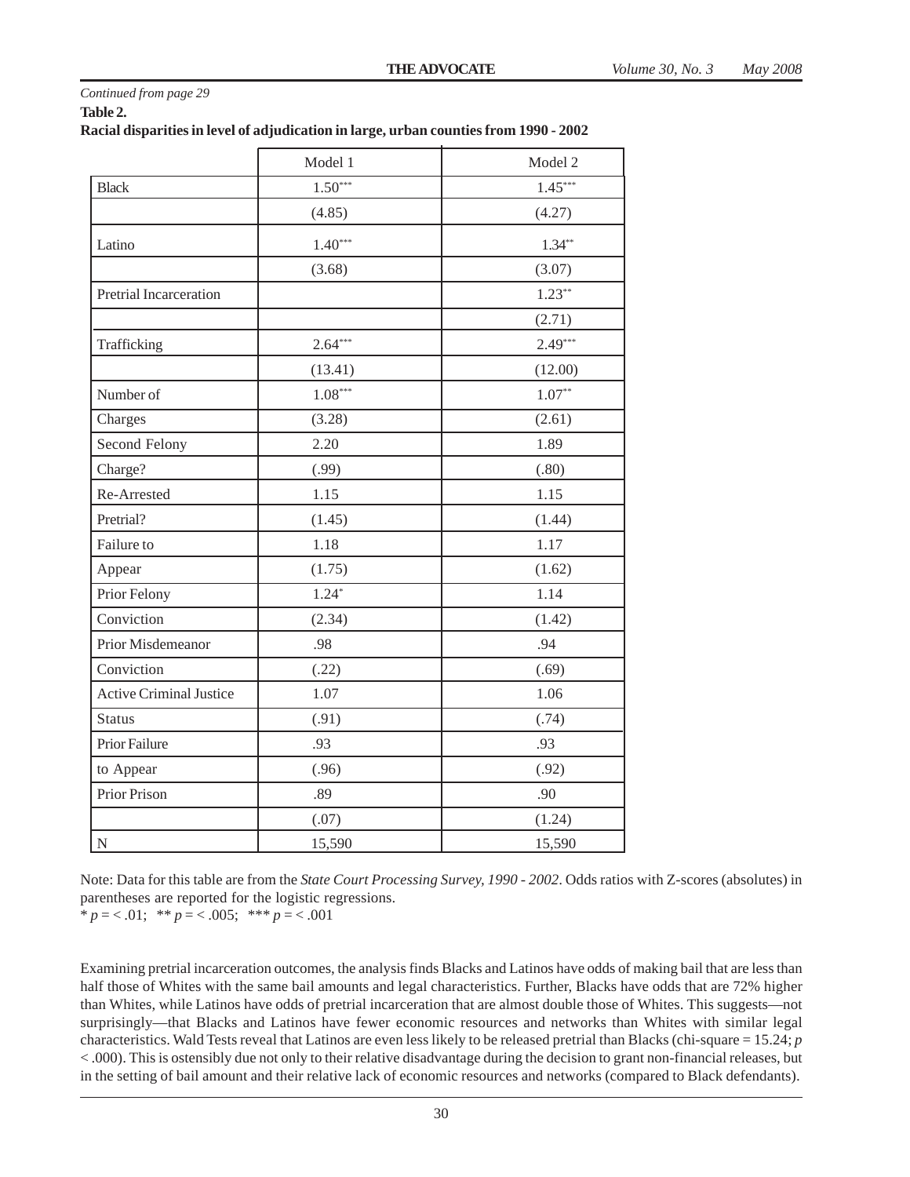*Continued from page 29*

**Table 2.**

**Racial disparities in level of adjudication in large, urban counties from 1990 - 2002**

| | Model 1 | Model 2 |
|---|---|---|
| Black | 1.50*** | 1.45*** |
| | (4.85) | (4.27) |
| Latino | 1.40*** | 1.34** |
| | (3.68) | (3.07) |
| Pretrial Incarceration | | 1.23** |
| | | (2.71) |
| Trafficking | 2.64*** | 2.49*** |
| | (13.41) | (12.00) |
| Number of | 1.08*** | 1.07** |
| Charges | (3.28) | (2.61) |
| Second Felony | 2.20 | 1.89 |
| Charge? | (.99) | (.80) |
| Re-Arrested | 1.15 | 1.15 |
| Pretrial? | (1.45) | (1.44) |
| Failure to | 1.18 | 1.17 |
| Appear | (1.75) | (1.62) |
| Prior Felony | 1.24* | 1.14 |
| Conviction | (2.34) | (1.42) |
| Prior Misdemeanor | .98 | .94 |
| Conviction | (.22) | (.69) |
| Active Criminal Justice | 1.07 | 1.06 |
| Status | (.91) | (.74) |
| Prior Failure | .93 | .93 |
| to Appear | (.96) | (.92) |
| Prior Prison | .89 | .90 |
| | (.07) | (1.24) |
| N | 15,590 | 15,590 |

Note: Data for this table are from the *State Court Processing Survey, 1990 - 2002*. Odds ratios with Z-scores (absolutes) in parentheses are reported for the logistic regressions.
* $p = < .01$; ** $p = < .005$; *** $p = < .001$

Examining pretrial incarceration outcomes, the analysis finds Blacks and Latinos have odds of making bail that are less than half those of Whites with the same bail amounts and legal characteristics. Further, Blacks have odds that are 72% higher than Whites, while Latinos have odds of pretrial incarceration that are almost double those of Whites. This suggests—not surprisingly—that Blacks and Latinos have fewer economic resources and networks than Whites with similar legal characteristics. Wald Tests reveal that Latinos are even less likely to be released pretrial than Blacks (chi-square = 15.24; $p < .000$). This is ostensibly due not only to their relative disadvantage during the decision to grant non-financial releases, but in the setting of bail amount and their relative lack of economic resources and networks (compared to Black defendants).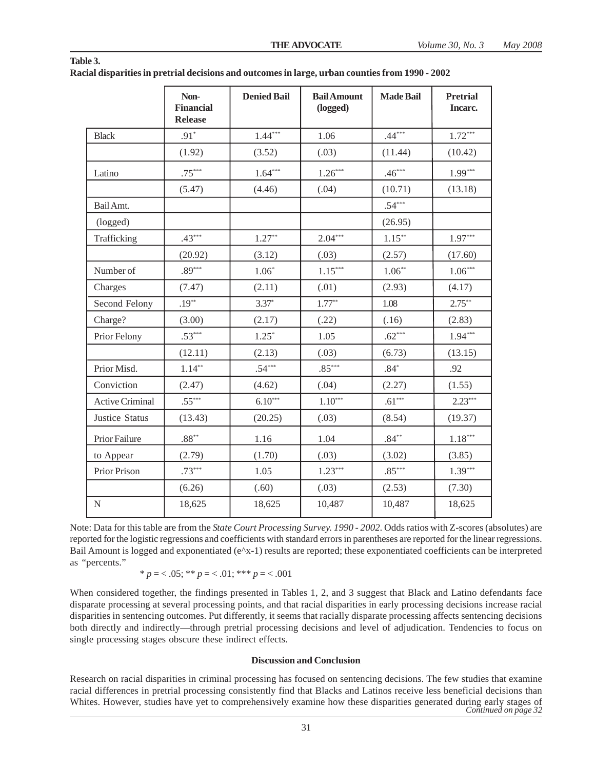**Table 3.**
**Racial disparities in pretrial decisions and outcomes in large, urban counties from 1990 - 2002**

| | Non-Financial Release | Denied Bail | Bail Amount (logged) | Made Bail | Pretrial Incarc. |
|---|---|---|---|---|---|
| Black | .91* | 1.44*** | 1.06 | .44*** | 1.72*** |
| | (1.92) | (3.52) | (.03) | (11.44) | (10.42) |
| Latino | .75*** | 1.64*** | 1.26*** | .46*** | 1.99*** |
| | (5.47) | (4.46) | (.04) | (10.71) | (13.18) |
| Bail Amt. | | | | .54*** | |
| (logged) | | | | (26.95) | |
| Trafficking | .43*** | 1.27** | 2.04*** | 1.15** | 1.97*** |
| | (20.92) | (3.12) | (.03) | (2.57) | (17.60) |
| Number of | .89*** | 1.06* | 1.15*** | 1.06** | 1.06*** |
| Charges | (7.47) | (2.11) | (.01) | (2.93) | (4.17) |
| Second Felony | .19** | 3.37* | 1.77** | 1.08 | 2.75** |
| Charge? | (3.00) | (2.17) | (.22) | (.16) | (2.83) |
| Prior Felony | .53*** | 1.25* | 1.05 | .62*** | 1.94*** |
| | (12.11) | (2.13) | (.03) | (6.73) | (13.15) |
| Prior Misd. | 1.14** | .54*** | .85*** | .84* | .92 |
| Conviction | (2.47) | (4.62) | (.04) | (2.27) | (1.55) |
| Active Criminal | .55*** | 6.10*** | 1.10*** | .61*** | 2.23*** |
| Justice Status | (13.43) | (20.25) | (.03) | (8.54) | (19.37) |
| Prior Failure | .88** | 1.16 | 1.04 | .84** | 1.18*** |
| to Appear | (2.79) | (1.70) | (.03) | (3.02) | (3.85) |
| Prior Prison | .73*** | 1.05 | 1.23*** | .85*** | 1.39*** |
| | (6.26) | (.60) | (.03) | (2.53) | (7.30) |
| N | 18,625 | 18,625 | 10,487 | 10,487 | 18,625 |

Note: Data for this table are from the *State Court Processing Survey. 1990 - 2002*. Odds ratios with Z-scores (absolutes) are reported for the logistic regressions and coefficients with standard errors in parentheses are reported for the linear regressions. Bail Amount is logged and exponentiated (e^x-1) results are reported; these exponentiated coefficients can be interpreted as "percents."

\* $p = < .05$; \*\* $p = < .01$; \*\*\* $p = < .001$

When considered together, the findings presented in Tables 1, 2, and 3 suggest that Black and Latino defendants face disparate processing at several processing points, and that racial disparities in early processing decisions increase racial disparities in sentencing outcomes. Put differently, it seems that racially disparate processing affects sentencing decisions both directly and indirectly—through pretrial processing decisions and level of adjudication. Tendencies to focus on single processing stages obscure these indirect effects.

### Discussion and Conclusion

Research on racial disparities in criminal processing has focused on sentencing decisions. The few studies that examine racial differences in pretrial processing consistently find that Blacks and Latinos receive less beneficial decisions than Whites. However, studies have yet to comprehensively examine how these disparities generated during early stages of

*Continued on page 32*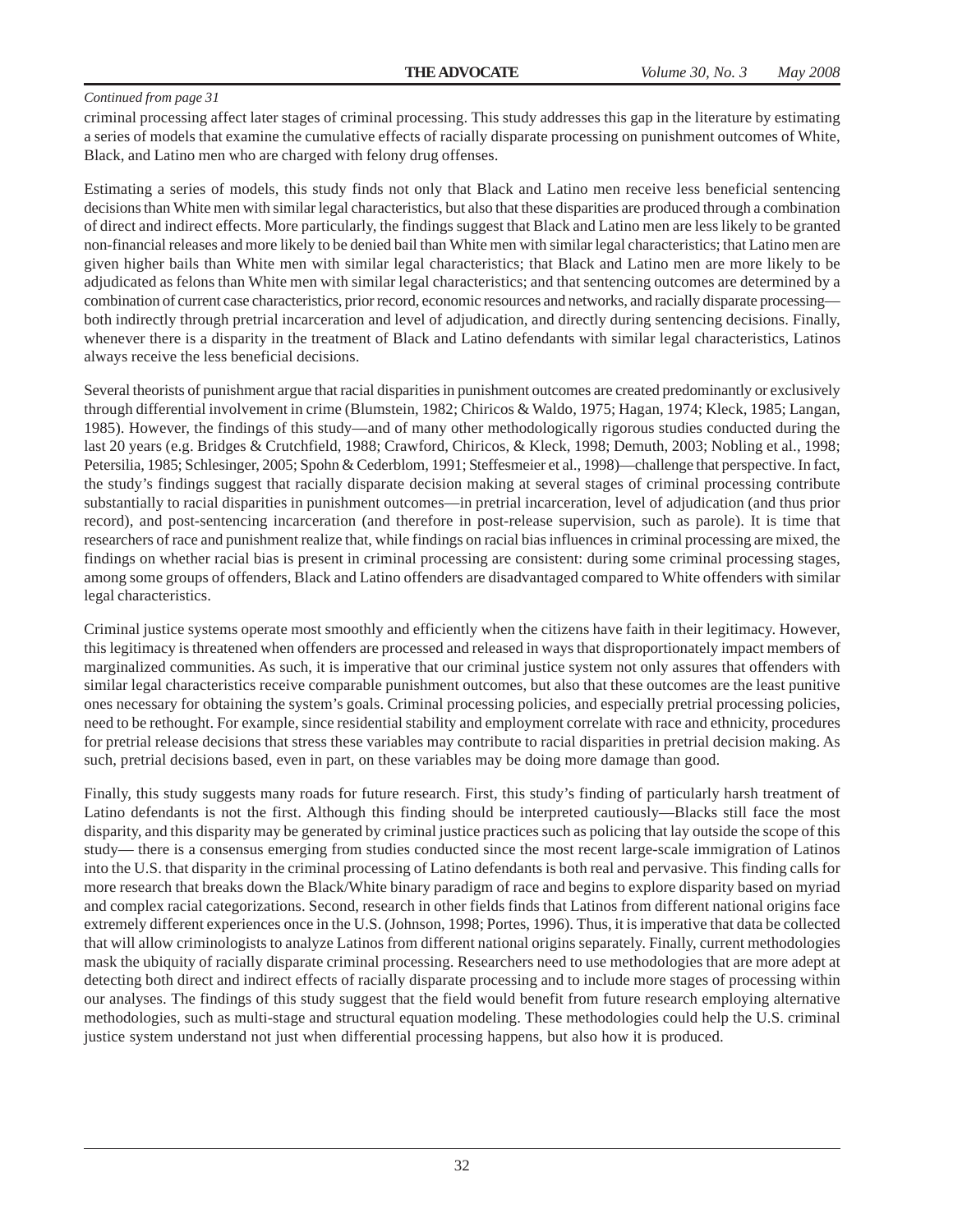*Continued from page 31*

criminal processing affect later stages of criminal processing. This study addresses this gap in the literature by estimating a series of models that examine the cumulative effects of racially disparate processing on punishment outcomes of White, Black, and Latino men who are charged with felony drug offenses.

Estimating a series of models, this study finds not only that Black and Latino men receive less beneficial sentencing decisions than White men with similar legal characteristics, but also that these disparities are produced through a combination of direct and indirect effects. More particularly, the findings suggest that Black and Latino men are less likely to be granted non-financial releases and more likely to be denied bail than White men with similar legal characteristics; that Latino men are given higher bails than White men with similar legal characteristics; that Black and Latino men are more likely to be adjudicated as felons than White men with similar legal characteristics; and that sentencing outcomes are determined by a combination of current case characteristics, prior record, economic resources and networks, and racially disparate processing—both indirectly through pretrial incarceration and level of adjudication, and directly during sentencing decisions. Finally, whenever there is a disparity in the treatment of Black and Latino defendants with similar legal characteristics, Latinos always receive the less beneficial decisions.

Several theorists of punishment argue that racial disparities in punishment outcomes are created predominantly or exclusively through differential involvement in crime (Blumstein, 1982; Chiricos & Waldo, 1975; Hagan, 1974; Kleck, 1985; Langan, 1985). However, the findings of this study—and of many other methodologically rigorous studies conducted during the last 20 years (e.g. Bridges & Crutchfield, 1988; Crawford, Chiricos, & Kleck, 1998; Demuth, 2003; Nobling et al., 1998; Petersilia, 1985; Schlesinger, 2005; Spohn & Cederblom, 1991; Steffesmeier et al., 1998)—challenge that perspective. In fact, the study's findings suggest that racially disparate decision making at several stages of criminal processing contribute substantially to racial disparities in punishment outcomes—in pretrial incarceration, level of adjudication (and thus prior record), and post-sentencing incarceration (and therefore in post-release supervision, such as parole). It is time that researchers of race and punishment realize that, while findings on racial bias influences in criminal processing are mixed, the findings on whether racial bias is present in criminal processing are consistent: during some criminal processing stages, among some groups of offenders, Black and Latino offenders are disadvantaged compared to White offenders with similar legal characteristics.

Criminal justice systems operate most smoothly and efficiently when the citizens have faith in their legitimacy. However, this legitimacy is threatened when offenders are processed and released in ways that disproportionately impact members of marginalized communities. As such, it is imperative that our criminal justice system not only assures that offenders with similar legal characteristics receive comparable punishment outcomes, but also that these outcomes are the least punitive ones necessary for obtaining the system's goals. Criminal processing policies, and especially pretrial processing policies, need to be rethought. For example, since residential stability and employment correlate with race and ethnicity, procedures for pretrial release decisions that stress these variables may contribute to racial disparities in pretrial decision making. As such, pretrial decisions based, even in part, on these variables may be doing more damage than good.

Finally, this study suggests many roads for future research. First, this study's finding of particularly harsh treatment of Latino defendants is not the first. Although this finding should be interpreted cautiously—Blacks still face the most disparity, and this disparity may be generated by criminal justice practices such as policing that lay outside the scope of this study— there is a consensus emerging from studies conducted since the most recent large-scale immigration of Latinos into the U.S. that disparity in the criminal processing of Latino defendants is both real and pervasive. This finding calls for more research that breaks down the Black/White binary paradigm of race and begins to explore disparity based on myriad and complex racial categorizations. Second, research in other fields finds that Latinos from different national origins face extremely different experiences once in the U.S. (Johnson, 1998; Portes, 1996). Thus, it is imperative that data be collected that will allow criminologists to analyze Latinos from different national origins separately. Finally, current methodologies mask the ubiquity of racially disparate criminal processing. Researchers need to use methodologies that are more adept at detecting both direct and indirect effects of racially disparate processing and to include more stages of processing within our analyses. The findings of this study suggest that the field would benefit from future research employing alternative methodologies, such as multi-stage and structural equation modeling. These methodologies could help the U.S. criminal justice system understand not just when differential processing happens, but also how it is produced.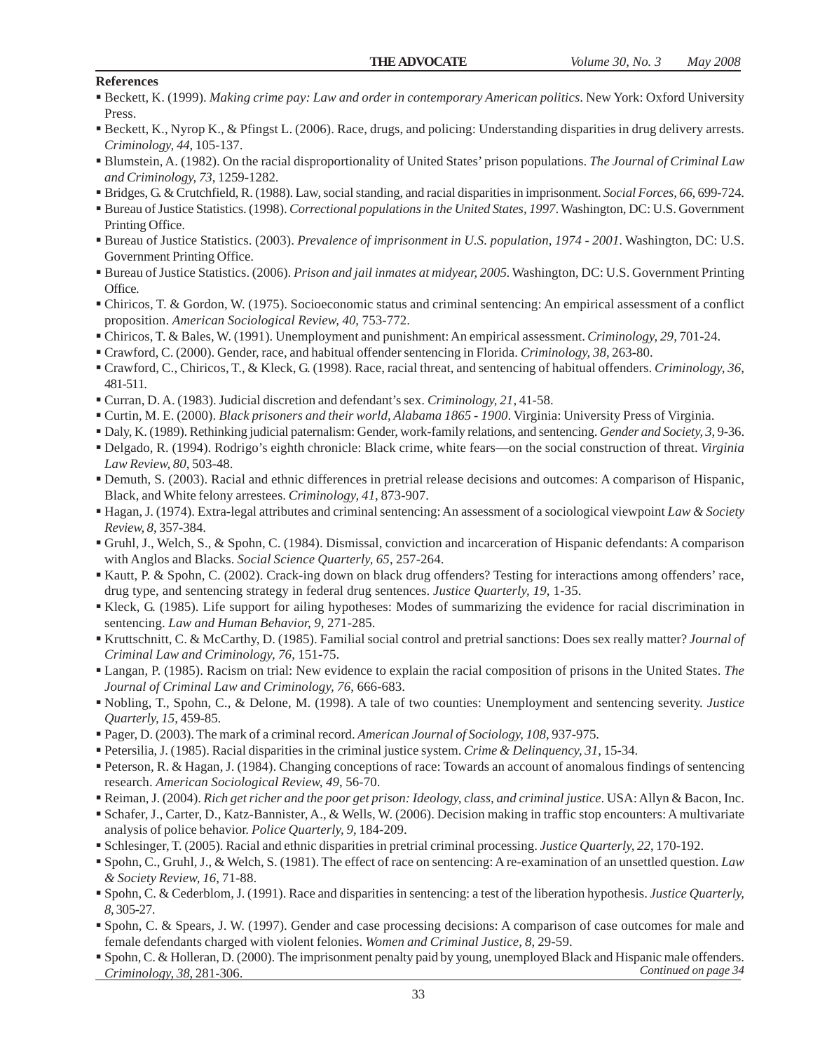**References**

- Beckett, K. (1999). *Making crime pay: Law and order in contemporary American politics*. New York: Oxford University Press.
- Beckett, K., Nyrop K., & Pfingst L. (2006). Race, drugs, and policing: Understanding disparities in drug delivery arrests. *Criminology, 44*, 105-137.
- Blumstein, A. (1982). On the racial disproportionality of United States' prison populations. *The Journal of Criminal Law and Criminology, 73*, 1259-1282.
- Bridges, G. & Crutchfield, R. (1988). Law, social standing, and racial disparities in imprisonment. *Social Forces, 66*, 699-724.
- Bureau of Justice Statistics. (1998). *Correctional populations in the United States, 1997*. Washington, DC: U.S. Government Printing Office.
- Bureau of Justice Statistics. (2003). *Prevalence of imprisonment in U.S. population, 1974 - 2001*. Washington, DC: U.S. Government Printing Office.
- Bureau of Justice Statistics. (2006). *Prison and jail inmates at midyear, 2005*. Washington, DC: U.S. Government Printing Office.
- Chiricos, T. & Gordon, W. (1975). Socioeconomic status and criminal sentencing: An empirical assessment of a conflict proposition. *American Sociological Review, 40*, 753-772.
- Chiricos, T. & Bales, W. (1991). Unemployment and punishment: An empirical assessment. *Criminology, 29*, 701-24.
- Crawford, C. (2000). Gender, race, and habitual offender sentencing in Florida. *Criminology, 38*, 263-80.
- Crawford, C., Chiricos, T., & Kleck, G. (1998). Race, racial threat, and sentencing of habitual offenders. *Criminology, 36*, 481-511.
- Curran, D. A. (1983). Judicial discretion and defendant's sex. *Criminology, 21*, 41-58.
- Curtin, M. E. (2000). *Black prisoners and their world, Alabama 1865 - 1900*. Virginia: University Press of Virginia.
- Daly, K. (1989). Rethinking judicial paternalism: Gender, work-family relations, and sentencing. *Gender and Society, 3*, 9-36.
- Delgado, R. (1994). Rodrigo's eighth chronicle: Black crime, white fears—on the social construction of threat. *Virginia Law Review, 80*, 503-48.
- Demuth, S. (2003). Racial and ethnic differences in pretrial release decisions and outcomes: A comparison of Hispanic, Black, and White felony arrestees. *Criminology, 41*, 873-907.
- Hagan, J. (1974). Extra-legal attributes and criminal sentencing: An assessment of a sociological viewpoint *Law & Society Review, 8*, 357-384.
- Gruhl, J., Welch, S., & Spohn, C. (1984). Dismissal, conviction and incarceration of Hispanic defendants: A comparison with Anglos and Blacks. *Social Science Quarterly, 65*, 257-264.
- Kautt, P. & Spohn, C. (2002). Crack-ing down on black drug offenders? Testing for interactions among offenders' race, drug type, and sentencing strategy in federal drug sentences. *Justice Quarterly, 19*, 1-35.
- Kleck, G. (1985). Life support for ailing hypotheses: Modes of summarizing the evidence for racial discrimination in sentencing. *Law and Human Behavior, 9*, 271-285.
- Kruttschnitt, C. & McCarthy, D. (1985). Familial social control and pretrial sanctions: Does sex really matter? *Journal of Criminal Law and Criminology, 76*, 151-75.
- Langan, P. (1985). Racism on trial: New evidence to explain the racial composition of prisons in the United States. *The Journal of Criminal Law and Criminology, 76*, 666-683.
- Nobling, T., Spohn, C., & Delone, M. (1998). A tale of two counties: Unemployment and sentencing severity. *Justice Quarterly, 15*, 459-85.
- Pager, D. (2003). The mark of a criminal record. *American Journal of Sociology, 108*, 937-975.
- Petersilia, J. (1985). Racial disparities in the criminal justice system. *Crime & Delinquency, 31*, 15-34.
- Peterson, R. & Hagan, J. (1984). Changing conceptions of race: Towards an account of anomalous findings of sentencing research. *American Sociological Review, 49*, 56-70.
- Reiman, J. (2004). *Rich get richer and the poor get prison: Ideology, class, and criminal justice*. USA: Allyn & Bacon, Inc.
- Schafer, J., Carter, D., Katz-Bannister, A., & Wells, W. (2006). Decision making in traffic stop encounters: A multivariate analysis of police behavior. *Police Quarterly, 9*, 184-209.
- Schlesinger, T. (2005). Racial and ethnic disparities in pretrial criminal processing. *Justice Quarterly, 22*, 170-192.
- Spohn, C., Gruhl, J., & Welch, S. (1981). The effect of race on sentencing: A re-examination of an unsettled question. *Law & Society Review, 16*, 71-88.
- Spohn, C. & Cederblom, J. (1991). Race and disparities in sentencing: a test of the liberation hypothesis. *Justice Quarterly, 8*, 305-27.
- Spohn, C. & Spears, J. W. (1997). Gender and case processing decisions: A comparison of case outcomes for male and female defendants charged with violent felonies. *Women and Criminal Justice, 8*, 29-59.
- Spohn, C. & Holleran, D. (2000). The imprisonment penalty paid by young, unemployed Black and Hispanic male offenders. *Criminology, 38*, 281-306.

*Continued on page 34*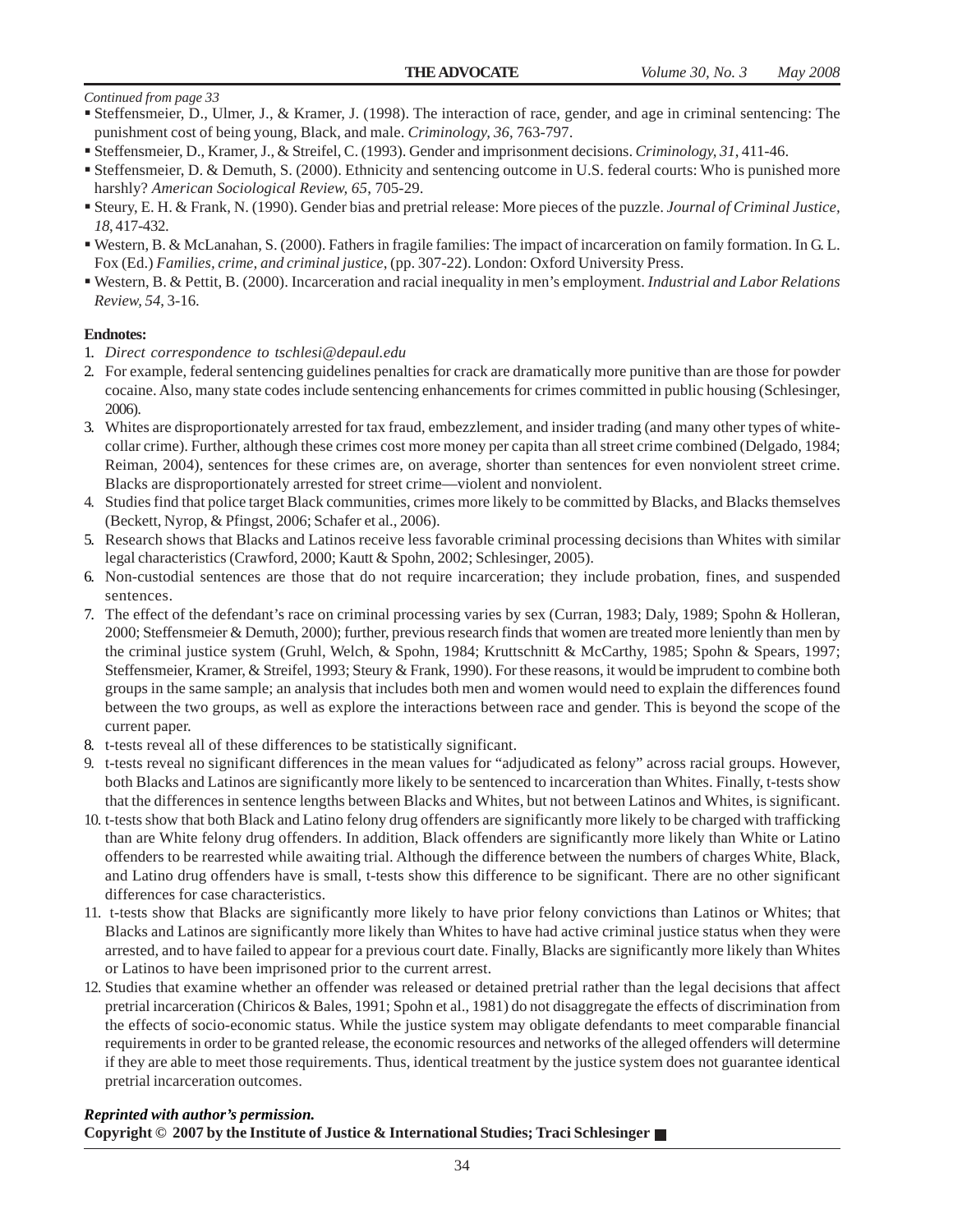*Continued from page 33*

- Steffensmeier, D., Ulmer, J., & Kramer, J. (1998). The interaction of race, gender, and age in criminal sentencing: The punishment cost of being young, Black, and male. *Criminology, 36*, 763-797.
- Steffensmeier, D., Kramer, J., & Streifel, C. (1993). Gender and imprisonment decisions. *Criminology, 31*, 411-46.
- Steffensmeier, D. & Demuth, S. (2000). Ethnicity and sentencing outcome in U.S. federal courts: Who is punished more harshly? *American Sociological Review, 65*, 705-29.
- Steury, E. H. & Frank, N. (1990). Gender bias and pretrial release: More pieces of the puzzle. *Journal of Criminal Justice, 18*, 417-432.
- Western, B. & McLanahan, S. (2000). Fathers in fragile families: The impact of incarceration on family formation. In G. L. Fox (Ed.) *Families, crime, and criminal justice*, (pp. 307-22). London: Oxford University Press.
- Western, B. & Pettit, B. (2000). Incarceration and racial inequality in men's employment. *Industrial and Labor Relations Review, 54*, 3-16.

**Endnotes:**

1. *Direct correspondence to tschlesi@depaul.edu*
2. For example, federal sentencing guidelines penalties for crack are dramatically more punitive than are those for powder cocaine. Also, many state codes include sentencing enhancements for crimes committed in public housing (Schlesinger, 2006).
3. Whites are disproportionately arrested for tax fraud, embezzlement, and insider trading (and many other types of white-collar crime). Further, although these crimes cost more money per capita than all street crime combined (Delgado, 1984; Reiman, 2004), sentences for these crimes are, on average, shorter than sentences for even nonviolent street crime. Blacks are disproportionately arrested for street crime—violent and nonviolent.
4. Studies find that police target Black communities, crimes more likely to be committed by Blacks, and Blacks themselves (Beckett, Nyrop, & Pfingst, 2006; Schafer et al., 2006).
5. Research shows that Blacks and Latinos receive less favorable criminal processing decisions than Whites with similar legal characteristics (Crawford, 2000; Kautt & Spohn, 2002; Schlesinger, 2005).
6. Non-custodial sentences are those that do not require incarceration; they include probation, fines, and suspended sentences.
7. The effect of the defendant's race on criminal processing varies by sex (Curran, 1983; Daly, 1989; Spohn & Holleran, 2000; Steffensmeier & Demuth, 2000); further, previous research finds that women are treated more leniently than men by the criminal justice system (Gruhl, Welch, & Spohn, 1984; Kruttschnitt & McCarthy, 1985; Spohn & Spears, 1997; Steffensmeier, Kramer, & Streifel, 1993; Steury & Frank, 1990). For these reasons, it would be imprudent to combine both groups in the same sample; an analysis that includes both men and women would need to explain the differences found between the two groups, as well as explore the interactions between race and gender. This is beyond the scope of the current paper.
8. t-tests reveal all of these differences to be statistically significant.
9. t-tests reveal no significant differences in the mean values for "adjudicated as felony" across racial groups. However, both Blacks and Latinos are significantly more likely to be sentenced to incarceration than Whites. Finally, t-tests show that the differences in sentence lengths between Blacks and Whites, but not between Latinos and Whites, is significant.
10. t-tests show that both Black and Latino felony drug offenders are significantly more likely to be charged with trafficking than are White felony drug offenders. In addition, Black offenders are significantly more likely than White or Latino offenders to be rearrested while awaiting trial. Although the difference between the numbers of charges White, Black, and Latino drug offenders have is small, t-tests show this difference to be significant. There are no other significant differences for case characteristics.
11. t-tests show that Blacks are significantly more likely to have prior felony convictions than Latinos or Whites; that Blacks and Latinos are significantly more likely than Whites to have had active criminal justice status when they were arrested, and to have failed to appear for a previous court date. Finally, Blacks are significantly more likely than Whites or Latinos to have been imprisoned prior to the current arrest.
12. Studies that examine whether an offender was released or detained pretrial rather than the legal decisions that affect pretrial incarceration (Chiricos & Bales, 1991; Spohn et al., 1981) do not disaggregate the effects of discrimination from the effects of socio-economic status. While the justice system may obligate defendants to meet comparable financial requirements in order to be granted release, the economic resources and networks of the alleged offenders will determine if they are able to meet those requirements. Thus, identical treatment by the justice system does not guarantee identical pretrial incarceration outcomes.

***Reprinted with author's permission.***

**Copyright © 2007 by the Institute of Justice & International Studies; Traci Schlesinger** ■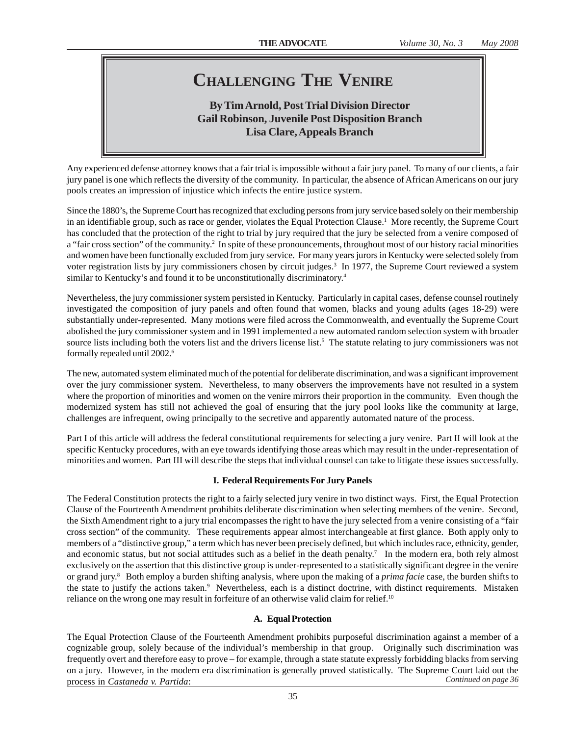# Challenging The Venire

**By Tim Arnold, Post Trial Division Director**
**Gail Robinson, Juvenile Post Disposition Branch**
**Lisa Clare, Appeals Branch**

Any experienced defense attorney knows that a fair trial is impossible without a fair jury panel. To many of our clients, a fair jury panel is one which reflects the diversity of the community. In particular, the absence of African Americans on our jury pools creates an impression of injustice which infects the entire justice system.

Since the 1880's, the Supreme Court has recognized that excluding persons from jury service based solely on their membership in an identifiable group, such as race or gender, violates the Equal Protection Clause.[1] More recently, the Supreme Court has concluded that the protection of the right to trial by jury required that the jury be selected from a venire composed of a "fair cross section" of the community.[2] In spite of these pronouncements, throughout most of our history racial minorities and women have been functionally excluded from jury service. For many years jurors in Kentucky were selected solely from voter registration lists by jury commissioners chosen by circuit judges.[3] In 1977, the Supreme Court reviewed a system similar to Kentucky's and found it to be unconstitutionally discriminatory.[4]

Nevertheless, the jury commissioner system persisted in Kentucky. Particularly in capital cases, defense counsel routinely investigated the composition of jury panels and often found that women, blacks and young adults (ages 18-29) were substantially under-represented. Many motions were filed across the Commonwealth, and eventually the Supreme Court abolished the jury commissioner system and in 1991 implemented a new automated random selection system with broader source lists including both the voters list and the drivers license list.[5] The statute relating to jury commissioners was not formally repealed until 2002.[6]

The new, automated system eliminated much of the potential for deliberate discrimination, and was a significant improvement over the jury commissioner system. Nevertheless, to many observers the improvements have not resulted in a system where the proportion of minorities and women on the venire mirrors their proportion in the community. Even though the modernized system has still not achieved the goal of ensuring that the jury pool looks like the community at large, challenges are infrequent, owing principally to the secretive and apparently automated nature of the process.

Part I of this article will address the federal constitutional requirements for selecting a jury venire. Part II will look at the specific Kentucky procedures, with an eye towards identifying those areas which may result in the under-representation of minorities and women. Part III will describe the steps that individual counsel can take to litigate these issues successfully.

## I. Federal Requirements For Jury Panels

The Federal Constitution protects the right to a fairly selected jury venire in two distinct ways. First, the Equal Protection Clause of the Fourteenth Amendment prohibits deliberate discrimination when selecting members of the venire. Second, the Sixth Amendment right to a jury trial encompasses the right to have the jury selected from a venire consisting of a "fair cross section" of the community. These requirements appear almost interchangeable at first glance. Both apply only to members of a "distinctive group," a term which has never been precisely defined, but which includes race, ethnicity, gender, and economic status, but not social attitudes such as a belief in the death penalty.[7] In the modern era, both rely almost exclusively on the assertion that this distinctive group is under-represented to a statistically significant degree in the venire or grand jury.[8] Both employ a burden shifting analysis, where upon the making of a *prima facie* case, the burden shifts to the state to justify the actions taken.[9] Nevertheless, each is a distinct doctrine, with distinct requirements. Mistaken reliance on the wrong one may result in forfeiture of an otherwise valid claim for relief.[10]

### A. Equal Protection

The Equal Protection Clause of the Fourteenth Amendment prohibits purposeful discrimination against a member of a cognizable group, solely because of the individual's membership in that group. Originally such discrimination was frequently overt and therefore easy to prove – for example, through a state statute expressly forbidding blacks from serving on a jury. However, in the modern era discrimination is generally proved statistically. The Supreme Court laid out the process in *Castaneda v. Partida*:

*Continued on page 36*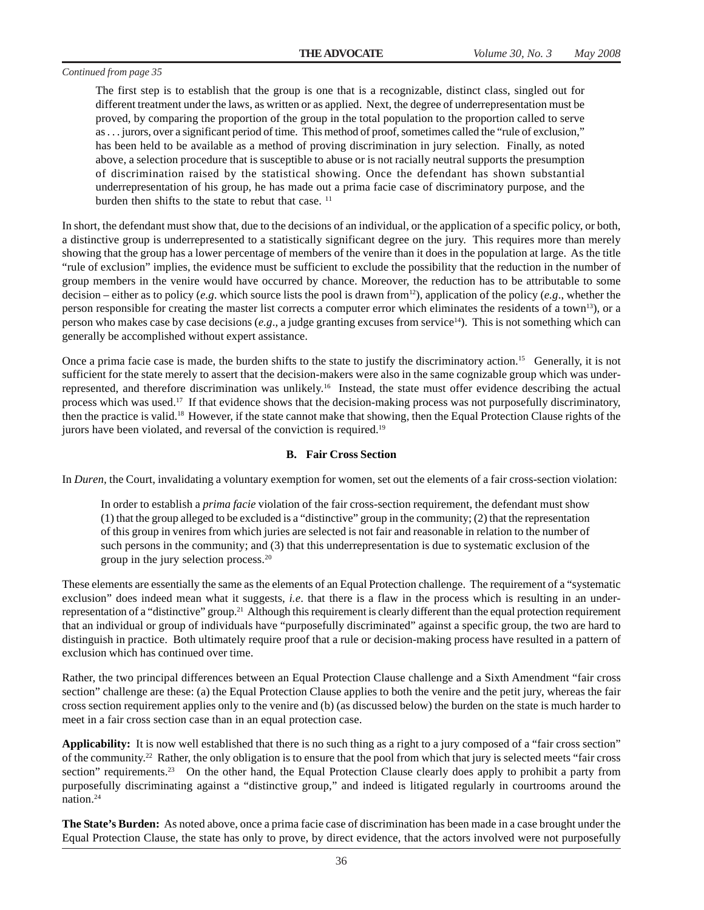*Continued from page 35*

> The first step is to establish that the group is one that is a recognizable, distinct class, singled out for different treatment under the laws, as written or as applied. Next, the degree of underrepresentation must be proved, by comparing the proportion of the group in the total population to the proportion called to serve as . . . jurors, over a significant period of time. This method of proof, sometimes called the "rule of exclusion," has been held to be available as a method of proving discrimination in jury selection. Finally, as noted above, a selection procedure that is susceptible to abuse or is not racially neutral supports the presumption of discrimination raised by the statistical showing. Once the defendant has shown substantial underrepresentation of his group, he has made out a prima facie case of discriminatory purpose, and the burden then shifts to the state to rebut that case. [11]

In short, the defendant must show that, due to the decisions of an individual, or the application of a specific policy, or both, a distinctive group is underrepresented to a statistically significant degree on the jury. This requires more than merely showing that the group has a lower percentage of members of the venire than it does in the population at large. As the title "rule of exclusion" implies, the evidence must be sufficient to exclude the possibility that the reduction in the number of group members in the venire would have occurred by chance. Moreover, the reduction has to be attributable to some decision – either as to policy (*e.g*. which source lists the pool is drawn from[12]), application of the policy (*e.g*., whether the person responsible for creating the master list corrects a computer error which eliminates the residents of a town[13]), or a person who makes case by case decisions (*e.g*., a judge granting excuses from service[14]). This is not something which can generally be accomplished without expert assistance.

Once a prima facie case is made, the burden shifts to the state to justify the discriminatory action.[15] Generally, it is not sufficient for the state merely to assert that the decision-makers were also in the same cognizable group which was under-represented, and therefore discrimination was unlikely.[16] Instead, the state must offer evidence describing the actual process which was used.[17] If that evidence shows that the decision-making process was not purposefully discriminatory, then the practice is valid.[18] However, if the state cannot make that showing, then the Equal Protection Clause rights of the jurors have been violated, and reversal of the conviction is required.[19]

### B. Fair Cross Section

In *Duren*, the Court, invalidating a voluntary exemption for women, set out the elements of a fair cross-section violation:

> In order to establish a *prima facie* violation of the fair cross-section requirement, the defendant must show (1) that the group alleged to be excluded is a "distinctive" group in the community; (2) that the representation of this group in venires from which juries are selected is not fair and reasonable in relation to the number of such persons in the community; and (3) that this underrepresentation is due to systematic exclusion of the group in the jury selection process.[20]

These elements are essentially the same as the elements of an Equal Protection challenge. The requirement of a "systematic exclusion" does indeed mean what it suggests, *i.e*. that there is a flaw in the process which is resulting in an under-representation of a "distinctive" group.[21] Although this requirement is clearly different than the equal protection requirement that an individual or group of individuals have "purposefully discriminated" against a specific group, the two are hard to distinguish in practice. Both ultimately require proof that a rule or decision-making process have resulted in a pattern of exclusion which has continued over time.

Rather, the two principal differences between an Equal Protection Clause challenge and a Sixth Amendment "fair cross section" challenge are these: (a) the Equal Protection Clause applies to both the venire and the petit jury, whereas the fair cross section requirement applies only to the venire and (b) (as discussed below) the burden on the state is much harder to meet in a fair cross section case than in an equal protection case.

**Applicability:** It is now well established that there is no such thing as a right to a jury composed of a "fair cross section" of the community.[22] Rather, the only obligation is to ensure that the pool from which that jury is selected meets "fair cross section" requirements.[23] On the other hand, the Equal Protection Clause clearly does apply to prohibit a party from purposefully discriminating against a "distinctive group," and indeed is litigated regularly in courtrooms around the nation.[24]

**The State's Burden:** As noted above, once a prima facie case of discrimination has been made in a case brought under the Equal Protection Clause, the state has only to prove, by direct evidence, that the actors involved were not purposefully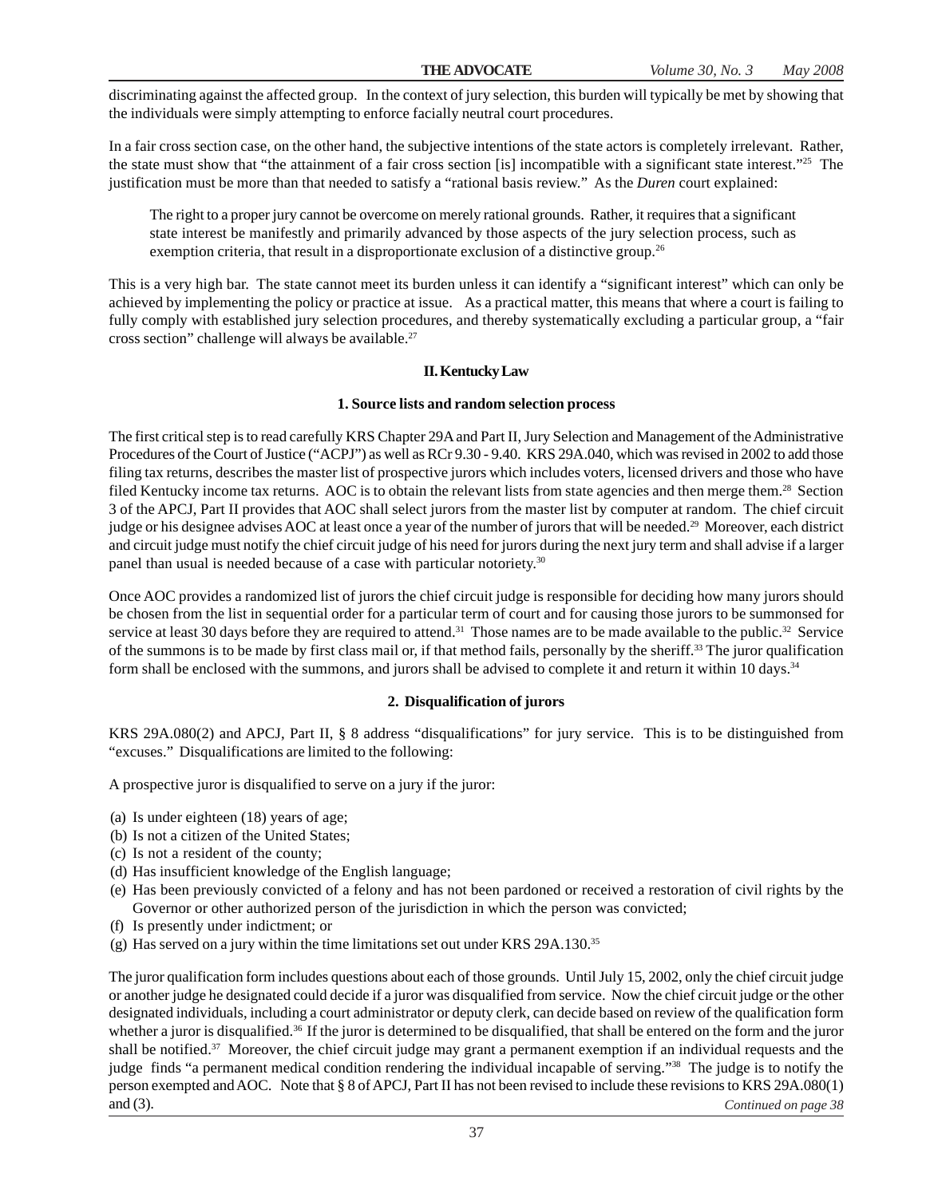discriminating against the affected group. In the context of jury selection, this burden will typically be met by showing that the individuals were simply attempting to enforce facially neutral court procedures.

In a fair cross section case, on the other hand, the subjective intentions of the state actors is completely irrelevant. Rather, the state must show that "the attainment of a fair cross section [is] incompatible with a significant state interest."[25] The justification must be more than that needed to satisfy a "rational basis review." As the *Duren* court explained:

> The right to a proper jury cannot be overcome on merely rational grounds. Rather, it requires that a significant state interest be manifestly and primarily advanced by those aspects of the jury selection process, such as exemption criteria, that result in a disproportionate exclusion of a distinctive group.[26]

This is a very high bar. The state cannot meet its burden unless it can identify a "significant interest" which can only be achieved by implementing the policy or practice at issue. As a practical matter, this means that where a court is failing to fully comply with established jury selection procedures, and thereby systematically excluding a particular group, a "fair cross section" challenge will always be available.[27]

## II. Kentucky Law

### 1. Source lists and random selection process

The first critical step is to read carefully KRS Chapter 29A and Part II, Jury Selection and Management of the Administrative Procedures of the Court of Justice ("ACPJ") as well as RCr 9.30 - 9.40. KRS 29A.040, which was revised in 2002 to add those filing tax returns, describes the master list of prospective jurors which includes voters, licensed drivers and those who have filed Kentucky income tax returns. AOC is to obtain the relevant lists from state agencies and then merge them.[28] Section 3 of the APCJ, Part II provides that AOC shall select jurors from the master list by computer at random. The chief circuit judge or his designee advises AOC at least once a year of the number of jurors that will be needed.[29] Moreover, each district and circuit judge must notify the chief circuit judge of his need for jurors during the next jury term and shall advise if a larger panel than usual is needed because of a case with particular notoriety.[30]

Once AOC provides a randomized list of jurors the chief circuit judge is responsible for deciding how many jurors should be chosen from the list in sequential order for a particular term of court and for causing those jurors to be summonsed for service at least 30 days before they are required to attend.[31] Those names are to be made available to the public.[32] Service of the summons is to be made by first class mail or, if that method fails, personally by the sheriff.[33] The juror qualification form shall be enclosed with the summons, and jurors shall be advised to complete it and return it within 10 days.[34]

### 2. Disqualification of jurors

KRS 29A.080(2) and APCJ, Part II, § 8 address "disqualifications" for jury service. This is to be distinguished from "excuses." Disqualifications are limited to the following:

A prospective juror is disqualified to serve on a jury if the juror:

- (a) Is under eighteen (18) years of age;
- (b) Is not a citizen of the United States;
- (c) Is not a resident of the county;
- (d) Has insufficient knowledge of the English language;
- (e) Has been previously convicted of a felony and has not been pardoned or received a restoration of civil rights by the Governor or other authorized person of the jurisdiction in which the person was convicted;
- (f) Is presently under indictment; or
- (g) Has served on a jury within the time limitations set out under KRS 29A.130.[35]

The juror qualification form includes questions about each of those grounds. Until July 15, 2002, only the chief circuit judge or another judge he designated could decide if a juror was disqualified from service. Now the chief circuit judge or the other designated individuals, including a court administrator or deputy clerk, can decide based on review of the qualification form whether a juror is disqualified.[36] If the juror is determined to be disqualified, that shall be entered on the form and the juror shall be notified.[37] Moreover, the chief circuit judge may grant a permanent exemption if an individual requests and the judge finds "a permanent medical condition rendering the individual incapable of serving."[38] The judge is to notify the person exempted and AOC. Note that § 8 of APCJ, Part II has not been revised to include these revisions to KRS 29A.080(1) and (3).

*Continued on page 38*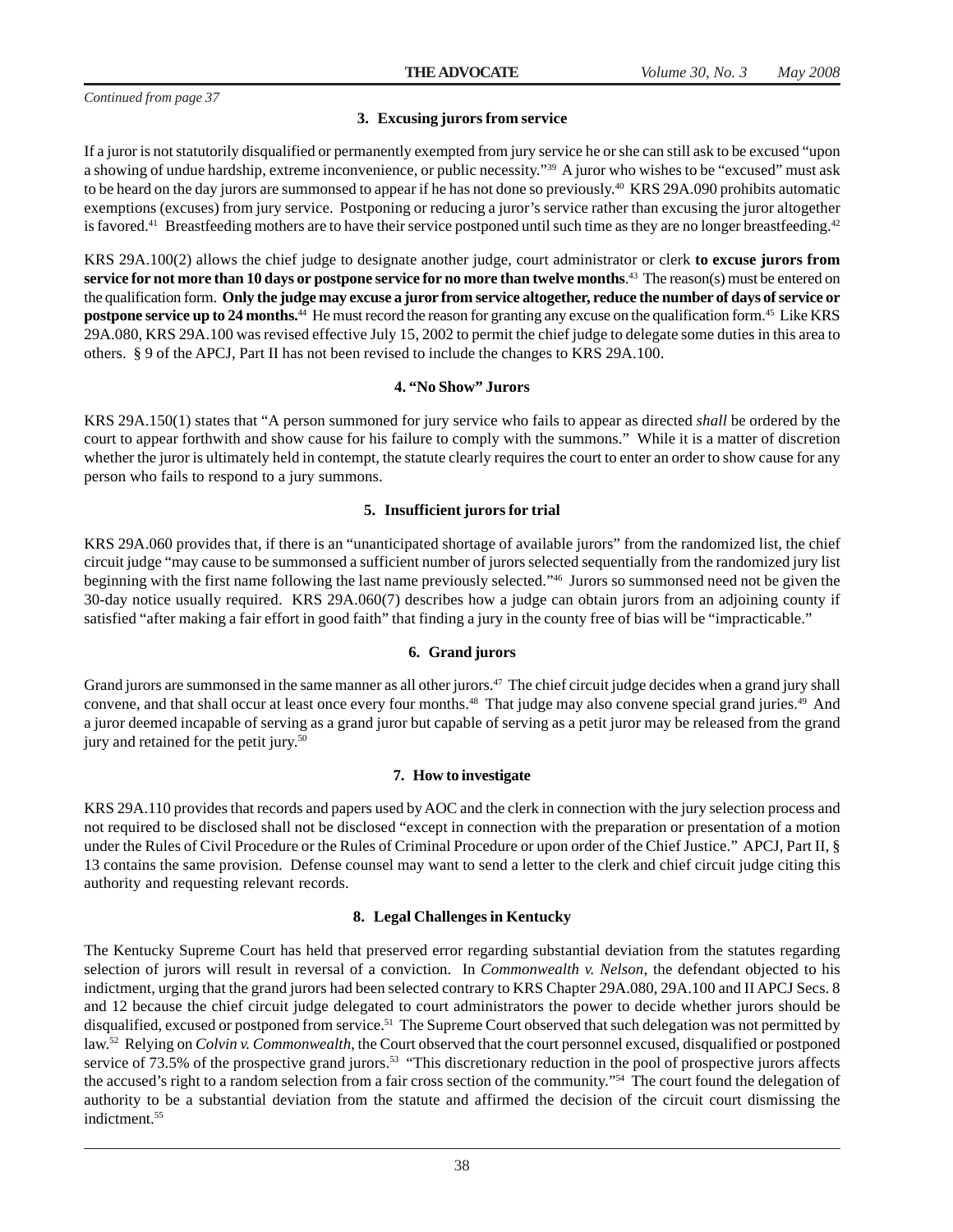*Continued from page 37*

### 3. Excusing jurors from service

If a juror is not statutorily disqualified or permanently exempted from jury service he or she can still ask to be excused "upon a showing of undue hardship, extreme inconvenience, or public necessity."[39] A juror who wishes to be "excused" must ask to be heard on the day jurors are summonsed to appear if he has not done so previously.[40] KRS 29A.090 prohibits automatic exemptions (excuses) from jury service. Postponing or reducing a juror's service rather than excusing the juror altogether is favored.[41] Breastfeeding mothers are to have their service postponed until such time as they are no longer breastfeeding.[42]

KRS 29A.100(2) allows the chief judge to designate another judge, court administrator or clerk **to excuse jurors from service for not more than 10 days or postpone service for no more than twelve months**.[43] The reason(s) must be entered on the qualification form. **Only the judge may excuse a juror from service altogether, reduce the number of days of service or postpone service up to 24 months.**[44] He must record the reason for granting any excuse on the qualification form.[45] Like KRS 29A.080, KRS 29A.100 was revised effective July 15, 2002 to permit the chief judge to delegate some duties in this area to others. § 9 of the APCJ, Part II has not been revised to include the changes to KRS 29A.100.

### 4. "No Show" Jurors

KRS 29A.150(1) states that "A person summoned for jury service who fails to appear as directed *shall* be ordered by the court to appear forthwith and show cause for his failure to comply with the summons." While it is a matter of discretion whether the juror is ultimately held in contempt, the statute clearly requires the court to enter an order to show cause for any person who fails to respond to a jury summons.

### 5. Insufficient jurors for trial

KRS 29A.060 provides that, if there is an "unanticipated shortage of available jurors" from the randomized list, the chief circuit judge "may cause to be summonsed a sufficient number of jurors selected sequentially from the randomized jury list beginning with the first name following the last name previously selected."[46] Jurors so summonsed need not be given the 30-day notice usually required. KRS 29A.060(7) describes how a judge can obtain jurors from an adjoining county if satisfied "after making a fair effort in good faith" that finding a jury in the county free of bias will be "impracticable."

### 6. Grand jurors

Grand jurors are summonsed in the same manner as all other jurors.[47] The chief circuit judge decides when a grand jury shall convene, and that shall occur at least once every four months.[48] That judge may also convene special grand juries.[49] And a juror deemed incapable of serving as a grand juror but capable of serving as a petit juror may be released from the grand jury and retained for the petit jury.[50]

### 7. How to investigate

KRS 29A.110 provides that records and papers used by AOC and the clerk in connection with the jury selection process and not required to be disclosed shall not be disclosed "except in connection with the preparation or presentation of a motion under the Rules of Civil Procedure or the Rules of Criminal Procedure or upon order of the Chief Justice." APCJ, Part II, § 13 contains the same provision. Defense counsel may want to send a letter to the clerk and chief circuit judge citing this authority and requesting relevant records.

### 8. Legal Challenges in Kentucky

The Kentucky Supreme Court has held that preserved error regarding substantial deviation from the statutes regarding selection of jurors will result in reversal of a conviction. In *Commonwealth v. Nelson*, the defendant objected to his indictment, urging that the grand jurors had been selected contrary to KRS Chapter 29A.080, 29A.100 and II APCJ Secs. 8 and 12 because the chief circuit judge delegated to court administrators the power to decide whether jurors should be disqualified, excused or postponed from service.[51] The Supreme Court observed that such delegation was not permitted by law.[52] Relying on *Colvin v. Commonwealth*, the Court observed that the court personnel excused, disqualified or postponed service of 73.5% of the prospective grand jurors.[53] "This discretionary reduction in the pool of prospective jurors affects the accused's right to a random selection from a fair cross section of the community."[54] The court found the delegation of authority to be a substantial deviation from the statute and affirmed the decision of the circuit court dismissing the indictment.[55]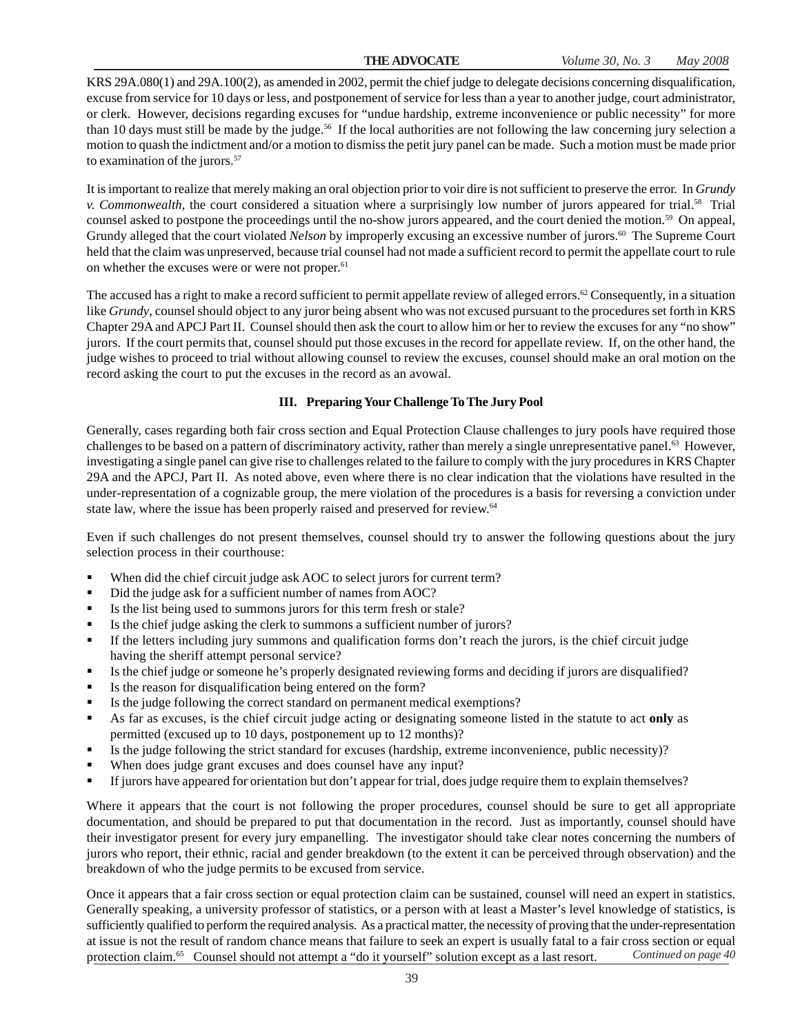KRS 29A.080(1) and 29A.100(2), as amended in 2002, permit the chief judge to delegate decisions concerning disqualification, excuse from service for 10 days or less, and postponement of service for less than a year to another judge, court administrator, or clerk. However, decisions regarding excuses for "undue hardship, extreme inconvenience or public necessity" for more than 10 days must still be made by the judge.[56] If the local authorities are not following the law concerning jury selection a motion to quash the indictment and/or a motion to dismiss the petit jury panel can be made. Such a motion must be made prior to examination of the jurors.[57]

It is important to realize that merely making an oral objection prior to voir dire is not sufficient to preserve the error. In *Grundy v. Commonwealth*, the court considered a situation where a surprisingly low number of jurors appeared for trial.[58] Trial counsel asked to postpone the proceedings until the no-show jurors appeared, and the court denied the motion.[59] On appeal, Grundy alleged that the court violated *Nelson* by improperly excusing an excessive number of jurors.[60] The Supreme Court held that the claim was unpreserved, because trial counsel had not made a sufficient record to permit the appellate court to rule on whether the excuses were or were not proper.[61]

The accused has a right to make a record sufficient to permit appellate review of alleged errors.[62] Consequently, in a situation like *Grundy*, counsel should object to any juror being absent who was not excused pursuant to the procedures set forth in KRS Chapter 29A and APCJ Part II. Counsel should then ask the court to allow him or her to review the excuses for any "no show" jurors. If the court permits that, counsel should put those excuses in the record for appellate review. If, on the other hand, the judge wishes to proceed to trial without allowing counsel to review the excuses, counsel should make an oral motion on the record asking the court to put the excuses in the record as an avowal.

### III. Preparing Your Challenge To The Jury Pool

Generally, cases regarding both fair cross section and Equal Protection Clause challenges to jury pools have required those challenges to be based on a pattern of discriminatory activity, rather than merely a single unrepresentative panel.[63] However, investigating a single panel can give rise to challenges related to the failure to comply with the jury procedures in KRS Chapter 29A and the APCJ, Part II. As noted above, even where there is no clear indication that the violations have resulted in the under-representation of a cognizable group, the mere violation of the procedures is a basis for reversing a conviction under state law, where the issue has been properly raised and preserved for review.[64]

Even if such challenges do not present themselves, counsel should try to answer the following questions about the jury selection process in their courthouse:

- When did the chief circuit judge ask AOC to select jurors for current term?
- Did the judge ask for a sufficient number of names from AOC?
- Is the list being used to summons jurors for this term fresh or stale?
- Is the chief judge asking the clerk to summons a sufficient number of jurors?
- If the letters including jury summons and qualification forms don't reach the jurors, is the chief circuit judge having the sheriff attempt personal service?
- Is the chief judge or someone he's properly designated reviewing forms and deciding if jurors are disqualified?
- Is the reason for disqualification being entered on the form?
- Is the judge following the correct standard on permanent medical exemptions?
- As far as excuses, is the chief circuit judge acting or designating someone listed in the statute to act **only** as permitted (excused up to 10 days, postponement up to 12 months)?
- Is the judge following the strict standard for excuses (hardship, extreme inconvenience, public necessity)?
- When does judge grant excuses and does counsel have any input?
- If jurors have appeared for orientation but don't appear for trial, does judge require them to explain themselves?

Where it appears that the court is not following the proper procedures, counsel should be sure to get all appropriate documentation, and should be prepared to put that documentation in the record. Just as importantly, counsel should have their investigator present for every jury empanelling. The investigator should take clear notes concerning the numbers of jurors who report, their ethnic, racial and gender breakdown (to the extent it can be perceived through observation) and the breakdown of who the judge permits to be excused from service.

Once it appears that a fair cross section or equal protection claim can be sustained, counsel will need an expert in statistics. Generally speaking, a university professor of statistics, or a person with at least a Master's level knowledge of statistics, is sufficiently qualified to perform the required analysis. As a practical matter, the necessity of proving that the under-representation at issue is not the result of random chance means that failure to seek an expert is usually fatal to a fair cross section or equal protection claim.[65] Counsel should not attempt a "do it yourself" solution except as a last resort.

*Continued on page 40*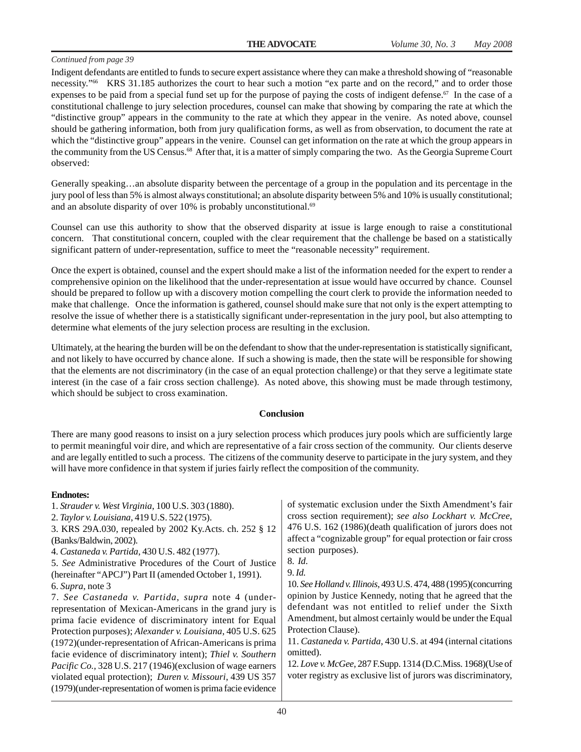*Continued from page 39*

Indigent defendants are entitled to funds to secure expert assistance where they can make a threshold showing of "reasonable necessity."[66] KRS 31.185 authorizes the court to hear such a motion "ex parte and on the record," and to order those expenses to be paid from a special fund set up for the purpose of paying the costs of indigent defense.[67] In the case of a constitutional challenge to jury selection procedures, counsel can make that showing by comparing the rate at which the "distinctive group" appears in the community to the rate at which they appear in the venire. As noted above, counsel should be gathering information, both from jury qualification forms, as well as from observation, to document the rate at which the "distinctive group" appears in the venire. Counsel can get information on the rate at which the group appears in the community from the US Census.[68] After that, it is a matter of simply comparing the two. As the Georgia Supreme Court observed:

Generally speaking…an absolute disparity between the percentage of a group in the population and its percentage in the jury pool of less than 5% is almost always constitutional; an absolute disparity between 5% and 10% is usually constitutional; and an absolute disparity of over 10% is probably unconstitutional.[69]

Counsel can use this authority to show that the observed disparity at issue is large enough to raise a constitutional concern. That constitutional concern, coupled with the clear requirement that the challenge be based on a statistically significant pattern of under-representation, suffice to meet the "reasonable necessity" requirement.

Once the expert is obtained, counsel and the expert should make a list of the information needed for the expert to render a comprehensive opinion on the likelihood that the under-representation at issue would have occurred by chance. Counsel should be prepared to follow up with a discovery motion compelling the court clerk to provide the information needed to make that challenge. Once the information is gathered, counsel should make sure that not only is the expert attempting to resolve the issue of whether there is a statistically significant under-representation in the jury pool, but also attempting to determine what elements of the jury selection process are resulting in the exclusion.

Ultimately, at the hearing the burden will be on the defendant to show that the under-representation is statistically significant, and not likely to have occurred by chance alone. If such a showing is made, then the state will be responsible for showing that the elements are not discriminatory (in the case of an equal protection challenge) or that they serve a legitimate state interest (in the case of a fair cross section challenge). As noted above, this showing must be made through testimony, which should be subject to cross examination.

## Conclusion

There are many good reasons to insist on a jury selection process which produces jury pools which are sufficiently large to permit meaningful voir dire, and which are representative of a fair cross section of the community. Our clients deserve and are legally entitled to such a process. The citizens of the community deserve to participate in the jury system, and they will have more confidence in that system if juries fairly reflect the composition of the community.

**Endnotes:**

1. *Strauder v. West Virginia*, 100 U.S. 303 (1880).
2. *Taylor v. Louisiana*, 419 U.S. 522 (1975).
3. KRS 29A.030, repealed by 2002 Ky.Acts. ch. 252 § 12 (Banks/Baldwin, 2002).
4. *Castaneda v. Partida*, 430 U.S. 482 (1977).
5. *See* Administrative Procedures of the Court of Justice (hereinafter "APCJ") Part II (amended October 1, 1991).
6. *Supra*, note 3
7. *See Castaneda v. Partida, supra* note 4 (under-representation of Mexican-Americans in the grand jury is prima facie evidence of discriminatory intent for Equal Protection purposes); *Alexander v. Louisiana*, 405 U.S. 625 (1972)(under-representation of African-Americans is prima facie evidence of discriminatory intent); *Thiel v. Southern Pacific Co.*, 328 U.S. 217 (1946)(exclusion of wage earners violated equal protection); *Duren v. Missouri*, 439 US 357 (1979)(under-representation of women is prima facie evidence of systematic exclusion under the Sixth Amendment's fair cross section requirement); *see also Lockhart v. McCree*, 476 U.S. 162 (1986)(death qualification of jurors does not affect a "cognizable group" for equal protection or fair cross section purposes).
8. *Id.*
9. *Id.*
10. *See Holland v. Illinois*, 493 U.S. 474, 488 (1995)(concurring opinion by Justice Kennedy, noting that he agreed that the defendant was not entitled to relief under the Sixth Amendment, but almost certainly would be under the Equal Protection Clause).
11. *Castaneda v. Partida*, 430 U.S. at 494 (internal citations omitted).
12. *Love v. McGee*, 287 F.Supp. 1314 (D.C.Miss. 1968)(Use of voter registry as exclusive list of jurors was discriminatory,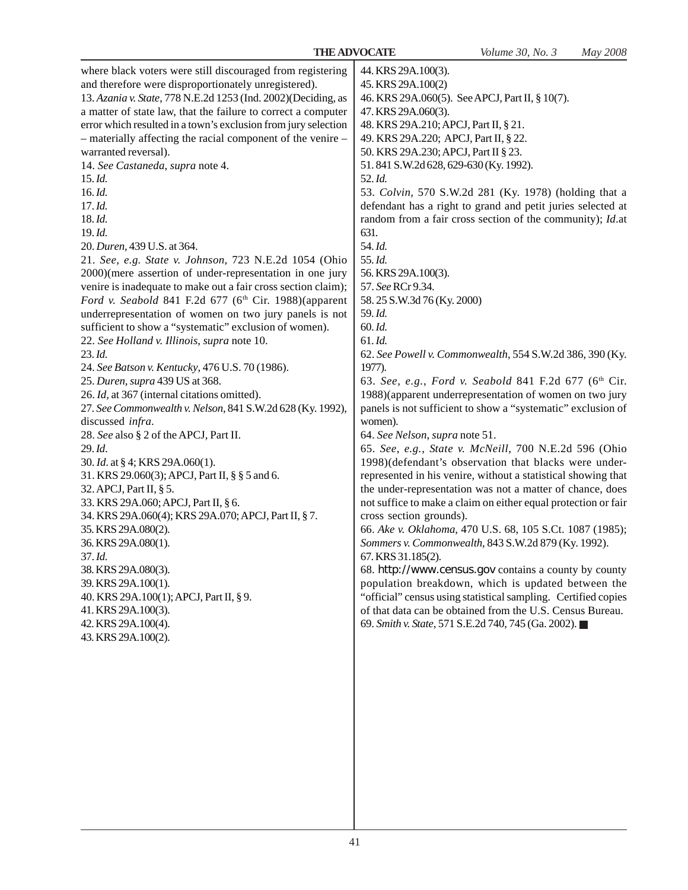where black voters were still discouraged from registering and therefore were disproportionately unregistered).

13. *Azania v. State*, 778 N.E.2d 1253 (Ind. 2002)(Deciding, as a matter of state law, that the failure to correct a computer error which resulted in a town's exclusion from jury selection – materially affecting the racial component of the venire – warranted reversal).

14. *See Castaneda*, *supra* note 4.

15. *Id.*

16. *Id.*

17. *Id.*

18. *Id.*

19. *Id.*

20. *Duren*, 439 U.S. at 364.

21. *See, e.g. State v. Johnson*, 723 N.E.2d 1054 (Ohio 2000)(mere assertion of under-representation in one jury venire is inadequate to make out a fair cross section claim); *Ford v. Seabold* 841 F.2d 677 (6th Cir. 1988)(apparent underrepresentation of women on two jury panels is not sufficient to show a "systematic" exclusion of women).

22. *See Holland v. Illinois*, *supra* note 10.

23. *Id.*

24. *See Batson v. Kentucky*, 476 U.S. 70 (1986).

25. *Duren*, *supra* 439 US at 368.

26. *Id*, at 367 (internal citations omitted).

27. *See Commonwealth v. Nelson*, 841 S.W.2d 628 (Ky. 1992), discussed *infra*.

28. *See* also § 2 of the APCJ, Part II.

29. *Id.*

30. *Id.* at § 4; KRS 29A.060(1).

31. KRS 29.060(3); APCJ, Part II, § § 5 and 6.

32. APCJ, Part II, § 5.

33. KRS 29A.060; APCJ, Part II, § 6.

34. KRS 29A.060(4); KRS 29A.070; APCJ, Part II, § 7.

35. KRS 29A.080(2).

36. KRS 29A.080(1).

37. *Id.*

38. KRS 29A.080(3).

39. KRS 29A.100(1).

40. KRS 29A.100(1); APCJ, Part II, § 9.

41. KRS 29A.100(3).

42. KRS 29A.100(4).

43. KRS 29A.100(2).

44. KRS 29A.100(3).

45. KRS 29A.100(2)

46. KRS 29A.060(5). See APCJ, Part II, § 10(7).

47. KRS 29A.060(3).

48. KRS 29A.210; APCJ, Part II, § 21.

49. KRS 29A.220; APCJ, Part II, § 22.

50. KRS 29A.230; APCJ, Part II § 23.

51. 841 S.W.2d 628, 629-630 (Ky. 1992).

52. *Id.*

53. *Colvin*, 570 S.W.2d 281 (Ky. 1978) (holding that a defendant has a right to grand and petit juries selected at random from a fair cross section of the community); *Id.*at 631.

54. *Id.*

55. *Id.*

56. KRS 29A.100(3).

57. *See* RCr 9.34.

58. 25 S.W.3d 76 (Ky. 2000)

59. *Id.*

60. *Id.*

61. *Id.*

62. *See Powell v. Commonwealth*, 554 S.W.2d 386, 390 (Ky. 1977).

63. *See, e.g., Ford v. Seabold* 841 F.2d 677 (6th Cir. 1988)(apparent underrepresentation of women on two jury panels is not sufficient to show a "systematic" exclusion of women).

64. *See Nelson*, *supra* note 51.

65. *See, e.g., State v. McNeill*, 700 N.E.2d 596 (Ohio 1998)(defendant's observation that blacks were under-represented in his venire, without a statistical showing that the under-representation was not a matter of chance, does not suffice to make a claim on either equal protection or fair cross section grounds).

66. *Ake v. Oklahoma*, 470 U.S. 68, 105 S.Ct. 1087 (1985); *Sommers v. Commonwealth*, 843 S.W.2d 879 (Ky. 1992).

67. KRS 31.185(2).

68. http://www.census.gov contains a county by county population breakdown, which is updated between the "official" census using statistical sampling. Certified copies of that data can be obtained from the U.S. Census Bureau.

69. *Smith v. State*, 571 S.E.2d 740, 745 (Ga. 2002). ■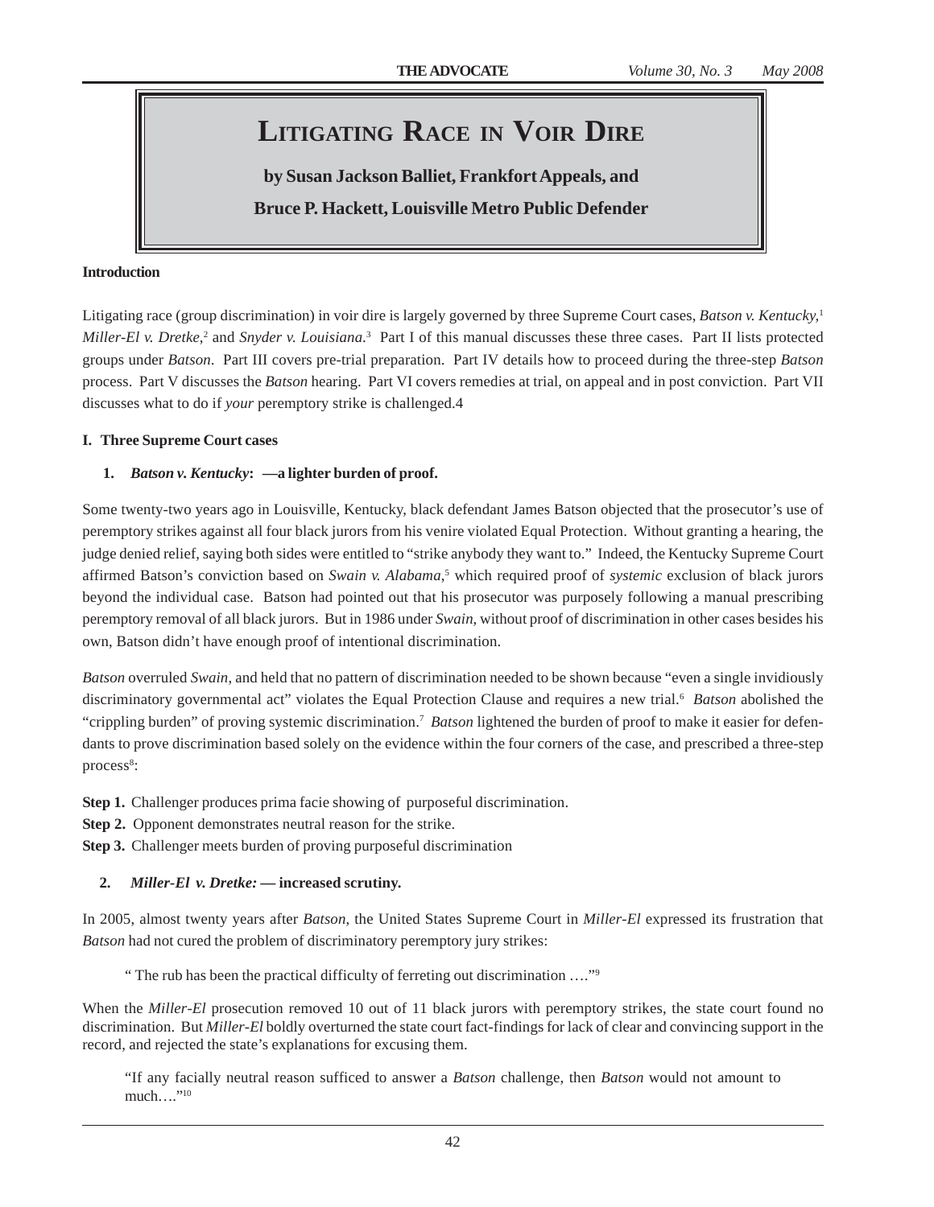# LITIGATING RACE IN VOIR DIRE

**by Susan Jackson Balliet, Frankfort Appeals, and**

**Bruce P. Hackett, Louisville Metro Public Defender**

**Introduction**

Litigating race (group discrimination) in voir dire is largely governed by three Supreme Court cases, *Batson v. Kentucky*,[1] *Miller-El v. Dretke*,[2] and *Snyder v. Louisiana*.[3] Part I of this manual discusses these three cases. Part II lists protected groups under *Batson*. Part III covers pre-trial preparation. Part IV details how to proceed during the three-step *Batson* process. Part V discusses the *Batson* hearing. Part VI covers remedies at trial, on appeal and in post conviction. Part VII discusses what to do if *your* peremptory strike is challenged.4

**I. Three Supreme Court cases**

**1. *Batson v. Kentucky*: —a lighter burden of proof.**

Some twenty-two years ago in Louisville, Kentucky, black defendant James Batson objected that the prosecutor's use of peremptory strikes against all four black jurors from his venire violated Equal Protection. Without granting a hearing, the judge denied relief, saying both sides were entitled to "strike anybody they want to." Indeed, the Kentucky Supreme Court affirmed Batson's conviction based on *Swain v. Alabama*,[5] which required proof of *systemic* exclusion of black jurors beyond the individual case. Batson had pointed out that his prosecutor was purposely following a manual prescribing peremptory removal of all black jurors. But in 1986 under *Swain*, without proof of discrimination in other cases besides his own, Batson didn't have enough proof of intentional discrimination.

*Batson* overruled *Swain*, and held that no pattern of discrimination needed to be shown because "even a single invidiously discriminatory governmental act" violates the Equal Protection Clause and requires a new trial.[6] *Batson* abolished the "crippling burden" of proving systemic discrimination.[7] *Batson* lightened the burden of proof to make it easier for defendants to prove discrimination based solely on the evidence within the four corners of the case, and prescribed a three-step process[8]:

**Step 1.** Challenger produces prima facie showing of purposeful discrimination.
**Step 2.** Opponent demonstrates neutral reason for the strike.
**Step 3.** Challenger meets burden of proving purposeful discrimination

**2. *Miller-El v. Dretke:* — increased scrutiny.**

In 2005, almost twenty years after *Batson*, the United States Supreme Court in *Miller-El* expressed its frustration that *Batson* had not cured the problem of discriminatory peremptory jury strikes:

> " The rub has been the practical difficulty of ferreting out discrimination …."[9]

When the *Miller-El* prosecution removed 10 out of 11 black jurors with peremptory strikes, the state court found no discrimination. But *Miller-El* boldly overturned the state court fact-findings for lack of clear and convincing support in the record, and rejected the state's explanations for excusing them.

> "If any facially neutral reason sufficed to answer a *Batson* challenge, then *Batson* would not amount to much…."[10]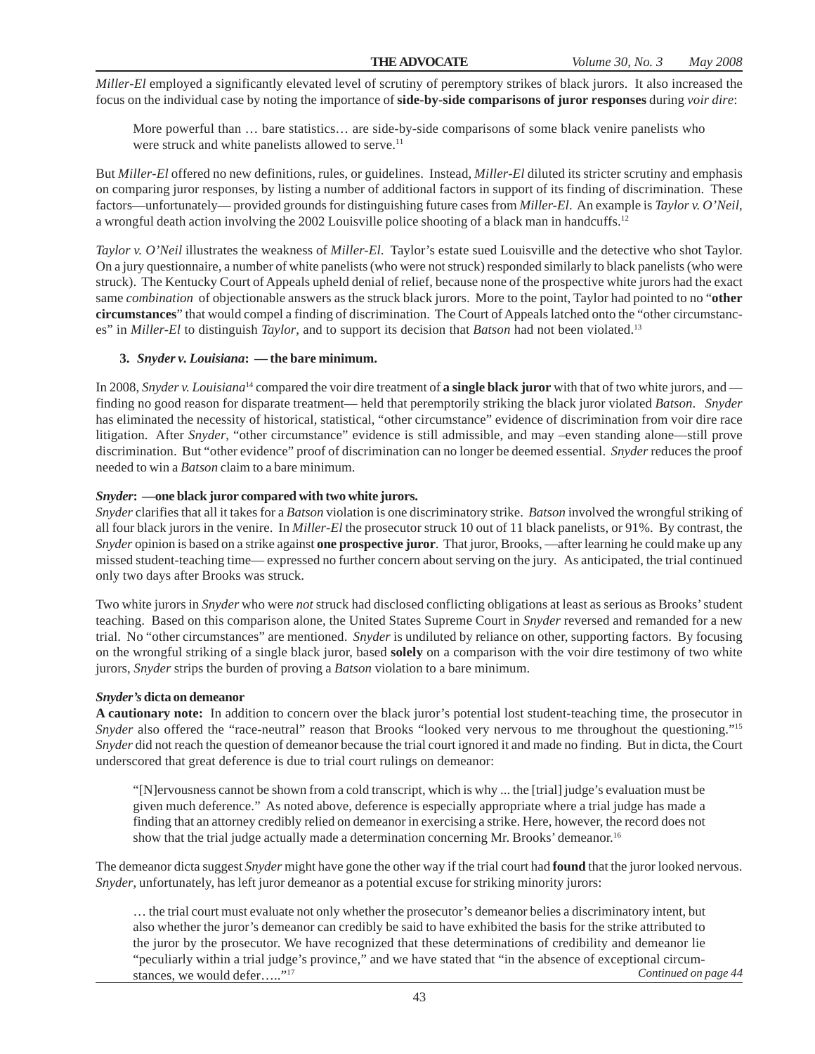*Miller-El* employed a significantly elevated level of scrutiny of peremptory strikes of black jurors. It also increased the focus on the individual case by noting the importance of **side-by-side comparisons of juror responses** during *voir dire*:

> More powerful than … bare statistics… are side-by-side comparisons of some black venire panelists who were struck and white panelists allowed to serve.[11]

But *Miller-El* offered no new definitions, rules, or guidelines. Instead, *Miller-El* diluted its stricter scrutiny and emphasis on comparing juror responses, by listing a number of additional factors in support of its finding of discrimination. These factors—unfortunately— provided grounds for distinguishing future cases from *Miller-El*. An example is *Taylor v. O'Neil*, a wrongful death action involving the 2002 Louisville police shooting of a black man in handcuffs.[12]

*Taylor v. O'Neil* illustrates the weakness of *Miller-El*. Taylor's estate sued Louisville and the detective who shot Taylor. On a jury questionnaire, a number of white panelists (who were not struck) responded similarly to black panelists (who were struck). The Kentucky Court of Appeals upheld denial of relief, because none of the prospective white jurors had the exact same *combination* of objectionable answers as the struck black jurors. More to the point, Taylor had pointed to no "**other circumstances**" that would compel a finding of discrimination. The Court of Appeals latched onto the "other circumstances" in *Miller-El* to distinguish *Taylor*, and to support its decision that *Batson* had not been violated.[13]

### 3. *Snyder v. Louisiana*: — the bare minimum.

In 2008, *Snyder v. Louisiana*[14] compared the voir dire treatment of **a single black juror** with that of two white jurors, and — finding no good reason for disparate treatment— held that peremptorily striking the black juror violated *Batson*. *Snyder* has eliminated the necessity of historical, statistical, "other circumstance" evidence of discrimination from voir dire race litigation. After *Snyder*, "other circumstance" evidence is still admissible, and may –even standing alone—still prove discrimination. But "other evidence" proof of discrimination can no longer be deemed essential. *Snyder* reduces the proof needed to win a *Batson* claim to a bare minimum.

#### ***Snyder*: —one black juror compared with two white jurors.**

*Snyder* clarifies that all it takes for a *Batson* violation is one discriminatory strike. *Batson* involved the wrongful striking of all four black jurors in the venire. In *Miller-El* the prosecutor struck 10 out of 11 black panelists, or 91%. By contrast, the *Snyder* opinion is based on a strike against **one prospective juror**. That juror, Brooks, —after learning he could make up any missed student-teaching time— expressed no further concern about serving on the jury. As anticipated, the trial continued only two days after Brooks was struck.

Two white jurors in *Snyder* who were *not* struck had disclosed conflicting obligations at least as serious as Brooks' student teaching. Based on this comparison alone, the United States Supreme Court in *Snyder* reversed and remanded for a new trial. No "other circumstances" are mentioned. *Snyder* is undiluted by reliance on other, supporting factors. By focusing on the wrongful striking of a single black juror, based **solely** on a comparison with the voir dire testimony of two white jurors, *Snyder* strips the burden of proving a *Batson* violation to a bare minimum.

#### ***Snyder's* dicta on demeanor**

**A cautionary note:** In addition to concern over the black juror's potential lost student-teaching time, the prosecutor in *Snyder* also offered the "race-neutral" reason that Brooks "looked very nervous to me throughout the questioning."[15] *Snyder* did not reach the question of demeanor because the trial court ignored it and made no finding. But in dicta, the Court underscored that great deference is due to trial court rulings on demeanor:

> "[N]ervousness cannot be shown from a cold transcript, which is why ... the [trial] judge's evaluation must be given much deference." As noted above, deference is especially appropriate where a trial judge has made a finding that an attorney credibly relied on demeanor in exercising a strike. Here, however, the record does not show that the trial judge actually made a determination concerning Mr. Brooks' demeanor.[16]

The demeanor dicta suggest *Snyder* might have gone the other way if the trial court had **found** that the juror looked nervous. *Snyder*, unfortunately, has left juror demeanor as a potential excuse for striking minority jurors:

> … the trial court must evaluate not only whether the prosecutor's demeanor belies a discriminatory intent, but also whether the juror's demeanor can credibly be said to have exhibited the basis for the strike attributed to the juror by the prosecutor. We have recognized that these determinations of credibility and demeanor lie "peculiarly within a trial judge's province," and we have stated that "in the absence of exceptional circumstances, we would defer….."[17]

*Continued on page 44*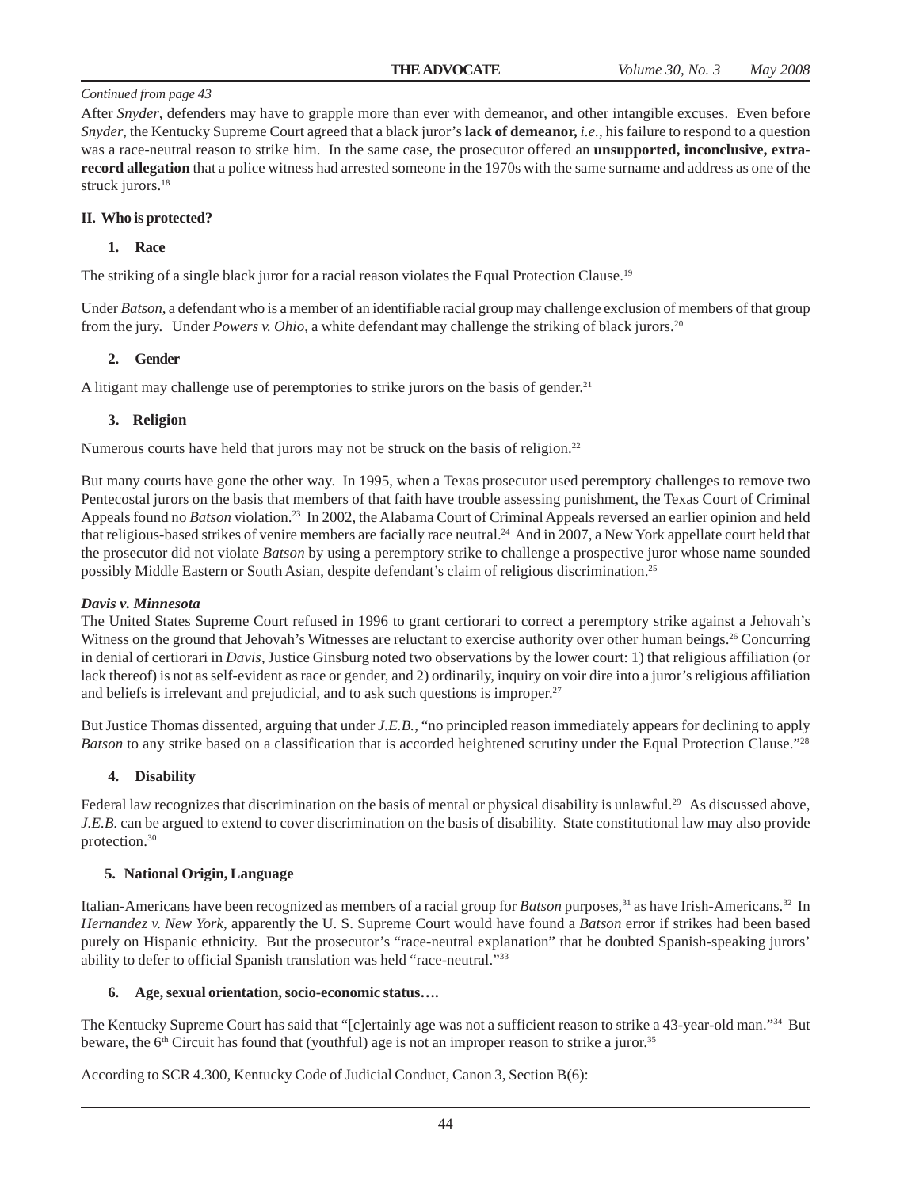*Continued from page 43*

After *Snyder*, defenders may have to grapple more than ever with demeanor, and other intangible excuses. Even before *Snyder*, the Kentucky Supreme Court agreed that a black juror's **lack of demeanor,** *i.e.*, his failure to respond to a question was a race-neutral reason to strike him. In the same case, the prosecutor offered an **unsupported, inconclusive, extra-record allegation** that a police witness had arrested someone in the 1970s with the same surname and address as one of the struck jurors.[18]

**II. Who is protected?**

**1. Race**

The striking of a single black juror for a racial reason violates the Equal Protection Clause.[19]

Under *Batson*, a defendant who is a member of an identifiable racial group may challenge exclusion of members of that group from the jury. Under *Powers v. Ohio*, a white defendant may challenge the striking of black jurors.[20]

**2. Gender**

A litigant may challenge use of peremptories to strike jurors on the basis of gender.[21]

**3. Religion**

Numerous courts have held that jurors may not be struck on the basis of religion.[22]

But many courts have gone the other way. In 1995, when a Texas prosecutor used peremptory challenges to remove two Pentecostal jurors on the basis that members of that faith have trouble assessing punishment, the Texas Court of Criminal Appeals found no *Batson* violation.[23] In 2002, the Alabama Court of Criminal Appeals reversed an earlier opinion and held that religious-based strikes of venire members are facially race neutral.[24] And in 2007, a New York appellate court held that the prosecutor did not violate *Batson* by using a peremptory strike to challenge a prospective juror whose name sounded possibly Middle Eastern or South Asian, despite defendant's claim of religious discrimination.[25]

***Davis v. Minnesota***

The United States Supreme Court refused in 1996 to grant certiorari to correct a peremptory strike against a Jehovah's Witness on the ground that Jehovah's Witnesses are reluctant to exercise authority over other human beings.[26] Concurring in denial of certiorari in *Davis*, Justice Ginsburg noted two observations by the lower court: 1) that religious affiliation (or lack thereof) is not as self-evident as race or gender, and 2) ordinarily, inquiry on voir dire into a juror's religious affiliation and beliefs is irrelevant and prejudicial, and to ask such questions is improper.[27]

But Justice Thomas dissented, arguing that under *J.E.B.*, "no principled reason immediately appears for declining to apply *Batson* to any strike based on a classification that is accorded heightened scrutiny under the Equal Protection Clause."[28]

**4. Disability**

Federal law recognizes that discrimination on the basis of mental or physical disability is unlawful.[29] As discussed above, *J.E.B.* can be argued to extend to cover discrimination on the basis of disability. State constitutional law may also provide protection.[30]

**5. National Origin, Language**

Italian-Americans have been recognized as members of a racial group for *Batson* purposes,[31] as have Irish-Americans.[32] In *Hernandez v. New York*, apparently the U. S. Supreme Court would have found a *Batson* error if strikes had been based purely on Hispanic ethnicity. But the prosecutor's "race-neutral explanation" that he doubted Spanish-speaking jurors' ability to defer to official Spanish translation was held "race-neutral."[33]

**6. Age, sexual orientation, socio-economic status….**

The Kentucky Supreme Court has said that "[c]ertainly age was not a sufficient reason to strike a 43-year-old man."[34] But beware, the 6th Circuit has found that (youthful) age is not an improper reason to strike a juror.[35]

According to SCR 4.300, Kentucky Code of Judicial Conduct, Canon 3, Section B(6):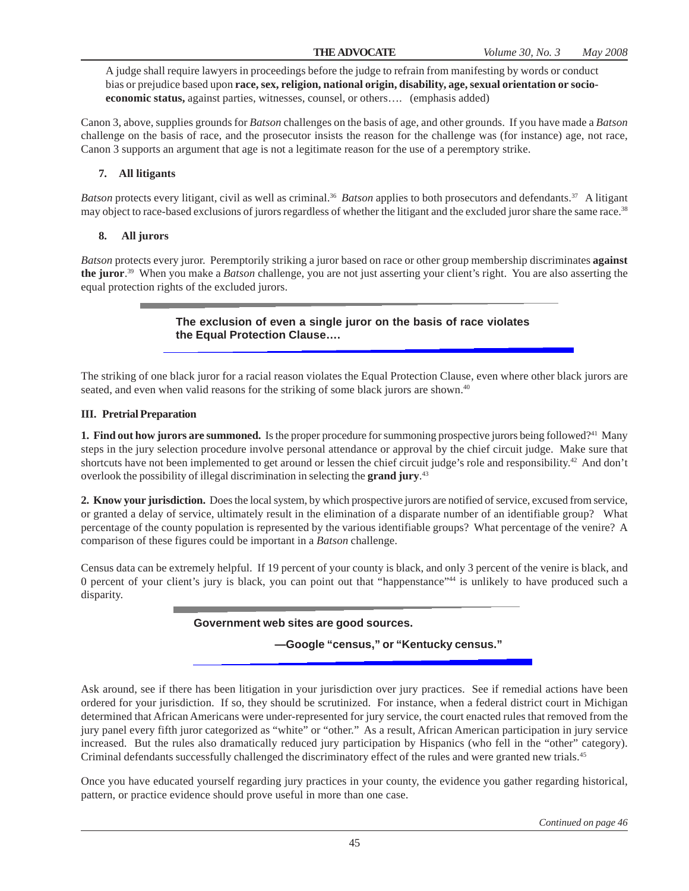A judge shall require lawyers in proceedings before the judge to refrain from manifesting by words or conduct bias or prejudice based upon **race, sex, religion, national origin, disability, age, sexual orientation or socio-economic status,** against parties, witnesses, counsel, or others…. (emphasis added)

Canon 3, above, supplies grounds for *Batson* challenges on the basis of age, and other grounds. If you have made a *Batson* challenge on the basis of race, and the prosecutor insists the reason for the challenge was (for instance) age, not race, Canon 3 supports an argument that age is not a legitimate reason for the use of a peremptory strike.

**7. All litigants**

*Batson* protects every litigant, civil as well as criminal.[36] *Batson* applies to both prosecutors and defendants.[37] A litigant may object to race-based exclusions of jurors regardless of whether the litigant and the excluded juror share the same race.[38]

**8. All jurors**

*Batson* protects every juror. Peremptorily striking a juror based on race or other group membership discriminates **against the juror**.[39] When you make a *Batson* challenge, you are not just asserting your client's right. You are also asserting the equal protection rights of the excluded jurors.

> **The exclusion of even a single juror on the basis of race violates the Equal Protection Clause….**

The striking of one black juror for a racial reason violates the Equal Protection Clause, even where other black jurors are seated, and even when valid reasons for the striking of some black jurors are shown.[40]

## III. Pretrial Preparation

**1. Find out how jurors are summoned.** Is the proper procedure for summoning prospective jurors being followed?[41] Many steps in the jury selection procedure involve personal attendance or approval by the chief circuit judge. Make sure that shortcuts have not been implemented to get around or lessen the chief circuit judge's role and responsibility.[42] And don't overlook the possibility of illegal discrimination in selecting the **grand jury**.[43]

**2. Know your jurisdiction.** Does the local system, by which prospective jurors are notified of service, excused from service, or granted a delay of service, ultimately result in the elimination of a disparate number of an identifiable group? What percentage of the county population is represented by the various identifiable groups? What percentage of the venire? A comparison of these figures could be important in a *Batson* challenge.

Census data can be extremely helpful. If 19 percent of your county is black, and only 3 percent of the venire is black, and 0 percent of your client's jury is black, you can point out that "happenstance"[44] is unlikely to have produced such a disparity.

> **Government web sites are good sources.**
>
> **—Google "census," or "Kentucky census."**

Ask around, see if there has been litigation in your jurisdiction over jury practices. See if remedial actions have been ordered for your jurisdiction. If so, they should be scrutinized. For instance, when a federal district court in Michigan determined that African Americans were under-represented for jury service, the court enacted rules that removed from the jury panel every fifth juror categorized as "white" or "other." As a result, African American participation in jury service increased. But the rules also dramatically reduced jury participation by Hispanics (who fell in the "other" category). Criminal defendants successfully challenged the discriminatory effect of the rules and were granted new trials.[45]

Once you have educated yourself regarding jury practices in your county, the evidence you gather regarding historical, pattern, or practice evidence should prove useful in more than one case.

*Continued on page 46*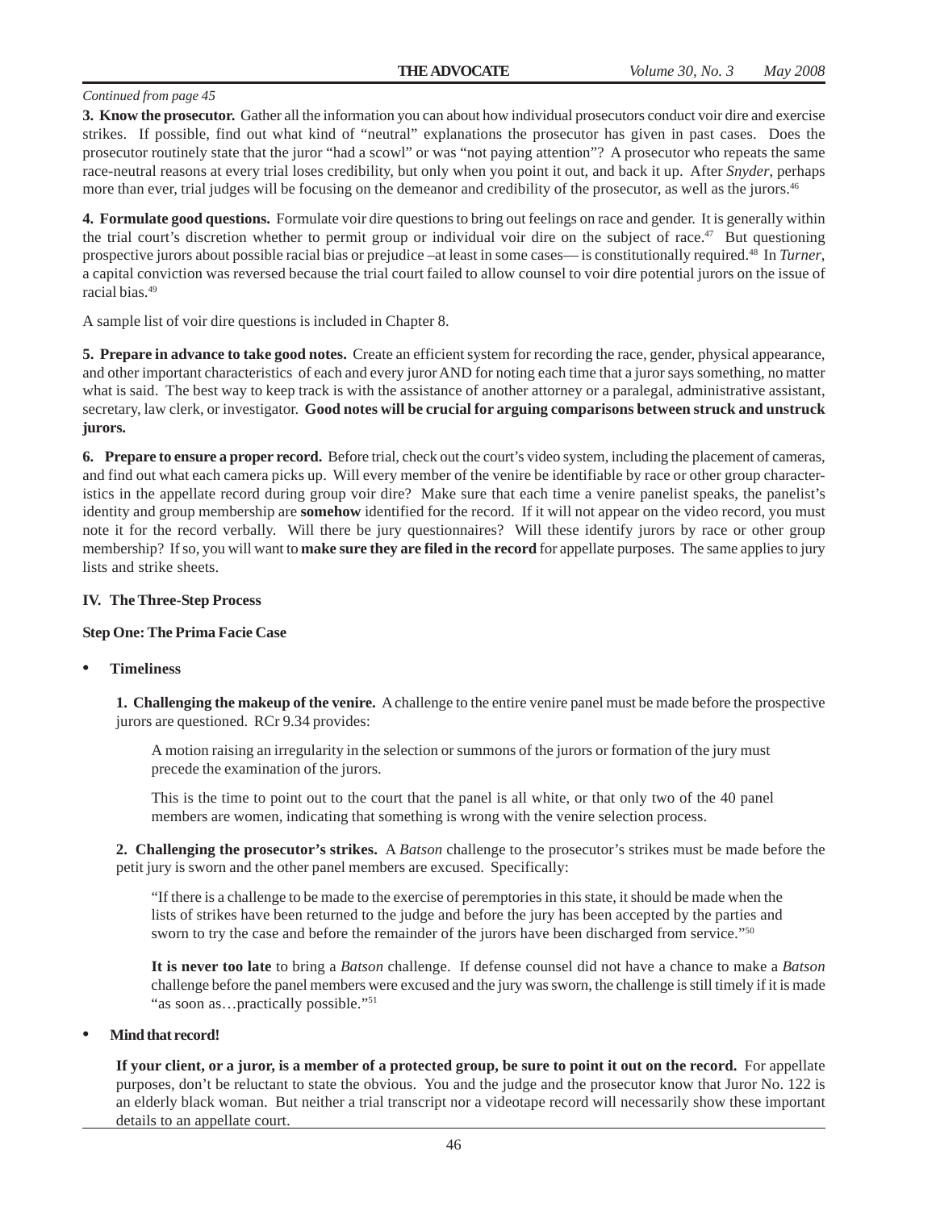*Continued from page 45*

**3. Know the prosecutor.** Gather all the information you can about how individual prosecutors conduct voir dire and exercise strikes. If possible, find out what kind of "neutral" explanations the prosecutor has given in past cases. Does the prosecutor routinely state that the juror "had a scowl" or was "not paying attention"? A prosecutor who repeats the same race-neutral reasons at every trial loses credibility, but only when you point it out, and back it up. After *Snyder*, perhaps more than ever, trial judges will be focusing on the demeanor and credibility of the prosecutor, as well as the jurors.[46]

**4. Formulate good questions.** Formulate voir dire questions to bring out feelings on race and gender. It is generally within the trial court's discretion whether to permit group or individual voir dire on the subject of race.[47] But questioning prospective jurors about possible racial bias or prejudice –at least in some cases— is constitutionally required.[48] In *Turner*, a capital conviction was reversed because the trial court failed to allow counsel to voir dire potential jurors on the issue of racial bias.[49]

A sample list of voir dire questions is included in Chapter 8.

**5. Prepare in advance to take good notes.** Create an efficient system for recording the race, gender, physical appearance, and other important characteristics of each and every juror AND for noting each time that a juror says something, no matter what is said. The best way to keep track is with the assistance of another attorney or a paralegal, administrative assistant, secretary, law clerk, or investigator. **Good notes will be crucial for arguing comparisons between struck and unstruck jurors.**

**6. Prepare to ensure a proper record.** Before trial, check out the court's video system, including the placement of cameras, and find out what each camera picks up. Will every member of the venire be identifiable by race or other group characteristics in the appellate record during group voir dire? Make sure that each time a venire panelist speaks, the panelist's identity and group membership are **somehow** identified for the record. If it will not appear on the video record, you must note it for the record verbally. Will there be jury questionnaires? Will these identify jurors by race or other group membership? If so, you will want to **make sure they are filed in the record** for appellate purposes. The same applies to jury lists and strike sheets.

## IV. The Three-Step Process

### Step One: The Prima Facie Case

- **Timeliness**

  **1. Challenging the makeup of the venire.** A challenge to the entire venire panel must be made before the prospective jurors are questioned. RCr 9.34 provides:

  > A motion raising an irregularity in the selection or summons of the jurors or formation of the jury must precede the examination of the jurors.
  >
  > This is the time to point out to the court that the panel is all white, or that only two of the 40 panel members are women, indicating that something is wrong with the venire selection process.

  **2. Challenging the prosecutor's strikes.** A *Batson* challenge to the prosecutor's strikes must be made before the petit jury is sworn and the other panel members are excused. Specifically:

  > "If there is a challenge to be made to the exercise of peremptories in this state, it should be made when the lists of strikes have been returned to the judge and before the jury has been accepted by the parties and sworn to try the case and before the remainder of the jurors have been discharged from service."[50]

  **It is never too late** to bring a *Batson* challenge. If defense counsel did not have a chance to make a *Batson* challenge before the panel members were excused and the jury was sworn, the challenge is still timely if it is made "as soon as…practically possible."[51]

- **Mind that record!**

  **If your client, or a juror, is a member of a protected group, be sure to point it out on the record.** For appellate purposes, don't be reluctant to state the obvious. You and the judge and the prosecutor know that Juror No. 122 is an elderly black woman. But neither a trial transcript nor a videotape record will necessarily show these important details to an appellate court.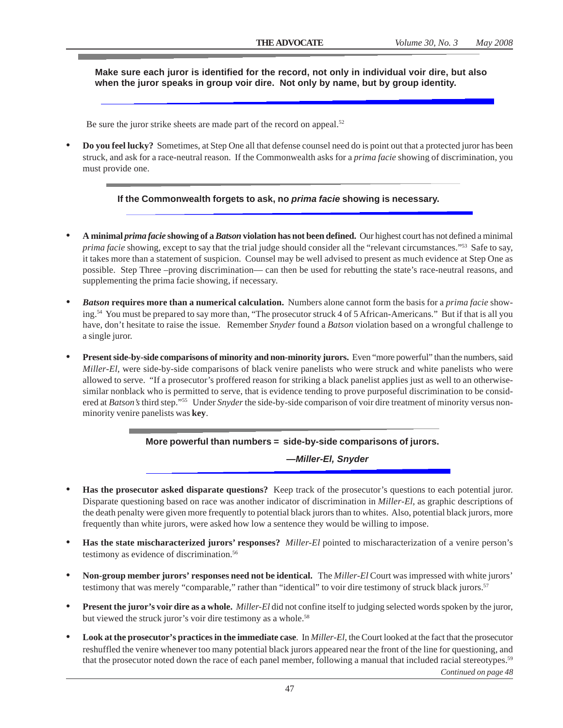**Make sure each juror is identified for the record, not only in individual voir dire, but also when the juror speaks in group voir dire. Not only by name, but by group identity.**

Be sure the juror strike sheets are made part of the record on appeal.[52]

- **Do you feel lucky?** Sometimes, at Step One all that defense counsel need do is point out that a protected juror has been struck, and ask for a race-neutral reason. If the Commonwealth asks for a *prima facie* showing of discrimination, you must provide one.

**If the Commonwealth forgets to ask, no *prima facie* showing is necessary.**

- **A minimal *prima facie* showing of a *Batson* violation has not been defined.** Our highest court has not defined a minimal *prima facie* showing, except to say that the trial judge should consider all the "relevant circumstances."[53] Safe to say, it takes more than a statement of suspicion. Counsel may be well advised to present as much evidence at Step One as possible. Step Three –proving discrimination— can then be used for rebutting the state's race-neutral reasons, and supplementing the prima facie showing, if necessary.

- ***Batson* requires more than a numerical calculation.** Numbers alone cannot form the basis for a *prima facie* showing.[54] You must be prepared to say more than, "The prosecutor struck 4 of 5 African-Americans." But if that is all you have, don't hesitate to raise the issue. Remember *Snyder* found a *Batson* violation based on a wrongful challenge to a single juror.

- **Present side-by-side comparisons of minority and non-minority jurors.** Even "more powerful" than the numbers, said *Miller-El*, were side-by-side comparisons of black venire panelists who were struck and white panelists who were allowed to serve. "If a prosecutor's proffered reason for striking a black panelist applies just as well to an otherwise-similar nonblack who is permitted to serve, that is evidence tending to prove purposeful discrimination to be considered at *Batson's* third step."[55] Under *Snyder* the side-by-side comparison of voir dire treatment of minority versus non-minority venire panelists was **key**.

**More powerful than numbers = side-by-side comparisons of jurors.**

***—Miller-El, Snyder***

- **Has the prosecutor asked disparate questions?** Keep track of the prosecutor's questions to each potential juror. Disparate questioning based on race was another indicator of discrimination in *Miller-El*, as graphic descriptions of the death penalty were given more frequently to potential black jurors than to whites. Also, potential black jurors, more frequently than white jurors, were asked how low a sentence they would be willing to impose.

- **Has the state mischaracterized jurors' responses?** *Miller-El* pointed to mischaracterization of a venire person's testimony as evidence of discrimination.[56]

- **Non-group member jurors' responses need not be identical.** The *Miller-El* Court was impressed with white jurors' testimony that was merely "comparable," rather than "identical" to voir dire testimony of struck black jurors.[57]

- **Present the juror's voir dire as a whole.** *Miller-El* did not confine itself to judging selected words spoken by the juror, but viewed the struck juror's voir dire testimony as a whole.[58]

- **Look at the prosecutor's practices in the immediate case**. In *Miller-El*, the Court looked at the fact that the prosecutor reshuffled the venire whenever too many potential black jurors appeared near the front of the line for questioning, and that the prosecutor noted down the race of each panel member, following a manual that included racial stereotypes.[59]

*Continued on page 48*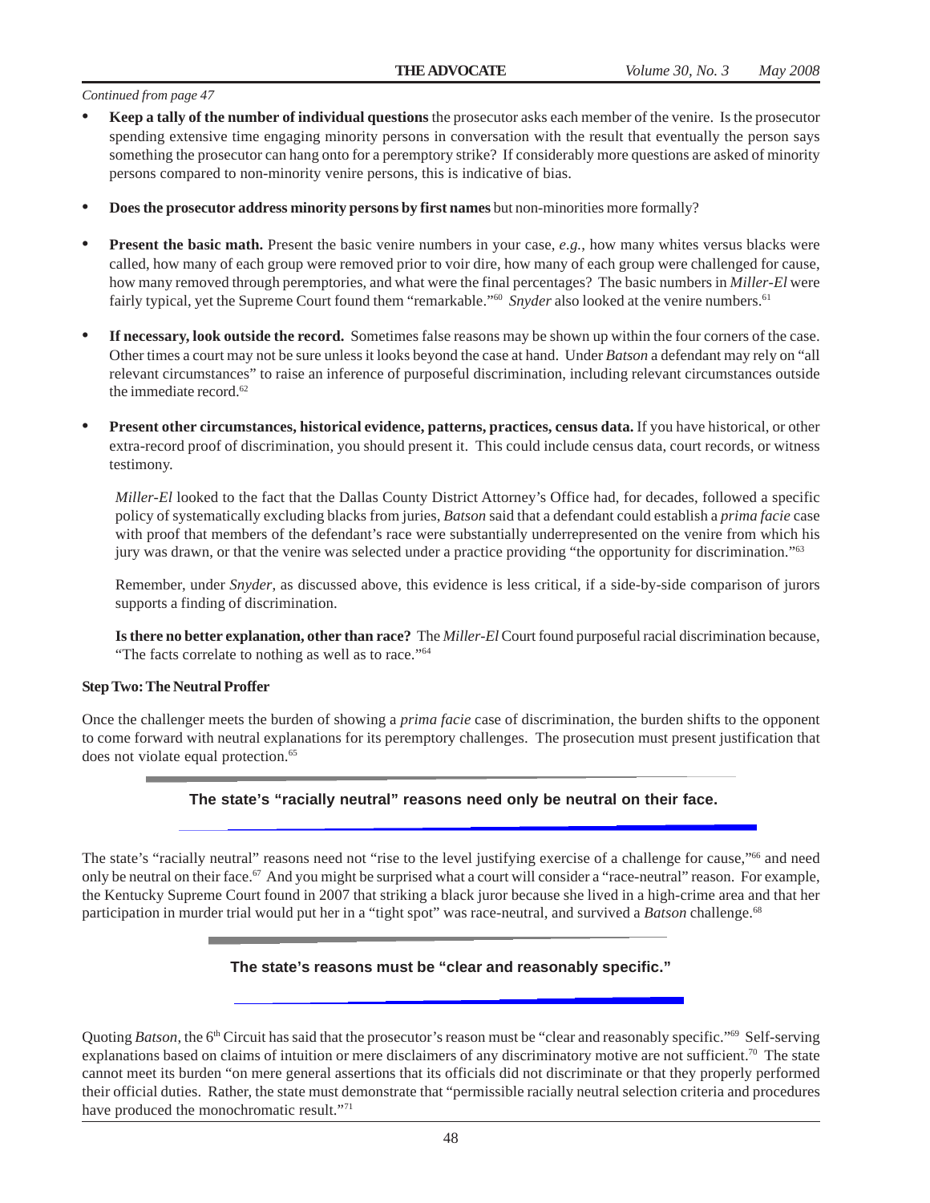*Continued from page 47*

- **Keep a tally of the number of individual questions** the prosecutor asks each member of the venire. Is the prosecutor spending extensive time engaging minority persons in conversation with the result that eventually the person says something the prosecutor can hang onto for a peremptory strike? If considerably more questions are asked of minority persons compared to non-minority venire persons, this is indicative of bias.

- **Does the prosecutor address minority persons by first names** but non-minorities more formally?

- **Present the basic math.** Present the basic venire numbers in your case, *e.g.*, how many whites versus blacks were called, how many of each group were removed prior to voir dire, how many of each group were challenged for cause, how many removed through peremptories, and what were the final percentages? The basic numbers in *Miller-El* were fairly typical, yet the Supreme Court found them "remarkable."[60] *Snyder* also looked at the venire numbers.[61]

- **If necessary, look outside the record.** Sometimes false reasons may be shown up within the four corners of the case. Other times a court may not be sure unless it looks beyond the case at hand. Under *Batson* a defendant may rely on "all relevant circumstances" to raise an inference of purposeful discrimination, including relevant circumstances outside the immediate record.[62]

- **Present other circumstances, historical evidence, patterns, practices, census data.** If you have historical, or other extra-record proof of discrimination, you should present it. This could include census data, court records, or witness testimony.

  *Miller-El* looked to the fact that the Dallas County District Attorney's Office had, for decades, followed a specific policy of systematically excluding blacks from juries, *Batson* said that a defendant could establish a *prima facie* case with proof that members of the defendant's race were substantially underrepresented on the venire from which his jury was drawn, or that the venire was selected under a practice providing "the opportunity for discrimination."[63]

  Remember, under *Snyder*, as discussed above, this evidence is less critical, if a side-by-side comparison of jurors supports a finding of discrimination.

  **Is there no better explanation, other than race?** The *Miller-El* Court found purposeful racial discrimination because, "The facts correlate to nothing as well as to race."[64]

**Step Two: The Neutral Proffer**

Once the challenger meets the burden of showing a *prima facie* case of discrimination, the burden shifts to the opponent to come forward with neutral explanations for its peremptory challenges. The prosecution must present justification that does not violate equal protection.[65]

**The state's "racially neutral" reasons need only be neutral on their face.**

The state's "racially neutral" reasons need not "rise to the level justifying exercise of a challenge for cause,"[66] and need only be neutral on their face.[67] And you might be surprised what a court will consider a "race-neutral" reason. For example, the Kentucky Supreme Court found in 2007 that striking a black juror because she lived in a high-crime area and that her participation in murder trial would put her in a "tight spot" was race-neutral, and survived a *Batson* challenge.[68]

**The state's reasons must be "clear and reasonably specific."**

Quoting *Batson*, the 6th Circuit has said that the prosecutor's reason must be "clear and reasonably specific."[69] Self-serving explanations based on claims of intuition or mere disclaimers of any discriminatory motive are not sufficient.[70] The state cannot meet its burden "on mere general assertions that its officials did not discriminate or that they properly performed their official duties. Rather, the state must demonstrate that "permissible racially neutral selection criteria and procedures have produced the monochromatic result."[71]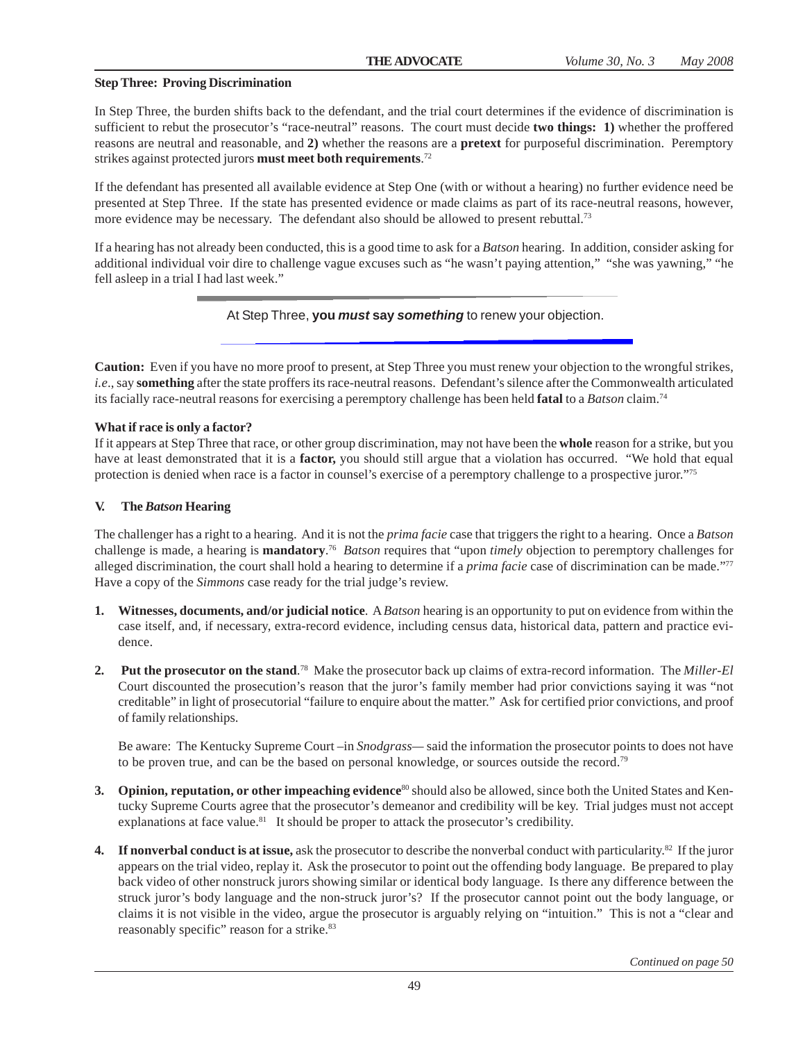**Step Three: Proving Discrimination**

In Step Three, the burden shifts back to the defendant, and the trial court determines if the evidence of discrimination is sufficient to rebut the prosecutor's "race-neutral" reasons. The court must decide **two things: 1)** whether the proffered reasons are neutral and reasonable, and **2)** whether the reasons are a **pretext** for purposeful discrimination. Peremptory strikes against protected jurors **must meet both requirements**.[72]

If the defendant has presented all available evidence at Step One (with or without a hearing) no further evidence need be presented at Step Three. If the state has presented evidence or made claims as part of its race-neutral reasons, however, more evidence may be necessary. The defendant also should be allowed to present rebuttal.[73]

If a hearing has not already been conducted, this is a good time to ask for a *Batson* hearing. In addition, consider asking for additional individual voir dire to challenge vague excuses such as "he wasn't paying attention," "she was yawning," "he fell asleep in a trial I had last week."

At Step Three, **you *must* say *something*** to renew your objection.

**Caution:** Even if you have no more proof to present, at Step Three you must renew your objection to the wrongful strikes, *i.e*., say **something** after the state proffers its race-neutral reasons. Defendant's silence after the Commonwealth articulated its facially race-neutral reasons for exercising a peremptory challenge has been held **fatal** to a *Batson* claim.[74]

**What if race is only a factor?**

If it appears at Step Three that race, or other group discrimination, may not have been the **whole** reason for a strike, but you have at least demonstrated that it is a **factor,** you should still argue that a violation has occurred. "We hold that equal protection is denied when race is a factor in counsel's exercise of a peremptory challenge to a prospective juror."[75]

## V. The *Batson* Hearing

The challenger has a right to a hearing. And it is not the *prima facie* case that triggers the right to a hearing. Once a *Batson* challenge is made, a hearing is **mandatory**.[76] *Batson* requires that "upon *timely* objection to peremptory challenges for alleged discrimination, the court shall hold a hearing to determine if a *prima facie* case of discrimination can be made."[77] Have a copy of the *Simmons* case ready for the trial judge's review.

1. **Witnesses, documents, and/or judicial notice**. A *Batson* hearing is an opportunity to put on evidence from within the case itself, and, if necessary, extra-record evidence, including census data, historical data, pattern and practice evidence.

2. **Put the prosecutor on the stand**.[78] Make the prosecutor back up claims of extra-record information. The *Miller-El* Court discounted the prosecution's reason that the juror's family member had prior convictions saying it was "not creditable" in light of prosecutorial "failure to enquire about the matter." Ask for certified prior convictions, and proof of family relationships.

   Be aware: The Kentucky Supreme Court –in *Snodgrass*— said the information the prosecutor points to does not have to be proven true, and can be the based on personal knowledge, or sources outside the record.[79]

3. **Opinion, reputation, or other impeaching evidence**[80] should also be allowed, since both the United States and Kentucky Supreme Courts agree that the prosecutor's demeanor and credibility will be key. Trial judges must not accept explanations at face value.[81] It should be proper to attack the prosecutor's credibility.

4. **If nonverbal conduct is at issue,** ask the prosecutor to describe the nonverbal conduct with particularity.[82] If the juror appears on the trial video, replay it. Ask the prosecutor to point out the offending body language. Be prepared to play back video of other nonstruck jurors showing similar or identical body language. Is there any difference between the struck juror's body language and the non-struck juror's? If the prosecutor cannot point out the body language, or claims it is not visible in the video, argue the prosecutor is arguably relying on "intuition." This is not a "clear and reasonably specific" reason for a strike.[83]

*Continued on page 50*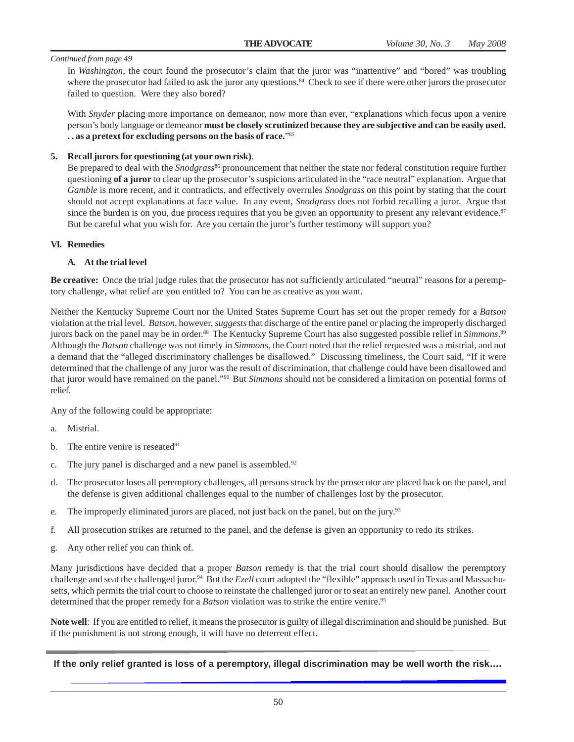*Continued from page 49*

In *Washington*, the court found the prosecutor's claim that the juror was "inattentive" and "bored" was troubling where the prosecutor had failed to ask the juror any questions.[84] Check to see if there were other jurors the prosecutor failed to question. Were they also bored?

With *Snyder* placing more importance on demeanor, now more than ever, "explanations which focus upon a venire person's body language or demeanor **must be closely scrutinized because they are subjective and can be easily used. . . as a pretext for excluding persons on the basis of race.**"[85]

5. **Recall jurors for questioning (at your own risk)**.

   Be prepared to deal with the *Snodgrass*[86] pronouncement that neither the state nor federal constitution require further questioning **of a juror** to clear up the prosecutor's suspicions articulated in the "race neutral" explanation. Argue that *Gamble* is more recent, and it contradicts, and effectively overrules *Snodgrass* on this point by stating that the court should not accept explanations at face value. In any event, *Snodgrass* does not forbid recalling a juror. Argue that since the burden is on you, due process requires that you be given an opportunity to present any relevant evidence.[87] But be careful what you wish for. Are you certain the juror's further testimony will support you?

## VI. Remedies

### A. At the trial level

**Be creative:** Once the trial judge rules that the prosecutor has not sufficiently articulated "neutral" reasons for a peremptory challenge, what relief are you entitled to? You can be as creative as you want.

Neither the Kentucky Supreme Court nor the United States Supreme Court has set out the proper remedy for a *Batson* violation at the trial level. *Batson*, however, *suggests* that discharge of the entire panel or placing the improperly discharged jurors back on the panel may be in order.[88] The Kentucky Supreme Court has also suggested possible relief in *Simmons*.[89] Although the *Batson* challenge was not timely in *Simmons*, the Court noted that the relief requested was a mistrial, and not a demand that the "alleged discriminatory challenges be disallowed." Discussing timeliness, the Court said, "If it were determined that the challenge of any juror was the result of discrimination, that challenge could have been disallowed and that juror would have remained on the panel."[90] But *Simmons* should not be considered a limitation on potential forms of relief.

Any of the following could be appropriate:

a. Mistrial.

b. The entire venire is reseated[91]

c. The jury panel is discharged and a new panel is assembled.[92]

d. The prosecutor loses all peremptory challenges, all persons struck by the prosecutor are placed back on the panel, and the defense is given additional challenges equal to the number of challenges lost by the prosecutor.

e. The improperly eliminated jurors are placed, not just back on the panel, but on the jury.[93]

f. All prosecution strikes are returned to the panel, and the defense is given an opportunity to redo its strikes.

g. Any other relief you can think of.

Many jurisdictions have decided that a proper *Batson* remedy is that the trial court should disallow the peremptory challenge and seat the challenged juror.[94] But the *Ezell* court adopted the "flexible" approach used in Texas and Massachusetts, which permits the trial court to choose to reinstate the challenged juror or to seat an entirely new panel. Another court determined that the proper remedy for a *Batson* violation was to strike the entire venire.[95]

**Note well**: If you are entitled to relief, it means the prosecutor is guilty of illegal discrimination and should be punished. But if the punishment is not strong enough, it will have no deterrent effect.

**If the only relief granted is loss of a peremptory, illegal discrimination may be well worth the risk….**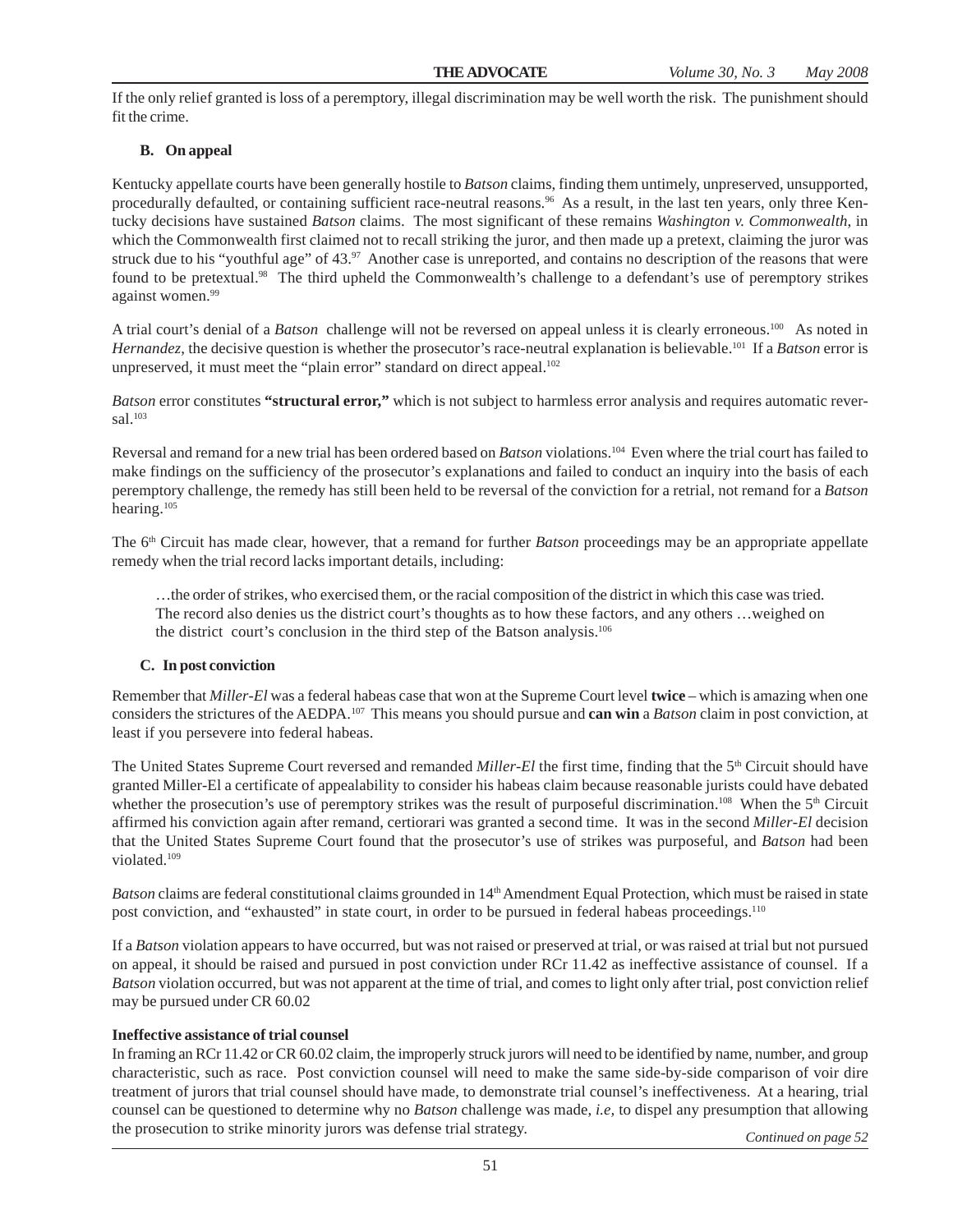If the only relief granted is loss of a peremptory, illegal discrimination may be well worth the risk. The punishment should fit the crime.

### B. On appeal

Kentucky appellate courts have been generally hostile to *Batson* claims, finding them untimely, unpreserved, unsupported, procedurally defaulted, or containing sufficient race-neutral reasons.[96] As a result, in the last ten years, only three Kentucky decisions have sustained *Batson* claims. The most significant of these remains *Washington v. Commonwealth*, in which the Commonwealth first claimed not to recall striking the juror, and then made up a pretext, claiming the juror was struck due to his "youthful age" of 43.[97] Another case is unreported, and contains no description of the reasons that were found to be pretextual.[98] The third upheld the Commonwealth's challenge to a defendant's use of peremptory strikes against women.[99]

A trial court's denial of a *Batson* challenge will not be reversed on appeal unless it is clearly erroneous.[100] As noted in *Hernandez*, the decisive question is whether the prosecutor's race-neutral explanation is believable.[101] If a *Batson* error is unpreserved, it must meet the "plain error" standard on direct appeal.[102]

*Batson* error constitutes **"structural error,"** which is not subject to harmless error analysis and requires automatic reversal.[103]

Reversal and remand for a new trial has been ordered based on *Batson* violations.[104] Even where the trial court has failed to make findings on the sufficiency of the prosecutor's explanations and failed to conduct an inquiry into the basis of each peremptory challenge, the remedy has still been held to be reversal of the conviction for a retrial, not remand for a *Batson* hearing.[105]

The 6th Circuit has made clear, however, that a remand for further *Batson* proceedings may be an appropriate appellate remedy when the trial record lacks important details, including:

> …the order of strikes, who exercised them, or the racial composition of the district in which this case was tried. The record also denies us the district court's thoughts as to how these factors, and any others …weighed on the district court's conclusion in the third step of the Batson analysis.[106]

### C. In post conviction

Remember that *Miller-El* was a federal habeas case that won at the Supreme Court level **twice** – which is amazing when one considers the strictures of the AEDPA.[107] This means you should pursue and **can win** a *Batson* claim in post conviction, at least if you persevere into federal habeas.

The United States Supreme Court reversed and remanded *Miller-El* the first time, finding that the 5th Circuit should have granted Miller-El a certificate of appealability to consider his habeas claim because reasonable jurists could have debated whether the prosecution's use of peremptory strikes was the result of purposeful discrimination.[108] When the 5th Circuit affirmed his conviction again after remand, certiorari was granted a second time. It was in the second *Miller-El* decision that the United States Supreme Court found that the prosecutor's use of strikes was purposeful, and *Batson* had been violated.[109]

*Batson* claims are federal constitutional claims grounded in 14th Amendment Equal Protection, which must be raised in state post conviction, and "exhausted" in state court, in order to be pursued in federal habeas proceedings.[110]

If a *Batson* violation appears to have occurred, but was not raised or preserved at trial, or was raised at trial but not pursued on appeal, it should be raised and pursued in post conviction under RCr 11.42 as ineffective assistance of counsel. If a *Batson* violation occurred, but was not apparent at the time of trial, and comes to light only after trial, post conviction relief may be pursued under CR 60.02

**Ineffective assistance of trial counsel**

In framing an RCr 11.42 or CR 60.02 claim, the improperly struck jurors will need to be identified by name, number, and group characteristic, such as race. Post conviction counsel will need to make the same side-by-side comparison of voir dire treatment of jurors that trial counsel should have made, to demonstrate trial counsel's ineffectiveness. At a hearing, trial counsel can be questioned to determine why no *Batson* challenge was made, *i.e,* to dispel any presumption that allowing the prosecution to strike minority jurors was defense trial strategy.

*Continued on page 52*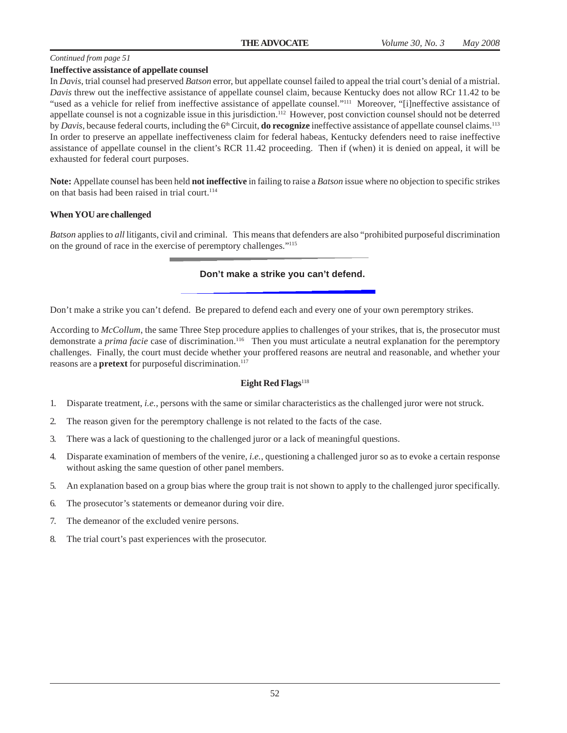*Continued from page 51*

**Ineffective assistance of appellate counsel**

In *Davis*, trial counsel had preserved *Batson* error, but appellate counsel failed to appeal the trial court's denial of a mistrial. *Davis* threw out the ineffective assistance of appellate counsel claim, because Kentucky does not allow RCr 11.42 to be "used as a vehicle for relief from ineffective assistance of appellate counsel."[111] Moreover, "[i]neffective assistance of appellate counsel is not a cognizable issue in this jurisdiction.[112] However, post conviction counsel should not be deterred by *Davis*, because federal courts, including the 6th Circuit, **do recognize** ineffective assistance of appellate counsel claims.[113] In order to preserve an appellate ineffectiveness claim for federal habeas, Kentucky defenders need to raise ineffective assistance of appellate counsel in the client's RCR 11.42 proceeding. Then if (when) it is denied on appeal, it will be exhausted for federal court purposes.

**Note:** Appellate counsel has been held **not ineffective** in failing to raise a *Batson* issue where no objection to specific strikes on that basis had been raised in trial court.[114]

**When YOU are challenged**

*Batson* applies to *all* litigants, civil and criminal. This means that defenders are also "prohibited purposeful discrimination on the ground of race in the exercise of peremptory challenges."[115]

**Don't make a strike you can't defend.**

Don't make a strike you can't defend. Be prepared to defend each and every one of your own peremptory strikes.

According to *McCollum*, the same Three Step procedure applies to challenges of your strikes, that is, the prosecutor must demonstrate a *prima facie* case of discrimination.[116] Then you must articulate a neutral explanation for the peremptory challenges. Finally, the court must decide whether your proffered reasons are neutral and reasonable, and whether your reasons are a **pretext** for purposeful discrimination.[117]

**Eight Red Flags**[118]

1. Disparate treatment, *i.e.*, persons with the same or similar characteristics as the challenged juror were not struck.
2. The reason given for the peremptory challenge is not related to the facts of the case.
3. There was a lack of questioning to the challenged juror or a lack of meaningful questions.
4. Disparate examination of members of the venire, *i.e.*, questioning a challenged juror so as to evoke a certain response without asking the same question of other panel members.
5. An explanation based on a group bias where the group trait is not shown to apply to the challenged juror specifically.
6. The prosecutor's statements or demeanor during voir dire.
7. The demeanor of the excluded venire persons.
8. The trial court's past experiences with the prosecutor.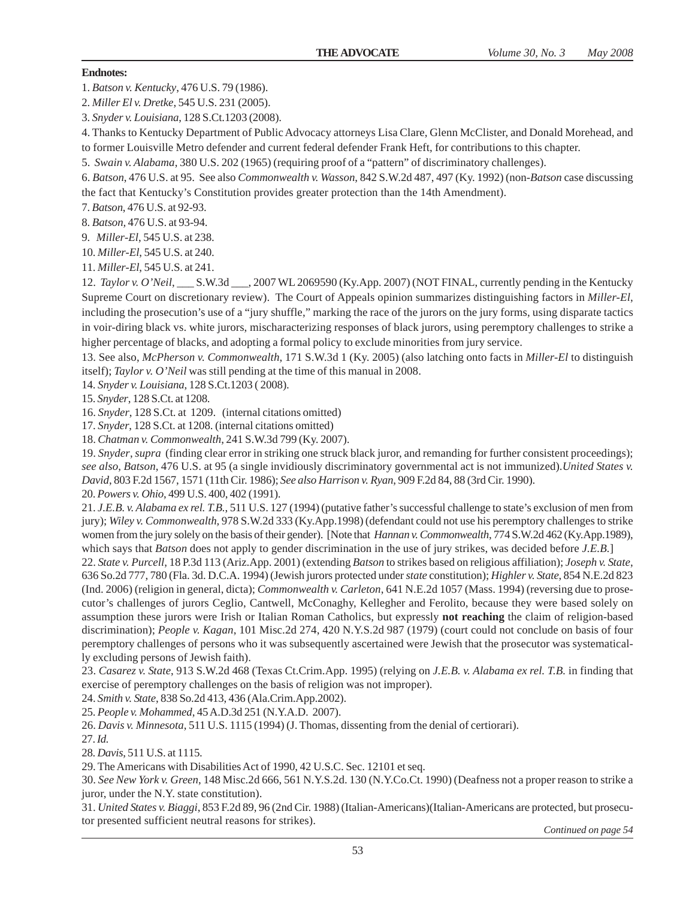**Endnotes:**

1. *Batson v. Kentucky*, 476 U.S. 79 (1986).

2. *Miller El v. Dretke*, 545 U.S. 231 (2005).

3. *Snyder v. Louisiana*, 128 S.Ct.1203 (2008).

4. Thanks to Kentucky Department of Public Advocacy attorneys Lisa Clare, Glenn McClister, and Donald Morehead, and to former Louisville Metro defender and current federal defender Frank Heft, for contributions to this chapter.

5. *Swain v. Alabama*, 380 U.S. 202 (1965) (requiring proof of a "pattern" of discriminatory challenges).

6. *Batson*, 476 U.S. at 95. See also *Commonwealth v. Wasson*, 842 S.W.2d 487, 497 (Ky. 1992) (non-*Batson* case discussing the fact that Kentucky's Constitution provides greater protection than the 14th Amendment).

7. *Batson*, 476 U.S. at 92-93.

8. *Batson*, 476 U.S. at 93-94.

9. *Miller-El*, 545 U.S. at 238.

10. *Miller-El*, 545 U.S. at 240.

11. *Miller-El*, 545 U.S. at 241.

12. *Taylor v. O'Neil*, ___ S.W.3d ___, 2007 WL 2069590 (Ky.App. 2007) (NOT FINAL, currently pending in the Kentucky Supreme Court on discretionary review). The Court of Appeals opinion summarizes distinguishing factors in *Miller-El*, including the prosecution's use of a "jury shuffle," marking the race of the jurors on the jury forms, using disparate tactics in voir-diring black vs. white jurors, mischaracterizing responses of black jurors, using peremptory challenges to strike a higher percentage of blacks, and adopting a formal policy to exclude minorities from jury service.

13. See also, *McPherson v. Commonwealth*, 171 S.W.3d 1 (Ky. 2005) (also latching onto facts in *Miller-El* to distinguish itself); *Taylor v. O'Neil* was still pending at the time of this manual in 2008.

14. *Snyder v. Louisiana*, 128 S.Ct.1203 ( 2008).

15. *Snyder*, 128 S.Ct. at 1208.

16. *Snyder*, 128 S.Ct. at 1209. (internal citations omitted)

17. *Snyder*, 128 S.Ct. at 1208. (internal citations omitted)

18. *Chatman v. Commonwealth*, 241 S.W.3d 799 (Ky. 2007).

19. *Snyder*, *supra* (finding clear error in striking one struck black juror, and remanding for further consistent proceedings); *see also*, *Batson*, 476 U.S. at 95 (a single invidiously discriminatory governmental act is not immunized).*United States v. David*, 803 F.2d 1567, 1571 (11th Cir. 1986); *See also Harrison v. Ryan*, 909 F.2d 84, 88 (3rd Cir. 1990).

20. *Powers v. Ohio*, 499 U.S. 400, 402 (1991).

21. *J.E.B. v. Alabama ex rel. T.B.*, 511 U.S. 127 (1994) (putative father's successful challenge to state's exclusion of men from jury); *Wiley v. Commonwealth*, 978 S.W.2d 333 (Ky.App.1998) (defendant could not use his peremptory challenges to strike women from the jury solely on the basis of their gender). [Note that *Hannan v. Commonwealth*, 774 S.W.2d 462 (Ky.App.1989), which says that *Batson* does not apply to gender discrimination in the use of jury strikes, was decided before *J.E.B.*]

22. *State v. Purcell*, 18 P.3d 113 (Ariz.App. 2001) (extending *Batson* to strikes based on religious affiliation); *Joseph v. State*, 636 So.2d 777, 780 (Fla. 3d. D.C.A. 1994) (Jewish jurors protected under *state* constitution); *Highler v. State*, 854 N.E.2d 823 (Ind. 2006) (religion in general, dicta); *Commonwealth v. Carleton*, 641 N.E.2d 1057 (Mass. 1994) (reversing due to prosecutor's challenges of jurors Ceglio, Cantwell, McConaghy, Kellegher and Ferolito, because they were based solely on assumption these jurors were Irish or Italian Roman Catholics, but expressly **not reaching** the claim of religion-based discrimination); *People v. Kagan*, 101 Misc.2d 274, 420 N.Y.S.2d 987 (1979) (court could not conclude on basis of four peremptory challenges of persons who it was subsequently ascertained were Jewish that the prosecutor was systematically excluding persons of Jewish faith).

23. *Casarez v. State*, 913 S.W.2d 468 (Texas Ct.Crim.App. 1995) (relying on *J.E.B. v. Alabama ex rel. T.B.* in finding that exercise of peremptory challenges on the basis of religion was not improper).

24. *Smith v. State*, 838 So.2d 413, 436 (Ala.Crim.App.2002).

25. *People v. Mohammed*, 45 A.D.3d 251 (N.Y.A.D. 2007).

26. *Davis v. Minnesota*, 511 U.S. 1115 (1994) (J. Thomas, dissenting from the denial of certiorari).

27. *Id.*

28. *Davis*, 511 U.S. at 1115.

29. The Americans with Disabilities Act of 1990, 42 U.S.C. Sec. 12101 et seq.

30. *See New York v. Green*, 148 Misc.2d 666, 561 N.Y.S.2d. 130 (N.Y.Co.Ct. 1990) (Deafness not a proper reason to strike a juror, under the N.Y. state constitution).

31. *United States v. Biaggi*, 853 F.2d 89, 96 (2nd Cir. 1988) (Italian-Americans)(Italian-Americans are protected, but prosecutor presented sufficient neutral reasons for strikes).

*Continued on page 54*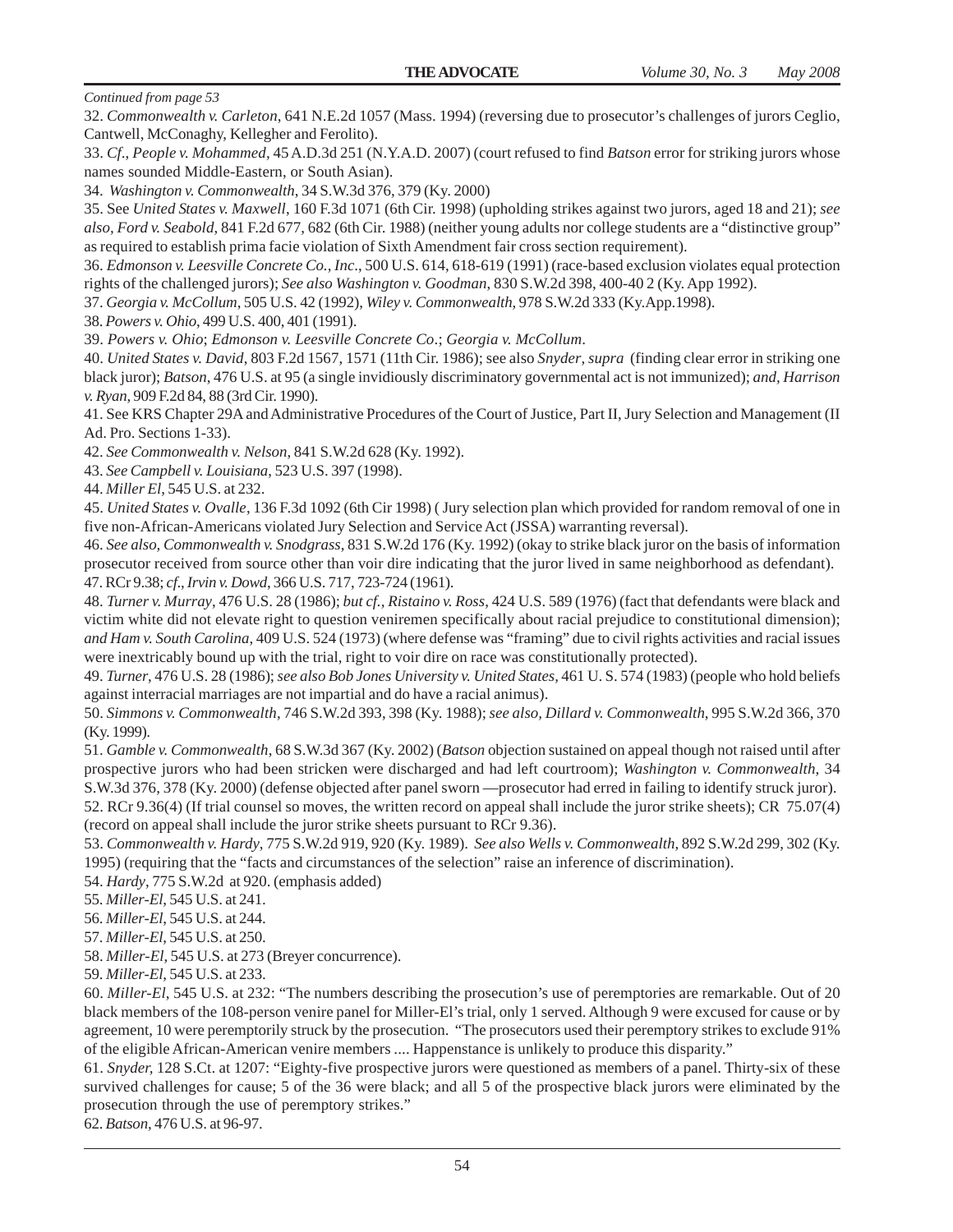*Continued from page 53*

32. *Commonwealth v. Carleton*, 641 N.E.2d 1057 (Mass. 1994) (reversing due to prosecutor's challenges of jurors Ceglio, Cantwell, McConaghy, Kellegher and Ferolito).

33. *Cf., People v. Mohammed*, 45 A.D.3d 251 (N.Y.A.D. 2007) (court refused to find *Batson* error for striking jurors whose names sounded Middle-Eastern, or South Asian).

34. *Washington v. Commonwealth*, 34 S.W.3d 376, 379 (Ky. 2000)

35. See *United States v. Maxwell*, 160 F.3d 1071 (6th Cir. 1998) (upholding strikes against two jurors, aged 18 and 21); *see also, Ford v. Seabold*, 841 F.2d 677, 682 (6th Cir. 1988) (neither young adults nor college students are a "distinctive group" as required to establish prima facie violation of Sixth Amendment fair cross section requirement).

36. *Edmonson v. Leesville Concrete Co., Inc*., 500 U.S. 614, 618-619 (1991) (race-based exclusion violates equal protection rights of the challenged jurors); *See also Washington v. Goodman*, 830 S.W.2d 398, 400-40 2 (Ky. App 1992).

37. *Georgia v. McCollum*, 505 U.S. 42 (1992), *Wiley v. Commonwealth*, 978 S.W.2d 333 (Ky.App.1998).

38. *Powers v. Ohio*, 499 U.S. 400, 401 (1991).

39. *Powers v. Ohio*; *Edmonson v. Leesville Concrete Co*.; *Georgia v. McCollum*.

40. *United States v. David*, 803 F.2d 1567, 1571 (11th Cir. 1986); see also *Snyder, supra* (finding clear error in striking one black juror); *Batson*, 476 U.S. at 95 (a single invidiously discriminatory governmental act is not immunized); *and, Harrison v. Ryan*, 909 F.2d 84, 88 (3rd Cir. 1990).

41. See KRS Chapter 29A and Administrative Procedures of the Court of Justice, Part II, Jury Selection and Management (II Ad. Pro. Sections 1-33).

42. *See Commonwealth v. Nelson*, 841 S.W.2d 628 (Ky. 1992).

43. *See Campbell v. Louisiana*, 523 U.S. 397 (1998).

44. *Miller El*, 545 U.S. at 232.

45. *United States v. Ovalle*, 136 F.3d 1092 (6th Cir 1998) ( Jury selection plan which provided for random removal of one in five non-African-Americans violated Jury Selection and Service Act (JSSA) warranting reversal).

46. *See also, Commonwealth v. Snodgrass*, 831 S.W.2d 176 (Ky. 1992) (okay to strike black juror on the basis of information prosecutor received from source other than voir dire indicating that the juror lived in same neighborhood as defendant).

47. RCr 9.38; *cf., Irvin v. Dowd*, 366 U.S. 717, 723-724 (1961).

48. *Turner v. Murray*, 476 U.S. 28 (1986); *but cf., Ristaino v. Ross*, 424 U.S. 589 (1976) (fact that defendants were black and victim white did not elevate right to question veniremen specifically about racial prejudice to constitutional dimension); *and Ham v. South Carolina*, 409 U.S. 524 (1973) (where defense was "framing" due to civil rights activities and racial issues were inextricably bound up with the trial, right to voir dire on race was constitutionally protected).

49. *Turner*, 476 U.S. 28 (1986); *see also Bob Jones University v. United States*, 461 U. S. 574 (1983) (people who hold beliefs against interracial marriages are not impartial and do have a racial animus).

50. *Simmons v. Commonwealth*, 746 S.W.2d 393, 398 (Ky. 1988); *see also, Dillard v. Commonwealth*, 995 S.W.2d 366, 370 (Ky. 1999).

51. *Gamble v. Commonwealth*, 68 S.W.3d 367 (Ky. 2002) (*Batson* objection sustained on appeal though not raised until after prospective jurors who had been stricken were discharged and had left courtroom); *Washington v. Commonwealth*, 34 S.W.3d 376, 378 (Ky. 2000) (defense objected after panel sworn —prosecutor had erred in failing to identify struck juror).

52. RCr 9.36(4) (If trial counsel so moves, the written record on appeal shall include the juror strike sheets); CR 75.07(4) (record on appeal shall include the juror strike sheets pursuant to RCr 9.36).

53. *Commonwealth v. Hardy*, 775 S.W.2d 919, 920 (Ky. 1989). *See also Wells v. Commonwealth*, 892 S.W.2d 299, 302 (Ky. 1995) (requiring that the "facts and circumstances of the selection" raise an inference of discrimination).

54. *Hardy*, 775 S.W.2d at 920. (emphasis added)

55. *Miller-El*, 545 U.S. at 241.

56. *Miller-El*, 545 U.S. at 244.

57. *Miller-El*, 545 U.S. at 250.

58. *Miller-El*, 545 U.S. at 273 (Breyer concurrence).

59. *Miller-El*, 545 U.S. at 233.

60. *Miller-El*, 545 U.S. at 232: "The numbers describing the prosecution's use of peremptories are remarkable. Out of 20 black members of the 108-person venire panel for Miller-El's trial, only 1 served. Although 9 were excused for cause or by agreement, 10 were peremptorily struck by the prosecution. "The prosecutors used their peremptory strikes to exclude 91% of the eligible African-American venire members .... Happenstance is unlikely to produce this disparity."

61. *Snyder*, 128 S.Ct. at 1207: "Eighty-five prospective jurors were questioned as members of a panel. Thirty-six of these survived challenges for cause; 5 of the 36 were black; and all 5 of the prospective black jurors were eliminated by the prosecution through the use of peremptory strikes."

62. *Batson*, 476 U.S. at 96-97.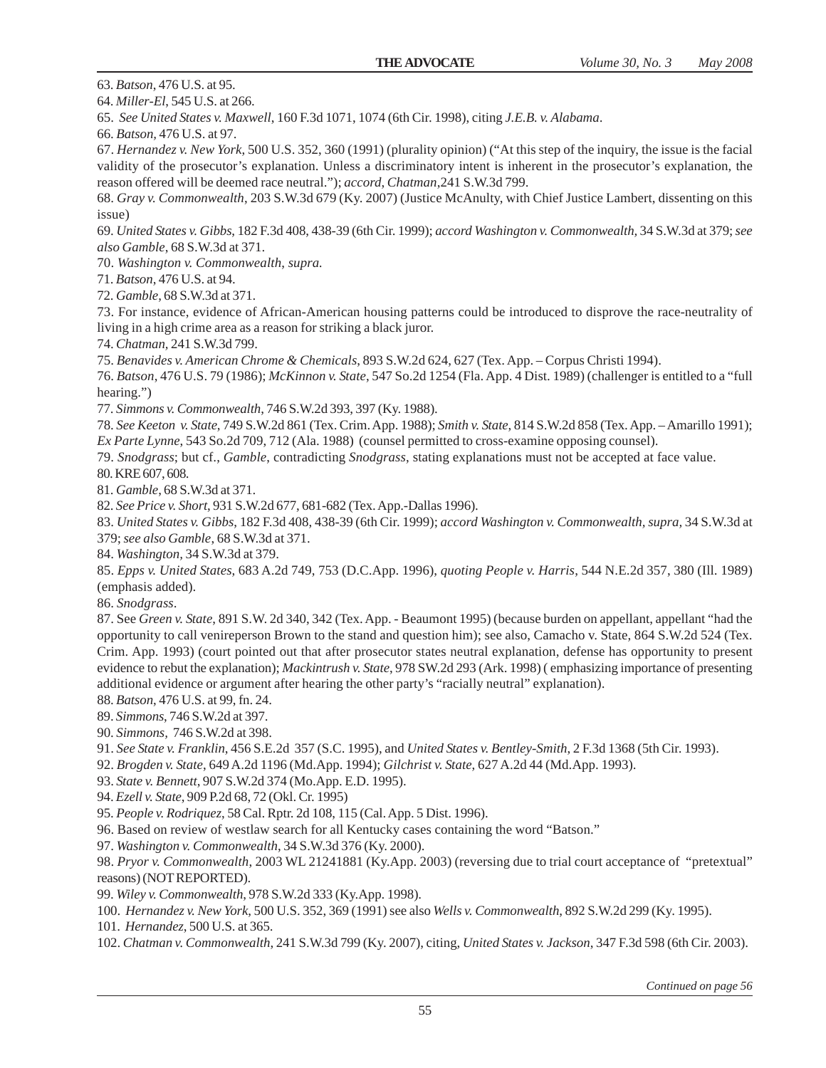63. *Batson*, 476 U.S. at 95.

64. *Miller-El*, 545 U.S. at 266.

65. *See United States v. Maxwell*, 160 F.3d 1071, 1074 (6th Cir. 1998), citing *J.E.B. v. Alabama*.

66. *Batson*, 476 U.S. at 97.

67. *Hernandez v. New York*, 500 U.S. 352, 360 (1991) (plurality opinion) ("At this step of the inquiry, the issue is the facial validity of the prosecutor's explanation. Unless a discriminatory intent is inherent in the prosecutor's explanation, the reason offered will be deemed race neutral."); *accord*, *Chatman*,241 S.W.3d 799.

68. *Gray v. Commonwealth*, 203 S.W.3d 679 (Ky. 2007) (Justice McAnulty, with Chief Justice Lambert, dissenting on this issue)

69. *United States v. Gibbs*, 182 F.3d 408, 438-39 (6th Cir. 1999); *accord Washington v. Commonwealth,* 34 S.W.3d at 379; *see also Gamble*, 68 S.W.3d at 371.

70. *Washington v. Commonwealth*, *supra.*

71. *Batson*, 476 U.S. at 94.

72. *Gamble*, 68 S.W.3d at 371.

73. For instance, evidence of African-American housing patterns could be introduced to disprove the race-neutrality of living in a high crime area as a reason for striking a black juror.

74. *Chatman*, 241 S.W.3d 799.

75. *Benavides v. American Chrome & Chemicals*, 893 S.W.2d 624, 627 (Tex. App. – Corpus Christi 1994).

76. *Batson*, 476 U.S. 79 (1986); *McKinnon v. State*, 547 So.2d 1254 (Fla. App. 4 Dist. 1989) (challenger is entitled to a "full hearing.")

77. *Simmons v. Commonwealth*, 746 S.W.2d 393, 397 (Ky. 1988).

78. *See Keeton v. State*, 749 S.W.2d 861 (Tex. Crim. App. 1988); *Smith v. State*, 814 S.W.2d 858 (Tex. App. – Amarillo 1991); *Ex Parte Lynne*, 543 So.2d 709, 712 (Ala. 1988) (counsel permitted to cross-examine opposing counsel).

79. *Snodgrass*; but cf., *Gamble*, contradicting *Snodgrass*, stating explanations must not be accepted at face value.

80. KRE 607, 608.

81. *Gamble*, 68 S.W.3d at 371.

82. *See Price v. Short*, 931 S.W.2d 677, 681-682 (Tex. App.-Dallas 1996).

83. *United States v. Gibbs*, 182 F.3d 408, 438-39 (6th Cir. 1999); *accord Washington v. Commonwealth, supra,* 34 S.W.3d at 379; *see also Gamble*, 68 S.W.3d at 371.

84. *Washington*, 34 S.W.3d at 379.

85. *Epps v. United States*, 683 A.2d 749, 753 (D.C.App. 1996), *quoting People v. Harris*, 544 N.E.2d 357, 380 (Ill. 1989) (emphasis added).

86. *Snodgrass*.

87. See *Green v. State*, 891 S.W. 2d 340, 342 (Tex. App. - Beaumont 1995) (because burden on appellant, appellant "had the opportunity to call venireperson Brown to the stand and question him); see also, Camacho v. State, 864 S.W.2d 524 (Tex. Crim. App. 1993) (court pointed out that after prosecutor states neutral explanation, defense has opportunity to present evidence to rebut the explanation); *Mackintrush v. State*, 978 SW.2d 293 (Ark. 1998) ( emphasizing importance of presenting additional evidence or argument after hearing the other party's "racially neutral" explanation).

88. *Batson*, 476 U.S. at 99, fn. 24.

89. *Simmons*, 746 S.W.2d at 397.

90. *Simmons*, 746 S.W.2d at 398.

91. *See State v. Franklin*, 456 S.E.2d 357 (S.C. 1995), and *United States v. Bentley-Smith*, 2 F.3d 1368 (5th Cir. 1993).

92. *Brogden v. State*, 649 A.2d 1196 (Md.App. 1994); *Gilchrist v. State*, 627 A.2d 44 (Md.App. 1993).

93. *State v. Bennett*, 907 S.W.2d 374 (Mo.App. E.D. 1995).

94. *Ezell v. State*, 909 P.2d 68, 72 (Okl. Cr. 1995)

95. *People v. Rodriquez*, 58 Cal. Rptr. 2d 108, 115 (Cal. App. 5 Dist. 1996).

96. Based on review of westlaw search for all Kentucky cases containing the word "Batson."

97. *Washington v. Commonwealth*, 34 S.W.3d 376 (Ky. 2000).

98. *Pryor v. Commonwealth*, 2003 WL 21241881 (Ky.App. 2003) (reversing due to trial court acceptance of "pretextual" reasons) (NOT REPORTED).

99. *Wiley v. Commonwealth*, 978 S.W.2d 333 (Ky.App. 1998).

100. *Hernandez v. New York*, 500 U.S. 352, 369 (1991) see also *Wells v. Commonwealth*, 892 S.W.2d 299 (Ky. 1995).

101. *Hernandez*, 500 U.S. at 365.

102. *Chatman v. Commonwealth*, 241 S.W.3d 799 (Ky. 2007), citing, *United States v. Jackson*, 347 F.3d 598 (6th Cir. 2003).

*Continued on page 56*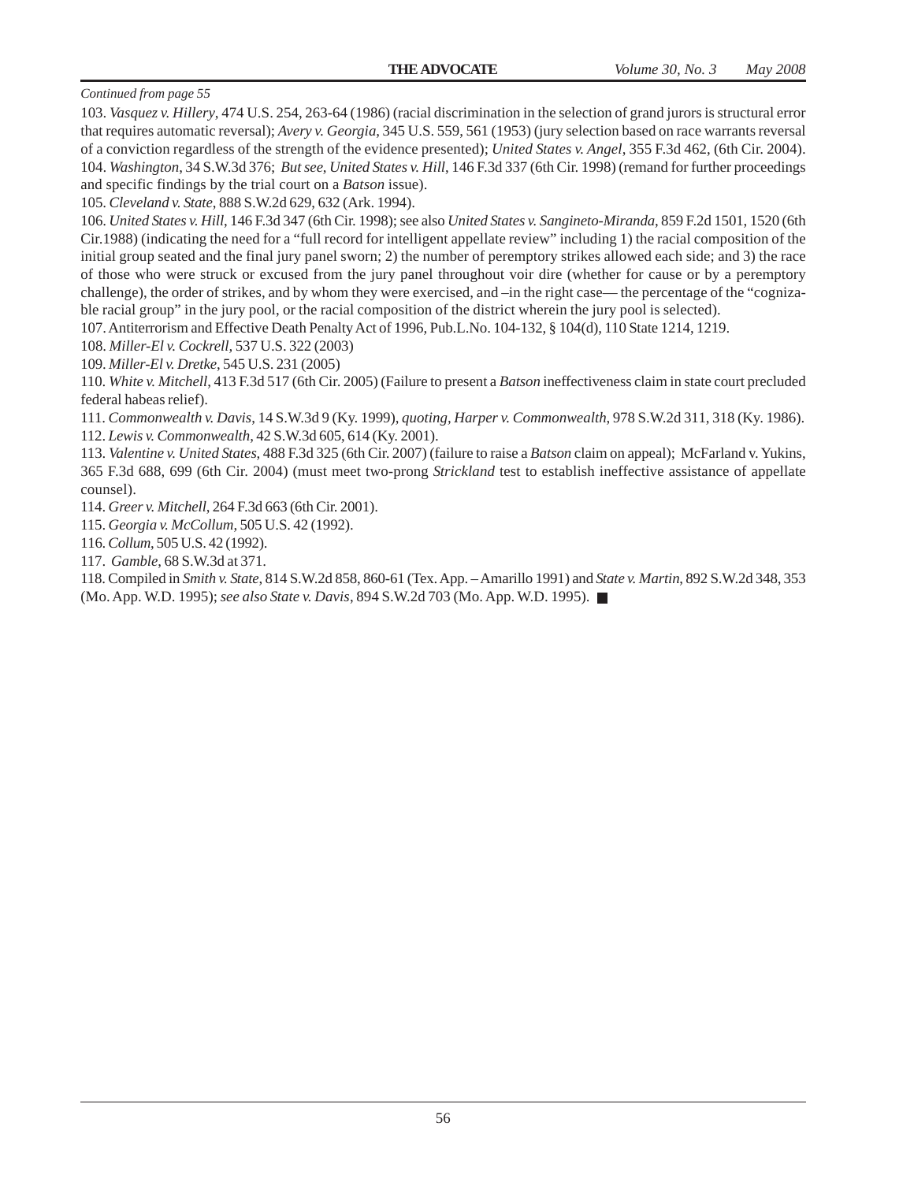*Continued from page 55*

103. *Vasquez v. Hillery*, 474 U.S. 254, 263-64 (1986) (racial discrimination in the selection of grand jurors is structural error that requires automatic reversal); *Avery v. Georgia*, 345 U.S. 559, 561 (1953) (jury selection based on race warrants reversal of a conviction regardless of the strength of the evidence presented); *United States v. Angel*, 355 F.3d 462, (6th Cir. 2004).

104. *Washington*, 34 S.W.3d 376; *But see*, *United States v. Hill*, 146 F.3d 337 (6th Cir. 1998) (remand for further proceedings and specific findings by the trial court on a *Batson* issue).

105. *Cleveland v. State*, 888 S.W.2d 629, 632 (Ark. 1994).

106. *United States v. Hill*, 146 F.3d 347 (6th Cir. 1998); see also *United States v. Sangineto-Miranda*, 859 F.2d 1501, 1520 (6th Cir.1988) (indicating the need for a "full record for intelligent appellate review" including 1) the racial composition of the initial group seated and the final jury panel sworn; 2) the number of peremptory strikes allowed each side; and 3) the race of those who were struck or excused from the jury panel throughout voir dire (whether for cause or by a peremptory challenge), the order of strikes, and by whom they were exercised, and –in the right case— the percentage of the "cognizable racial group" in the jury pool, or the racial composition of the district wherein the jury pool is selected).

107. Antiterrorism and Effective Death Penalty Act of 1996, Pub.L.No. 104-132, § 104(d), 110 State 1214, 1219.

108. *Miller-El v. Cockrell*, 537 U.S. 322 (2003)

109. *Miller-El v. Dretke*, 545 U.S. 231 (2005)

110. *White v. Mitchell*, 413 F.3d 517 (6th Cir. 2005) (Failure to present a *Batson* ineffectiveness claim in state court precluded federal habeas relief).

111. *Commonwealth v. Davis*, 14 S.W.3d 9 (Ky. 1999), *quoting, Harper v. Commonwealth*, 978 S.W.2d 311, 318 (Ky. 1986).

112. *Lewis v. Commonwealth*, 42 S.W.3d 605, 614 (Ky. 2001).

113. *Valentine v. United States*, 488 F.3d 325 (6th Cir. 2007) (failure to raise a *Batson* claim on appeal); McFarland v. Yukins, 365 F.3d 688, 699 (6th Cir. 2004) (must meet two-prong *Strickland* test to establish ineffective assistance of appellate counsel).

114. *Greer v. Mitchell*, 264 F.3d 663 (6th Cir. 2001).

115. *Georgia v. McCollum*, 505 U.S. 42 (1992).

116. *Collum*, 505 U.S. 42 (1992).

117. *Gamble*, 68 S.W.3d at 371.

118. Compiled in *Smith v. State*, 814 S.W.2d 858, 860-61 (Tex. App. – Amarillo 1991) and *State v. Martin*, 892 S.W.2d 348, 353 (Mo. App. W.D. 1995); *see also State v. Davis*, 894 S.W.2d 703 (Mo. App. W.D. 1995). ■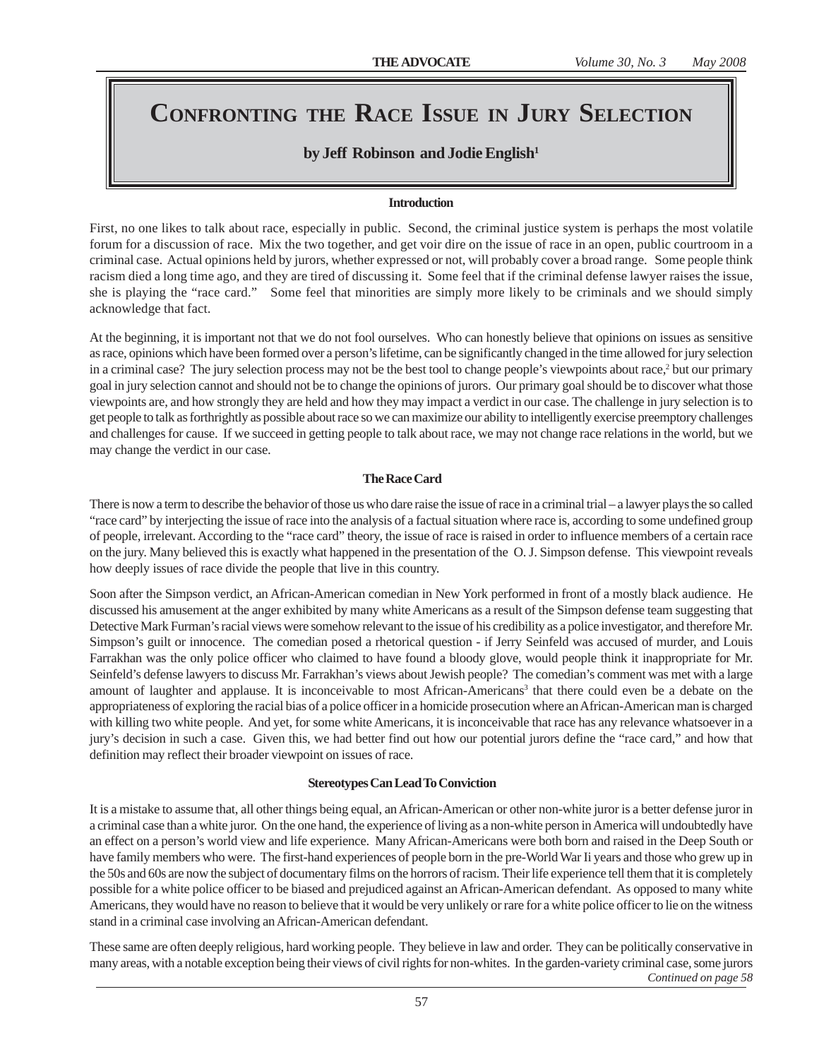# Confronting the Race Issue in Jury Selection

**by Jeff Robinson and Jodie English[1]**

**Introduction**

First, no one likes to talk about race, especially in public. Second, the criminal justice system is perhaps the most volatile forum for a discussion of race. Mix the two together, and get voir dire on the issue of race in an open, public courtroom in a criminal case. Actual opinions held by jurors, whether expressed or not, will probably cover a broad range. Some people think racism died a long time ago, and they are tired of discussing it. Some feel that if the criminal defense lawyer raises the issue, she is playing the "race card." Some feel that minorities are simply more likely to be criminals and we should simply acknowledge that fact.

At the beginning, it is important not that we do not fool ourselves. Who can honestly believe that opinions on issues as sensitive as race, opinions which have been formed over a person's lifetime, can be significantly changed in the time allowed for jury selection in a criminal case? The jury selection process may not be the best tool to change people's viewpoints about race,[2] but our primary goal in jury selection cannot and should not be to change the opinions of jurors. Our primary goal should be to discover what those viewpoints are, and how strongly they are held and how they may impact a verdict in our case. The challenge in jury selection is to get people to talk as forthrightly as possible about race so we can maximize our ability to intelligently exercise preemptory challenges and challenges for cause. If we succeed in getting people to talk about race, we may not change race relations in the world, but we may change the verdict in our case.

**The Race Card**

There is now a term to describe the behavior of those us who dare raise the issue of race in a criminal trial – a lawyer plays the so called "race card" by interjecting the issue of race into the analysis of a factual situation where race is, according to some undefined group of people, irrelevant. According to the "race card" theory, the issue of race is raised in order to influence members of a certain race on the jury. Many believed this is exactly what happened in the presentation of the O. J. Simpson defense. This viewpoint reveals how deeply issues of race divide the people that live in this country.

Soon after the Simpson verdict, an African-American comedian in New York performed in front of a mostly black audience. He discussed his amusement at the anger exhibited by many white Americans as a result of the Simpson defense team suggesting that Detective Mark Furman's racial views were somehow relevant to the issue of his credibility as a police investigator, and therefore Mr. Simpson's guilt or innocence. The comedian posed a rhetorical question - if Jerry Seinfeld was accused of murder, and Louis Farrakhan was the only police officer who claimed to have found a bloody glove, would people think it inappropriate for Mr. Seinfeld's defense lawyers to discuss Mr. Farrakhan's views about Jewish people? The comedian's comment was met with a large amount of laughter and applause. It is inconceivable to most African-Americans[3] that there could even be a debate on the appropriateness of exploring the racial bias of a police officer in a homicide prosecution where an African-American man is charged with killing two white people. And yet, for some white Americans, it is inconceivable that race has any relevance whatsoever in a jury's decision in such a case. Given this, we had better find out how our potential jurors define the "race card," and how that definition may reflect their broader viewpoint on issues of race.

**Stereotypes Can Lead To Conviction**

It is a mistake to assume that, all other things being equal, an African-American or other non-white juror is a better defense juror in a criminal case than a white juror. On the one hand, the experience of living as a non-white person in America will undoubtedly have an effect on a person's world view and life experience. Many African-Americans were both born and raised in the Deep South or have family members who were. The first-hand experiences of people born in the pre-World War Ii years and those who grew up in the 50s and 60s are now the subject of documentary films on the horrors of racism. Their life experience tell them that it is completely possible for a white police officer to be biased and prejudiced against an African-American defendant. As opposed to many white Americans, they would have no reason to believe that it would be very unlikely or rare for a white police officer to lie on the witness stand in a criminal case involving an African-American defendant.

These same are often deeply religious, hard working people. They believe in law and order. They can be politically conservative in many areas, with a notable exception being their views of civil rights for non-whites. In the garden-variety criminal case, some jurors

*Continued on page 58*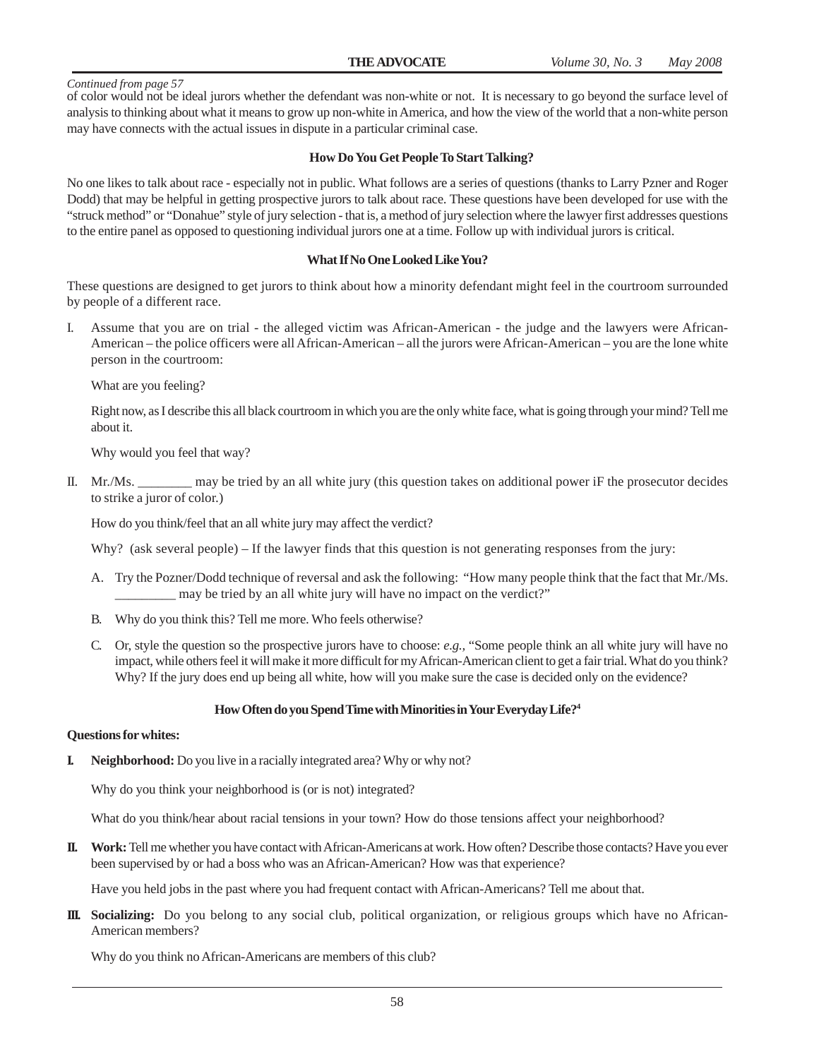*Continued from page 57*

of color would not be ideal jurors whether the defendant was non-white or not. It is necessary to go beyond the surface level of analysis to thinking about what it means to grow up non-white in America, and how the view of the world that a non-white person may have connects with the actual issues in dispute in a particular criminal case.

### How Do You Get People To Start Talking?

No one likes to talk about race - especially not in public. What follows are a series of questions (thanks to Larry Pzner and Roger Dodd) that may be helpful in getting prospective jurors to talk about race. These questions have been developed for use with the "struck method" or "Donahue" style of jury selection - that is, a method of jury selection where the lawyer first addresses questions to the entire panel as opposed to questioning individual jurors one at a time. Follow up with individual jurors is critical.

### What If No One Looked Like You?

These questions are designed to get jurors to think about how a minority defendant might feel in the courtroom surrounded by people of a different race.

I. Assume that you are on trial - the alleged victim was African-American - the judge and the lawyers were African-American – the police officers were all African-American – all the jurors were African-American – you are the lone white person in the courtroom:

   What are you feeling?

   Right now, as I describe this all black courtroom in which you are the only white face, what is going through your mind? Tell me about it.

   Why would you feel that way?

II. Mr./Ms. ________ may be tried by an all white jury (this question takes on additional power iF the prosecutor decides to strike a juror of color.)

   How do you think/feel that an all white jury may affect the verdict?

   Why? (ask several people) – If the lawyer finds that this question is not generating responses from the jury:

   A. Try the Pozner/Dodd technique of reversal and ask the following: "How many people think that the fact that Mr./Ms. _________ may be tried by an all white jury will have no impact on the verdict?"

   B. Why do you think this? Tell me more. Who feels otherwise?

   C. Or, style the question so the prospective jurors have to choose: *e.g.*, "Some people think an all white jury will have no impact, while others feel it will make it more difficult for my African-American client to get a fair trial. What do you think? Why? If the jury does end up being all white, how will you make sure the case is decided only on the evidence?

### How Often do you Spend Time with Minorities in Your Everyday Life?[4]

**Questions for whites:**

**I. Neighborhood:** Do you live in a racially integrated area? Why or why not?

   Why do you think your neighborhood is (or is not) integrated?

   What do you think/hear about racial tensions in your town? How do those tensions affect your neighborhood?

**II. Work:** Tell me whether you have contact with African-Americans at work. How often? Describe those contacts? Have you ever been supervised by or had a boss who was an African-American? How was that experience?

   Have you held jobs in the past where you had frequent contact with African-Americans? Tell me about that.

**III. Socializing:** Do you belong to any social club, political organization, or religious groups which have no African-American members?

   Why do you think no African-Americans are members of this club?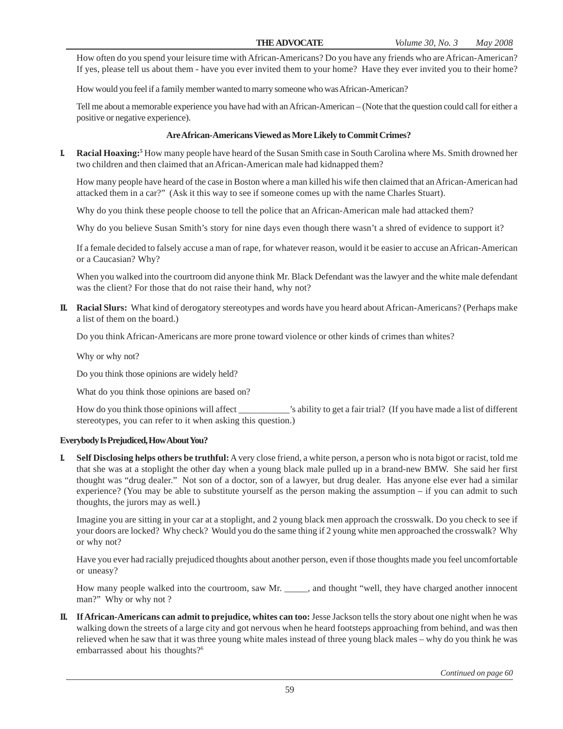How often do you spend your leisure time with African-Americans? Do you have any friends who are African-American? If yes, please tell us about them - have you ever invited them to your home? Have they ever invited you to their home?

How would you feel if a family member wanted to marry someone who was African-American?

Tell me about a memorable experience you have had with an African-American – (Note that the question could call for either a positive or negative experience).

### Are African-Americans Viewed as More Likely to Commit Crimes?

**I. Racial Hoaxing:**[5] How many people have heard of the Susan Smith case in South Carolina where Ms. Smith drowned her two children and then claimed that an African-American male had kidnapped them?

How many people have heard of the case in Boston where a man killed his wife then claimed that an African-American had attacked them in a car?" (Ask it this way to see if someone comes up with the name Charles Stuart).

Why do you think these people choose to tell the police that an African-American male had attacked them?

Why do you believe Susan Smith's story for nine days even though there wasn't a shred of evidence to support it?

If a female decided to falsely accuse a man of rape, for whatever reason, would it be easier to accuse an African-American or a Caucasian? Why?

When you walked into the courtroom did anyone think Mr. Black Defendant was the lawyer and the white male defendant was the client? For those that do not raise their hand, why not?

**II. Racial Slurs:** What kind of derogatory stereotypes and words have you heard about African-Americans? (Perhaps make a list of them on the board.)

Do you think African-Americans are more prone toward violence or other kinds of crimes than whites?

Why or why not?

Do you think those opinions are widely held?

What do you think those opinions are based on?

How do you think those opinions will affect ___________'s ability to get a fair trial? (If you have made a list of different stereotypes, you can refer to it when asking this question.)

### Everybody Is Prejudiced, How About You?

**I. Self Disclosing helps others be truthful:** A very close friend, a white person, a person who is nota bigot or racist, told me that she was at a stoplight the other day when a young black male pulled up in a brand-new BMW. She said her first thought was "drug dealer." Not son of a doctor, son of a lawyer, but drug dealer. Has anyone else ever had a similar experience? (You may be able to substitute yourself as the person making the assumption – if you can admit to such thoughts, the jurors may as well.)

Imagine you are sitting in your car at a stoplight, and 2 young black men approach the crosswalk. Do you check to see if your doors are locked? Why check? Would you do the same thing if 2 young white men approached the crosswalk? Why or why not?

Have you ever had racially prejudiced thoughts about another person, even if those thoughts made you feel uncomfortable or uneasy?

How many people walked into the courtroom, saw Mr. _____, and thought "well, they have charged another innocent man?" Why or why not ?

**II. If African-Americans can admit to prejudice, whites can too:** Jesse Jackson tells the story about one night when he was walking down the streets of a large city and got nervous when he heard footsteps approaching from behind, and was then relieved when he saw that it was three young white males instead of three young black males – why do you think he was embarrassed about his thoughts?[6]

*Continued on page 60*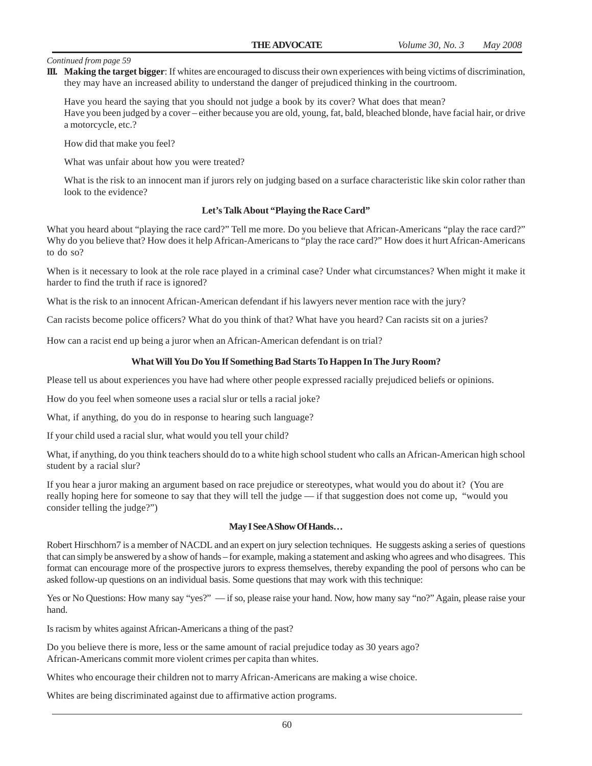*Continued from page 59*

**III. Making the target bigger**: If whites are encouraged to discuss their own experiences with being victims of discrimination, they may have an increased ability to understand the danger of prejudiced thinking in the courtroom.

Have you heard the saying that you should not judge a book by its cover? What does that mean?
Have you been judged by a cover – either because you are old, young, fat, bald, bleached blonde, have facial hair, or drive a motorcycle, etc.?

How did that make you feel?

What was unfair about how you were treated?

What is the risk to an innocent man if jurors rely on judging based on a surface characteristic like skin color rather than look to the evidence?

### Let's Talk About "Playing the Race Card"

What you heard about "playing the race card?" Tell me more. Do you believe that African-Americans "play the race card?" Why do you believe that? How does it help African-Americans to "play the race card?" How does it hurt African-Americans to do so?

When is it necessary to look at the role race played in a criminal case? Under what circumstances? When might it make it harder to find the truth if race is ignored?

What is the risk to an innocent African-American defendant if his lawyers never mention race with the jury?

Can racists become police officers? What do you think of that? What have you heard? Can racists sit on a juries?

How can a racist end up being a juror when an African-American defendant is on trial?

### What Will You Do You If Something Bad Starts To Happen In The Jury Room?

Please tell us about experiences you have had where other people expressed racially prejudiced beliefs or opinions.

How do you feel when someone uses a racial slur or tells a racial joke?

What, if anything, do you do in response to hearing such language?

If your child used a racial slur, what would you tell your child?

What, if anything, do you think teachers should do to a white high school student who calls an African-American high school student by a racial slur?

If you hear a juror making an argument based on race prejudice or stereotypes, what would you do about it? (You are really hoping here for someone to say that they will tell the judge — if that suggestion does not come up, "would you consider telling the judge?")

### May I See A Show Of Hands…

Robert Hirschhorn[7] is a member of NACDL and an expert on jury selection techniques. He suggests asking a series of questions that can simply be answered by a show of hands – for example, making a statement and asking who agrees and who disagrees. This format can encourage more of the prospective jurors to express themselves, thereby expanding the pool of persons who can be asked follow-up questions on an individual basis. Some questions that may work with this technique:

Yes or No Questions: How many say "yes?" — if so, please raise your hand. Now, how many say "no?" Again, please raise your hand.

Is racism by whites against African-Americans a thing of the past?

Do you believe there is more, less or the same amount of racial prejudice today as 30 years ago?
African-Americans commit more violent crimes per capita than whites.

Whites who encourage their children not to marry African-Americans are making a wise choice.

Whites are being discriminated against due to affirmative action programs.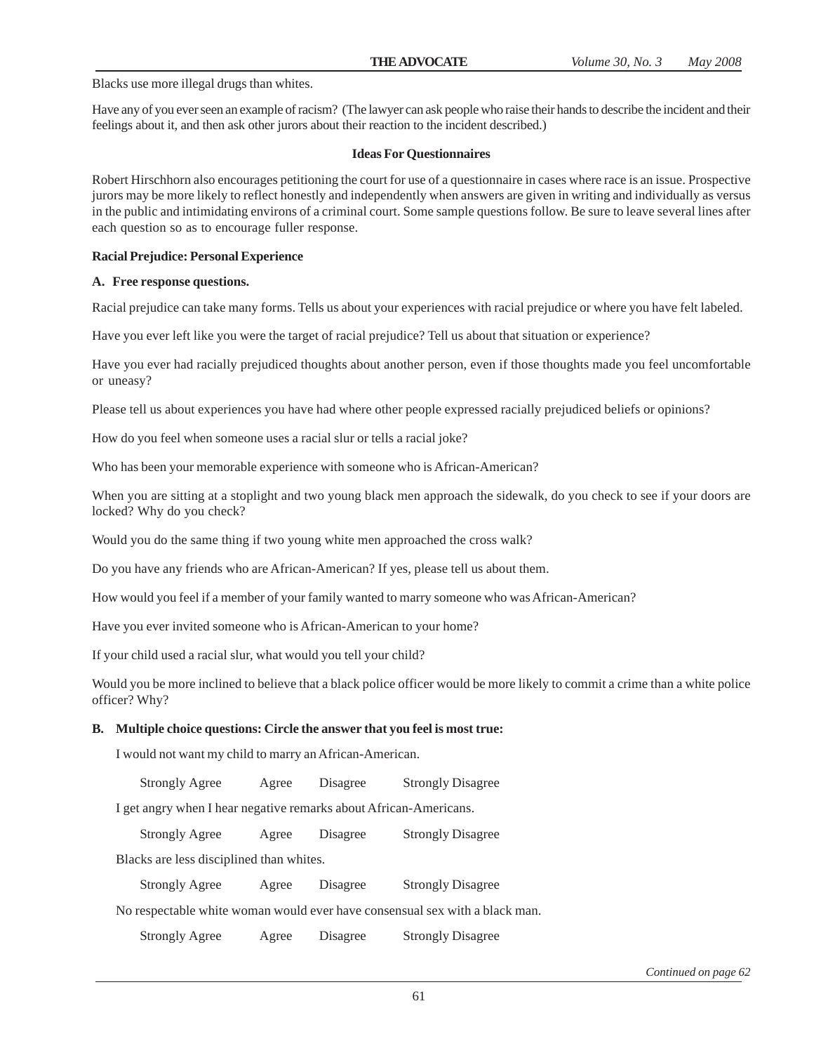Blacks use more illegal drugs than whites.

Have any of you ever seen an example of racism? (The lawyer can ask people who raise their hands to describe the incident and their feelings about it, and then ask other jurors about their reaction to the incident described.)

### Ideas For Questionnaires

Robert Hirschhorn also encourages petitioning the court for use of a questionnaire in cases where race is an issue. Prospective jurors may be more likely to reflect honestly and independently when answers are given in writing and individually as versus in the public and intimidating environs of a criminal court. Some sample questions follow. Be sure to leave several lines after each question so as to encourage fuller response.

**Racial Prejudice: Personal Experience**

**A. Free response questions.**

Racial prejudice can take many forms. Tells us about your experiences with racial prejudice or where you have felt labeled.

Have you ever left like you were the target of racial prejudice? Tell us about that situation or experience?

Have you ever had racially prejudiced thoughts about another person, even if those thoughts made you feel uncomfortable or uneasy?

Please tell us about experiences you have had where other people expressed racially prejudiced beliefs or opinions?

How do you feel when someone uses a racial slur or tells a racial joke?

Who has been your memorable experience with someone who is African-American?

When you are sitting at a stoplight and two young black men approach the sidewalk, do you check to see if your doors are locked? Why do you check?

Would you do the same thing if two young white men approached the cross walk?

Do you have any friends who are African-American? If yes, please tell us about them.

How would you feel if a member of your family wanted to marry someone who was African-American?

Have you ever invited someone who is African-American to your home?

If your child used a racial slur, what would you tell your child?

Would you be more inclined to believe that a black police officer would be more likely to commit a crime than a white police officer? Why?

**B. Multiple choice questions: Circle the answer that you feel is most true:**

I would not want my child to marry an African-American.

Strongly Agree    Agree    Disagree    Strongly Disagree

I get angry when I hear negative remarks about African-Americans.

Strongly Agree    Agree    Disagree    Strongly Disagree

Blacks are less disciplined than whites.

Strongly Agree    Agree    Disagree    Strongly Disagree

No respectable white woman would ever have consensual sex with a black man.

Strongly Agree    Agree    Disagree    Strongly Disagree

*Continued on page 62*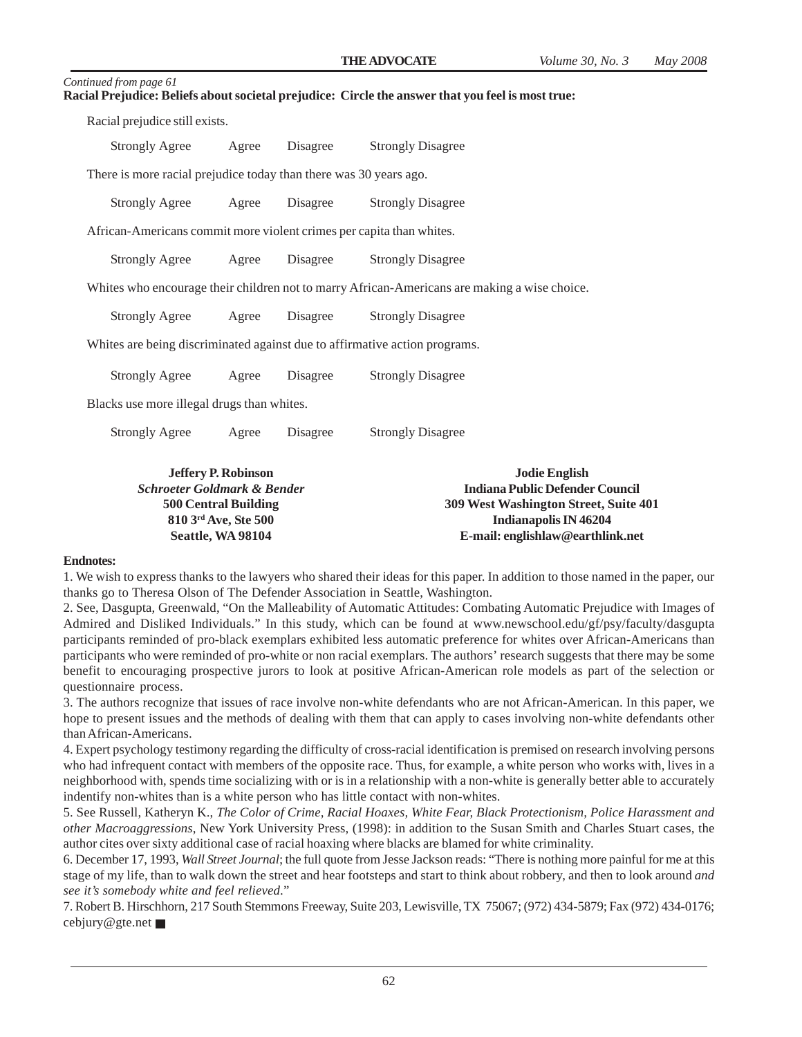*Continued from page 61*

**Racial Prejudice: Beliefs about societal prejudice: Circle the answer that you feel is most true:**

Racial prejudice still exists.

Strongly Agree Agree Disagree Strongly Disagree

There is more racial prejudice today than there was 30 years ago.

Strongly Agree Agree Disagree Strongly Disagree

African-Americans commit more violent crimes per capita than whites.

Strongly Agree Agree Disagree Strongly Disagree

Whites who encourage their children not to marry African-Americans are making a wise choice.

Strongly Agree Agree Disagree Strongly Disagree

Whites are being discriminated against due to affirmative action programs.

Strongly Agree Agree Disagree Strongly Disagree

Blacks use more illegal drugs than whites.

Strongly Agree Agree Disagree Strongly Disagree

**Jeffery P. Robinson**
***Schroeter Goldmark & Bender***
**500 Central Building**
**810 3rd Ave, Ste 500**
**Seattle, WA 98104**

**Jodie English**
**Indiana Public Defender Council**
**309 West Washington Street, Suite 401**
**Indianapolis IN 46204**
**E-mail: englishlaw@earthlink.net**

**Endnotes:**

1. We wish to express thanks to the lawyers who shared their ideas for this paper. In addition to those named in the paper, our thanks go to Theresa Olson of The Defender Association in Seattle, Washington.

2. See, Dasgupta, Greenwald, "On the Malleability of Automatic Attitudes: Combating Automatic Prejudice with Images of Admired and Disliked Individuals." In this study, which can be found at www.newschool.edu/gf/psy/faculty/dasgupta participants reminded of pro-black exemplars exhibited less automatic preference for whites over African-Americans than participants who were reminded of pro-white or non racial exemplars. The authors' research suggests that there may be some benefit to encouraging prospective jurors to look at positive African-American role models as part of the selection or questionnaire process.

3. The authors recognize that issues of race involve non-white defendants who are not African-American. In this paper, we hope to present issues and the methods of dealing with them that can apply to cases involving non-white defendants other than African-Americans.

4. Expert psychology testimony regarding the difficulty of cross-racial identification is premised on research involving persons who had infrequent contact with members of the opposite race. Thus, for example, a white person who works with, lives in a neighborhood with, spends time socializing with or is in a relationship with a non-white is generally better able to accurately indentify non-whites than is a white person who has little contact with non-whites.

5. See Russell, Katheryn K., *The Color of Crime, Racial Hoaxes, White Fear, Black Protectionism, Police Harassment and other Macroaggressions*, New York University Press, (1998): in addition to the Susan Smith and Charles Stuart cases, the author cites over sixty additional case of racial hoaxing where blacks are blamed for white criminality.

6. December 17, 1993, *Wall Street Journal*; the full quote from Jesse Jackson reads: "There is nothing more painful for me at this stage of my life, than to walk down the street and hear footsteps and start to think about robbery, and then to look around *and see it's somebody white and feel relieved*."

7. Robert B. Hirschhorn, 217 South Stemmons Freeway, Suite 203, Lewisville, TX 75067; (972) 434-5879; Fax (972) 434-0176; cebjury@gte.net ■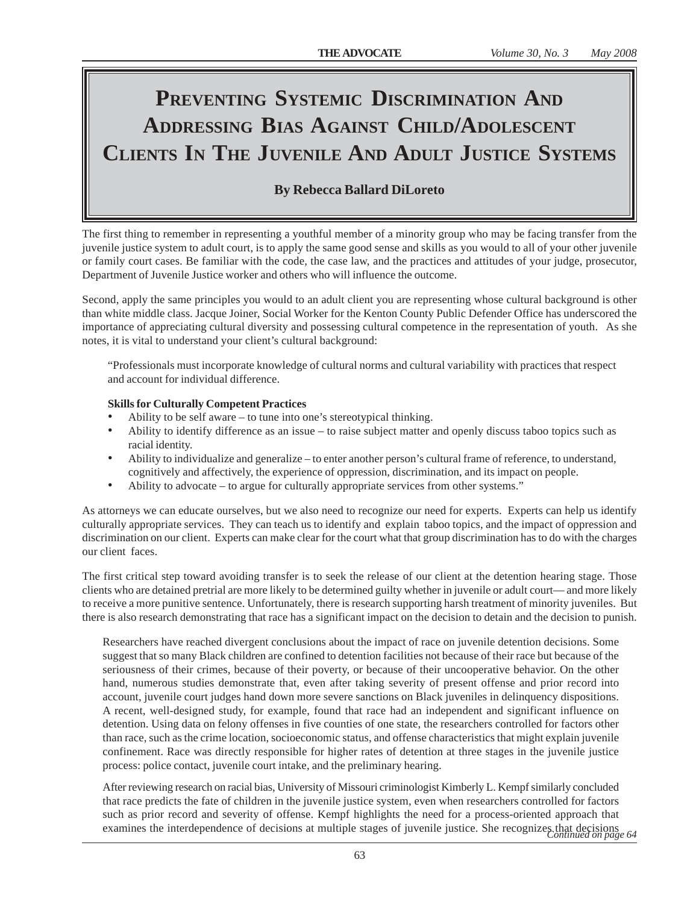# Preventing Systemic Discrimination And Addressing Bias Against Child/Adolescent Clients In The Juvenile And Adult Justice Systems

**By Rebecca Ballard DiLoreto**

The first thing to remember in representing a youthful member of a minority group who may be facing transfer from the juvenile justice system to adult court, is to apply the same good sense and skills as you would to all of your other juvenile or family court cases. Be familiar with the code, the case law, and the practices and attitudes of your judge, prosecutor, Department of Juvenile Justice worker and others who will influence the outcome.

Second, apply the same principles you would to an adult client you are representing whose cultural background is other than white middle class. Jacque Joiner, Social Worker for the Kenton County Public Defender Office has underscored the importance of appreciating cultural diversity and possessing cultural competence in the representation of youth. As she notes, it is vital to understand your client's cultural background:

> "Professionals must incorporate knowledge of cultural norms and cultural variability with practices that respect and account for individual difference.
>
> **Skills for Culturally Competent Practices**
>
> - Ability to be self aware – to tune into one's stereotypical thinking.
> - Ability to identify difference as an issue – to raise subject matter and openly discuss taboo topics such as racial identity.
> - Ability to individualize and generalize – to enter another person's cultural frame of reference, to understand, cognitively and affectively, the experience of oppression, discrimination, and its impact on people.
> - Ability to advocate – to argue for culturally appropriate services from other systems."

As attorneys we can educate ourselves, but we also need to recognize our need for experts. Experts can help us identify culturally appropriate services. They can teach us to identify and explain taboo topics, and the impact of oppression and discrimination on our client. Experts can make clear for the court what that group discrimination has to do with the charges our client faces.

The first critical step toward avoiding transfer is to seek the release of our client at the detention hearing stage. Those clients who are detained pretrial are more likely to be determined guilty whether in juvenile or adult court— and more likely to receive a more punitive sentence. Unfortunately, there is research supporting harsh treatment of minority juveniles. But there is also research demonstrating that race has a significant impact on the decision to detain and the decision to punish.

> Researchers have reached divergent conclusions about the impact of race on juvenile detention decisions. Some suggest that so many Black children are confined to detention facilities not because of their race but because of the seriousness of their crimes, because of their poverty, or because of their uncooperative behavior. On the other hand, numerous studies demonstrate that, even after taking severity of present offense and prior record into account, juvenile court judges hand down more severe sanctions on Black juveniles in delinquency dispositions. A recent, well-designed study, for example, found that race had an independent and significant influence on detention. Using data on felony offenses in five counties of one state, the researchers controlled for factors other than race, such as the crime location, socioeconomic status, and offense characteristics that might explain juvenile confinement. Race was directly responsible for higher rates of detention at three stages in the juvenile justice process: police contact, juvenile court intake, and the preliminary hearing.
>
> After reviewing research on racial bias, University of Missouri criminologist Kimberly L. Kempf similarly concluded that race predicts the fate of children in the juvenile justice system, even when researchers controlled for factors such as prior record and severity of offense. Kempf highlights the need for a process-oriented approach that examines the interdependence of decisions at multiple stages of juvenile justice. She recognizes that decisions

*Continued on page 64*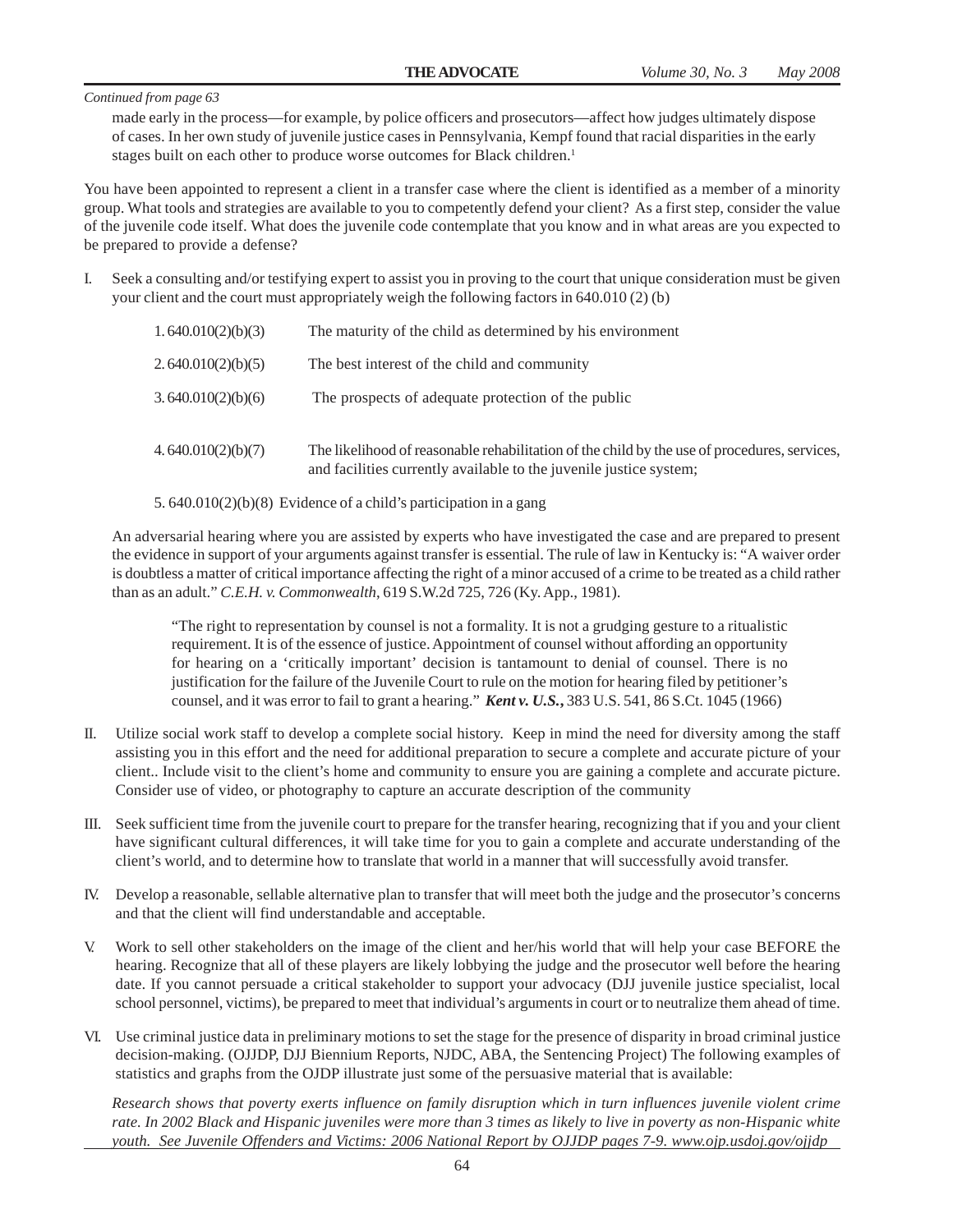*Continued from page 63*

made early in the process—for example, by police officers and prosecutors—affect how judges ultimately dispose of cases. In her own study of juvenile justice cases in Pennsylvania, Kempf found that racial disparities in the early stages built on each other to produce worse outcomes for Black children.[1]

You have been appointed to represent a client in a transfer case where the client is identified as a member of a minority group. What tools and strategies are available to you to competently defend your client? As a first step, consider the value of the juvenile code itself. What does the juvenile code contemplate that you know and in what areas are you expected to be prepared to provide a defense?

I. Seek a consulting and/or testifying expert to assist you in proving to the court that unique consideration must be given your client and the court must appropriately weigh the following factors in 640.010 (2) (b)

| | |
|---|---|
| 1. 640.010(2)(b)(3) | The maturity of the child as determined by his environment |
| 2. 640.010(2)(b)(5) | The best interest of the child and community |
| 3. 640.010(2)(b)(6) | The prospects of adequate protection of the public |
| 4. 640.010(2)(b)(7) | The likelihood of reasonable rehabilitation of the child by the use of procedures, services, and facilities currently available to the juvenile justice system; |

5. 640.010(2)(b)(8) Evidence of a child's participation in a gang

An adversarial hearing where you are assisted by experts who have investigated the case and are prepared to present the evidence in support of your arguments against transfer is essential. The rule of law in Kentucky is: "A waiver order is doubtless a matter of critical importance affecting the right of a minor accused of a crime to be treated as a child rather than as an adult." *C.E.H. v. Commonwealth*, 619 S.W.2d 725, 726 (Ky. App., 1981).

> "The right to representation by counsel is not a formality. It is not a grudging gesture to a ritualistic requirement. It is of the essence of justice. Appointment of counsel without affording an opportunity for hearing on a 'critically important' decision is tantamount to denial of counsel. There is no justification for the failure of the Juvenile Court to rule on the motion for hearing filed by petitioner's counsel, and it was error to fail to grant a hearing." ***Kent v. U.S.***, 383 U.S. 541, 86 S.Ct. 1045 (1966)

II. Utilize social work staff to develop a complete social history. Keep in mind the need for diversity among the staff assisting you in this effort and the need for additional preparation to secure a complete and accurate picture of your client.. Include visit to the client's home and community to ensure you are gaining a complete and accurate picture. Consider use of video, or photography to capture an accurate description of the community

III. Seek sufficient time from the juvenile court to prepare for the transfer hearing, recognizing that if you and your client have significant cultural differences, it will take time for you to gain a complete and accurate understanding of the client's world, and to determine how to translate that world in a manner that will successfully avoid transfer.

IV. Develop a reasonable, sellable alternative plan to transfer that will meet both the judge and the prosecutor's concerns and that the client will find understandable and acceptable.

V. Work to sell other stakeholders on the image of the client and her/his world that will help your case BEFORE the hearing. Recognize that all of these players are likely lobbying the judge and the prosecutor well before the hearing date. If you cannot persuade a critical stakeholder to support your advocacy (DJJ juvenile justice specialist, local school personnel, victims), be prepared to meet that individual's arguments in court or to neutralize them ahead of time.

VI. Use criminal justice data in preliminary motions to set the stage for the presence of disparity in broad criminal justice decision-making. (OJJDP, DJJ Biennium Reports, NJDC, ABA, the Sentencing Project) The following examples of statistics and graphs from the OJDP illustrate just some of the persuasive material that is available:

*Research shows that poverty exerts influence on family disruption which in turn influences juvenile violent crime rate. In 2002 Black and Hispanic juveniles were more than 3 times as likely to live in poverty as non-Hispanic white youth. See Juvenile Offenders and Victims: 2006 National Report by OJJDP pages 7-9. www.ojp.usdoj.gov/ojjdp*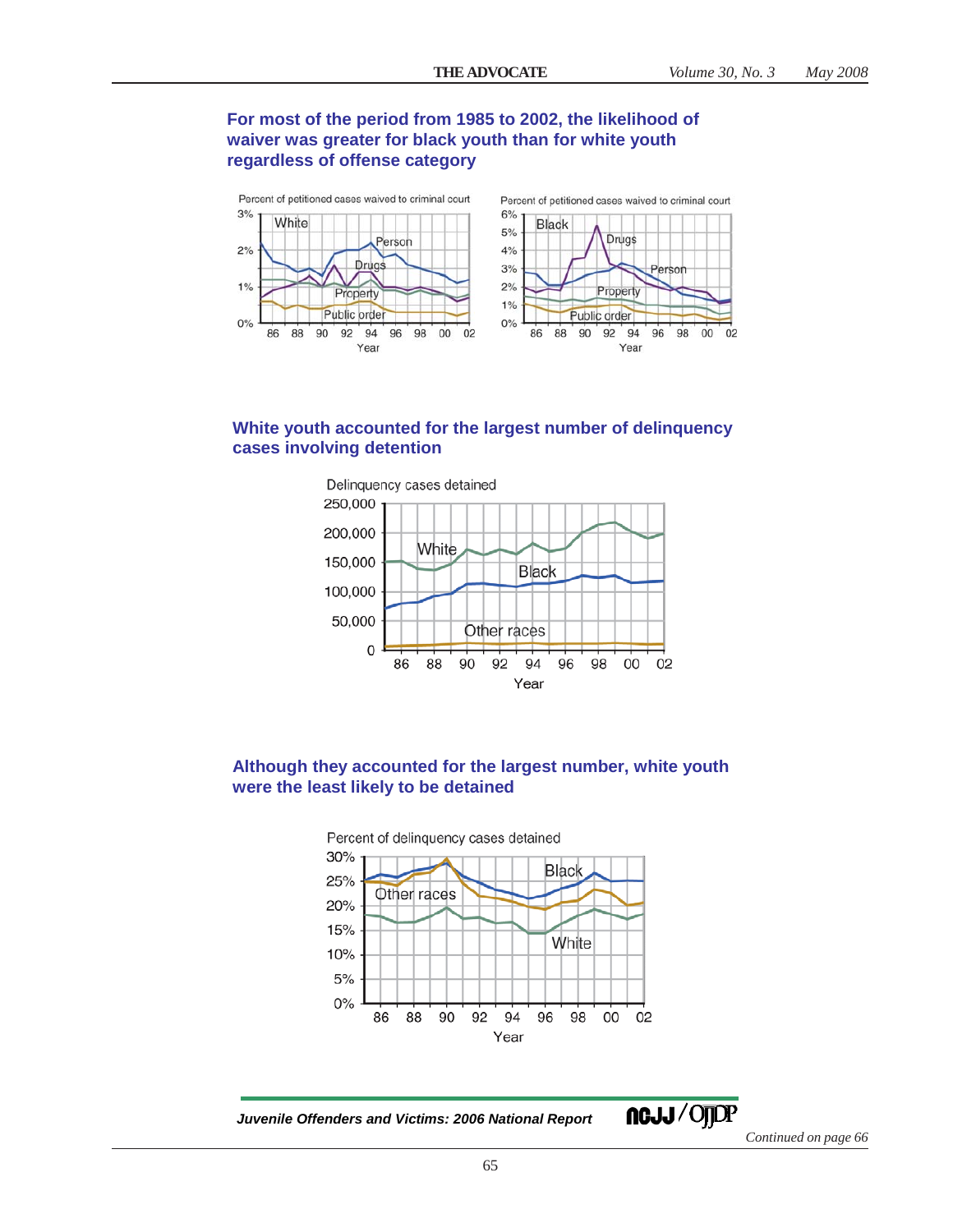## For most of the period from 1985 to 2002, the likelihood of waiver was greater for black youth than for white youth regardless of offense category

## White youth accounted for the largest number of delinquency cases involving detention

## Although they accounted for the largest number, white youth were the least likely to be detained

*Juvenile Offenders and Victims: 2006 National Report*

*Continued on page 66*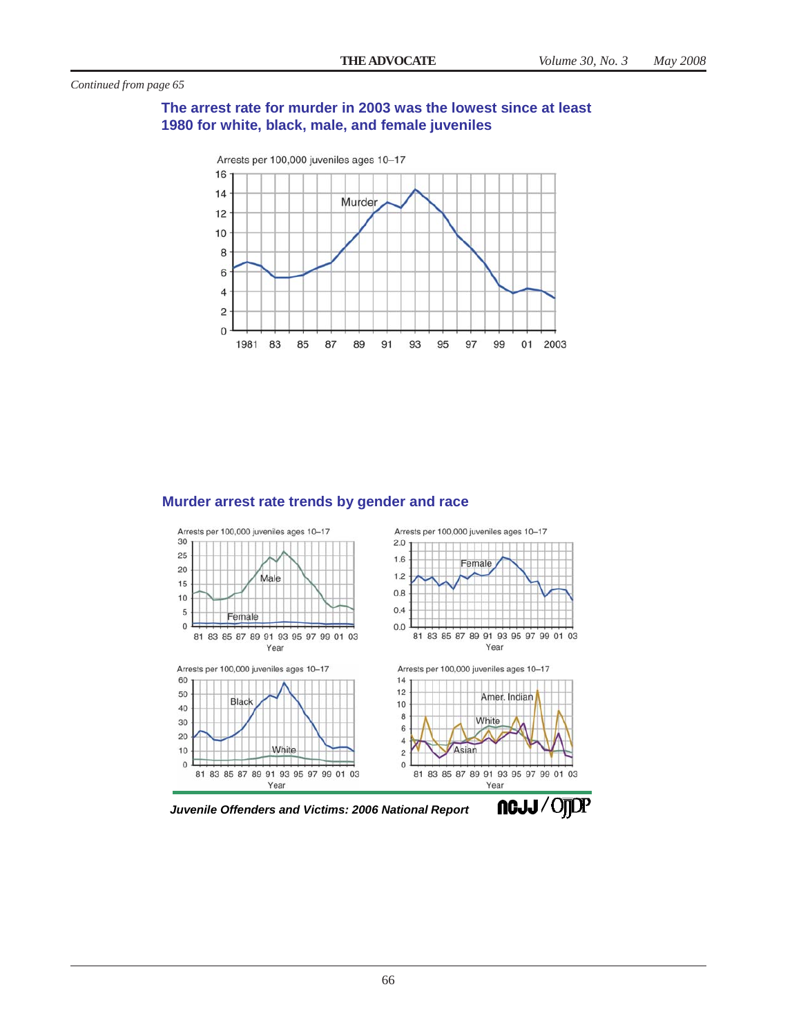*Continued from page 65*

## The arrest rate for murder in 2003 was the lowest since at least 1980 for white, black, male, and female juveniles

Arrests per 100,000 juveniles ages 10–17

Murder

## Murder arrest rate trends by gender and race

Arrests per 100,000 juveniles ages 10–17

Male

Female

Year

Arrests per 100,000 juveniles ages 10–17

Female

Year

Arrests per 100,000 juveniles ages 10–17

Black

White

Year

Arrests per 100,000 juveniles ages 10–17

Amer. Indian

White

Asian

Year

***Juvenile Offenders and Victims: 2006 National Report*** NCJJ / OJJDP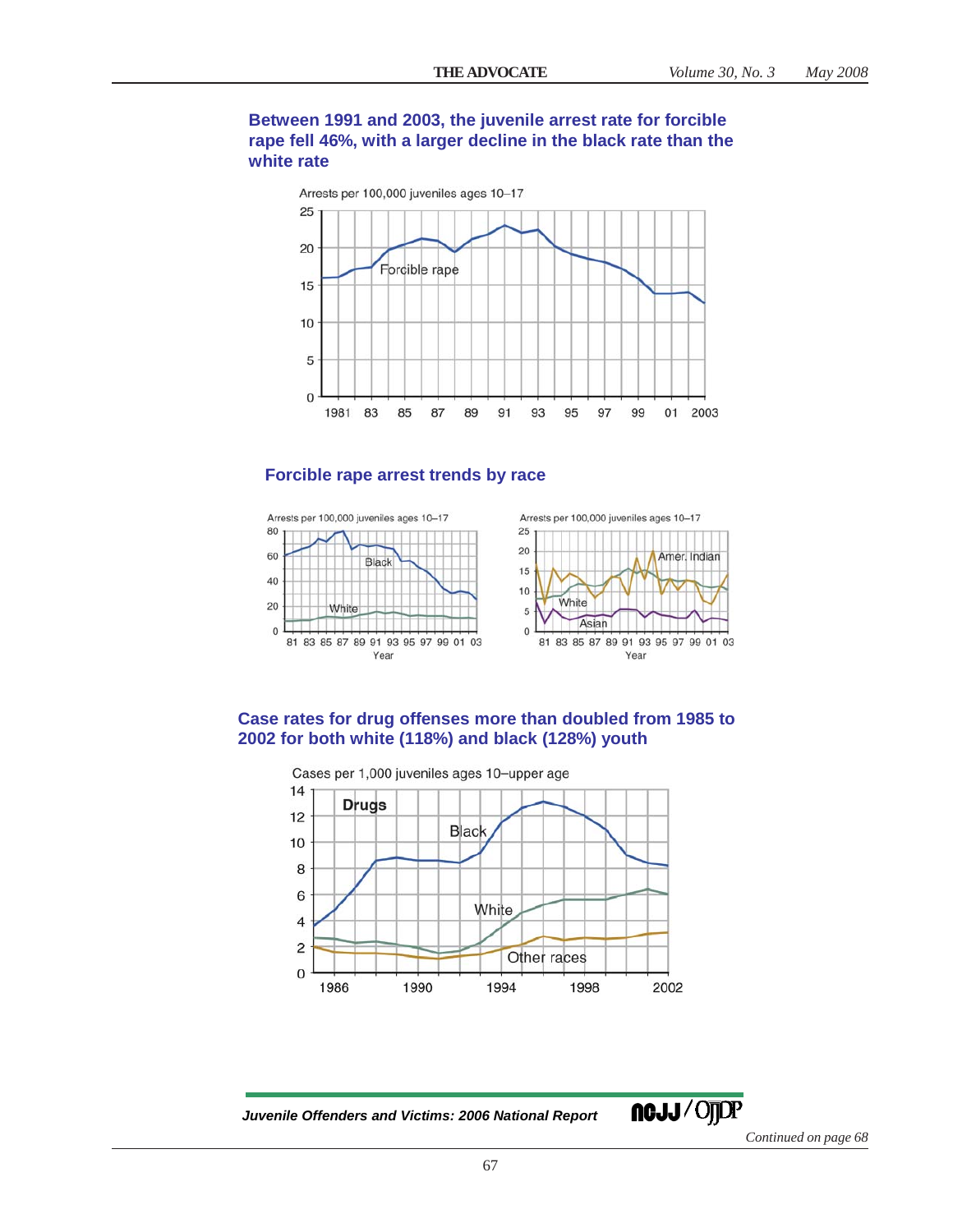### Between 1991 and 2003, the juvenile arrest rate for forcible rape fell 46%, with a larger decline in the black rate than the white rate

Arrests per 100,000 juveniles ages 10–17

Forcible rape

### Forcible rape arrest trends by race

Arrests per 100,000 juveniles ages 10–17

Black, White

Arrests per 100,000 juveniles ages 10–17

Amer. Indian, White, Asian

### Case rates for drug offenses more than doubled from 1985 to 2002 for both white (118%) and black (128%) youth

Cases per 1,000 juveniles ages 10–upper age

**Drugs**

Black, White, Other races

*Juvenile Offenders and Victims: 2006 National Report*

*Continued on page 68*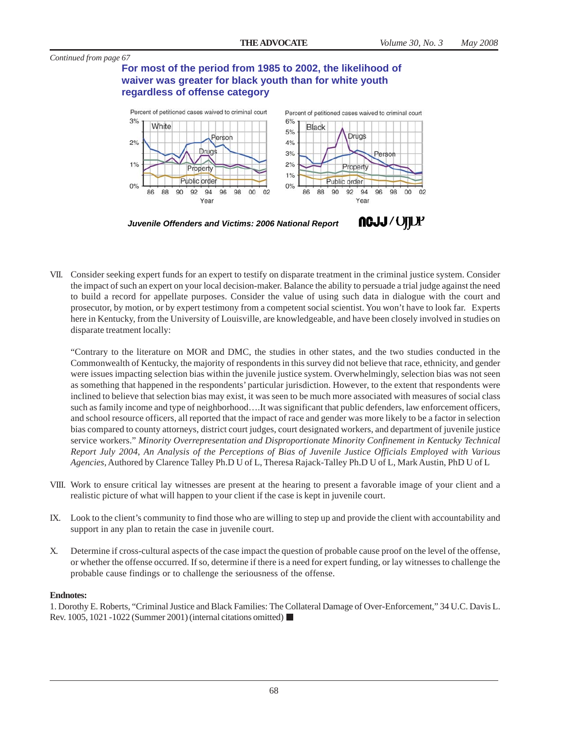*Continued from page 67*

**For most of the period from 1985 to 2002, the likelihood of waiver was greater for black youth than for white youth regardless of offense category**

*Juvenile Offenders and Victims: 2006 National Report*

VII. Consider seeking expert funds for an expert to testify on disparate treatment in the criminal justice system. Consider the impact of such an expert on your local decision-maker. Balance the ability to persuade a trial judge against the need to build a record for appellate purposes. Consider the value of using such data in dialogue with the court and prosecutor, by motion, or by expert testimony from a competent social scientist. You won't have to look far. Experts here in Kentucky, from the University of Louisville, are knowledgeable, and have been closely involved in studies on disparate treatment locally:

"Contrary to the literature on MOR and DMC, the studies in other states, and the two studies conducted in the Commonwealth of Kentucky, the majority of respondents in this survey did not believe that race, ethnicity, and gender were issues impacting selection bias within the juvenile justice system. Overwhelmingly, selection bias was not seen as something that happened in the respondents' particular jurisdiction. However, to the extent that respondents were inclined to believe that selection bias may exist, it was seen to be much more associated with measures of social class such as family income and type of neighborhood….It was significant that public defenders, law enforcement officers, and school resource officers, all reported that the impact of race and gender was more likely to be a factor in selection bias compared to county attorneys, district court judges, court designated workers, and department of juvenile justice service workers." *Minority Overrepresentation and Disproportionate Minority Confinement in Kentucky Technical Report July 2004, An Analysis of the Perceptions of Bias of Juvenile Justice Officials Employed with Various Agencies*, Authored by Clarence Talley Ph.D U of L, Theresa Rajack-Talley Ph.D U of L, Mark Austin, PhD U of L

VIII. Work to ensure critical lay witnesses are present at the hearing to present a favorable image of your client and a realistic picture of what will happen to your client if the case is kept in juvenile court.

IX. Look to the client's community to find those who are willing to step up and provide the client with accountability and support in any plan to retain the case in juvenile court.

X. Determine if cross-cultural aspects of the case impact the question of probable cause proof on the level of the offense, or whether the offense occurred. If so, determine if there is a need for expert funding, or lay witnesses to challenge the probable cause findings or to challenge the seriousness of the offense.

**Endnotes:**

1. Dorothy E. Roberts, "Criminal Justice and Black Families: The Collateral Damage of Over-Enforcement," 34 U.C. Davis L. Rev. 1005, 1021 -1022 (Summer 2001) (internal citations omitted) ■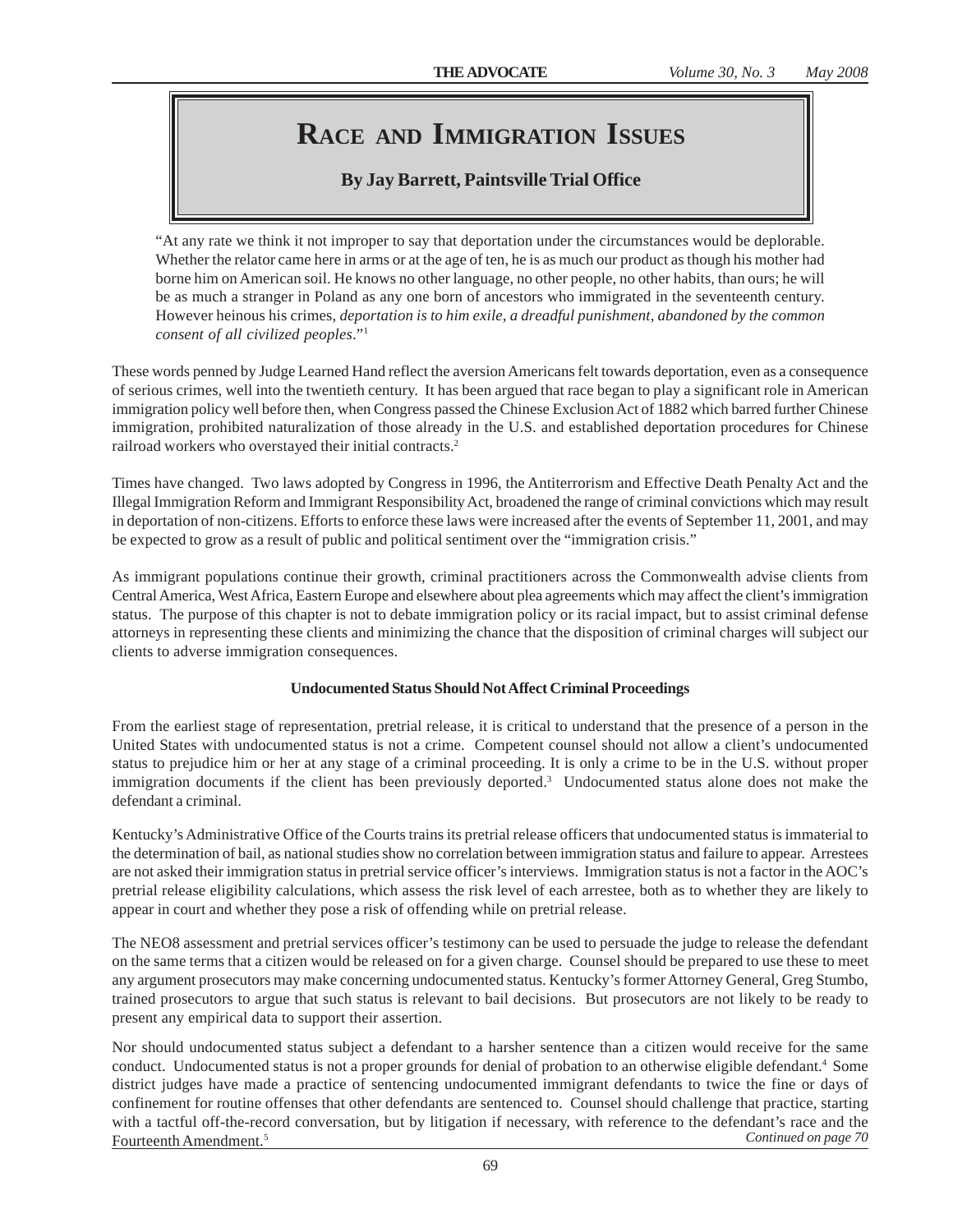# Race and Immigration Issues

**By Jay Barrett, Paintsville Trial Office**

> "At any rate we think it not improper to say that deportation under the circumstances would be deplorable. Whether the relator came here in arms or at the age of ten, he is as much our product as though his mother had borne him on American soil. He knows no other language, no other people, no other habits, than ours; he will be as much a stranger in Poland as any one born of ancestors who immigrated in the seventeenth century. However heinous his crimes, *deportation is to him exile, a dreadful punishment, abandoned by the common consent of all civilized peoples*."[1]

These words penned by Judge Learned Hand reflect the aversion Americans felt towards deportation, even as a consequence of serious crimes, well into the twentieth century. It has been argued that race began to play a significant role in American immigration policy well before then, when Congress passed the Chinese Exclusion Act of 1882 which barred further Chinese immigration, prohibited naturalization of those already in the U.S. and established deportation procedures for Chinese railroad workers who overstayed their initial contracts.[2]

Times have changed. Two laws adopted by Congress in 1996, the Antiterrorism and Effective Death Penalty Act and the Illegal Immigration Reform and Immigrant Responsibility Act, broadened the range of criminal convictions which may result in deportation of non-citizens. Efforts to enforce these laws were increased after the events of September 11, 2001, and may be expected to grow as a result of public and political sentiment over the "immigration crisis."

As immigrant populations continue their growth, criminal practitioners across the Commonwealth advise clients from Central America, West Africa, Eastern Europe and elsewhere about plea agreements which may affect the client's immigration status. The purpose of this chapter is not to debate immigration policy or its racial impact, but to assist criminal defense attorneys in representing these clients and minimizing the chance that the disposition of criminal charges will subject our clients to adverse immigration consequences.

### Undocumented Status Should Not Affect Criminal Proceedings

From the earliest stage of representation, pretrial release, it is critical to understand that the presence of a person in the United States with undocumented status is not a crime. Competent counsel should not allow a client's undocumented status to prejudice him or her at any stage of a criminal proceeding. It is only a crime to be in the U.S. without proper immigration documents if the client has been previously deported.[3] Undocumented status alone does not make the defendant a criminal.

Kentucky's Administrative Office of the Courts trains its pretrial release officers that undocumented status is immaterial to the determination of bail, as national studies show no correlation between immigration status and failure to appear. Arrestees are not asked their immigration status in pretrial service officer's interviews. Immigration status is not a factor in the AOC's pretrial release eligibility calculations, which assess the risk level of each arrestee, both as to whether they are likely to appear in court and whether they pose a risk of offending while on pretrial release.

The NEO8 assessment and pretrial services officer's testimony can be used to persuade the judge to release the defendant on the same terms that a citizen would be released on for a given charge. Counsel should be prepared to use these to meet any argument prosecutors may make concerning undocumented status. Kentucky's former Attorney General, Greg Stumbo, trained prosecutors to argue that such status is relevant to bail decisions. But prosecutors are not likely to be ready to present any empirical data to support their assertion.

Nor should undocumented status subject a defendant to a harsher sentence than a citizen would receive for the same conduct. Undocumented status is not a proper grounds for denial of probation to an otherwise eligible defendant.[4] Some district judges have made a practice of sentencing undocumented immigrant defendants to twice the fine or days of confinement for routine offenses that other defendants are sentenced to. Counsel should challenge that practice, starting with a tactful off-the-record conversation, but by litigation if necessary, with reference to the defendant's race and the Fourteenth Amendment.[5]

*Continued on page 70*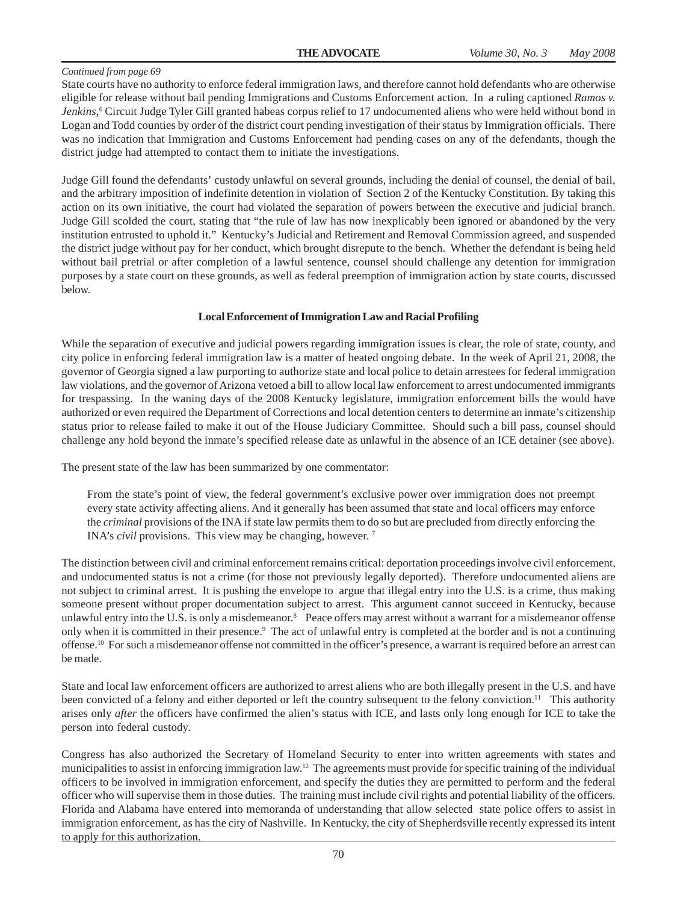*Continued from page 69*

State courts have no authority to enforce federal immigration laws, and therefore cannot hold defendants who are otherwise eligible for release without bail pending Immigrations and Customs Enforcement action. In a ruling captioned *Ramos v. Jenkins*,[6] Circuit Judge Tyler Gill granted habeas corpus relief to 17 undocumented aliens who were held without bond in Logan and Todd counties by order of the district court pending investigation of their status by Immigration officials. There was no indication that Immigration and Customs Enforcement had pending cases on any of the defendants, though the district judge had attempted to contact them to initiate the investigations.

Judge Gill found the defendants' custody unlawful on several grounds, including the denial of counsel, the denial of bail, and the arbitrary imposition of indefinite detention in violation of Section 2 of the Kentucky Constitution. By taking this action on its own initiative, the court had violated the separation of powers between the executive and judicial branch. Judge Gill scolded the court, stating that "the rule of law has now inexplicably been ignored or abandoned by the very institution entrusted to uphold it." Kentucky's Judicial and Retirement and Removal Commission agreed, and suspended the district judge without pay for her conduct, which brought disrepute to the bench. Whether the defendant is being held without bail pretrial or after completion of a lawful sentence, counsel should challenge any detention for immigration purposes by a state court on these grounds, as well as federal preemption of immigration action by state courts, discussed below.

### Local Enforcement of Immigration Law and Racial Profiling

While the separation of executive and judicial powers regarding immigration issues is clear, the role of state, county, and city police in enforcing federal immigration law is a matter of heated ongoing debate. In the week of April 21, 2008, the governor of Georgia signed a law purporting to authorize state and local police to detain arrestees for federal immigration law violations, and the governor of Arizona vetoed a bill to allow local law enforcement to arrest undocumented immigrants for trespassing. In the waning days of the 2008 Kentucky legislature, immigration enforcement bills the would have authorized or even required the Department of Corrections and local detention centers to determine an inmate's citizenship status prior to release failed to make it out of the House Judiciary Committee. Should such a bill pass, counsel should challenge any hold beyond the inmate's specified release date as unlawful in the absence of an ICE detainer (see above).

The present state of the law has been summarized by one commentator:

> From the state's point of view, the federal government's exclusive power over immigration does not preempt every state activity affecting aliens. And it generally has been assumed that state and local officers may enforce the *criminal* provisions of the INA if state law permits them to do so but are precluded from directly enforcing the INA's *civil* provisions. This view may be changing, however. [7]

The distinction between civil and criminal enforcement remains critical: deportation proceedings involve civil enforcement, and undocumented status is not a crime (for those not previously legally deported). Therefore undocumented aliens are not subject to criminal arrest. It is pushing the envelope to argue that illegal entry into the U.S. is a crime, thus making someone present without proper documentation subject to arrest. This argument cannot succeed in Kentucky, because unlawful entry into the U.S. is only a misdemeanor.[8] Peace offers may arrest without a warrant for a misdemeanor offense only when it is committed in their presence.[9] The act of unlawful entry is completed at the border and is not a continuing offense.[10] For such a misdemeanor offense not committed in the officer's presence, a warrant is required before an arrest can be made.

State and local law enforcement officers are authorized to arrest aliens who are both illegally present in the U.S. and have been convicted of a felony and either deported or left the country subsequent to the felony conviction.[11] This authority arises only *after* the officers have confirmed the alien's status with ICE, and lasts only long enough for ICE to take the person into federal custody.

Congress has also authorized the Secretary of Homeland Security to enter into written agreements with states and municipalities to assist in enforcing immigration law.[12] The agreements must provide for specific training of the individual officers to be involved in immigration enforcement, and specify the duties they are permitted to perform and the federal officer who will supervise them in those duties. The training must include civil rights and potential liability of the officers. Florida and Alabama have entered into memoranda of understanding that allow selected state police offers to assist in immigration enforcement, as has the city of Nashville. In Kentucky, the city of Shepherdsville recently expressed its intent to apply for this authorization.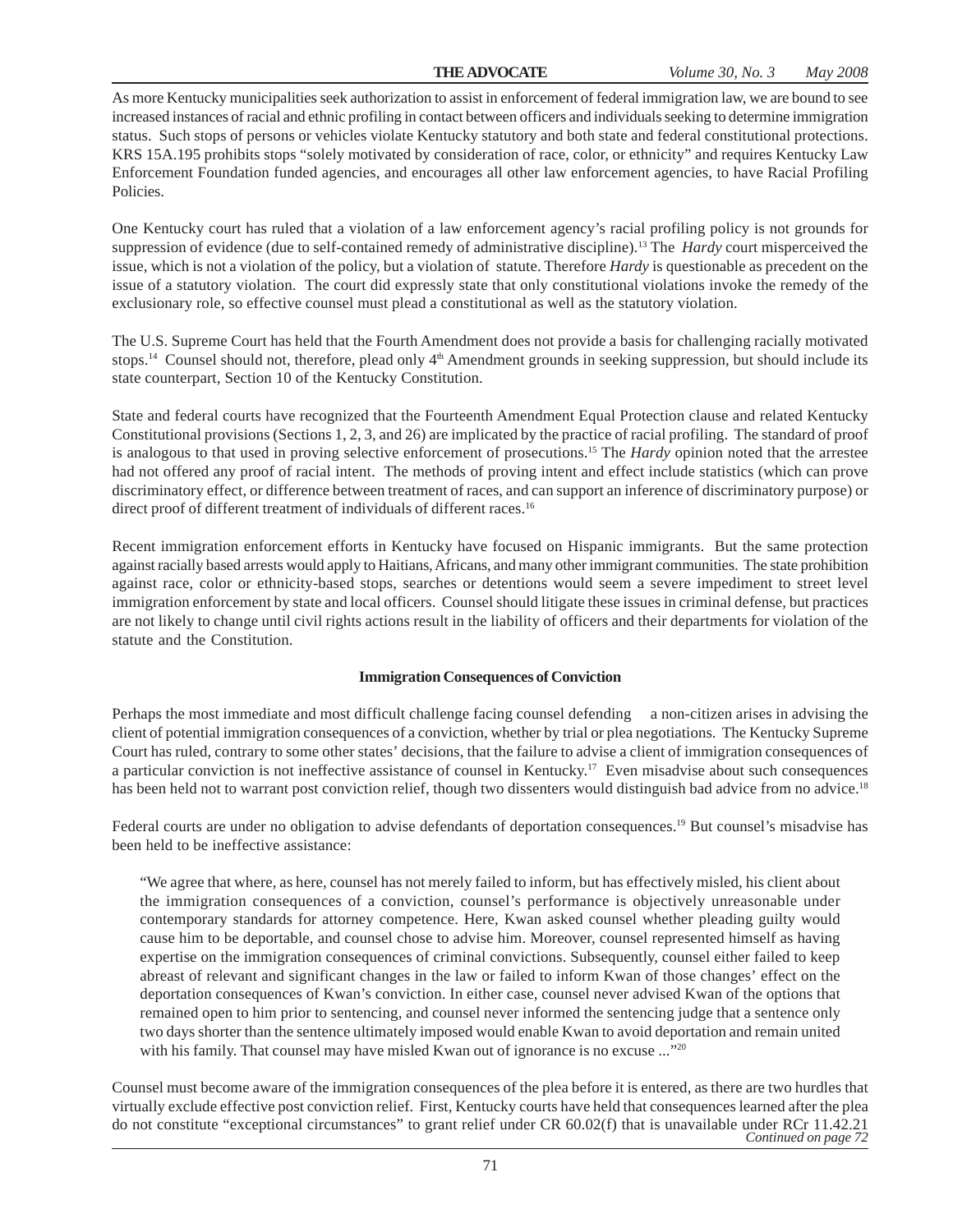As more Kentucky municipalities seek authorization to assist in enforcement of federal immigration law, we are bound to see increased instances of racial and ethnic profiling in contact between officers and individuals seeking to determine immigration status. Such stops of persons or vehicles violate Kentucky statutory and both state and federal constitutional protections. KRS 15A.195 prohibits stops "solely motivated by consideration of race, color, or ethnicity" and requires Kentucky Law Enforcement Foundation funded agencies, and encourages all other law enforcement agencies, to have Racial Profiling Policies.

One Kentucky court has ruled that a violation of a law enforcement agency's racial profiling policy is not grounds for suppression of evidence (due to self-contained remedy of administrative discipline).[13] The *Hardy* court misperceived the issue, which is not a violation of the policy, but a violation of statute. Therefore *Hardy* is questionable as precedent on the issue of a statutory violation. The court did expressly state that only constitutional violations invoke the remedy of the exclusionary role, so effective counsel must plead a constitutional as well as the statutory violation.

The U.S. Supreme Court has held that the Fourth Amendment does not provide a basis for challenging racially motivated stops.[14] Counsel should not, therefore, plead only 4th Amendment grounds in seeking suppression, but should include its state counterpart, Section 10 of the Kentucky Constitution.

State and federal courts have recognized that the Fourteenth Amendment Equal Protection clause and related Kentucky Constitutional provisions (Sections 1, 2, 3, and 26) are implicated by the practice of racial profiling. The standard of proof is analogous to that used in proving selective enforcement of prosecutions.[15] The *Hardy* opinion noted that the arrestee had not offered any proof of racial intent. The methods of proving intent and effect include statistics (which can prove discriminatory effect, or difference between treatment of races, and can support an inference of discriminatory purpose) or direct proof of different treatment of individuals of different races.[16]

Recent immigration enforcement efforts in Kentucky have focused on Hispanic immigrants. But the same protection against racially based arrests would apply to Haitians, Africans, and many other immigrant communities. The state prohibition against race, color or ethnicity-based stops, searches or detentions would seem a severe impediment to street level immigration enforcement by state and local officers. Counsel should litigate these issues in criminal defense, but practices are not likely to change until civil rights actions result in the liability of officers and their departments for violation of the statute and the Constitution.

### Immigration Consequences of Conviction

Perhaps the most immediate and most difficult challenge facing counsel defending a non-citizen arises in advising the client of potential immigration consequences of a conviction, whether by trial or plea negotiations. The Kentucky Supreme Court has ruled, contrary to some other states' decisions, that the failure to advise a client of immigration consequences of a particular conviction is not ineffective assistance of counsel in Kentucky.[17] Even misadvise about such consequences has been held not to warrant post conviction relief, though two dissenters would distinguish bad advice from no advice.[18]

Federal courts are under no obligation to advise defendants of deportation consequences.[19] But counsel's misadvise has been held to be ineffective assistance:

> "We agree that where, as here, counsel has not merely failed to inform, but has effectively misled, his client about the immigration consequences of a conviction, counsel's performance is objectively unreasonable under contemporary standards for attorney competence. Here, Kwan asked counsel whether pleading guilty would cause him to be deportable, and counsel chose to advise him. Moreover, counsel represented himself as having expertise on the immigration consequences of criminal convictions. Subsequently, counsel either failed to keep abreast of relevant and significant changes in the law or failed to inform Kwan of those changes' effect on the deportation consequences of Kwan's conviction. In either case, counsel never advised Kwan of the options that remained open to him prior to sentencing, and counsel never informed the sentencing judge that a sentence only two days shorter than the sentence ultimately imposed would enable Kwan to avoid deportation and remain united with his family. That counsel may have misled Kwan out of ignorance is no excuse ..."[20]

Counsel must become aware of the immigration consequences of the plea before it is entered, as there are two hurdles that virtually exclude effective post conviction relief. First, Kentucky courts have held that consequences learned after the plea do not constitute "exceptional circumstances" to grant relief under CR 60.02(f) that is unavailable under RCr 11.42.[21]

*Continued on page 72*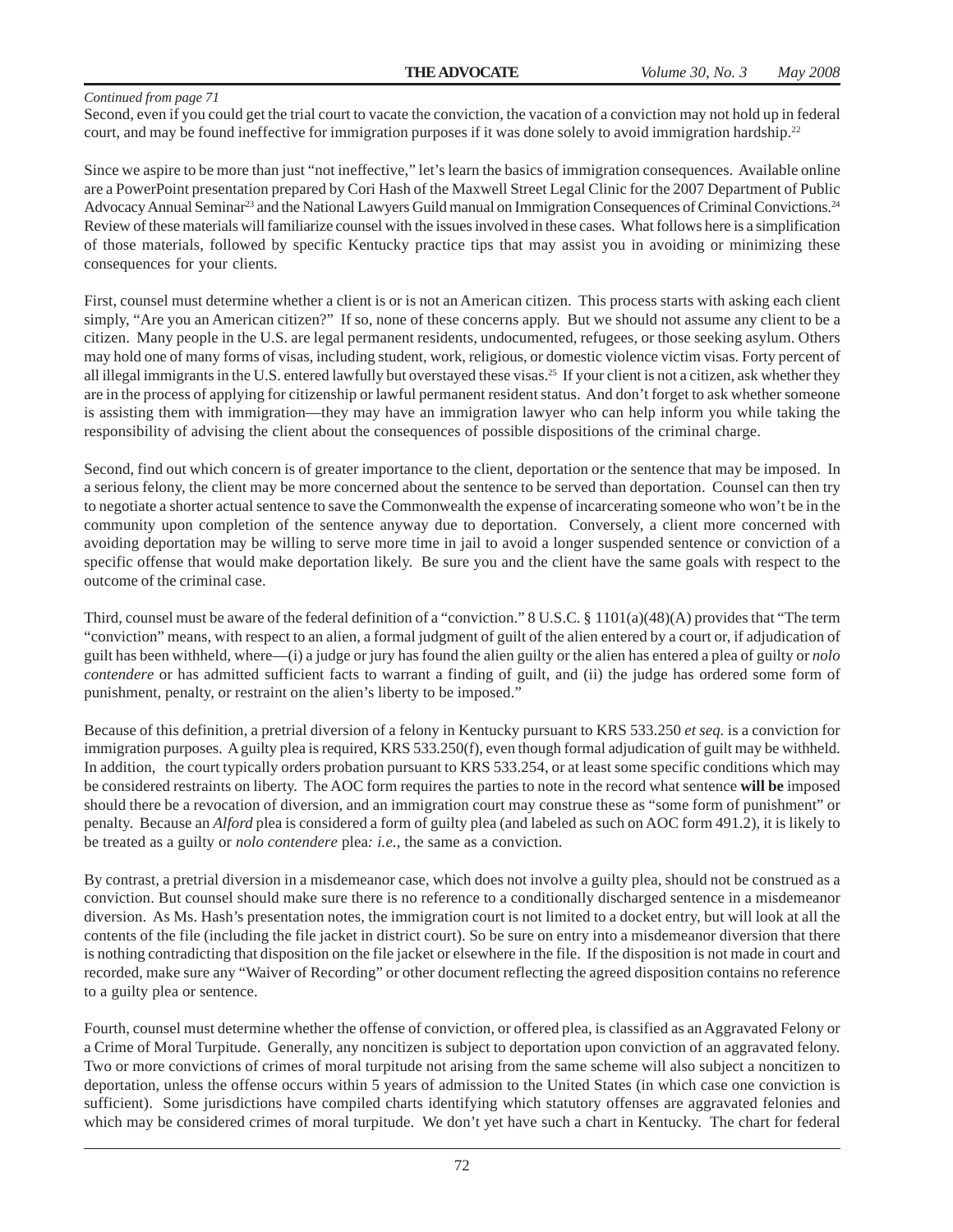*Continued from page 71*

Second, even if you could get the trial court to vacate the conviction, the vacation of a conviction may not hold up in federal court, and may be found ineffective for immigration purposes if it was done solely to avoid immigration hardship.[22]

Since we aspire to be more than just "not ineffective," let's learn the basics of immigration consequences. Available online are a PowerPoint presentation prepared by Cori Hash of the Maxwell Street Legal Clinic for the 2007 Department of Public Advocacy Annual Seminar[23] and the National Lawyers Guild manual on Immigration Consequences of Criminal Convictions.[24] Review of these materials will familiarize counsel with the issues involved in these cases. What follows here is a simplification of those materials, followed by specific Kentucky practice tips that may assist you in avoiding or minimizing these consequences for your clients.

First, counsel must determine whether a client is or is not an American citizen. This process starts with asking each client simply, "Are you an American citizen?" If so, none of these concerns apply. But we should not assume any client to be a citizen. Many people in the U.S. are legal permanent residents, undocumented, refugees, or those seeking asylum. Others may hold one of many forms of visas, including student, work, religious, or domestic violence victim visas. Forty percent of all illegal immigrants in the U.S. entered lawfully but overstayed these visas.[25] If your client is not a citizen, ask whether they are in the process of applying for citizenship or lawful permanent resident status. And don't forget to ask whether someone is assisting them with immigration—they may have an immigration lawyer who can help inform you while taking the responsibility of advising the client about the consequences of possible dispositions of the criminal charge.

Second, find out which concern is of greater importance to the client, deportation or the sentence that may be imposed. In a serious felony, the client may be more concerned about the sentence to be served than deportation. Counsel can then try to negotiate a shorter actual sentence to save the Commonwealth the expense of incarcerating someone who won't be in the community upon completion of the sentence anyway due to deportation. Conversely, a client more concerned with avoiding deportation may be willing to serve more time in jail to avoid a longer suspended sentence or conviction of a specific offense that would make deportation likely. Be sure you and the client have the same goals with respect to the outcome of the criminal case.

Third, counsel must be aware of the federal definition of a "conviction." 8 U.S.C. § 1101(a)(48)(A) provides that "The term "conviction" means, with respect to an alien, a formal judgment of guilt of the alien entered by a court or, if adjudication of guilt has been withheld, where—(i) a judge or jury has found the alien guilty or the alien has entered a plea of guilty or *nolo contendere* or has admitted sufficient facts to warrant a finding of guilt, and (ii) the judge has ordered some form of punishment, penalty, or restraint on the alien's liberty to be imposed."

Because of this definition, a pretrial diversion of a felony in Kentucky pursuant to KRS 533.250 *et seq.* is a conviction for immigration purposes. A guilty plea is required, KRS 533.250(f), even though formal adjudication of guilt may be withheld. In addition, the court typically orders probation pursuant to KRS 533.254, or at least some specific conditions which may be considered restraints on liberty. The AOC form requires the parties to note in the record what sentence **will be** imposed should there be a revocation of diversion, and an immigration court may construe these as "some form of punishment" or penalty. Because an *Alford* plea is considered a form of guilty plea (and labeled as such on AOC form 491.2), it is likely to be treated as a guilty or *nolo contendere* plea*: i.e.*, the same as a conviction.

By contrast, a pretrial diversion in a misdemeanor case, which does not involve a guilty plea, should not be construed as a conviction. But counsel should make sure there is no reference to a conditionally discharged sentence in a misdemeanor diversion. As Ms. Hash's presentation notes, the immigration court is not limited to a docket entry, but will look at all the contents of the file (including the file jacket in district court). So be sure on entry into a misdemeanor diversion that there is nothing contradicting that disposition on the file jacket or elsewhere in the file. If the disposition is not made in court and recorded, make sure any "Waiver of Recording" or other document reflecting the agreed disposition contains no reference to a guilty plea or sentence.

Fourth, counsel must determine whether the offense of conviction, or offered plea, is classified as an Aggravated Felony or a Crime of Moral Turpitude. Generally, any noncitizen is subject to deportation upon conviction of an aggravated felony. Two or more convictions of crimes of moral turpitude not arising from the same scheme will also subject a noncitizen to deportation, unless the offense occurs within 5 years of admission to the United States (in which case one conviction is sufficient). Some jurisdictions have compiled charts identifying which statutory offenses are aggravated felonies and which may be considered crimes of moral turpitude. We don't yet have such a chart in Kentucky. The chart for federal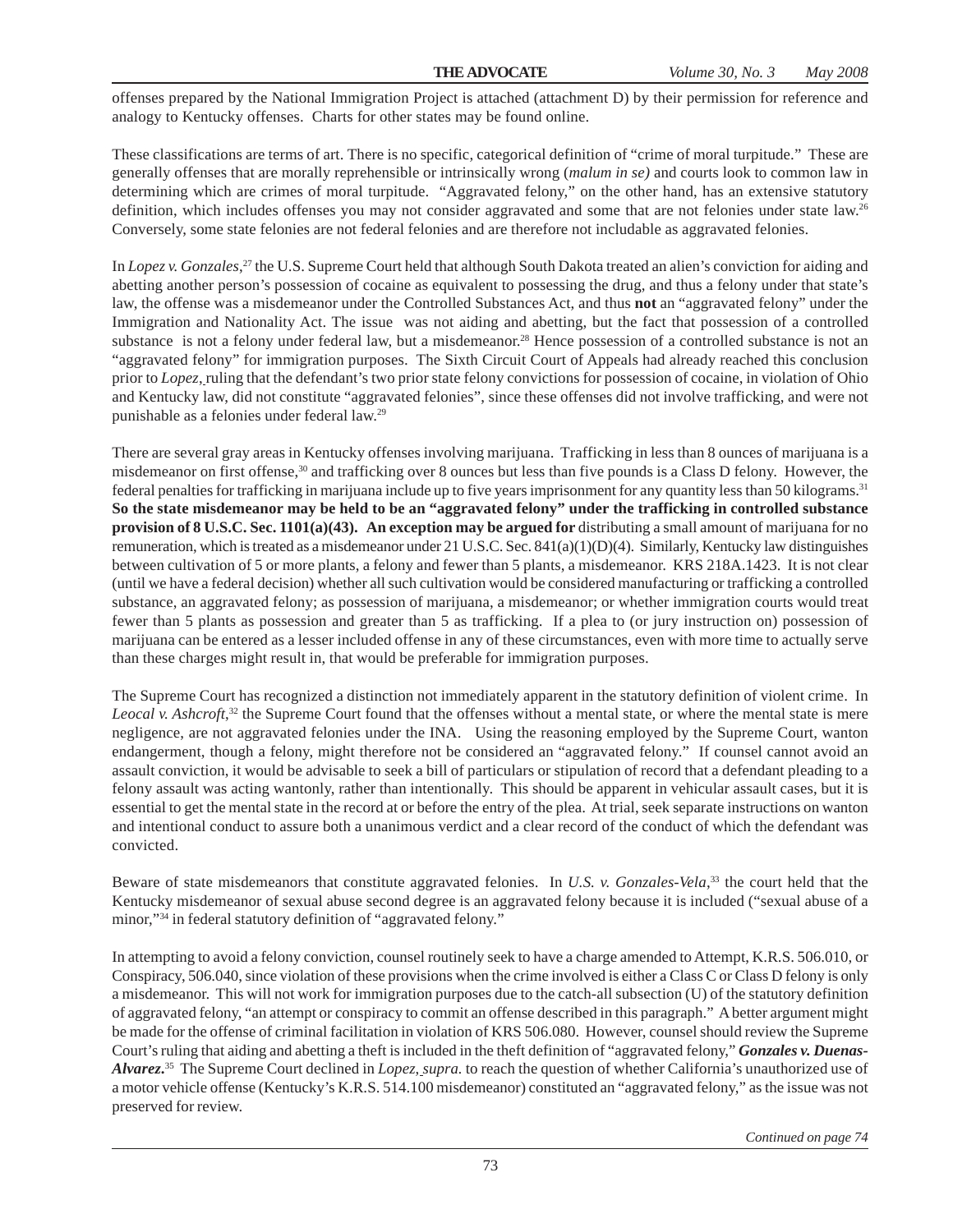offenses prepared by the National Immigration Project is attached (attachment D) by their permission for reference and analogy to Kentucky offenses. Charts for other states may be found online.

These classifications are terms of art. There is no specific, categorical definition of "crime of moral turpitude." These are generally offenses that are morally reprehensible or intrinsically wrong (*malum in se)* and courts look to common law in determining which are crimes of moral turpitude. "Aggravated felony," on the other hand, has an extensive statutory definition, which includes offenses you may not consider aggravated and some that are not felonies under state law.[26] Conversely, some state felonies are not federal felonies and are therefore not includable as aggravated felonies.

In *Lopez v. Gonzales*,[27] the U.S. Supreme Court held that although South Dakota treated an alien's conviction for aiding and abetting another person's possession of cocaine as equivalent to possessing the drug, and thus a felony under that state's law, the offense was a misdemeanor under the Controlled Substances Act, and thus **not** an "aggravated felony" under the Immigration and Nationality Act. The issue was not aiding and abetting, but the fact that possession of a controlled substance is not a felony under federal law, but a misdemeanor.[28] Hence possession of a controlled substance is not an "aggravated felony" for immigration purposes. The Sixth Circuit Court of Appeals had already reached this conclusion prior to *Lopez*, ruling that the defendant's two prior state felony convictions for possession of cocaine, in violation of Ohio and Kentucky law, did not constitute "aggravated felonies", since these offenses did not involve trafficking, and were not punishable as a felonies under federal law.[29]

There are several gray areas in Kentucky offenses involving marijuana. Trafficking in less than 8 ounces of marijuana is a misdemeanor on first offense,[30] and trafficking over 8 ounces but less than five pounds is a Class D felony. However, the federal penalties for trafficking in marijuana include up to five years imprisonment for any quantity less than 50 kilograms.[31] **So the state misdemeanor may be held to be an "aggravated felony" under the trafficking in controlled substance provision of 8 U.S.C. Sec. 1101(a)(43). An exception may be argued for** distributing a small amount of marijuana for no remuneration, which is treated as a misdemeanor under 21 U.S.C. Sec. 841(a)(1)(D)(4). Similarly, Kentucky law distinguishes between cultivation of 5 or more plants, a felony and fewer than 5 plants, a misdemeanor. KRS 218A.1423. It is not clear (until we have a federal decision) whether all such cultivation would be considered manufacturing or trafficking a controlled substance, an aggravated felony; as possession of marijuana, a misdemeanor; or whether immigration courts would treat fewer than 5 plants as possession and greater than 5 as trafficking. If a plea to (or jury instruction on) possession of marijuana can be entered as a lesser included offense in any of these circumstances, even with more time to actually serve than these charges might result in, that would be preferable for immigration purposes.

The Supreme Court has recognized a distinction not immediately apparent in the statutory definition of violent crime. In *Leocal v. Ashcroft*,[32] the Supreme Court found that the offenses without a mental state, or where the mental state is mere negligence, are not aggravated felonies under the INA. Using the reasoning employed by the Supreme Court, wanton endangerment, though a felony, might therefore not be considered an "aggravated felony." If counsel cannot avoid an assault conviction, it would be advisable to seek a bill of particulars or stipulation of record that a defendant pleading to a felony assault was acting wantonly, rather than intentionally. This should be apparent in vehicular assault cases, but it is essential to get the mental state in the record at or before the entry of the plea. At trial, seek separate instructions on wanton and intentional conduct to assure both a unanimous verdict and a clear record of the conduct of which the defendant was convicted.

Beware of state misdemeanors that constitute aggravated felonies. In *U.S. v. Gonzales-Vela*,[33] the court held that the Kentucky misdemeanor of sexual abuse second degree is an aggravated felony because it is included ("sexual abuse of a minor,"[34] in federal statutory definition of "aggravated felony."

In attempting to avoid a felony conviction, counsel routinely seek to have a charge amended to Attempt, K.R.S. 506.010, or Conspiracy, 506.040, since violation of these provisions when the crime involved is either a Class C or Class D felony is only a misdemeanor. This will not work for immigration purposes due to the catch-all subsection (U) of the statutory definition of aggravated felony, "an attempt or conspiracy to commit an offense described in this paragraph." A better argument might be made for the offense of criminal facilitation in violation of KRS 506.080. However, counsel should review the Supreme Court's ruling that aiding and abetting a theft is included in the theft definition of "aggravated felony," ***Gonzales v. Duenas-Alvarez.***[35] The Supreme Court declined in *Lopez, supra.* to reach the question of whether California's unauthorized use of a motor vehicle offense (Kentucky's K.R.S. 514.100 misdemeanor) constituted an "aggravated felony," as the issue was not preserved for review.

*Continued on page 74*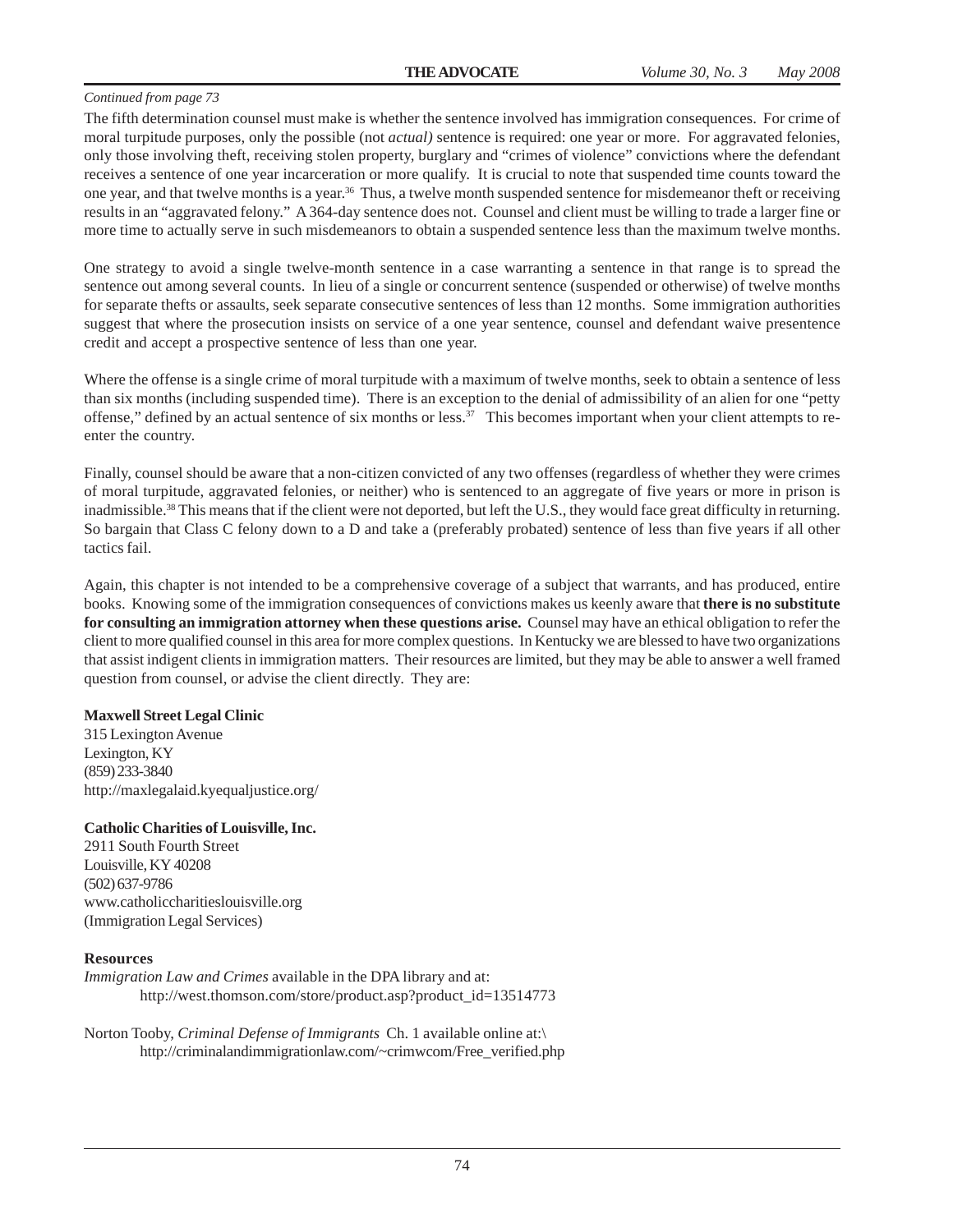*Continued from page 73*

The fifth determination counsel must make is whether the sentence involved has immigration consequences. For crime of moral turpitude purposes, only the possible (not *actual)* sentence is required: one year or more. For aggravated felonies, only those involving theft, receiving stolen property, burglary and "crimes of violence" convictions where the defendant receives a sentence of one year incarceration or more qualify. It is crucial to note that suspended time counts toward the one year, and that twelve months is a year.[36] Thus, a twelve month suspended sentence for misdemeanor theft or receiving results in an "aggravated felony." A 364-day sentence does not. Counsel and client must be willing to trade a larger fine or more time to actually serve in such misdemeanors to obtain a suspended sentence less than the maximum twelve months.

One strategy to avoid a single twelve-month sentence in a case warranting a sentence in that range is to spread the sentence out among several counts. In lieu of a single or concurrent sentence (suspended or otherwise) of twelve months for separate thefts or assaults, seek separate consecutive sentences of less than 12 months. Some immigration authorities suggest that where the prosecution insists on service of a one year sentence, counsel and defendant waive presentence credit and accept a prospective sentence of less than one year.

Where the offense is a single crime of moral turpitude with a maximum of twelve months, seek to obtain a sentence of less than six months (including suspended time). There is an exception to the denial of admissibility of an alien for one "petty offense," defined by an actual sentence of six months or less.[37] This becomes important when your client attempts to re-enter the country.

Finally, counsel should be aware that a non-citizen convicted of any two offenses (regardless of whether they were crimes of moral turpitude, aggravated felonies, or neither) who is sentenced to an aggregate of five years or more in prison is inadmissible.[38] This means that if the client were not deported, but left the U.S., they would face great difficulty in returning. So bargain that Class C felony down to a D and take a (preferably probated) sentence of less than five years if all other tactics fail.

Again, this chapter is not intended to be a comprehensive coverage of a subject that warrants, and has produced, entire books. Knowing some of the immigration consequences of convictions makes us keenly aware that **there is no substitute for consulting an immigration attorney when these questions arise.** Counsel may have an ethical obligation to refer the client to more qualified counsel in this area for more complex questions. In Kentucky we are blessed to have two organizations that assist indigent clients in immigration matters. Their resources are limited, but they may be able to answer a well framed question from counsel, or advise the client directly. They are:

**Maxwell Street Legal Clinic**
315 Lexington Avenue
Lexington, KY
(859) 233-3840
http://maxlegalaid.kyequaljustice.org/

**Catholic Charities of Louisville, Inc.**
2911 South Fourth Street
Louisville, KY 40208
(502) 637-9786
www.catholiccharitieslouisville.org
(Immigration Legal Services)

**Resources**

*Immigration Law and Crimes* available in the DPA library and at:
http://west.thomson.com/store/product.asp?product_id=13514773

Norton Tooby, *Criminal Defense of Immigrants* Ch. 1 available online at:\
http://criminalandimmigrationlaw.com/~crimwcom/Free_verified.php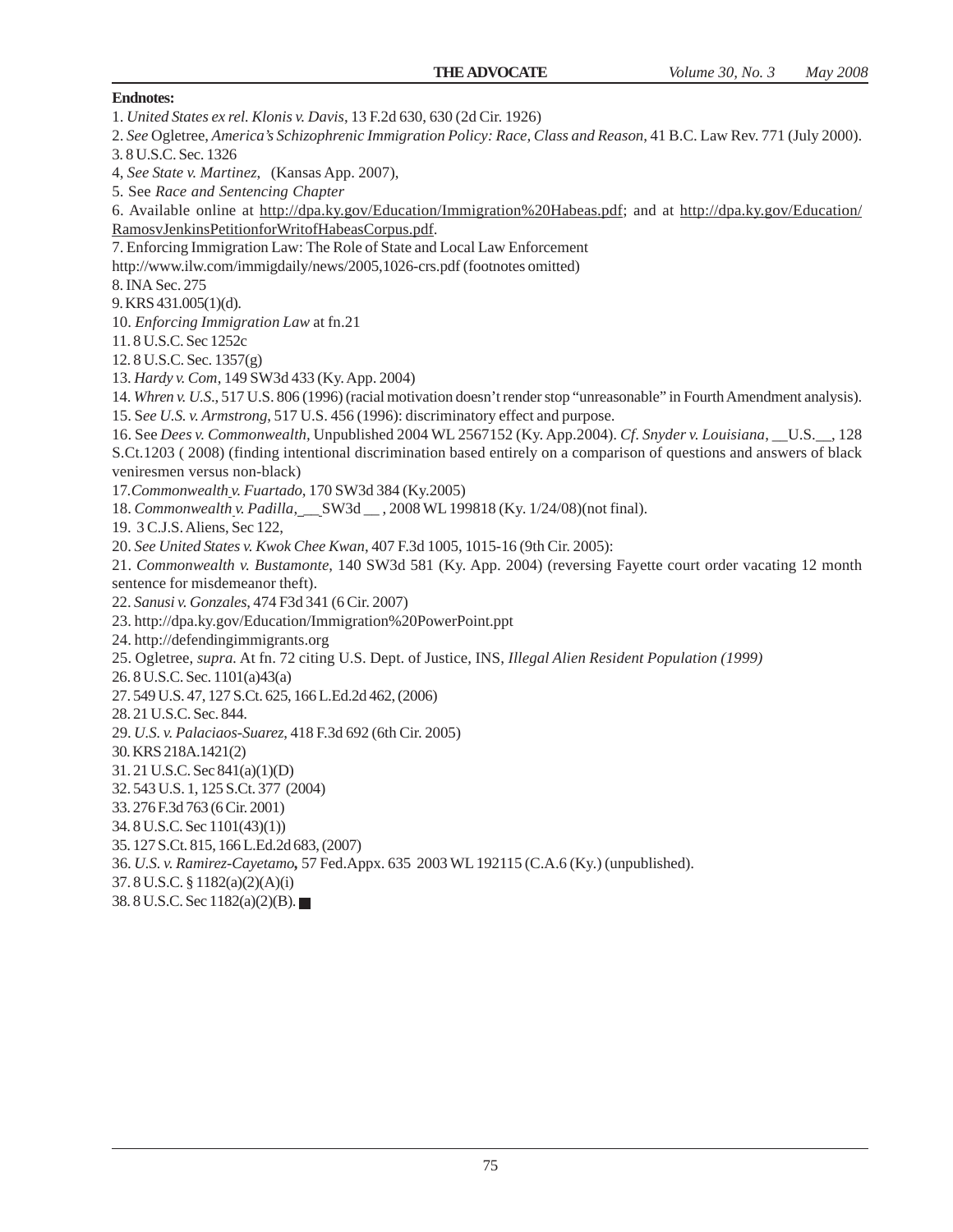**Endnotes:**

1. *United States ex rel. Klonis v. Davis*, 13 F.2d 630, 630 (2d Cir. 1926)
2. *See* Ogletree, *America's Schizophrenic Immigration Policy: Race, Class and Reason*, 41 B.C. Law Rev. 771 (July 2000).
3. 8 U.S.C. Sec. 1326
4, *See State v. Martinez*, (Kansas App. 2007),
5. See *Race and Sentencing Chapter*
6. Available online at http://dpa.ky.gov/Education/Immigration%20Habeas.pdf; and at http://dpa.ky.gov/Education/RamosvJenkinsPetitionforWritofHabeasCorpus.pdf.
7. Enforcing Immigration Law: The Role of State and Local Law Enforcement http://www.ilw.com/immigdaily/news/2005,1026-crs.pdf (footnotes omitted)
8. INA Sec. 275
9. KRS 431.005(1)(d).
10. *Enforcing Immigration Law* at fn.21
11. 8 U.S.C. Sec 1252c
12. 8 U.S.C. Sec. 1357(g)
13. *Hardy v. Com*, 149 SW3d 433 (Ky. App. 2004)
14. *Whren v. U.S.*, 517 U.S. 806 (1996) (racial motivation doesn't render stop "unreasonable" in Fourth Amendment analysis).
15. S*ee U.S. v. Armstrong*, 517 U.S. 456 (1996): discriminatory effect and purpose.
16. See *Dees v. Commonwealth*, Unpublished 2004 WL 2567152 (Ky. App.2004). *Cf*. *Snyder v. Louisiana*, __U.S.__, 128 S.Ct.1203 ( 2008) (finding intentional discrimination based entirely on a comparison of questions and answers of black veniresmen versus non-black)
17. *Commonwealth v. Fuartado*, 170 SW3d 384 (Ky.2005)
18. *Commonwealth v. Padilla*, __ SW3d __ , 2008 WL 199818 (Ky. 1/24/08)(not final).
19. 3 C.J.S. Aliens, Sec 122,
20. *See United States v. Kwok Chee Kwan*, 407 F.3d 1005, 1015-16 (9th Cir. 2005):
21. *Commonwealth v. Bustamonte*, 140 SW3d 581 (Ky. App. 2004) (reversing Fayette court order vacating 12 month sentence for misdemeanor theft).
22. *Sanusi v. Gonzales*, 474 F3d 341 (6 Cir. 2007)
23. http://dpa.ky.gov/Education/Immigration%20PowerPoint.ppt
24. http://defendingimmigrants.org
25. Ogletree, *supra*. At fn. 72 citing U.S. Dept. of Justice, INS, *Illegal Alien Resident Population (1999)*
26. 8 U.S.C. Sec. 1101(a)43(a)
27. 549 U.S. 47, 127 S.Ct. 625, 166 L.Ed.2d 462, (2006)
28. 21 U.S.C. Sec. 844.
29. *U.S. v. Palaciaos-Suarez*, 418 F.3d 692 (6th Cir. 2005)
30. KRS 218A.1421(2)
31. 21 U.S.C. Sec 841(a)(1)(D)
32. 543 U.S. 1, 125 S.Ct. 377 (2004)
33. 276 F.3d 763 (6 Cir. 2001)
34. 8 U.S.C. Sec 1101(43)(1))
35. 127 S.Ct. 815, 166 L.Ed.2d 683, (2007)
36. *U.S. v. Ramirez-Cayetamo,* 57 Fed.Appx. 635 2003 WL 192115 (C.A.6 (Ky.) (unpublished).
37. 8 U.S.C. § 1182(a)(2)(A)(i)
38. 8 U.S.C. Sec 1182(a)(2)(B). ■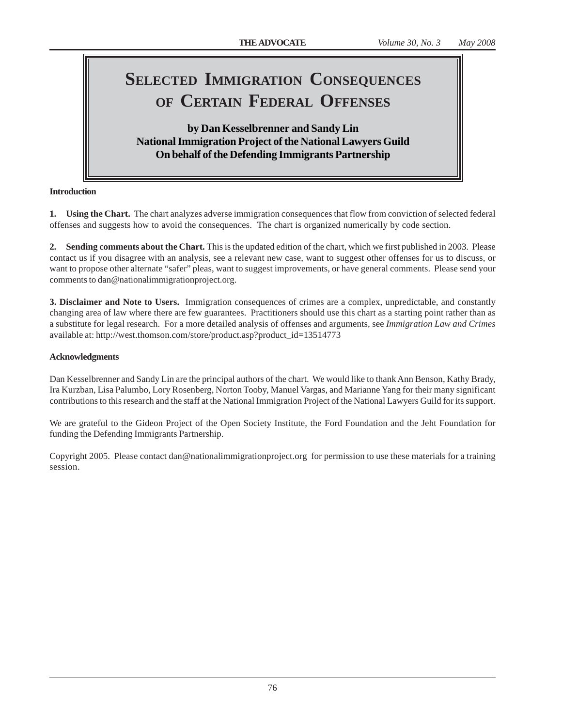# Selected Immigration Consequences of Certain Federal Offenses

**by Dan Kesselbrenner and Sandy Lin**
**National Immigration Project of the National Lawyers Guild**
**On behalf of the Defending Immigrants Partnership**

**Introduction**

**1. Using the Chart.** The chart analyzes adverse immigration consequences that flow from conviction of selected federal offenses and suggests how to avoid the consequences. The chart is organized numerically by code section.

**2. Sending comments about the Chart.** This is the updated edition of the chart, which we first published in 2003. Please contact us if you disagree with an analysis, see a relevant new case, want to suggest other offenses for us to discuss, or want to propose other alternate "safer" pleas, want to suggest improvements, or have general comments. Please send your comments to dan@nationalimmigrationproject.org.

**3. Disclaimer and Note to Users.** Immigration consequences of crimes are a complex, unpredictable, and constantly changing area of law where there are few guarantees. Practitioners should use this chart as a starting point rather than as a substitute for legal research. For a more detailed analysis of offenses and arguments, see *Immigration Law and Crimes* available at: http://west.thomson.com/store/product.asp?product_id=13514773

**Acknowledgments**

Dan Kesselbrenner and Sandy Lin are the principal authors of the chart. We would like to thank Ann Benson, Kathy Brady, Ira Kurzban, Lisa Palumbo, Lory Rosenberg, Norton Tooby, Manuel Vargas, and Marianne Yang for their many significant contributions to this research and the staff at the National Immigration Project of the National Lawyers Guild for its support.

We are grateful to the Gideon Project of the Open Society Institute, the Ford Foundation and the Jeht Foundation for funding the Defending Immigrants Partnership.

Copyright 2005. Please contact dan@nationalimmigrationproject.org for permission to use these materials for a training session.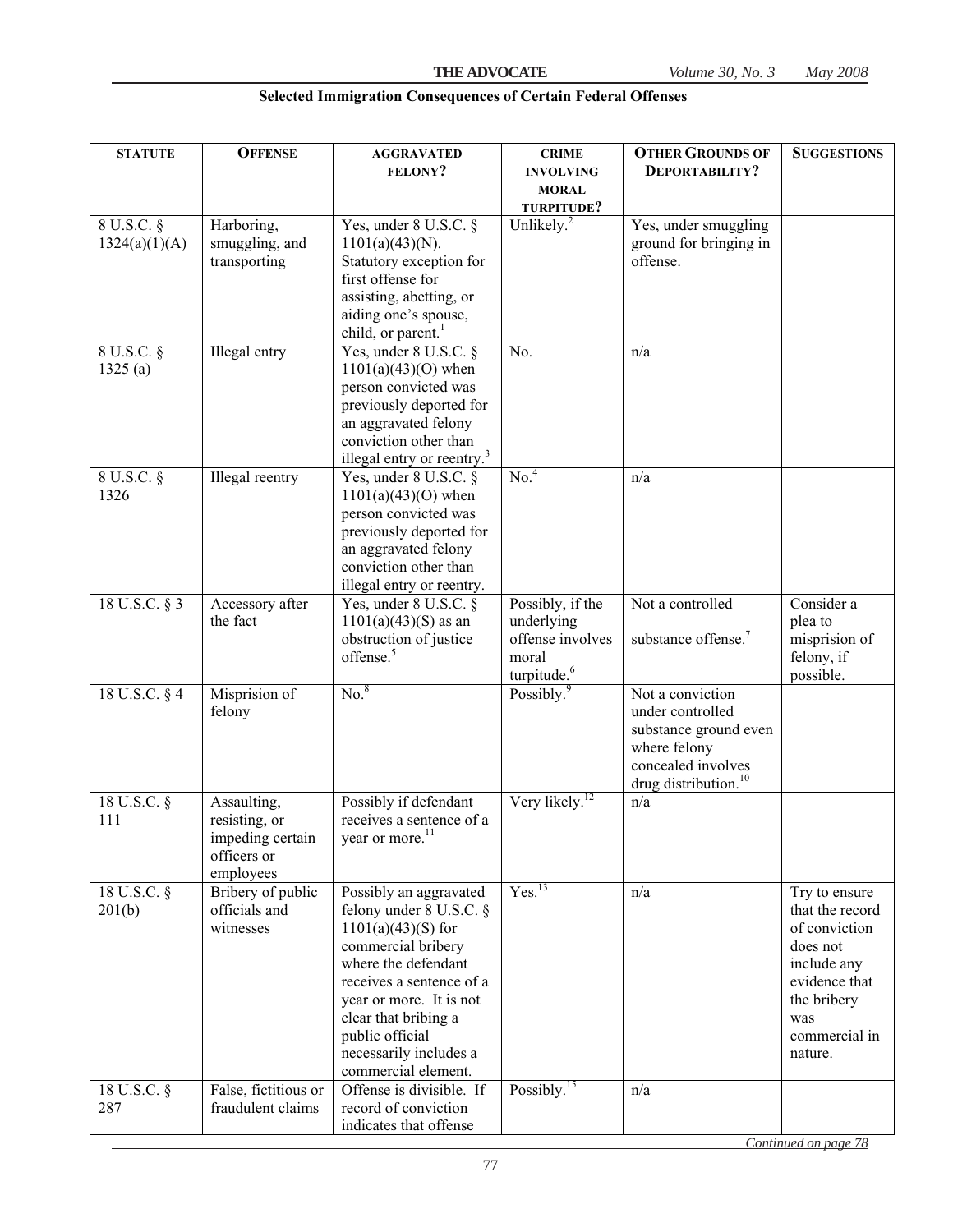## Selected Immigration Consequences of Certain Federal Offenses

| STATUTE | OFFENSE | AGGRAVATED FELONY? | CRIME INVOLVING MORAL TURPITUDE? | OTHER GROUNDS OF DEPORTABILITY? | SUGGESTIONS |
|---|---|---|---|---|---|
| 8 U.S.C. § 1324(a)(1)(A) | Harboring, smuggling, and transporting | Yes, under 8 U.S.C. § 1101(a)(43)(N). Statutory exception for first offense for assisting, abetting, or aiding one's spouse, child, or parent.[1] | Unlikely.[2] | Yes, under smuggling ground for bringing in offense. | |
| 8 U.S.C. § 1325 (a) | Illegal entry | Yes, under 8 U.S.C. § 1101(a)(43)(O) when person convicted was previously deported for an aggravated felony conviction other than illegal entry or reentry.[3] | No. | n/a | |
| 8 U.S.C. § 1326 | Illegal reentry | Yes, under 8 U.S.C. § 1101(a)(43)(O) when person convicted was previously deported for an aggravated felony conviction other than illegal entry or reentry. | No.[4] | n/a | |
| 18 U.S.C. § 3 | Accessory after the fact | Yes, under 8 U.S.C. § 1101(a)(43)(S) as an obstruction of justice offense.[5] | Possibly, if the underlying offense involves moral turpitude.[6] | Not a controlled substance offense.[7] | Consider a plea to misprision of felony, if possible. |
| 18 U.S.C. § 4 | Misprision of felony | No.[8] | Possibly.[9] | Not a conviction under controlled substance ground even where felony concealed involves drug distribution.[10] | |
| 18 U.S.C. § 111 | Assaulting, resisting, or impeding certain officers or employees | Possibly if defendant receives a sentence of a year or more.[11] | Very likely.[12] | n/a | |
| 18 U.S.C. § 201(b) | Bribery of public officials and witnesses | Possibly an aggravated felony under 8 U.S.C. § 1101(a)(43)(S) for commercial bribery where the defendant receives a sentence of a year or more. It is not clear that bribing a public official necessarily includes a commercial element. | Yes.[13] | n/a | Try to ensure that the record of conviction does not include any evidence that the bribery was commercial in nature. |
| 18 U.S.C. § 287 | False, fictitious or fraudulent claims | Offense is divisible. If record of conviction indicates that offense | Possibly.[15] | n/a | |

*Continued on page 78*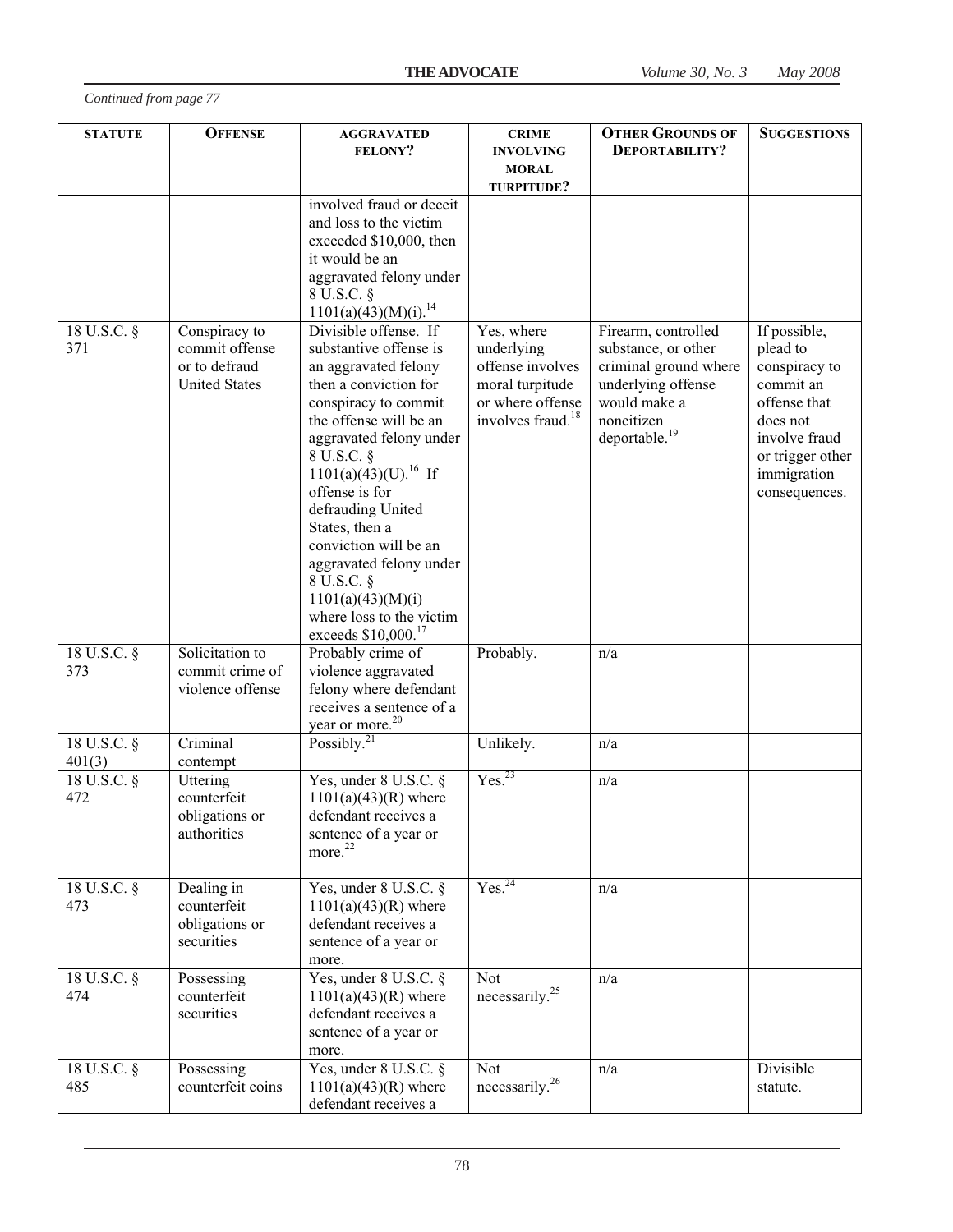*Continued from page 77*

| STATUTE | OFFENSE | AGGRAVATED FELONY? | CRIME INVOLVING MORAL TURPITUDE? | OTHER GROUNDS OF DEPORTABILITY? | SUGGESTIONS |
|---|---|---|---|---|---|
| | | involved fraud or deceit and loss to the victim exceeded $10,000, then it would be an aggravated felony under 8 U.S.C. § 1101(a)(43)(M)(i).[14] | | | |
| 18 U.S.C. § 371 | Conspiracy to commit offense or to defraud United States | Divisible offense. If substantive offense is an aggravated felony then a conviction for conspiracy to commit the offense will be an aggravated felony under 8 U.S.C. § 1101(a)(43)(U).[16] If offense is for defrauding United States, then a conviction will be an aggravated felony under 8 U.S.C. § 1101(a)(43)(M)(i) where loss to the victim exceeds $10,000.[17] | Yes, where underlying offense involves moral turpitude or where offense involves fraud.[18] | Firearm, controlled substance, or other criminal ground where underlying offense would make a noncitizen deportable.[19] | If possible, plead to conspiracy to commit an offense that does not involve fraud or trigger other immigration consequences. |
| 18 U.S.C. § 373 | Solicitation to commit crime of violence offense | Probably crime of violence aggravated felony where defendant receives a sentence of a year or more.[20] | Probably. | n/a | |
| 18 U.S.C. § 401(3) | Criminal contempt | Possibly.[21] | Unlikely. | n/a | |
| 18 U.S.C. § 472 | Uttering counterfeit obligations or authorities | Yes, under 8 U.S.C. § 1101(a)(43)(R) where defendant receives a sentence of a year or more.[22] | Yes.[23] | n/a | |
| 18 U.S.C. § 473 | Dealing in counterfeit obligations or securities | Yes, under 8 U.S.C. § 1101(a)(43)(R) where defendant receives a sentence of a year or more. | Yes.[24] | n/a | |
| 18 U.S.C. § 474 | Possessing counterfeit securities | Yes, under 8 U.S.C. § 1101(a)(43)(R) where defendant receives a sentence of a year or more. | Not necessarily.[25] | n/a | |
| 18 U.S.C. § 485 | Possessing counterfeit coins | Yes, under 8 U.S.C. § 1101(a)(43)(R) where defendant receives a | Not necessarily.[26] | n/a | Divisible statute. |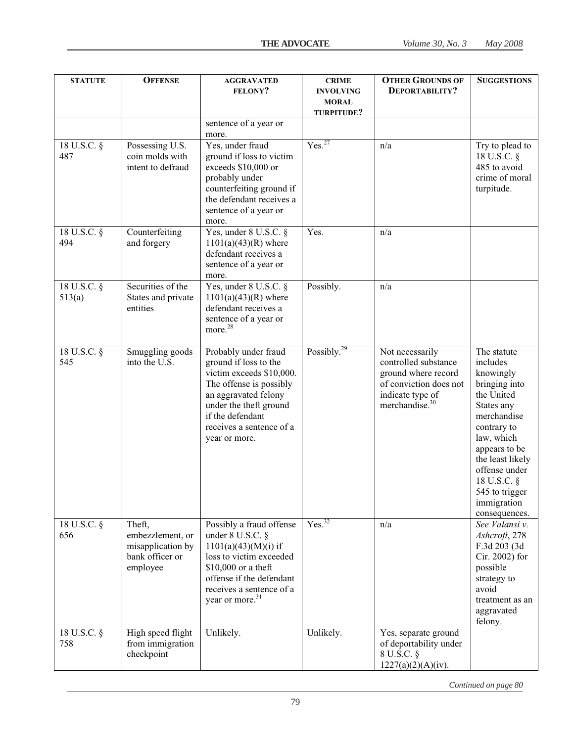| STATUTE | OFFENSE | AGGRAVATED FELONY? | CRIME INVOLVING MORAL TURPITUDE? | OTHER GROUNDS OF DEPORTABILITY? | SUGGESTIONS |
|---|---|---|---|---|---|
| | | sentence of a year or more. | | | |
| 18 U.S.C. § 487 | Possessing U.S. coin molds with intent to defraud | Yes, under fraud ground if loss to victim exceeds $10,000 or probably under counterfeiting ground if the defendant receives a sentence of a year or more. | Yes.[27] | n/a | Try to plead to 18 U.S.C. § 485 to avoid crime of moral turpitude. |
| 18 U.S.C. § 494 | Counterfeiting and forgery | Yes, under 8 U.S.C. § 1101(a)(43)(R) where defendant receives a sentence of a year or more. | Yes. | n/a | |
| 18 U.S.C. § 513(a) | Securities of the States and private entities | Yes, under 8 U.S.C. § 1101(a)(43)(R) where defendant receives a sentence of a year or more.[28] | Possibly. | n/a | |
| 18 U.S.C. § 545 | Smuggling goods into the U.S. | Probably under fraud ground if loss to the victim exceeds $10,000. The offense is possibly an aggravated felony under the theft ground if the defendant receives a sentence of a year or more. | Possibly.[29] | Not necessarily controlled substance ground where record of conviction does not indicate type of merchandise.[30] | The statute includes knowingly bringing into the United States any merchandise contrary to law, which appears to be the least likely offense under 18 U.S.C. § 545 to trigger immigration consequences. |
| 18 U.S.C. § 656 | Theft, embezzlement, or misapplication by bank officer or employee | Possibly a fraud offense under 8 U.S.C. § 1101(a)(43)(M)(i) if loss to victim exceeded $10,000 or a theft offense if the defendant receives a sentence of a year or more.[31] | Yes.[32] | n/a | *See Valansi v. Ashcroft*, 278 F.3d 203 (3d Cir. 2002) for possible strategy to avoid treatment as an aggravated felony. |
| 18 U.S.C. § 758 | High speed flight from immigration checkpoint | Unlikely. | Unlikely. | Yes, separate ground of deportability under 8 U.S.C. § 1227(a)(2)(A)(iv). | |

*Continued on page 80*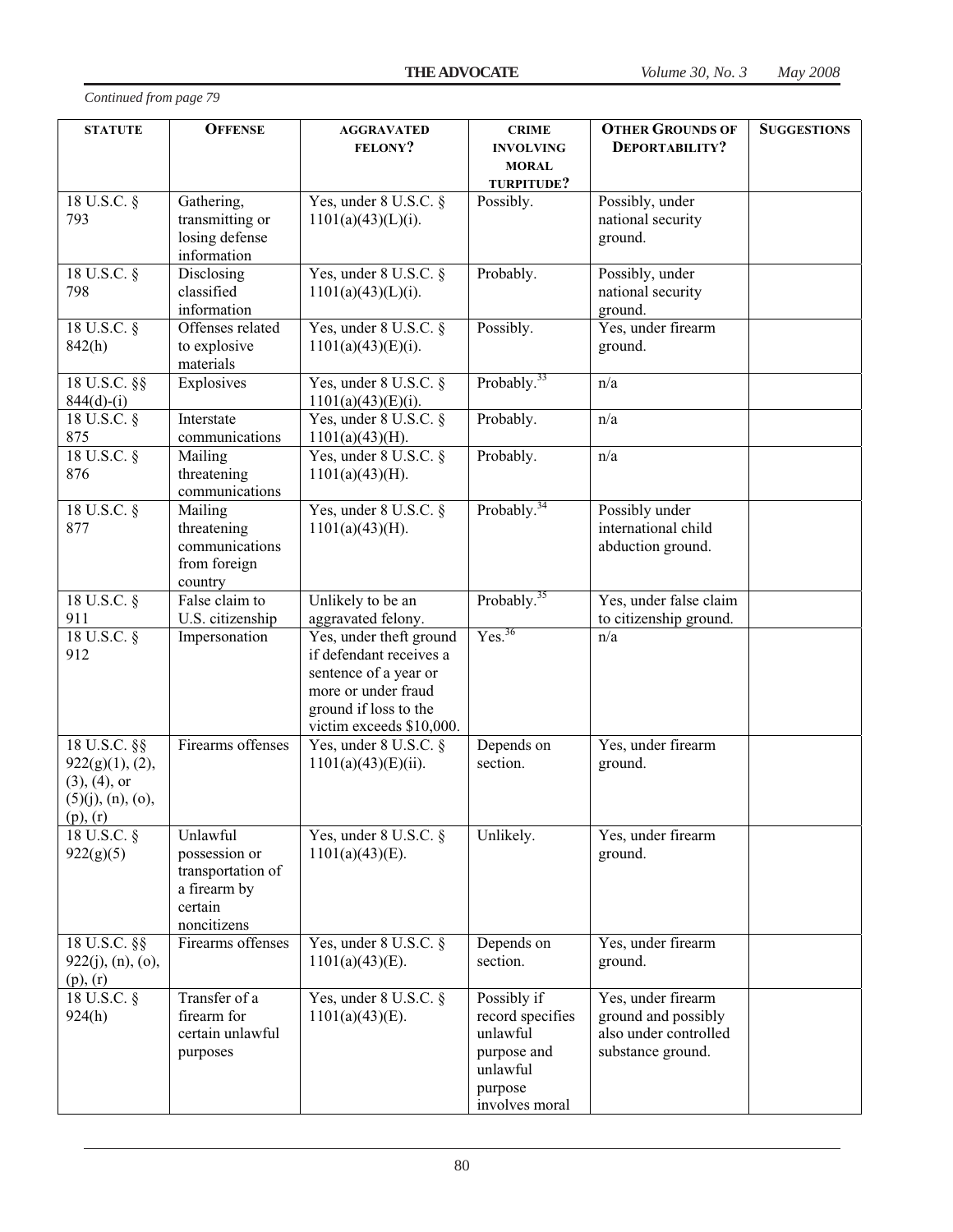*Continued from page 79*

| STATUTE | OFFENSE | AGGRAVATED FELONY? | CRIME INVOLVING MORAL TURPITUDE? | OTHER GROUNDS OF DEPORTABILITY? | SUGGESTIONS |
|---|---|---|---|---|---|
| 18 U.S.C. § 793 | Gathering, transmitting or losing defense information | Yes, under 8 U.S.C. § 1101(a)(43)(L)(i). | Possibly. | Possibly, under national security ground. | |
| 18 U.S.C. § 798 | Disclosing classified information | Yes, under 8 U.S.C. § 1101(a)(43)(L)(i). | Probably. | Possibly, under national security ground. | |
| 18 U.S.C. § 842(h) | Offenses related to explosive materials | Yes, under 8 U.S.C. § 1101(a)(43)(E)(i). | Possibly. | Yes, under firearm ground. | |
| 18 U.S.C. §§ 844(d)-(i) | Explosives | Yes, under 8 U.S.C. § 1101(a)(43)(E)(i). | Probably.[33] | n/a | |
| 18 U.S.C. § 875 | Interstate communications | Yes, under 8 U.S.C. § 1101(a)(43)(H). | Probably. | n/a | |
| 18 U.S.C. § 876 | Mailing threatening communications | Yes, under 8 U.S.C. § 1101(a)(43)(H). | Probably. | n/a | |
| 18 U.S.C. § 877 | Mailing threatening communications from foreign country | Yes, under 8 U.S.C. § 1101(a)(43)(H). | Probably.[34] | Possibly under international child abduction ground. | |
| 18 U.S.C. § 911 | False claim to U.S. citizenship | Unlikely to be an aggravated felony. | Probably.[35] | Yes, under false claim to citizenship ground. | |
| 18 U.S.C. § 912 | Impersonation | Yes, under theft ground if defendant receives a sentence of a year or more or under fraud ground if loss to the victim exceeds $10,000. | Yes.[36] | n/a | |
| 18 U.S.C. §§ 922(g)(1), (2), (3), (4), or (5)(j), (n), (o), (p), (r) | Firearms offenses | Yes, under 8 U.S.C. § 1101(a)(43)(E)(ii). | Depends on section. | Yes, under firearm ground. | |
| 18 U.S.C. § 922(g)(5) | Unlawful possession or transportation of a firearm by certain noncitizens | Yes, under 8 U.S.C. § 1101(a)(43)(E). | Unlikely. | Yes, under firearm ground. | |
| 18 U.S.C. §§ 922(j), (n), (o), (p), (r) | Firearms offenses | Yes, under 8 U.S.C. § 1101(a)(43)(E). | Depends on section. | Yes, under firearm ground. | |
| 18 U.S.C. § 924(h) | Transfer of a firearm for certain unlawful purposes | Yes, under 8 U.S.C. § 1101(a)(43)(E). | Possibly if record specifies unlawful purpose and unlawful purpose involves moral | Yes, under firearm ground and possibly also under controlled substance ground. | |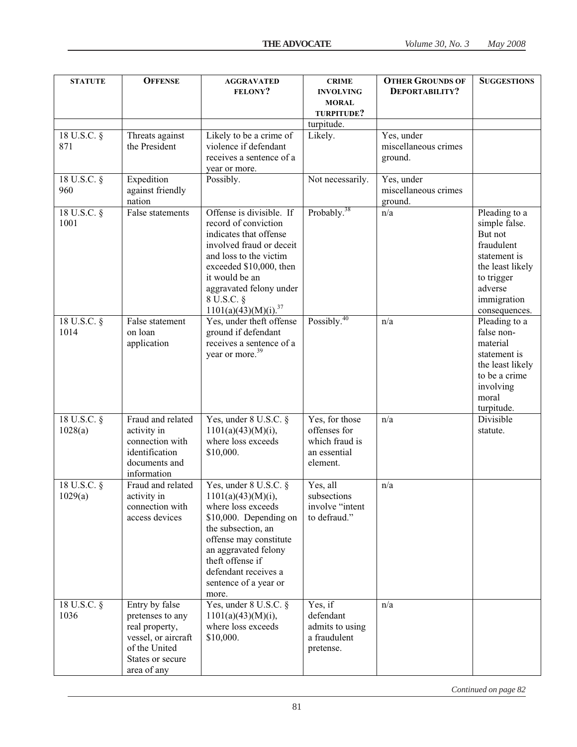| STATUTE | OFFENSE | AGGRAVATED FELONY? | CRIME INVOLVING MORAL TURPITUDE? | OTHER GROUNDS OF DEPORTABILITY? | SUGGESTIONS |
|---|---|---|---|---|---|
| | | | turpitude. | | |
| 18 U.S.C. § 871 | Threats against the President | Likely to be a crime of violence if defendant receives a sentence of a year or more. | Likely. | Yes, under miscellaneous crimes ground. | |
| 18 U.S.C. § 960 | Expedition against friendly nation | Possibly. | Not necessarily. | Yes, under miscellaneous crimes ground. | |
| 18 U.S.C. § 1001 | False statements | Offense is divisible. If record of conviction indicates that offense involved fraud or deceit and loss to the victim exceeded \$10,000, then it would be an aggravated felony under 8 U.S.C. § 1101(a)(43)(M)(i).[37] | Probably.[38] | n/a | Pleading to a simple false. But not fraudulent statement is the least likely to trigger adverse immigration consequences. |
| 18 U.S.C. § 1014 | False statement on loan application | Yes, under theft offense ground if defendant receives a sentence of a year or more.[39] | Possibly.[40] | n/a | Pleading to a false non-material statement is the least likely to be a crime involving moral turpitude. |
| 18 U.S.C. § 1028(a) | Fraud and related activity in connection with identification documents and information | Yes, under 8 U.S.C. § 1101(a)(43)(M)(i), where loss exceeds \$10,000. | Yes, for those offenses for which fraud is an essential element. | n/a | Divisible statute. |
| 18 U.S.C. § 1029(a) | Fraud and related activity in connection with access devices | Yes, under 8 U.S.C. § 1101(a)(43)(M)(i), where loss exceeds \$10,000. Depending on the subsection, an offense may constitute an aggravated felony theft offense if defendant receives a sentence of a year or more. | Yes, all subsections involve "intent to defraud." | n/a | |
| 18 U.S.C. § 1036 | Entry by false pretenses to any real property, vessel, or aircraft of the United States or secure area of any | Yes, under 8 U.S.C. § 1101(a)(43)(M)(i), where loss exceeds \$10,000. | Yes, if defendant admits to using a fraudulent pretense. | n/a | |

*Continued on page 82*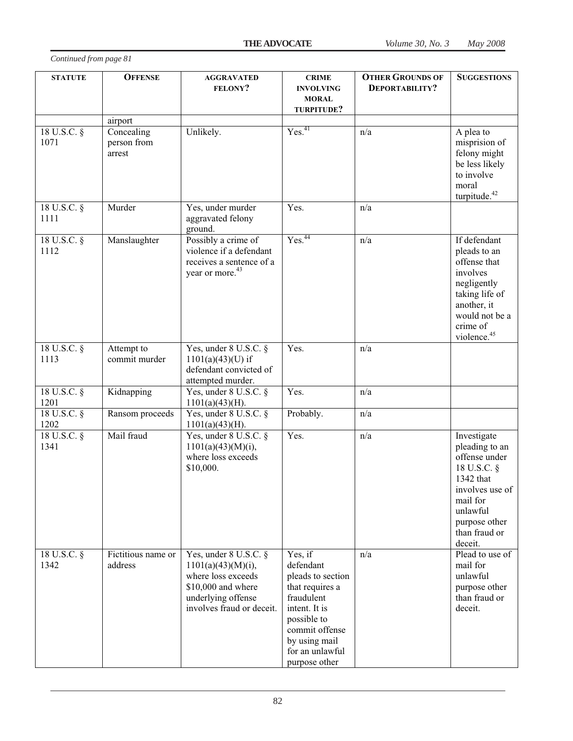*Continued from page 81*

| STATUTE | OFFENSE | AGGRAVATED FELONY? | CRIME INVOLVING MORAL TURPITUDE? | OTHER GROUNDS OF DEPORTABILITY? | SUGGESTIONS |
|---|---|---|---|---|---|
| | airport | | | | |
| 18 U.S.C. § 1071 | Concealing person from arrest | Unlikely. | Yes.[41] | n/a | A plea to misprision of felony might be less likely to involve moral turpitude.[42] |
| 18 U.S.C. § 1111 | Murder | Yes, under murder aggravated felony ground. | Yes. | n/a | |
| 18 U.S.C. § 1112 | Manslaughter | Possibly a crime of violence if a defendant receives a sentence of a year or more.[43] | Yes.[44] | n/a | If defendant pleads to an offense that involves negligently taking life of another, it would not be a crime of violence.[45] |
| 18 U.S.C. § 1113 | Attempt to commit murder | Yes, under 8 U.S.C. § 1101(a)(43)(U) if defendant convicted of attempted murder. | Yes. | n/a | |
| 18 U.S.C. § 1201 | Kidnapping | Yes, under 8 U.S.C. § 1101(a)(43)(H). | Yes. | n/a | |
| 18 U.S.C. § 1202 | Ransom proceeds | Yes, under 8 U.S.C. § 1101(a)(43)(H). | Probably. | n/a | |
| 18 U.S.C. § 1341 | Mail fraud | Yes, under 8 U.S.C. § 1101(a)(43)(M)(i), where loss exceeds $10,000. | Yes. | n/a | Investigate pleading to an offense under 18 U.S.C. § 1342 that involves use of mail for unlawful purpose other than fraud or deceit. |
| 18 U.S.C. § 1342 | Fictitious name or address | Yes, under 8 U.S.C. § 1101(a)(43)(M)(i), where loss exceeds $10,000 and where underlying offense involves fraud or deceit. | Yes, if defendant pleads to section that requires a fraudulent intent. It is possible to commit offense by using mail for an unlawful purpose other | n/a | Plead to use of mail for unlawful purpose other than fraud or deceit. |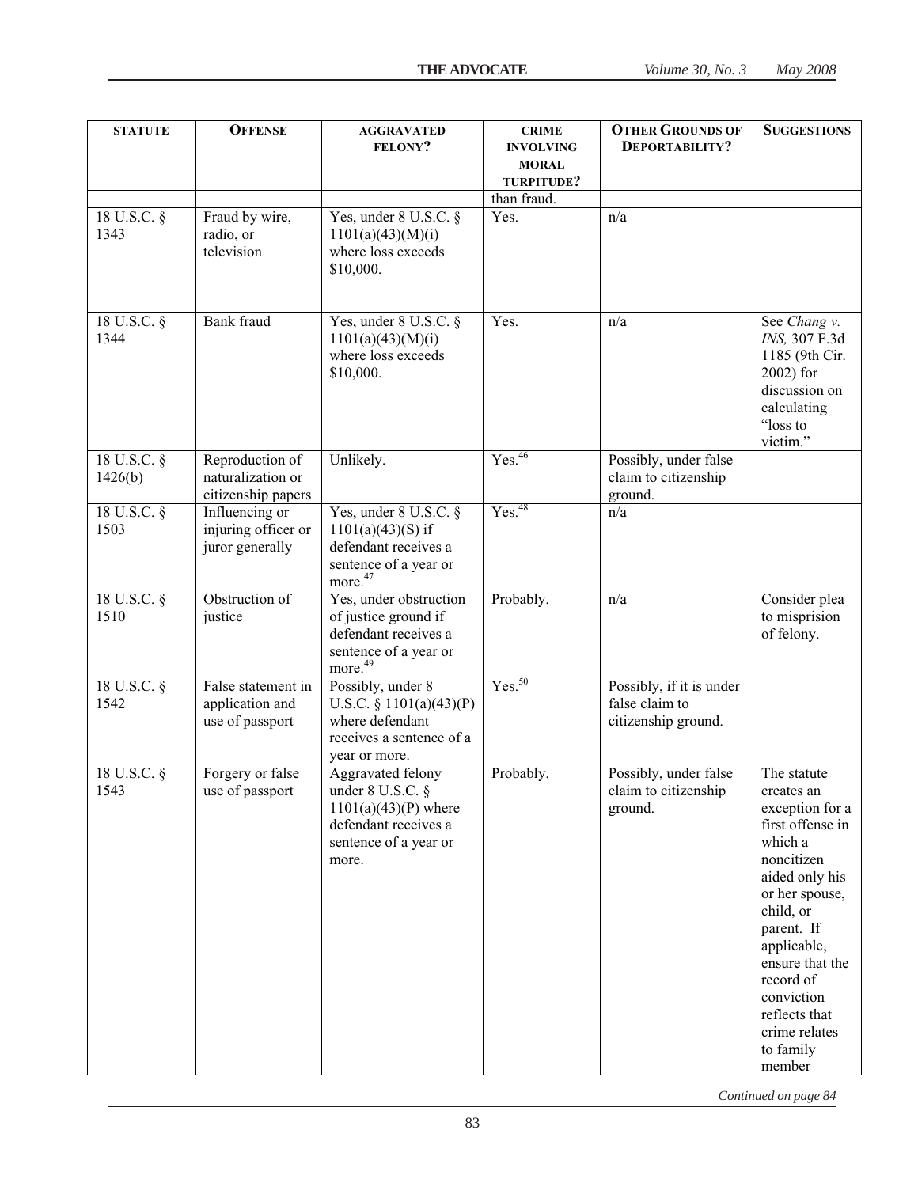| STATUTE | OFFENSE | AGGRAVATED FELONY? | CRIME INVOLVING MORAL TURPITUDE? | OTHER GROUNDS OF DEPORTABILITY? | SUGGESTIONS |
|---|---|---|---|---|---|
| | | | than fraud. | | |
| 18 U.S.C. § 1343 | Fraud by wire, radio, or television | Yes, under 8 U.S.C. § 1101(a)(43)(M)(i) where loss exceeds $10,000. | Yes. | n/a | |
| 18 U.S.C. § 1344 | Bank fraud | Yes, under 8 U.S.C. § 1101(a)(43)(M)(i) where loss exceeds $10,000. | Yes. | n/a | See *Chang v. INS,* 307 F.3d 1185 (9th Cir. 2002) for discussion on calculating "loss to victim." |
| 18 U.S.C. § 1426(b) | Reproduction of naturalization or citizenship papers | Unlikely. | Yes.[46] | Possibly, under false claim to citizenship ground. | |
| 18 U.S.C. § 1503 | Influencing or injuring officer or juror generally | Yes, under 8 U.S.C. § 1101(a)(43)(S) if defendant receives a sentence of a year or more.[47] | Yes.[48] | n/a | |
| 18 U.S.C. § 1510 | Obstruction of justice | Yes, under obstruction of justice ground if defendant receives a sentence of a year or more.[49] | Probably. | n/a | Consider plea to misprision of felony. |
| 18 U.S.C. § 1542 | False statement in application and use of passport | Possibly, under 8 U.S.C. § 1101(a)(43)(P) where defendant receives a sentence of a year or more. | Yes.[50] | Possibly, if it is under false claim to citizenship ground. | |
| 18 U.S.C. § 1543 | Forgery or false use of passport | Aggravated felony under 8 U.S.C. § 1101(a)(43)(P) where defendant receives a sentence of a year or more. | Probably. | Possibly, under false claim to citizenship ground. | The statute creates an exception for a first offense in which a noncitizen aided only his or her spouse, child, or parent. If applicable, ensure that the record of conviction reflects that crime relates to family member |

*Continued on page 84*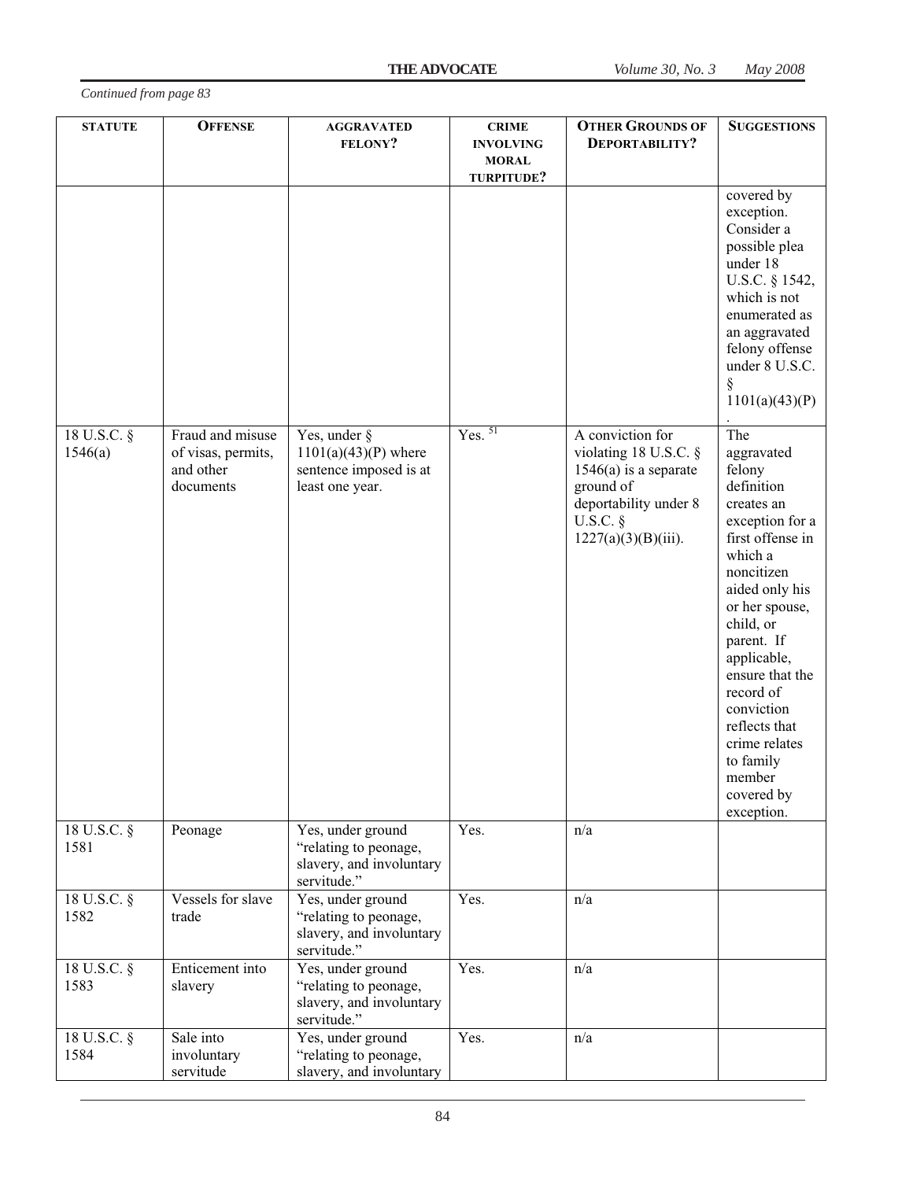*Continued from page 83*

| STATUTE | OFFENSE | AGGRAVATED FELONY? | CRIME INVOLVING MORAL TURPITUDE? | OTHER GROUNDS OF DEPORTABILITY? | SUGGESTIONS |
|---|---|---|---|---|---|
| | | | | | covered by exception. Consider a possible plea under 18 U.S.C. § 1542, which is not enumerated as an aggravated felony offense under 8 U.S.C. § 1101(a)(43)(P). |
| 18 U.S.C. § 1546(a) | Fraud and misuse of visas, permits, and other documents | Yes, under § 1101(a)(43)(P) where sentence imposed is at least one year. | Yes. [51] | A conviction for violating 18 U.S.C. § 1546(a) is a separate ground of deportability under 8 U.S.C. § 1227(a)(3)(B)(iii). | The aggravated felony definition creates an exception for a first offense in which a noncitizen aided only his or her spouse, child, or parent. If applicable, ensure that the record of conviction reflects that crime relates to family member covered by exception. |
| 18 U.S.C. § 1581 | Peonage | Yes, under ground "relating to peonage, slavery, and involuntary servitude." | Yes. | n/a | |
| 18 U.S.C. § 1582 | Vessels for slave trade | Yes, under ground "relating to peonage, slavery, and involuntary servitude." | Yes. | n/a | |
| 18 U.S.C. § 1583 | Enticement into slavery | Yes, under ground "relating to peonage, slavery, and involuntary servitude." | Yes. | n/a | |
| 18 U.S.C. § 1584 | Sale into involuntary servitude | Yes, under ground "relating to peonage, slavery, and involuntary | Yes. | n/a | |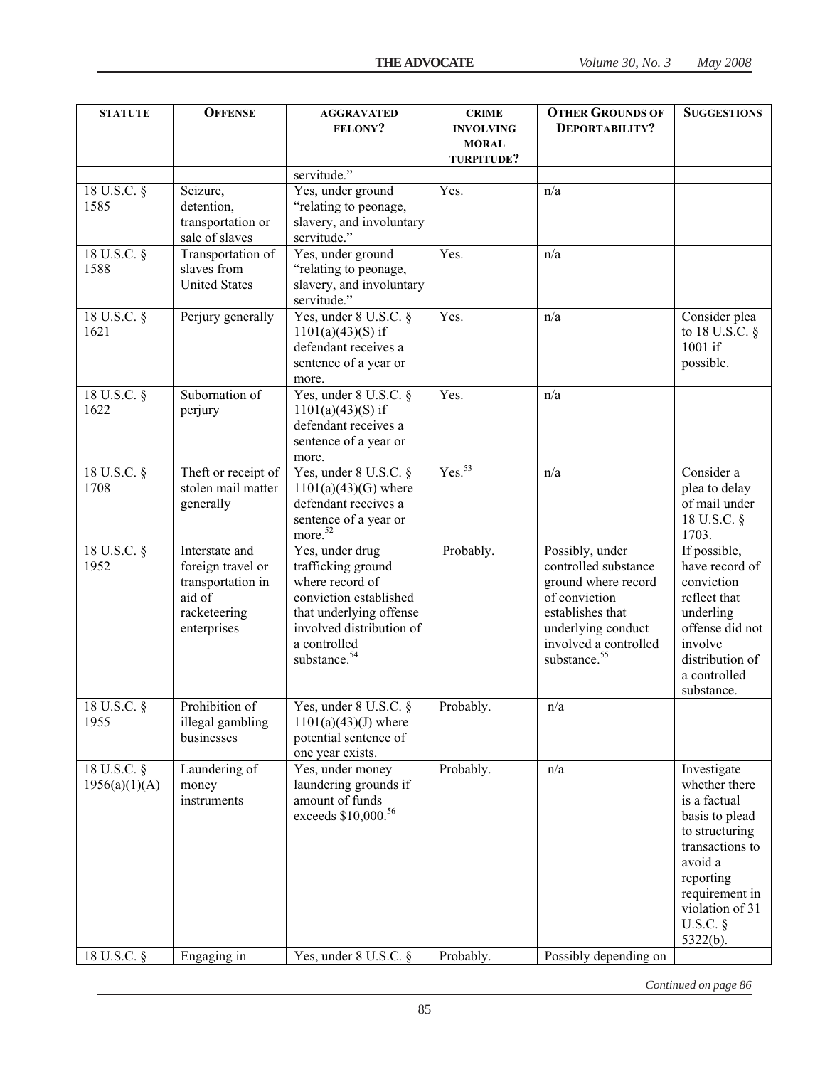| STATUTE | OFFENSE | AGGRAVATED FELONY? | CRIME INVOLVING MORAL TURPITUDE? | OTHER GROUNDS OF DEPORTABILITY? | SUGGESTIONS |
|---|---|---|---|---|---|
| | | servitude." | | | |
| 18 U.S.C. § 1585 | Seizure, detention, transportation or sale of slaves | Yes, under ground "relating to peonage, slavery, and involuntary servitude." | Yes. | n/a | |
| 18 U.S.C. § 1588 | Transportation of slaves from United States | Yes, under ground "relating to peonage, slavery, and involuntary servitude." | Yes. | n/a | |
| 18 U.S.C. § 1621 | Perjury generally | Yes, under 8 U.S.C. § 1101(a)(43)(S) if defendant receives a sentence of a year or more. | Yes. | n/a | Consider plea to 18 U.S.C. § 1001 if possible. |
| 18 U.S.C. § 1622 | Subornation of perjury | Yes, under 8 U.S.C. § 1101(a)(43)(S) if defendant receives a sentence of a year or more. | Yes. | n/a | |
| 18 U.S.C. § 1708 | Theft or receipt of stolen mail matter generally | Yes, under 8 U.S.C. § 1101(a)(43)(G) where defendant receives a sentence of a year or more.[52] | Yes.[53] | n/a | Consider a plea to delay of mail under 18 U.S.C. § 1703. |
| 18 U.S.C. § 1952 | Interstate and foreign travel or transportation in aid of racketeering enterprises | Yes, under drug trafficking ground where record of conviction established that underlying offense involved distribution of a controlled substance.[54] | Probably. | Possibly, under controlled substance ground where record of conviction establishes that underlying conduct involved a controlled substance.[55] | If possible, have record of conviction reflect that underling offense did not involve distribution of a controlled substance. |
| 18 U.S.C. § 1955 | Prohibition of illegal gambling businesses | Yes, under 8 U.S.C. § 1101(a)(43)(J) where potential sentence of one year exists. | Probably. | n/a | |
| 18 U.S.C. § 1956(a)(1)(A) | Laundering of money instruments | Yes, under money laundering grounds if amount of funds exceeds $10,000.[56] | Probably. | n/a | Investigate whether there is a factual basis to plead to structuring transactions to avoid a reporting requirement in violation of 31 U.S.C. § 5322(b). |
| 18 U.S.C. § | Engaging in | Yes, under 8 U.S.C. § | Probably. | Possibly depending on | |

*Continued on page 86*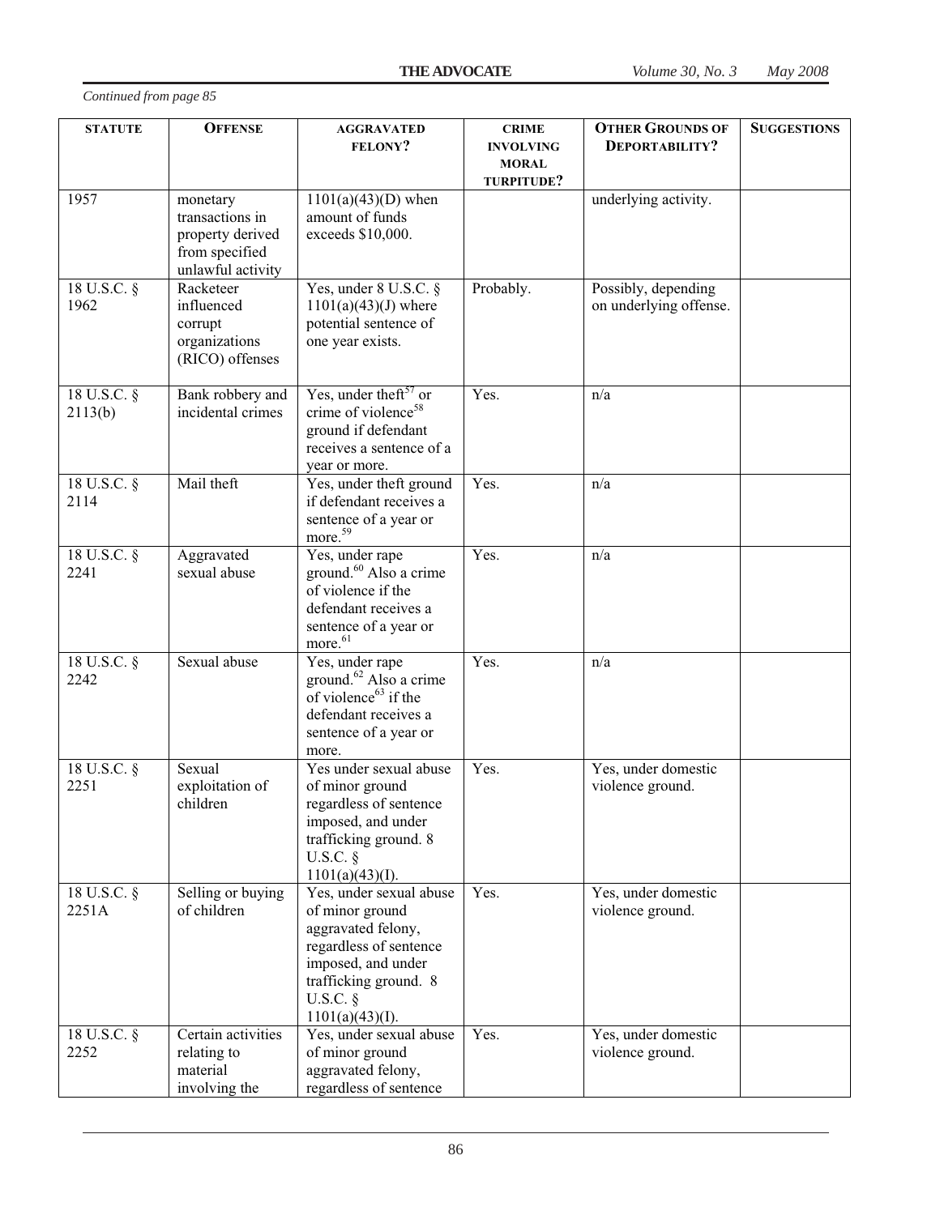*Continued from page 85*

| STATUTE | OFFENSE | AGGRAVATED FELONY? | CRIME INVOLVING MORAL TURPITUDE? | OTHER GROUNDS OF DEPORTABILITY? | SUGGESTIONS |
|---|---|---|---|---|---|
| 1957 | monetary transactions in property derived from specified unlawful activity | 1101(a)(43)(D) when amount of funds exceeds $10,000. | | underlying activity. | |
| 18 U.S.C. § 1962 | Racketeer influenced corrupt organizations (RICO) offenses | Yes, under 8 U.S.C. § 1101(a)(43)(J) where potential sentence of one year exists. | Probably. | Possibly, depending on underlying offense. | |
| 18 U.S.C. § 2113(b) | Bank robbery and incidental crimes | Yes, under theft[57] or crime of violence[58] ground if defendant receives a sentence of a year or more. | Yes. | n/a | |
| 18 U.S.C. § 2114 | Mail theft | Yes, under theft ground if defendant receives a sentence of a year or more.[59] | Yes. | n/a | |
| 18 U.S.C. § 2241 | Aggravated sexual abuse | Yes, under rape ground.[60] Also a crime of violence if the defendant receives a sentence of a year or more.[61] | Yes. | n/a | |
| 18 U.S.C. § 2242 | Sexual abuse | Yes, under rape ground.[62] Also a crime of violence[63] if the defendant receives a sentence of a year or more. | Yes. | n/a | |
| 18 U.S.C. § 2251 | Sexual exploitation of children | Yes under sexual abuse of minor ground regardless of sentence imposed, and under trafficking ground. 8 U.S.C. § 1101(a)(43)(I). | Yes. | Yes, under domestic violence ground. | |
| 18 U.S.C. § 2251A | Selling or buying of children | Yes, under sexual abuse of minor ground aggravated felony, regardless of sentence imposed, and under trafficking ground. 8 U.S.C. § 1101(a)(43)(I). | Yes. | Yes, under domestic violence ground. | |
| 18 U.S.C. § 2252 | Certain activities relating to material involving the | Yes, under sexual abuse of minor ground aggravated felony, regardless of sentence | Yes. | Yes, under domestic violence ground. | |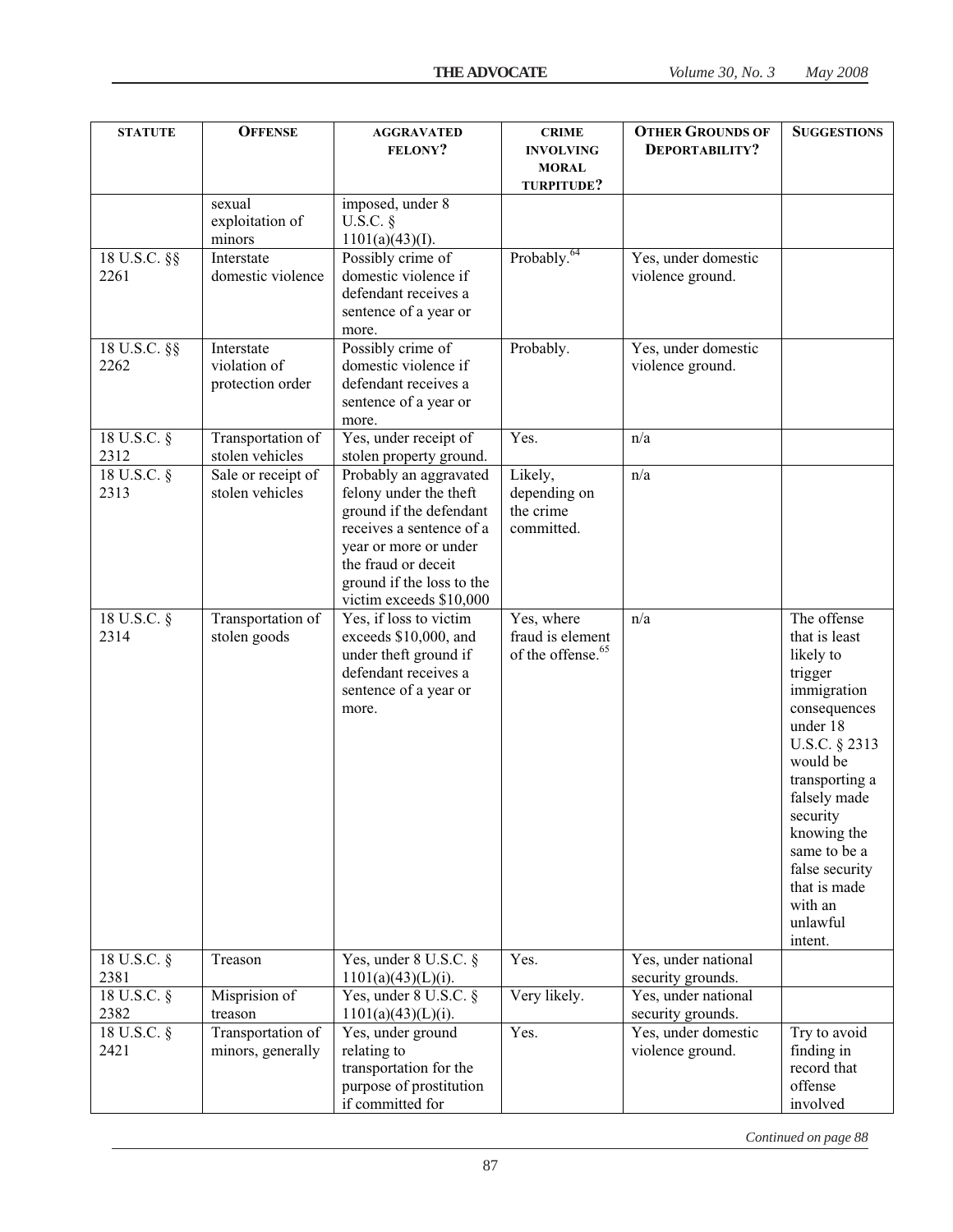| STATUTE | OFFENSE | AGGRAVATED FELONY? | CRIME INVOLVING MORAL TURPITUDE? | OTHER GROUNDS OF DEPORTABILITY? | SUGGESTIONS |
|---|---|---|---|---|---|
| | sexual exploitation of minors | imposed, under 8 U.S.C. § 1101(a)(43)(I). | | | |
| 18 U.S.C. §§ 2261 | Interstate domestic violence | Possibly crime of domestic violence if defendant receives a sentence of a year or more. | Probably.[64] | Yes, under domestic violence ground. | |
| 18 U.S.C. §§ 2262 | Interstate violation of protection order | Possibly crime of domestic violence if defendant receives a sentence of a year or more. | Probably. | Yes, under domestic violence ground. | |
| 18 U.S.C. § 2312 | Transportation of stolen vehicles | Yes, under receipt of stolen property ground. | Yes. | n/a | |
| 18 U.S.C. § 2313 | Sale or receipt of stolen vehicles | Probably an aggravated felony under the theft ground if the defendant receives a sentence of a year or more or under the fraud or deceit ground if the loss to the victim exceeds $10,000 | Likely, depending on the crime committed. | n/a | |
| 18 U.S.C. § 2314 | Transportation of stolen goods | Yes, if loss to victim exceeds $10,000, and under theft ground if defendant receives a sentence of a year or more. | Yes, where fraud is element of the offense.[65] | n/a | The offense that is least likely to trigger immigration consequences under 18 U.S.C. § 2313 would be transporting a falsely made security knowing the same to be a false security that is made with an unlawful intent. |
| 18 U.S.C. § 2381 | Treason | Yes, under 8 U.S.C. § 1101(a)(43)(L)(i). | Yes. | Yes, under national security grounds. | |
| 18 U.S.C. § 2382 | Misprision of treason | Yes, under 8 U.S.C. § 1101(a)(43)(L)(i). | Very likely. | Yes, under national security grounds. | |
| 18 U.S.C. § 2421 | Transportation of minors, generally | Yes, under ground relating to transportation for the purpose of prostitution if committed for | Yes. | Yes, under domestic violence ground. | Try to avoid finding in record that offense involved |

*Continued on page 88*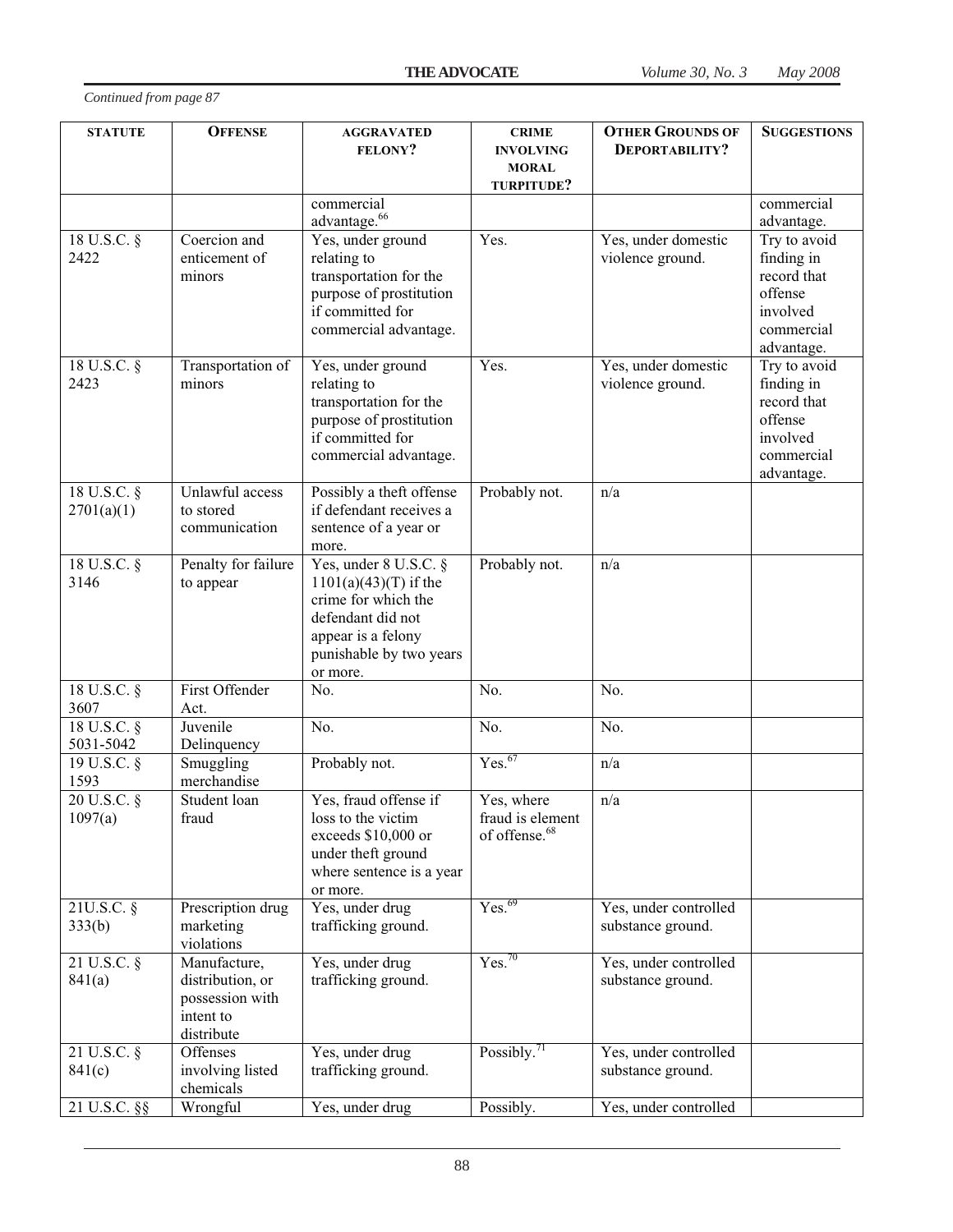*Continued from page 87*

| STATUTE | OFFENSE | AGGRAVATED FELONY? | CRIME INVOLVING MORAL TURPITUDE? | OTHER GROUNDS OF DEPORTABILITY? | SUGGESTIONS |
|---|---|---|---|---|---|
| | | commercial advantage.[66] | | | commercial advantage. |
| 18 U.S.C. § 2422 | Coercion and enticement of minors | Yes, under ground relating to transportation for the purpose of prostitution if committed for commercial advantage. | Yes. | Yes, under domestic violence ground. | Try to avoid finding in record that offense involved commercial advantage. |
| 18 U.S.C. § 2423 | Transportation of minors | Yes, under ground relating to transportation for the purpose of prostitution if committed for commercial advantage. | Yes. | Yes, under domestic violence ground. | Try to avoid finding in record that offense involved commercial advantage. |
| 18 U.S.C. § 2701(a)(1) | Unlawful access to stored communication | Possibly a theft offense if defendant receives a sentence of a year or more. | Probably not. | n/a | |
| 18 U.S.C. § 3146 | Penalty for failure to appear | Yes, under 8 U.S.C. § 1101(a)(43)(T) if the crime for which the defendant did not appear is a felony punishable by two years or more. | Probably not. | n/a | |
| 18 U.S.C. § 3607 | First Offender Act. | No. | No. | No. | |
| 18 U.S.C. § 5031-5042 | Juvenile Delinquency | No. | No. | No. | |
| 19 U.S.C. § 1593 | Smuggling merchandise | Probably not. | Yes.[67] | n/a | |
| 20 U.S.C. § 1097(a) | Student loan fraud | Yes, fraud offense if loss to the victim exceeds $10,000 or under theft ground where sentence is a year or more. | Yes, where fraud is element of offense.[68] | n/a | |
| 21U.S.C. § 333(b) | Prescription drug marketing violations | Yes, under drug trafficking ground. | Yes.[69] | Yes, under controlled substance ground. | |
| 21 U.S.C. § 841(a) | Manufacture, distribution, or possession with intent to distribute | Yes, under drug trafficking ground. | Yes.[70] | Yes, under controlled substance ground. | |
| 21 U.S.C. § 841(c) | Offenses involving listed chemicals | Yes, under drug trafficking ground. | Possibly.[71] | Yes, under controlled substance ground. | |
| 21 U.S.C. §§ | Wrongful | Yes, under drug | Possibly. | Yes, under controlled | |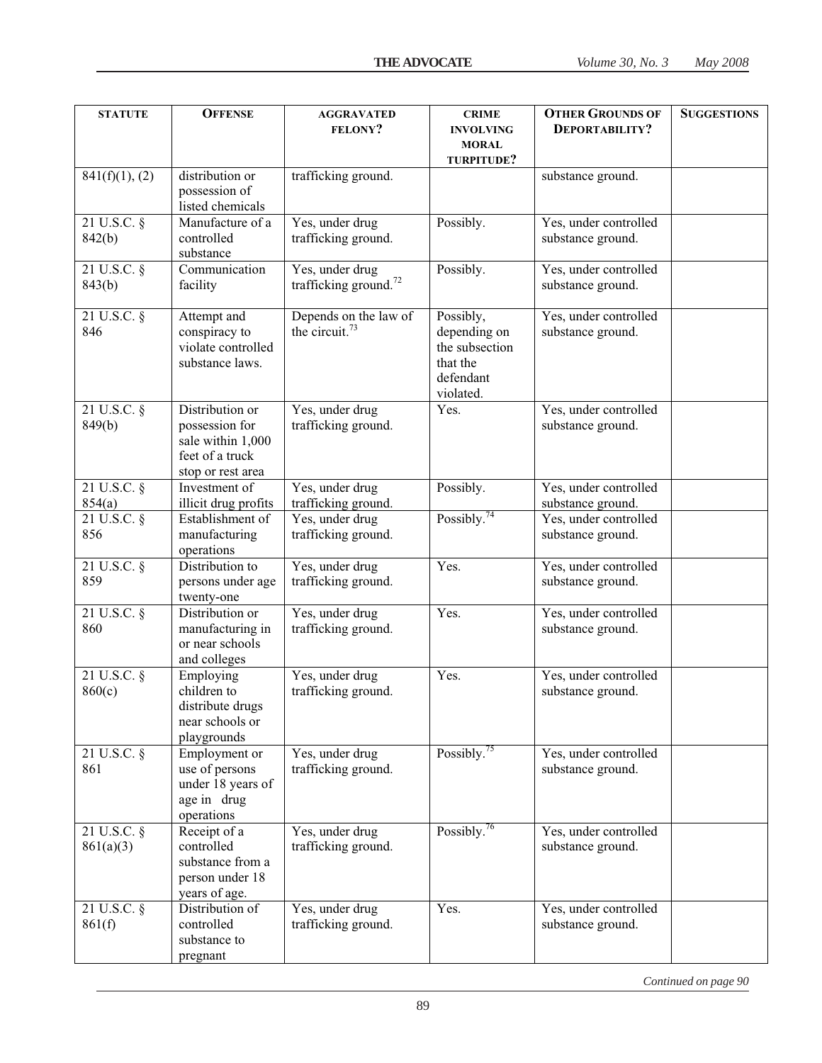| STATUTE | OFFENSE | AGGRAVATED FELONY? | CRIME INVOLVING MORAL TURPITUDE? | OTHER GROUNDS OF DEPORTABILITY? | SUGGESTIONS |
|---|---|---|---|---|---|
| 841(f)(1), (2) | distribution or possession of listed chemicals | trafficking ground. | | substance ground. | |
| 21 U.S.C. § 842(b) | Manufacture of a controlled substance | Yes, under drug trafficking ground. | Possibly. | Yes, under controlled substance ground. | |
| 21 U.S.C. § 843(b) | Communication facility | Yes, under drug trafficking ground.[72] | Possibly. | Yes, under controlled substance ground. | |
| 21 U.S.C. § 846 | Attempt and conspiracy to violate controlled substance laws. | Depends on the law of the circuit.[73] | Possibly, depending on the subsection that the defendant violated. | Yes, under controlled substance ground. | |
| 21 U.S.C. § 849(b) | Distribution or possession for sale within 1,000 feet of a truck stop or rest area | Yes, under drug trafficking ground. | Yes. | Yes, under controlled substance ground. | |
| 21 U.S.C. § 854(a) | Investment of illicit drug profits | Yes, under drug trafficking ground. | Possibly. | Yes, under controlled substance ground. | |
| 21 U.S.C. § 856 | Establishment of manufacturing operations | Yes, under drug trafficking ground. | Possibly.[74] | Yes, under controlled substance ground. | |
| 21 U.S.C. § 859 | Distribution to persons under age twenty-one | Yes, under drug trafficking ground. | Yes. | Yes, under controlled substance ground. | |
| 21 U.S.C. § 860 | Distribution or manufacturing in or near schools and colleges | Yes, under drug trafficking ground. | Yes. | Yes, under controlled substance ground. | |
| 21 U.S.C. § 860(c) | Employing children to distribute drugs near schools or playgrounds | Yes, under drug trafficking ground. | Yes. | Yes, under controlled substance ground. | |
| 21 U.S.C. § 861 | Employment or use of persons under 18 years of age in drug operations | Yes, under drug trafficking ground. | Possibly.[75] | Yes, under controlled substance ground. | |
| 21 U.S.C. § 861(a)(3) | Receipt of a controlled substance from a person under 18 years of age. | Yes, under drug trafficking ground. | Possibly.[76] | Yes, under controlled substance ground. | |
| 21 U.S.C. § 861(f) | Distribution of controlled substance to pregnant | Yes, under drug trafficking ground. | Yes. | Yes, under controlled substance ground. | |

*Continued on page 90*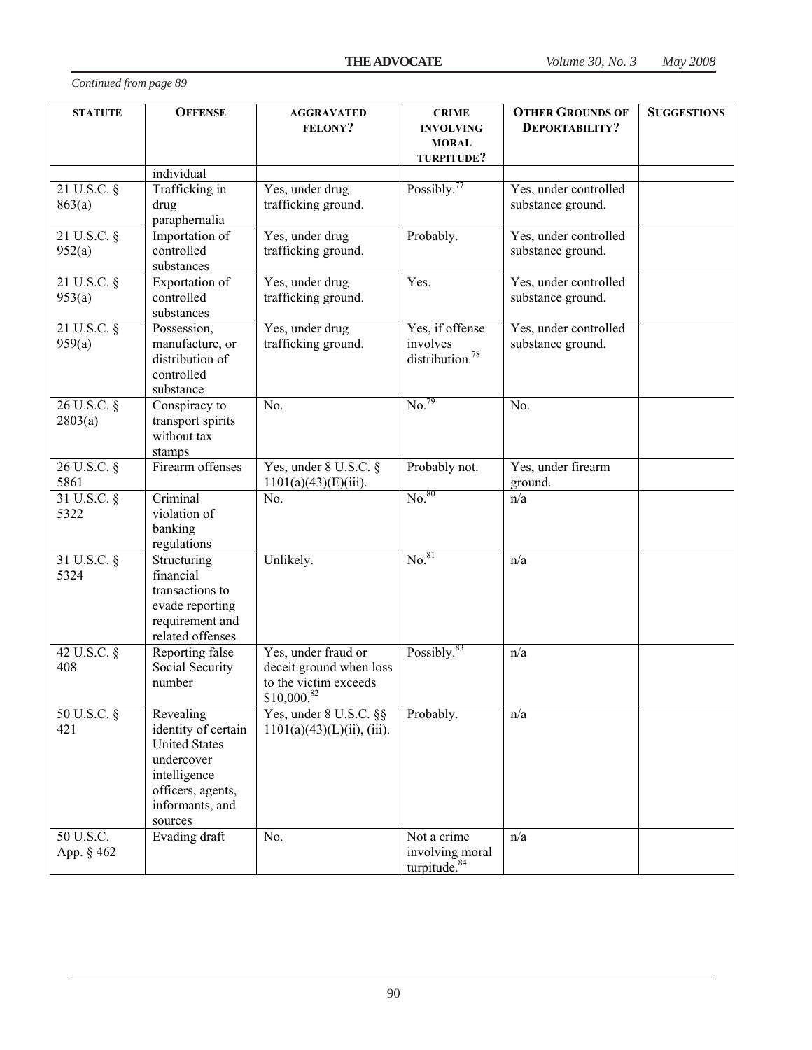*Continued from page 89*

| STATUTE | OFFENSE | AGGRAVATED FELONY? | CRIME INVOLVING MORAL TURPITUDE? | OTHER GROUNDS OF DEPORTABILITY? | SUGGESTIONS |
|---|---|---|---|---|---|
| | individual | | | | |
| 21 U.S.C. § 863(a) | Trafficking in drug paraphernalia | Yes, under drug trafficking ground. | Possibly.[77] | Yes, under controlled substance ground. | |
| 21 U.S.C. § 952(a) | Importation of controlled substances | Yes, under drug trafficking ground. | Probably. | Yes, under controlled substance ground. | |
| 21 U.S.C. § 953(a) | Exportation of controlled substances | Yes, under drug trafficking ground. | Yes. | Yes, under controlled substance ground. | |
| 21 U.S.C. § 959(a) | Possession, manufacture, or distribution of controlled substance | Yes, under drug trafficking ground. | Yes, if offense involves distribution.[78] | Yes, under controlled substance ground. | |
| 26 U.S.C. § 2803(a) | Conspiracy to transport spirits without tax stamps | No. | No.[79] | No. | |
| 26 U.S.C. § 5861 | Firearm offenses | Yes, under 8 U.S.C. § 1101(a)(43)(E)(iii). | Probably not. | Yes, under firearm ground. | |
| 31 U.S.C. § 5322 | Criminal violation of banking regulations | No. | No.[80] | n/a | |
| 31 U.S.C. § 5324 | Structuring financial transactions to evade reporting requirement and related offenses | Unlikely. | No.[81] | n/a | |
| 42 U.S.C. § 408 | Reporting false Social Security number | Yes, under fraud or deceit ground when loss to the victim exceeds $10,000.[82] | Possibly.[83] | n/a | |
| 50 U.S.C. § 421 | Revealing identity of certain United States undercover intelligence officers, agents, informants, and sources | Yes, under 8 U.S.C. §§ 1101(a)(43)(L)(ii), (iii). | Probably. | n/a | |
| 50 U.S.C. App. § 462 | Evading draft | No. | Not a crime involving moral turpitude.[84] | n/a | |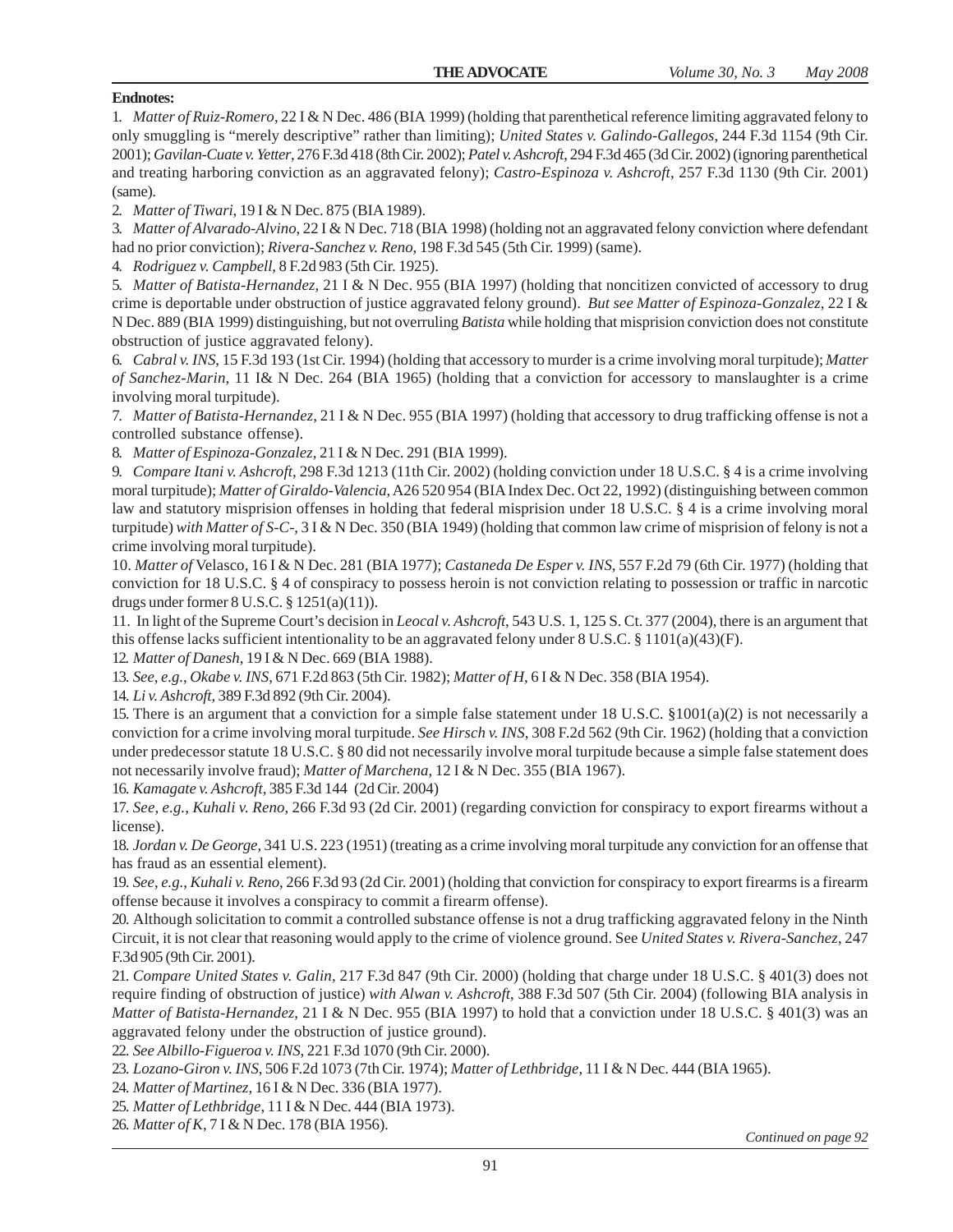**Endnotes:**

1. *Matter of Ruiz-Romero*, 22 I & N Dec. 486 (BIA 1999) (holding that parenthetical reference limiting aggravated felony to only smuggling is "merely descriptive" rather than limiting); *United States v. Galindo-Gallegos*, 244 F.3d 1154 (9th Cir. 2001); *Gavilan-Cuate v. Yetter*, 276 F.3d 418 (8th Cir. 2002); *Patel v. Ashcroft*, 294 F.3d 465 (3d Cir. 2002) (ignoring parenthetical and treating harboring conviction as an aggravated felony); *Castro-Espinoza v. Ashcroft*, 257 F.3d 1130 (9th Cir. 2001) (same).

2. *Matter of Tiwari*, 19 I & N Dec. 875 (BIA 1989).

3. *Matter of Alvarado-Alvino*, 22 I & N Dec. 718 (BIA 1998) (holding not an aggravated felony conviction where defendant had no prior conviction); *Rivera-Sanchez v. Reno*, 198 F.3d 545 (5th Cir. 1999) (same).

4. *Rodriguez v. Campbell*, 8 F.2d 983 (5th Cir. 1925).

5. *Matter of Batista-Hernandez*, 21 I & N Dec. 955 (BIA 1997) (holding that noncitizen convicted of accessory to drug crime is deportable under obstruction of justice aggravated felony ground). *But see Matter of Espinoza-Gonzalez*, 22 I & N Dec. 889 (BIA 1999) distinguishing, but not overruling *Batista* while holding that misprision conviction does not constitute obstruction of justice aggravated felony).

6. *Cabral v. INS*, 15 F.3d 193 (1st Cir. 1994) (holding that accessory to murder is a crime involving moral turpitude); *Matter of Sanchez-Marin*, 11 I& N Dec. 264 (BIA 1965) (holding that a conviction for accessory to manslaughter is a crime involving moral turpitude).

7. *Matter of Batista-Hernandez*, 21 I & N Dec. 955 (BIA 1997) (holding that accessory to drug trafficking offense is not a controlled substance offense).

8. *Matter of Espinoza-Gonzalez*, 21 I & N Dec. 291 (BIA 1999).

9. *Compare Itani v. Ashcroft*, 298 F.3d 1213 (11th Cir. 2002) (holding conviction under 18 U.S.C. § 4 is a crime involving moral turpitude); *Matter of Giraldo-Valencia*, A26 520 954 (BIA Index Dec. Oct 22, 1992) (distinguishing between common law and statutory misprision offenses in holding that federal misprision under 18 U.S.C. § 4 is a crime involving moral turpitude) *with Matter of S-C-*, 3 I & N Dec. 350 (BIA 1949) (holding that common law crime of misprision of felony is not a crime involving moral turpitude).

10. *Matter of* Velasco, 16 I & N Dec. 281 (BIA 1977); *Castaneda De Esper v. INS*, 557 F.2d 79 (6th Cir. 1977) (holding that conviction for 18 U.S.C. § 4 of conspiracy to possess heroin is not conviction relating to possession or traffic in narcotic drugs under former 8 U.S.C. § 1251(a)(11)).

11. In light of the Supreme Court's decision in *Leocal v. Ashcroft*, 543 U.S. 1, 125 S. Ct. 377 (2004), there is an argument that this offense lacks sufficient intentionality to be an aggravated felony under 8 U.S.C. § 1101(a)(43)(F).

12. *Matter of Danesh*, 19 I & N Dec. 669 (BIA 1988).

13. *See, e.g.*, *Okabe v. INS*, 671 F.2d 863 (5th Cir. 1982); *Matter of H*, 6 I & N Dec. 358 (BIA 1954).

14. *Li v. Ashcroft*, 389 F.3d 892 (9th Cir. 2004).

15. There is an argument that a conviction for a simple false statement under 18 U.S.C. §1001(a)(2) is not necessarily a conviction for a crime involving moral turpitude. *See Hirsch v. INS*, 308 F.2d 562 (9th Cir. 1962) (holding that a conviction under predecessor statute 18 U.S.C. § 80 did not necessarily involve moral turpitude because a simple false statement does not necessarily involve fraud); *Matter of Marchena*, 12 I & N Dec. 355 (BIA 1967).

16. *Kamagate v. Ashcroft*, 385 F.3d 144 (2d Cir. 2004)

17. *See, e.g.*, *Kuhali v. Reno*, 266 F.3d 93 (2d Cir. 2001) (regarding conviction for conspiracy to export firearms without a license).

18. *Jordan v. De George*, 341 U.S. 223 (1951) (treating as a crime involving moral turpitude any conviction for an offense that has fraud as an essential element).

19. *See, e.g.*, *Kuhali v. Reno*, 266 F.3d 93 (2d Cir. 2001) (holding that conviction for conspiracy to export firearms is a firearm offense because it involves a conspiracy to commit a firearm offense).

20. Although solicitation to commit a controlled substance offense is not a drug trafficking aggravated felony in the Ninth Circuit, it is not clear that reasoning would apply to the crime of violence ground. See *United States v. Rivera-Sanchez*, 247 F.3d 905 (9th Cir. 2001).

21. *Compare United States v. Galin*, 217 F.3d 847 (9th Cir. 2000) (holding that charge under 18 U.S.C. § 401(3) does not require finding of obstruction of justice) *with Alwan v. Ashcroft*, 388 F.3d 507 (5th Cir. 2004) (following BIA analysis in *Matter of Batista-Hernandez*, 21 I & N Dec. 955 (BIA 1997) to hold that a conviction under 18 U.S.C. § 401(3) was an aggravated felony under the obstruction of justice ground).

22. *See Albillo-Figueroa v. INS*, 221 F.3d 1070 (9th Cir. 2000).

23. *Lozano-Giron v. INS*, 506 F.2d 1073 (7th Cir. 1974); *Matter of Lethbridge*, 11 I & N Dec. 444 (BIA 1965).

24. *Matter of Martinez*, 16 I & N Dec. 336 (BIA 1977).

25. *Matter of Lethbridge*, 11 I & N Dec. 444 (BIA 1973).

26. *Matter of K*, 7 I & N Dec. 178 (BIA 1956).

*Continued on page 92*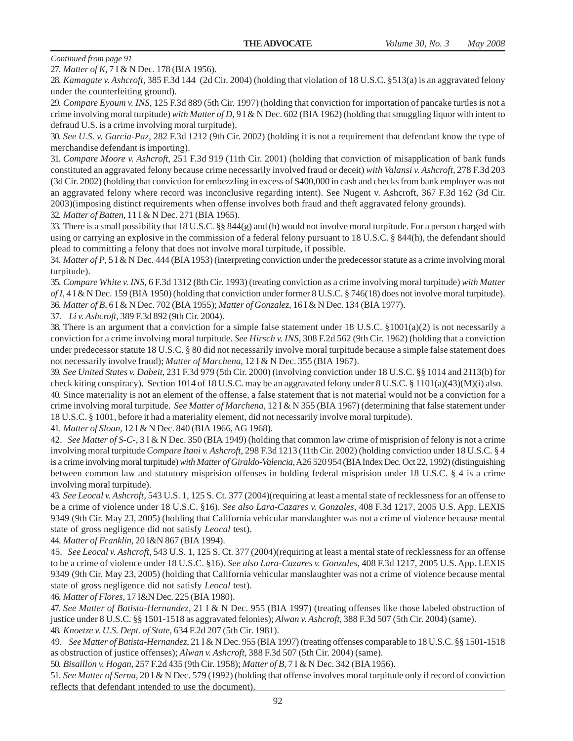*Continued from page 91*

27. *Matter of K*, 7 I & N Dec. 178 (BIA 1956).

28. *Kamagate v. Ashcroft*, 385 F.3d 144 (2d Cir. 2004) (holding that violation of 18 U.S.C. §513(a) is an aggravated felony under the counterfeiting ground).

29. *Compare Eyoum v. INS*, 125 F.3d 889 (5th Cir. 1997) (holding that conviction for importation of pancake turtles is not a crime involving moral turpitude) *with Matter of D*, 9 I & N Dec. 602 (BIA 1962) (holding that smuggling liquor with intent to defraud U.S. is a crime involving moral turpitude).

30. *See U.S. v. Garcia-Paz*, 282 F.3d 1212 (9th Cir. 2002) (holding it is not a requirement that defendant know the type of merchandise defendant is importing).

31. *Compare Moore v. Ashcroft*, 251 F.3d 919 (11th Cir. 2001) (holding that conviction of misapplication of bank funds constituted an aggravated felony because crime necessarily involved fraud or deceit) *with Valansi v. Ashcroft*, 278 F.3d 203 (3d Cir. 2002) (holding that conviction for embezzling in excess of $400,000 in cash and checks from bank employer was not an aggravated felony where record was inconclusive regarding intent). See Nugent v. Ashcroft, 367 F.3d 162 (3d Cir. 2003)(imposing distinct requirements when offense involves both fraud and theft aggravated felony grounds).

32. *Matter of Batten*, 11 I & N Dec. 271 (BIA 1965).

33. There is a small possibility that 18 U.S.C. §§ 844(g) and (h) would not involve moral turpitude. For a person charged with using or carrying an explosive in the commission of a federal felony pursuant to 18 U.S.C. § 844(h), the defendant should plead to committing a felony that does not involve moral turpitude, if possible.

34. *Matter of P*, 5 I & N Dec. 444 (BIA 1953) (interpreting conviction under the predecessor statute as a crime involving moral turpitude).

35. *Compare White v. INS*, 6 F.3d 1312 (8th Cir. 1993) (treating conviction as a crime involving moral turpitude) *with Matter of I*, 4 I & N Dec. 159 (BIA 1950) (holding that conviction under former 8 U.S.C. § 746(18) does not involve moral turpitude).

36. *Matter of B*, 6 I & N Dec. 702 (BIA 1955); *Matter of Gonzalez*, 16 I & N Dec. 134 (BIA 1977).

37. *Li v. Ashcroft*, 389 F.3d 892 (9th Cir. 2004).

38. There is an argument that a conviction for a simple false statement under 18 U.S.C. §1001(a)(2) is not necessarily a conviction for a crime involving moral turpitude. *See Hirsch v. INS*, 308 F.2d 562 (9th Cir. 1962) (holding that a conviction under predecessor statute 18 U.S.C. § 80 did not necessarily involve moral turpitude because a simple false statement does not necessarily involve fraud); *Matter of Marchena*, 12 I & N Dec. 355 (BIA 1967).

39. *See United States v. Dabeit*, 231 F.3d 979 (5th Cir. 2000) (involving conviction under 18 U.S.C. §§ 1014 and 2113(b) for check kiting conspiracy). Section 1014 of 18 U.S.C. may be an aggravated felony under 8 U.S.C. § 1101(a)(43)(M)(i) also.

40. Since materiality is not an element of the offense, a false statement that is not material would not be a conviction for a crime involving moral turpitude. *See Matter of Marchena*, 12 I & N 355 (BIA 1967) (determining that false statement under 18 U.S.C. § 1001, before it had a materiality element, did not necessarily involve moral turpitude).

41. *Matter of Sloan*, 12 I & N Dec. 840 (BIA 1966, AG 1968).

42. *See Matter of S-C-*, 3 I & N Dec. 350 (BIA 1949) (holding that common law crime of misprision of felony is not a crime involving moral turpitude *Compare Itani v. Ashcroft*, 298 F.3d 1213 (11th Cir. 2002) (holding conviction under 18 U.S.C. § 4 is a crime involving moral turpitude) *with Matter of Giraldo-Valencia*, A26 520 954 (BIA Index Dec. Oct 22, 1992) (distinguishing between common law and statutory misprision offenses in holding federal misprision under 18 U.S.C. § 4 is a crime involving moral turpitude).

43. *See Leocal v. Ashcroft*, 543 U.S. 1, 125 S. Ct. 377 (2004)(requiring at least a mental state of recklessness for an offense to be a crime of violence under 18 U.S.C. §16). *See also Lara-Cazares v. Gonzales*, 408 F.3d 1217, 2005 U.S. App. LEXIS 9349 (9th Cir. May 23, 2005) (holding that California vehicular manslaughter was not a crime of violence because mental state of gross negligence did not satisfy *Leocal* test).

44. *Matter of Franklin*, 20 I&N 867 (BIA 1994).

45. *See Leocal v. Ashcroft*, 543 U.S. 1, 125 S. Ct. 377 (2004)(requiring at least a mental state of recklessness for an offense to be a crime of violence under 18 U.S.C. §16). *See also Lara-Cazares v. Gonzales*, 408 F.3d 1217, 2005 U.S. App. LEXIS 9349 (9th Cir. May 23, 2005) (holding that California vehicular manslaughter was not a crime of violence because mental state of gross negligence did not satisfy *Leocal* test).

46. *Matter of Flores*, 17 I&N Dec. 225 (BIA 1980).

47. *See Matter of Batista-Hernandez*, 21 I & N Dec. 955 (BIA 1997) (treating offenses like those labeled obstruction of justice under 8 U.S.C. §§ 1501-1518 as aggravated felonies); *Alwan v. Ashcroft*, 388 F.3d 507 (5th Cir. 2004) (same).

48. *Knoetze v. U.S. Dept. of State*, 634 F.2d 207 (5th Cir. 1981).

49. *See Matter of Batista-Hernandez*, 21 I & N Dec. 955 (BIA 1997) (treating offenses comparable to 18 U.S.C. §§ 1501-1518 as obstruction of justice offenses); *Alwan v. Ashcroft*, 388 F.3d 507 (5th Cir. 2004) (same).

50. *Bisaillon v. Hogan*, 257 F.2d 435 (9th Cir. 1958); *Matter of B*, 7 I & N Dec. 342 (BIA 1956).

51. *See Matter of Serna*, 20 I & N Dec. 579 (1992) (holding that offense involves moral turpitude only if record of conviction reflects that defendant intended to use the document).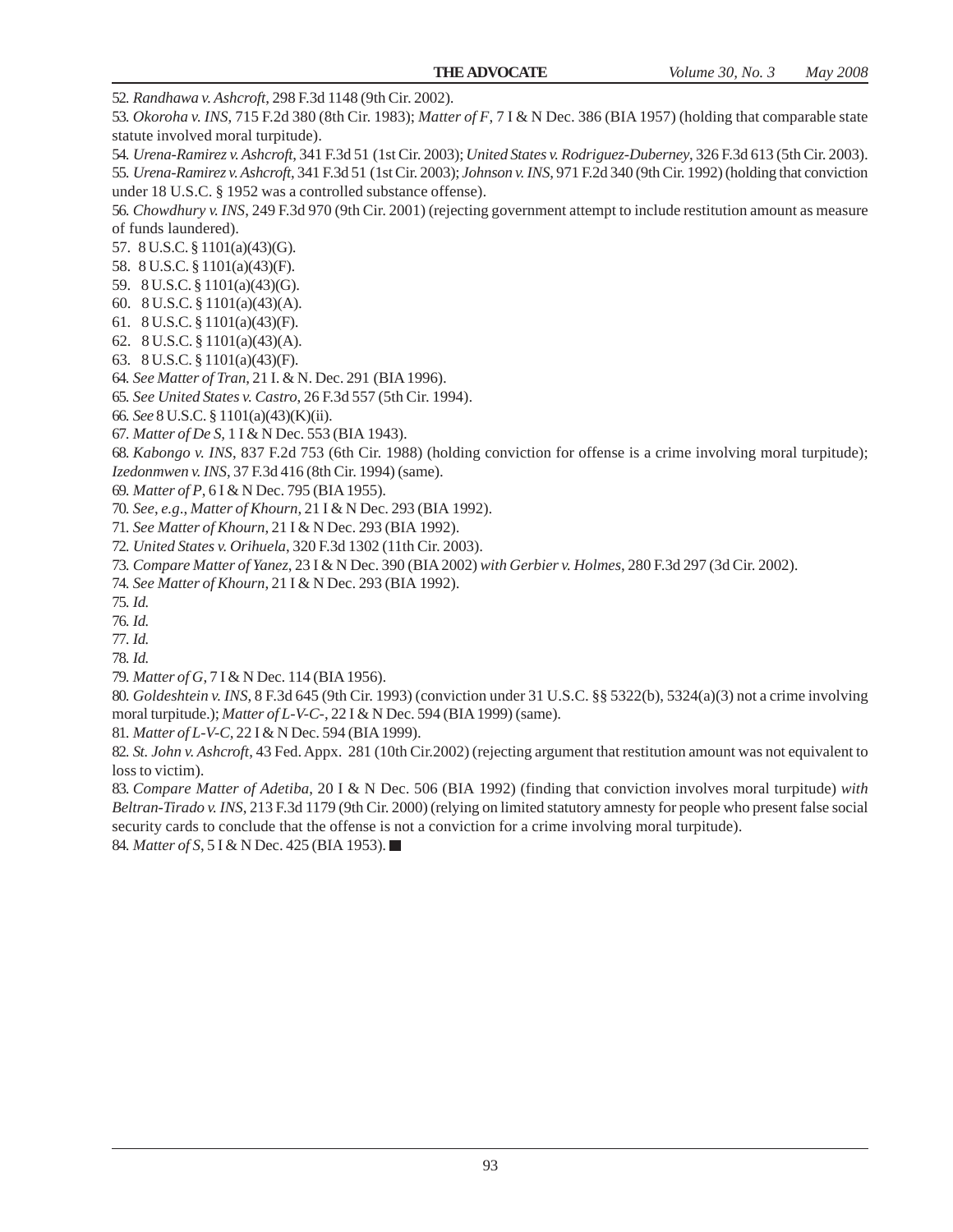52. *Randhawa v. Ashcroft*, 298 F.3d 1148 (9th Cir. 2002).

53. *Okoroha v. INS*, 715 F.2d 380 (8th Cir. 1983); *Matter of F*, 7 I & N Dec. 386 (BIA 1957) (holding that comparable state statute involved moral turpitude).

54. *Urena-Ramirez v. Ashcroft*, 341 F.3d 51 (1st Cir. 2003); *United States v. Rodriguez-Duberney*, 326 F.3d 613 (5th Cir. 2003).

55. *Urena-Ramirez v. Ashcroft*, 341 F.3d 51 (1st Cir. 2003); *Johnson v. INS*, 971 F.2d 340 (9th Cir. 1992) (holding that conviction under 18 U.S.C. § 1952 was a controlled substance offense).

56. *Chowdhury v. INS*, 249 F.3d 970 (9th Cir. 2001) (rejecting government attempt to include restitution amount as measure of funds laundered).

57. 8 U.S.C. § 1101(a)(43)(G).

58. 8 U.S.C. § 1101(a)(43)(F).

59. 8 U.S.C. § 1101(a)(43)(G).

60. 8 U.S.C. § 1101(a)(43)(A).

61. 8 U.S.C. § 1101(a)(43)(F).

62. 8 U.S.C. § 1101(a)(43)(A).

63. 8 U.S.C. § 1101(a)(43)(F).

64. *See Matter of Tran*, 21 I. & N. Dec. 291 (BIA 1996).

65. *See United States v. Castro*, 26 F.3d 557 (5th Cir. 1994).

66. *See* 8 U.S.C. § 1101(a)(43)(K)(ii).

67. *Matter of De S*, 1 I & N Dec. 553 (BIA 1943).

68. *Kabongo v. INS*, 837 F.2d 753 (6th Cir. 1988) (holding conviction for offense is a crime involving moral turpitude); *Izedonmwen v. INS*, 37 F.3d 416 (8th Cir. 1994) (same).

69. *Matter of P*, 6 I & N Dec. 795 (BIA 1955).

70. *See*, *e.g*., *Matter of Khourn*, 21 I & N Dec. 293 (BIA 1992).

71. *See Matter of Khourn*, 21 I & N Dec. 293 (BIA 1992).

72. *United States v. Orihuela*, 320 F.3d 1302 (11th Cir. 2003).

73. *Compare Matter of Yanez*, 23 I & N Dec. 390 (BIA 2002) *with Gerbier v. Holmes*, 280 F.3d 297 (3d Cir. 2002).

74. *See Matter of Khourn*, 21 I & N Dec. 293 (BIA 1992).

75. *Id.*

76. *Id.*

77. *Id.*

78. *Id.*

79. *Matter of G*, 7 I & N Dec. 114 (BIA 1956).

80. *Goldeshtein v. INS*, 8 F.3d 645 (9th Cir. 1993) (conviction under 31 U.S.C. §§ 5322(b), 5324(a)(3) not a crime involving moral turpitude.); *Matter of L-V-C-*, 22 I & N Dec. 594 (BIA 1999) (same).

81. *Matter of L-V-C*, 22 I & N Dec. 594 (BIA 1999).

82. *St. John v. Ashcroft*, 43 Fed. Appx. 281 (10th Cir.2002) (rejecting argument that restitution amount was not equivalent to loss to victim).

83. *Compare Matter of Adetiba*, 20 I & N Dec. 506 (BIA 1992) (finding that conviction involves moral turpitude) *with Beltran-Tirado v. INS*, 213 F.3d 1179 (9th Cir. 2000) (relying on limited statutory amnesty for people who present false social security cards to conclude that the offense is not a conviction for a crime involving moral turpitude).

84. *Matter of S*, 5 I & N Dec. 425 (BIA 1953). ■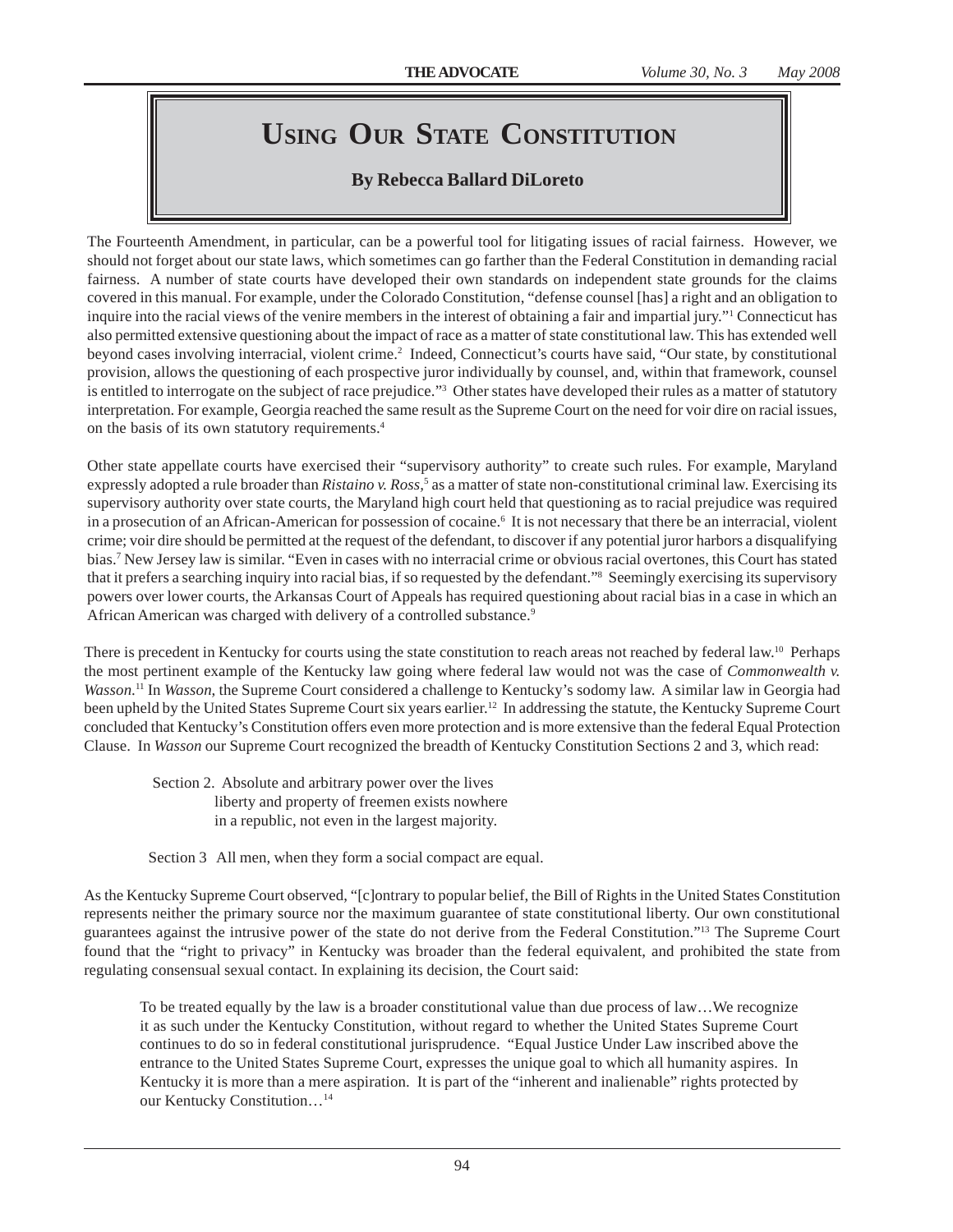# USING OUR STATE CONSTITUTION

**By Rebecca Ballard DiLoreto**

The Fourteenth Amendment, in particular, can be a powerful tool for litigating issues of racial fairness. However, we should not forget about our state laws, which sometimes can go farther than the Federal Constitution in demanding racial fairness. A number of state courts have developed their own standards on independent state grounds for the claims covered in this manual. For example, under the Colorado Constitution, "defense counsel [has] a right and an obligation to inquire into the racial views of the venire members in the interest of obtaining a fair and impartial jury."[1] Connecticut has also permitted extensive questioning about the impact of race as a matter of state constitutional law. This has extended well beyond cases involving interracial, violent crime.[2] Indeed, Connecticut's courts have said, "Our state, by constitutional provision, allows the questioning of each prospective juror individually by counsel, and, within that framework, counsel is entitled to interrogate on the subject of race prejudice."[3] Other states have developed their rules as a matter of statutory interpretation. For example, Georgia reached the same result as the Supreme Court on the need for voir dire on racial issues, on the basis of its own statutory requirements.[4]

Other state appellate courts have exercised their "supervisory authority" to create such rules. For example, Maryland expressly adopted a rule broader than *Ristaino v. Ross*,[5] as a matter of state non-constitutional criminal law. Exercising its supervisory authority over state courts, the Maryland high court held that questioning as to racial prejudice was required in a prosecution of an African-American for possession of cocaine.[6] It is not necessary that there be an interracial, violent crime; voir dire should be permitted at the request of the defendant, to discover if any potential juror harbors a disqualifying bias.[7] New Jersey law is similar. "Even in cases with no interracial crime or obvious racial overtones, this Court has stated that it prefers a searching inquiry into racial bias, if so requested by the defendant."[8] Seemingly exercising its supervisory powers over lower courts, the Arkansas Court of Appeals has required questioning about racial bias in a case in which an African American was charged with delivery of a controlled substance.[9]

There is precedent in Kentucky for courts using the state constitution to reach areas not reached by federal law.[10] Perhaps the most pertinent example of the Kentucky law going where federal law would not was the case of *Commonwealth v. Wasson.*[11] In *Wasson,* the Supreme Court considered a challenge to Kentucky's sodomy law. A similar law in Georgia had been upheld by the United States Supreme Court six years earlier.[12] In addressing the statute, the Kentucky Supreme Court concluded that Kentucky's Constitution offers even more protection and is more extensive than the federal Equal Protection Clause. In *Wasson* our Supreme Court recognized the breadth of Kentucky Constitution Sections 2 and 3, which read:

> Section 2. Absolute and arbitrary power over the lives liberty and property of freemen exists nowhere in a republic, not even in the largest majority.
>
> Section 3 All men, when they form a social compact are equal.

As the Kentucky Supreme Court observed, "[c]ontrary to popular belief, the Bill of Rights in the United States Constitution represents neither the primary source nor the maximum guarantee of state constitutional liberty. Our own constitutional guarantees against the intrusive power of the state do not derive from the Federal Constitution."[13] The Supreme Court found that the "right to privacy" in Kentucky was broader than the federal equivalent, and prohibited the state from regulating consensual sexual contact. In explaining its decision, the Court said:

> To be treated equally by the law is a broader constitutional value than due process of law…We recognize it as such under the Kentucky Constitution, without regard to whether the United States Supreme Court continues to do so in federal constitutional jurisprudence. "Equal Justice Under Law inscribed above the entrance to the United States Supreme Court, expresses the unique goal to which all humanity aspires. In Kentucky it is more than a mere aspiration. It is part of the "inherent and inalienable" rights protected by our Kentucky Constitution…[14]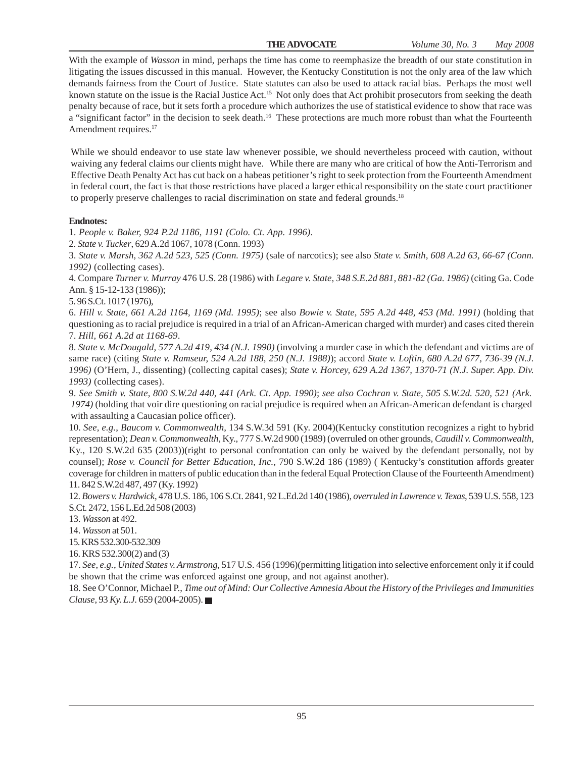With the example of *Wasson* in mind, perhaps the time has come to reemphasize the breadth of our state constitution in litigating the issues discussed in this manual. However, the Kentucky Constitution is not the only area of the law which demands fairness from the Court of Justice. State statutes can also be used to attack racial bias. Perhaps the most well known statute on the issue is the Racial Justice Act.[15] Not only does that Act prohibit prosecutors from seeking the death penalty because of race, but it sets forth a procedure which authorizes the use of statistical evidence to show that race was a "significant factor" in the decision to seek death.[16] These protections are much more robust than what the Fourteenth Amendment requires.[17]

While we should endeavor to use state law whenever possible, we should nevertheless proceed with caution, without waiving any federal claims our clients might have. While there are many who are critical of how the Anti-Terrorism and Effective Death Penalty Act has cut back on a habeas petitioner's right to seek protection from the Fourteenth Amendment in federal court, the fact is that those restrictions have placed a larger ethical responsibility on the state court practitioner to properly preserve challenges to racial discrimination on state and federal grounds.[18]

**Endnotes:**

1. *People v. Baker, 924 P.2d 1186, 1191 (Colo. Ct. App. 1996)*.
2. *State v. Tucker*, 629 A.2d 1067, 1078 (Conn. 1993)
3. *State v. Marsh, 362 A.2d 523, 525 (Conn. 1975)* (sale of narcotics); see also *State v. Smith, 608 A.2d 63, 66-67 (Conn. 1992)* (collecting cases).
4. Compare *Turner v. Murray* 476 U.S. 28 (1986) with *Legare v. State, 348 S.E.2d 881, 881-82 (Ga. 1986)* (citing Ga. Code Ann. § 15-12-133 (1986));
5. 96 S.Ct. 1017 (1976),
6. *Hill v. State, 661 A.2d 1164, 1169 (Md. 1995)*; see also *Bowie v. State, 595 A.2d 448, 453 (Md. 1991)* (holding that questioning as to racial prejudice is required in a trial of an African-American charged with murder) and cases cited therein
7. *Hill, 661 A.2d at 1168-69*.
8. *State v. McDougald, 577 A.2d 419, 434 (N.J. 1990)* (involving a murder case in which the defendant and victims are of same race) (citing *State v. Ramseur, 524 A.2d 188, 250 (N.J. 1988)*); accord *State v. Loftin, 680 A.2d 677, 736-39 (N.J. 1996)* (O'Hern, J., dissenting) (collecting capital cases); *State v. Horcey, 629 A.2d 1367, 1370-71 (N.J. Super. App. Div. 1993)* (collecting cases).
9. *See Smith v. State, 800 S.W.2d 440, 441 (Ark. Ct. App. 1990)*; *see also Cochran v. State, 505 S.W.2d. 520, 521 (Ark. 1974)* (holding that voir dire questioning on racial prejudice is required when an African-American defendant is charged with assaulting a Caucasian police officer).
10. *See, e.g., Baucom v. Commonwealth*, 134 S.W.3d 591 (Ky. 2004)(Kentucky constitution recognizes a right to hybrid representation); *Dean v. Commonwealth*, Ky., 777 S.W.2d 900 (1989) (overruled on other grounds, *Caudill v. Commonwealth*, Ky., 120 S.W.2d 635 (2003))(right to personal confrontation can only be waived by the defendant personally, not by counsel); *Rose v. Council for Better Education, Inc.*, 790 S.W.2d 186 (1989) ( Kentucky's constitution affords greater coverage for children in matters of public education than in the federal Equal Protection Clause of the Fourteenth Amendment)
11. 842 S.W.2d 487, 497 (Ky. 1992)
12. *Bowers v. Hardwick*, 478 U.S. 186, 106 S.Ct. 2841, 92 L.Ed.2d 140 (1986), *overruled in Lawrence v. Texas*, 539 U.S. 558, 123 S.Ct. 2472, 156 L.Ed.2d 508 (2003)
13. *Wasson* at 492.
14. *Wasson* at 501.
15. KRS 532.300-532.309
16. KRS 532.300(2) and (3)
17. *See, e.g.*, *United States v. Armstrong*, 517 U.S. 456 (1996)(permitting litigation into selective enforcement only it if could be shown that the crime was enforced against one group, and not against another).
18. See O'Connor, Michael P., *Time out of Mind: Our Collective Amnesia About the History of the Privileges and Immunities Clause*, 93 *Ky. L.J.* 659 (2004-2005). ■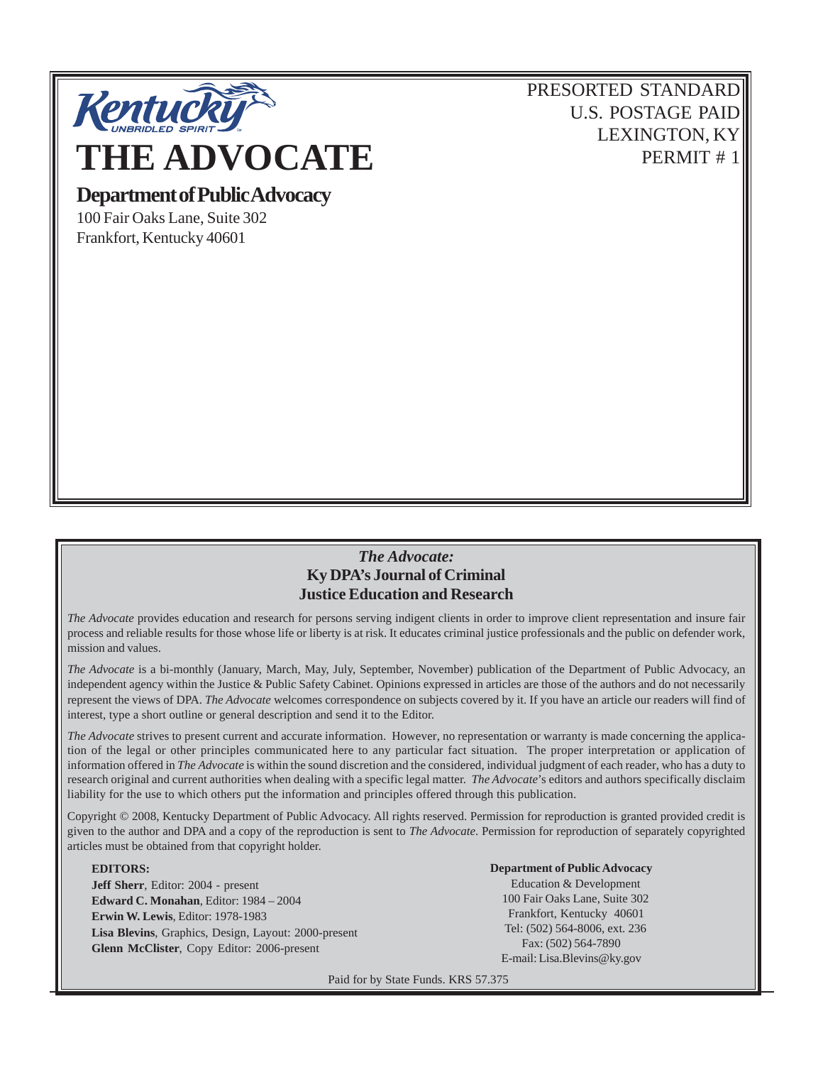Kentucky
UNBRIDLED SPIRIT

# THE ADVOCATE

**Department of Public Advocacy**
100 Fair Oaks Lane, Suite 302
Frankfort, Kentucky 40601

PRESORTED STANDARD
U.S. POSTAGE PAID
LEXINGTON, KY
PERMIT # 1

## *The Advocate:* Ky DPA's Journal of Criminal Justice Education and Research

*The Advocate* provides education and research for persons serving indigent clients in order to improve client representation and insure fair process and reliable results for those whose life or liberty is at risk. It educates criminal justice professionals and the public on defender work, mission and values.

*The Advocate* is a bi-monthly (January, March, May, July, September, November) publication of the Department of Public Advocacy, an independent agency within the Justice & Public Safety Cabinet. Opinions expressed in articles are those of the authors and do not necessarily represent the views of DPA. *The Advocate* welcomes correspondence on subjects covered by it. If you have an article our readers will find of interest, type a short outline or general description and send it to the Editor.

*The Advocate* strives to present current and accurate information. However, no representation or warranty is made concerning the application of the legal or other principles communicated here to any particular fact situation. The proper interpretation or application of information offered in *The Advocate* is within the sound discretion and the considered, individual judgment of each reader, who has a duty to research original and current authorities when dealing with a specific legal matter. *The Advocate*'s editors and authors specifically disclaim liability for the use to which others put the information and principles offered through this publication.

Copyright © 2008, Kentucky Department of Public Advocacy. All rights reserved. Permission for reproduction is granted provided credit is given to the author and DPA and a copy of the reproduction is sent to *The Advocate*. Permission for reproduction of separately copyrighted articles must be obtained from that copyright holder.

**EDITORS:**
**Jeff Sherr**, Editor: 2004 - present
**Edward C. Monahan**, Editor: 1984 – 2004
**Erwin W. Lewis**, Editor: 1978-1983
**Lisa Blevins**, Graphics, Design, Layout: 2000-present
**Glenn McClister**, Copy Editor: 2006-present

**Department of Public Advocacy**
Education & Development
100 Fair Oaks Lane, Suite 302
Frankfort, Kentucky 40601
Tel: (502) 564-8006, ext. 236
Fax: (502) 564-7890
E-mail: Lisa.Blevins@ky.gov

Paid for by State Funds. KRS 57.375